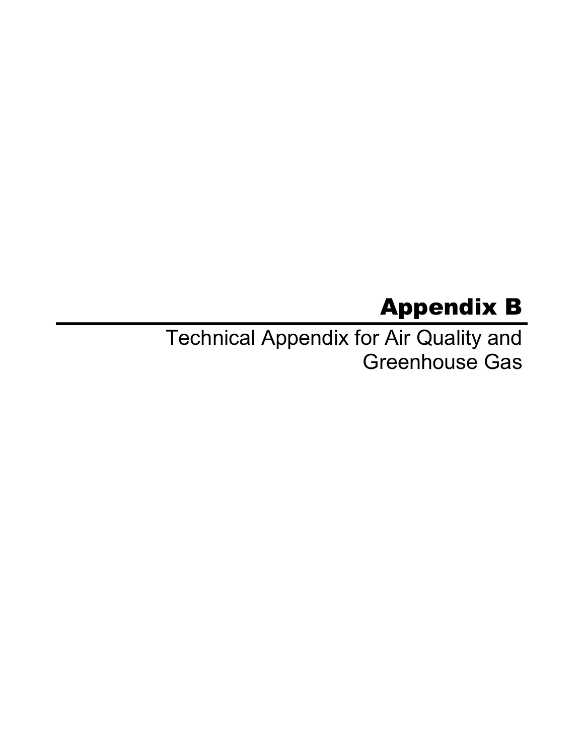# Appendix B

Technical Appendix for Air Quality and Greenhouse Gas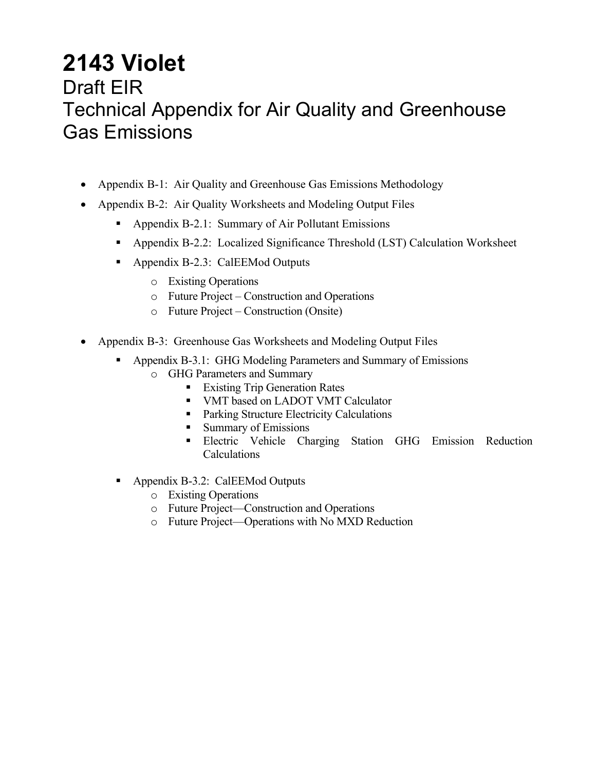# 2143 Violet

## Draft EIR

## Technical Appendix for Air Quality and Greenhouse Gas Emissions

- Appendix B-1: Air Quality and Greenhouse Gas Emissions Methodology
- Appendix B-2: Air Quality Worksheets and Modeling Output Files
  - Appendix B-2.1: Summary of Air Pollutant Emissions
  - Appendix B-2.2: Localized Significance Threshold (LST) Calculation Worksheet
  - Appendix B-2.3: CalEEMod Outputs
    - Existing Operations
    - Future Project – Construction and Operations
    - Future Project – Construction (Onsite)
- Appendix B-3: Greenhouse Gas Worksheets and Modeling Output Files
  - Appendix B-3.1: GHG Modeling Parameters and Summary of Emissions
    - GHG Parameters and Summary
      - Existing Trip Generation Rates
      - VMT based on LADOT VMT Calculator
      - Parking Structure Electricity Calculations
      - Summary of Emissions
      - Electric Vehicle Charging Station GHG Emission Reduction Calculations
  - Appendix B-3.2: CalEEMod Outputs
    - Existing Operations
    - Future Project—Construction and Operations
    - Future Project—Operations with No MXD Reduction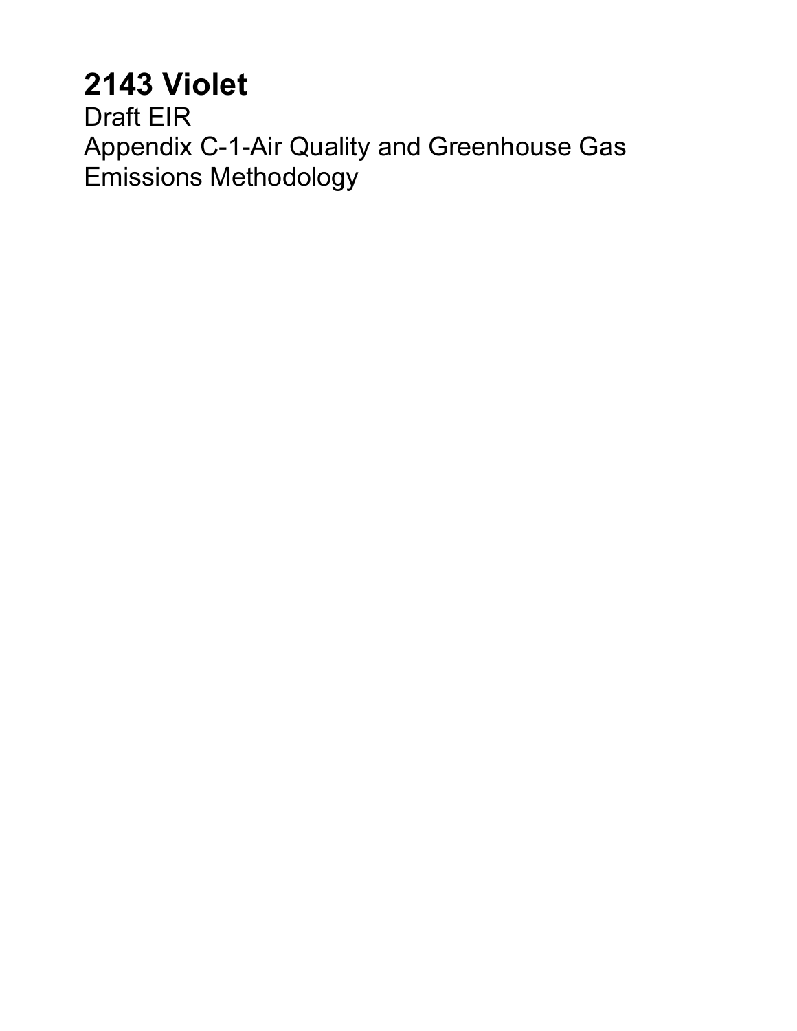# 2143 Violet

Draft EIR

Appendix C-1-Air Quality and Greenhouse Gas Emissions Methodology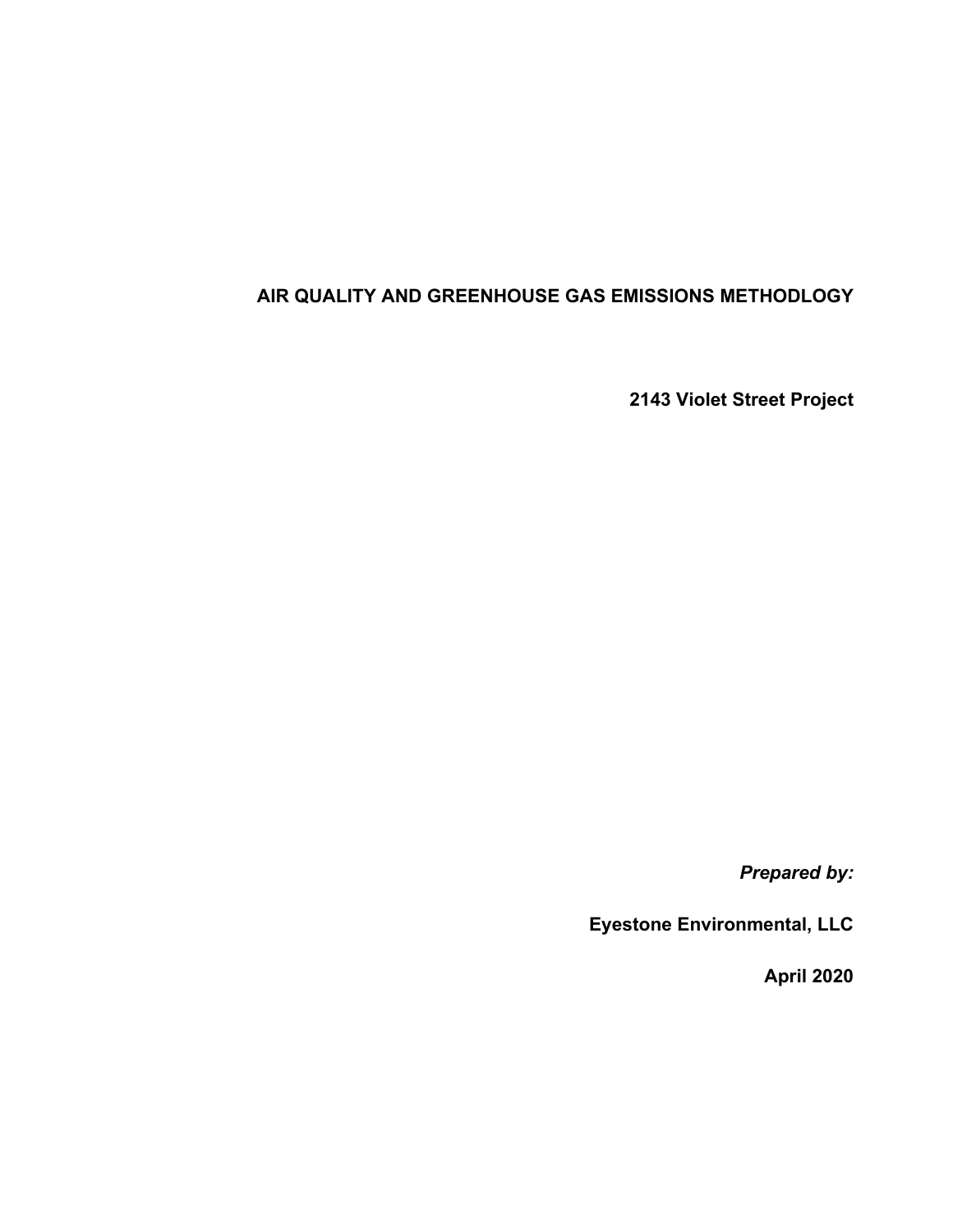# AIR QUALITY AND GREENHOUSE GAS EMISSIONS METHODLOGY

**2143 Violet Street Project**

***Prepared by:***

**Eyestone Environmental, LLC**

**April 2020**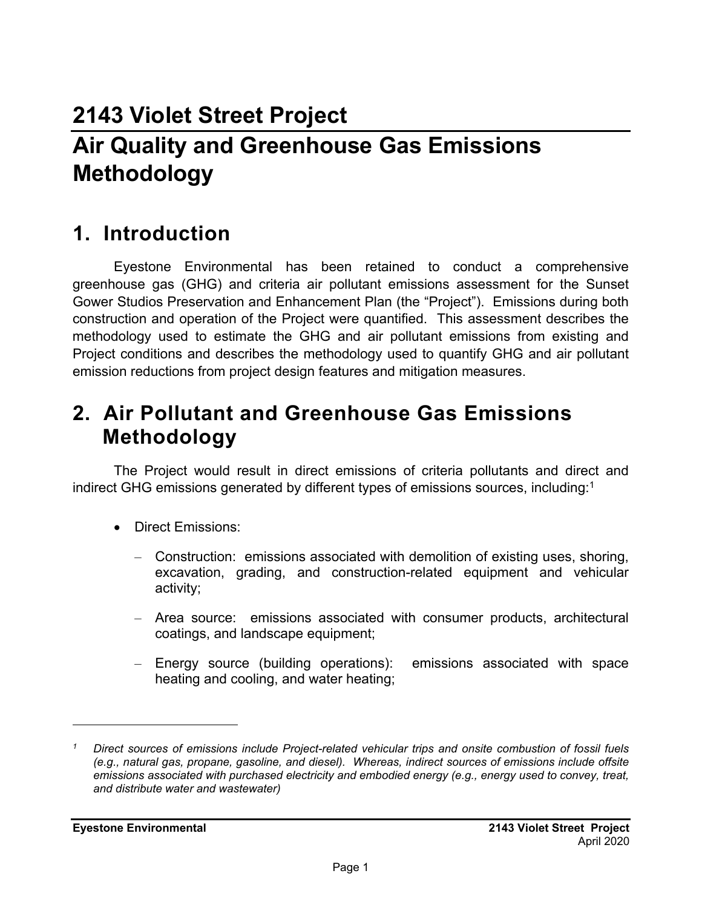# 2143 Violet Street Project

# Air Quality and Greenhouse Gas Emissions Methodology

## 1. Introduction

Eyestone Environmental has been retained to conduct a comprehensive greenhouse gas (GHG) and criteria air pollutant emissions assessment for the Sunset Gower Studios Preservation and Enhancement Plan (the "Project"). Emissions during both construction and operation of the Project were quantified. This assessment describes the methodology used to estimate the GHG and air pollutant emissions from existing and Project conditions and describes the methodology used to quantify GHG and air pollutant emission reductions from project design features and mitigation measures.

## 2. Air Pollutant and Greenhouse Gas Emissions Methodology

The Project would result in direct emissions of criteria pollutants and direct and indirect GHG emissions generated by different types of emissions sources, including:[1]

- Direct Emissions:
  - Construction: emissions associated with demolition of existing uses, shoring, excavation, grading, and construction-related equipment and vehicular activity;
  - Area source: emissions associated with consumer products, architectural coatings, and landscape equipment;
  - Energy source (building operations): emissions associated with space heating and cooling, and water heating;

---

[1] *Direct sources of emissions include Project-related vehicular trips and onsite combustion of fossil fuels (e.g., natural gas, propane, gasoline, and diesel). Whereas, indirect sources of emissions include offsite emissions associated with purchased electricity and embodied energy (e.g., energy used to convey, treat, and distribute water and wastewater)*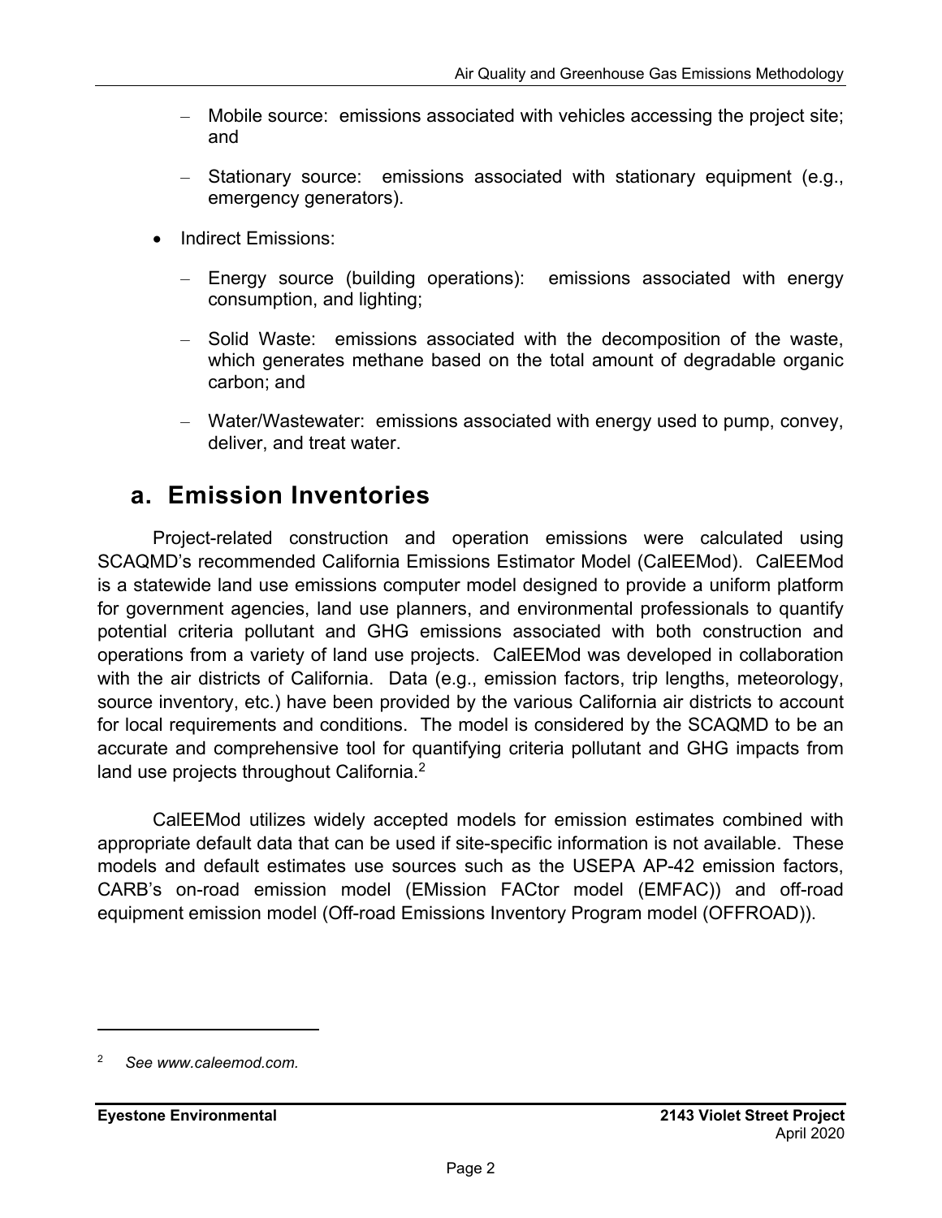- Mobile source: emissions associated with vehicles accessing the project site; and
  - Stationary source: emissions associated with stationary equipment (e.g., emergency generators).

- Indirect Emissions:
  - Energy source (building operations): emissions associated with energy consumption, and lighting;
  - Solid Waste: emissions associated with the decomposition of the waste, which generates methane based on the total amount of degradable organic carbon; and
  - Water/Wastewater: emissions associated with energy used to pump, convey, deliver, and treat water.

## a. Emission Inventories

Project-related construction and operation emissions were calculated using SCAQMD's recommended California Emissions Estimator Model (CalEEMod). CalEEMod is a statewide land use emissions computer model designed to provide a uniform platform for government agencies, land use planners, and environmental professionals to quantify potential criteria pollutant and GHG emissions associated with both construction and operations from a variety of land use projects. CalEEMod was developed in collaboration with the air districts of California. Data (e.g., emission factors, trip lengths, meteorology, source inventory, etc.) have been provided by the various California air districts to account for local requirements and conditions. The model is considered by the SCAQMD to be an accurate and comprehensive tool for quantifying criteria pollutant and GHG impacts from land use projects throughout California.[2]

CalEEMod utilizes widely accepted models for emission estimates combined with appropriate default data that can be used if site-specific information is not available. These models and default estimates use sources such as the USEPA AP-42 emission factors, CARB's on-road emission model (EMission FACtor model (EMFAC)) and off-road equipment emission model (Off-road Emissions Inventory Program model (OFFROAD)).

---

[2] *See www.caleemod.com.*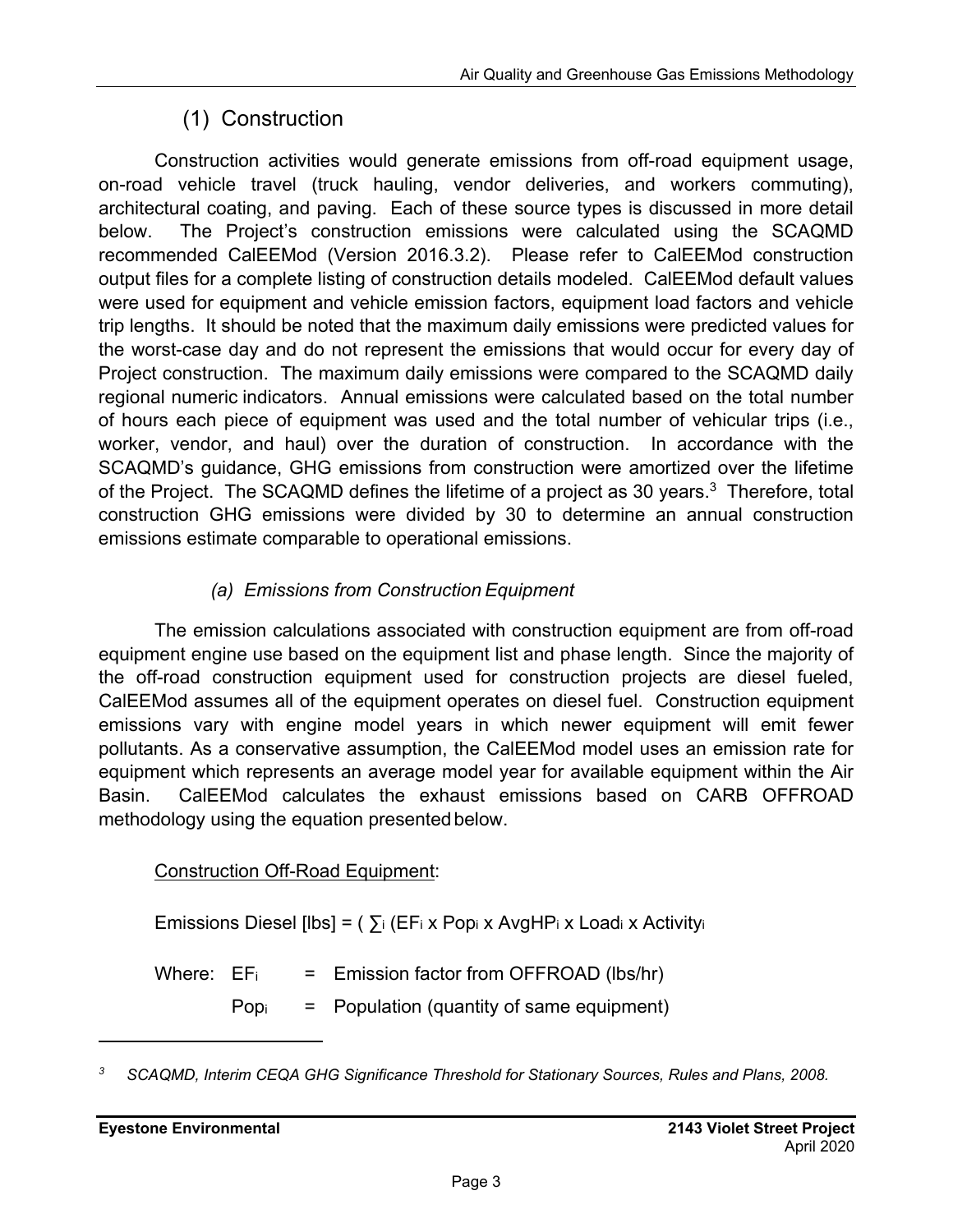## (1) Construction

Construction activities would generate emissions from off-road equipment usage, on-road vehicle travel (truck hauling, vendor deliveries, and workers commuting), architectural coating, and paving. Each of these source types is discussed in more detail below. The Project's construction emissions were calculated using the SCAQMD recommended CalEEMod (Version 2016.3.2). Please refer to CalEEMod construction output files for a complete listing of construction details modeled. CalEEMod default values were used for equipment and vehicle emission factors, equipment load factors and vehicle trip lengths. It should be noted that the maximum daily emissions were predicted values for the worst-case day and do not represent the emissions that would occur for every day of Project construction. The maximum daily emissions were compared to the SCAQMD daily regional numeric indicators. Annual emissions were calculated based on the total number of hours each piece of equipment was used and the total number of vehicular trips (i.e., worker, vendor, and haul) over the duration of construction. In accordance with the SCAQMD's guidance, GHG emissions from construction were amortized over the lifetime of the Project. The SCAQMD defines the lifetime of a project as 30 years.[3] Therefore, total construction GHG emissions were divided by 30 to determine an annual construction emissions estimate comparable to operational emissions.

### *(a) Emissions from Construction Equipment*

The emission calculations associated with construction equipment are from off-road equipment engine use based on the equipment list and phase length. Since the majority of the off-road construction equipment used for construction projects are diesel fueled, CalEEMod assumes all of the equipment operates on diesel fuel. Construction equipment emissions vary with engine model years in which newer equipment will emit fewer pollutants. As a conservative assumption, the CalEEMod model uses an emission rate for equipment which represents an average model year for available equipment within the Air Basin. CalEEMod calculates the exhaust emissions based on CARB OFFROAD methodology using the equation presented below.

<u>Construction Off-Road Equipment</u>:

Emissions Diesel [lbs] = ( $\sum_i$ ($EF_i$ x $Pop_i$ x $AvgHP_i$ x $Load_i$ x $Activity_i$

Where: $EF_i$ = Emission factor from OFFROAD (lbs/hr)

$Pop_i$ = Population (quantity of same equipment)

---

[3] *SCAQMD, Interim CEQA GHG Significance Threshold for Stationary Sources, Rules and Plans, 2008.*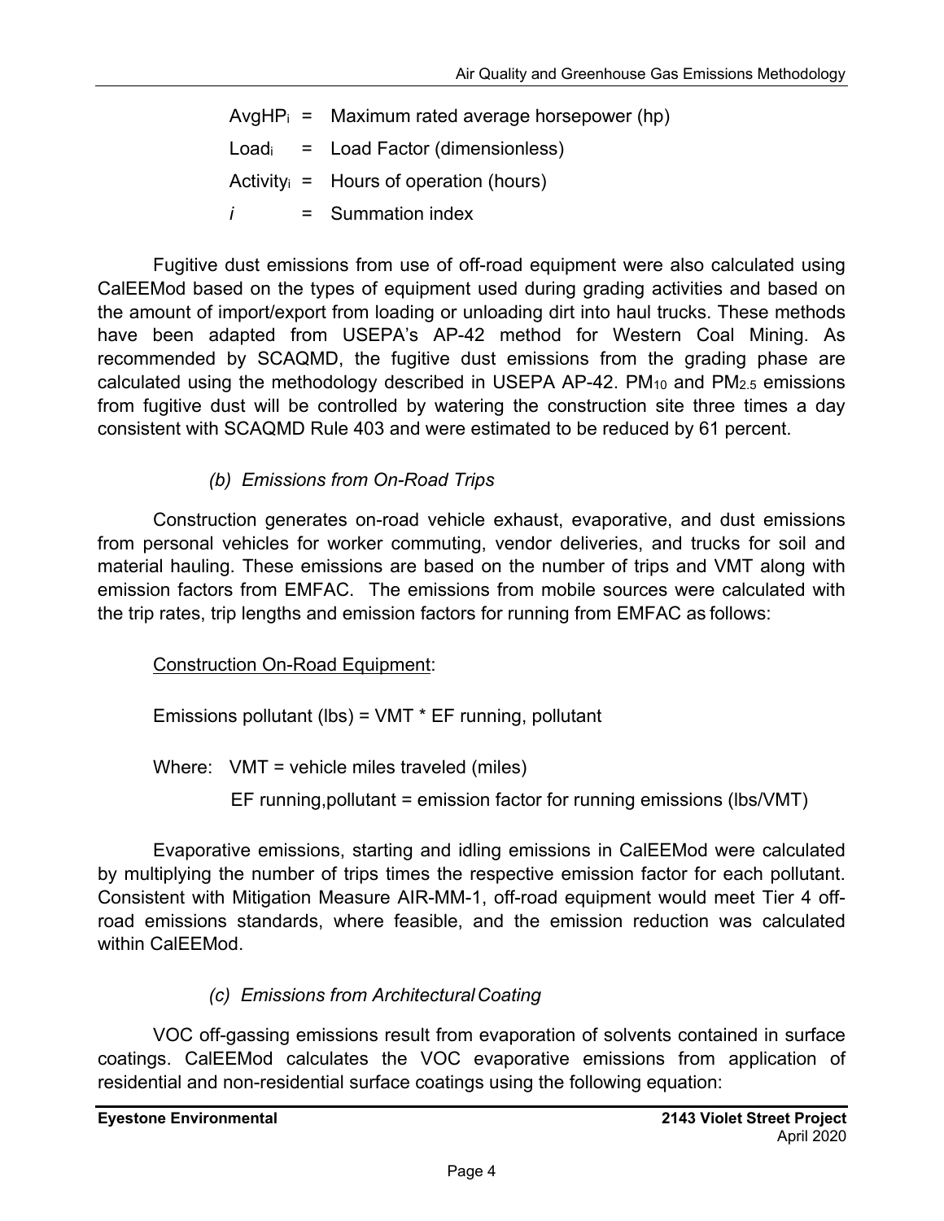$AvgHP_i$ = Maximum rated average horsepower (hp)

$Load_i$ = Load Factor (dimensionless)

$Activity_i$ = Hours of operation (hours)

$i$ = Summation index

Fugitive dust emissions from use of off-road equipment were also calculated using CalEEMod based on the types of equipment used during grading activities and based on the amount of import/export from loading or unloading dirt into haul trucks. These methods have been adapted from USEPA's AP-42 method for Western Coal Mining. As recommended by SCAQMD, the fugitive dust emissions from the grading phase are calculated using the methodology described in USEPA AP-42. $PM_{10}$ and $PM_{2.5}$ emissions from fugitive dust will be controlled by watering the construction site three times a day consistent with SCAQMD Rule 403 and were estimated to be reduced by 61 percent.

*(b) Emissions from On-Road Trips*

Construction generates on-road vehicle exhaust, evaporative, and dust emissions from personal vehicles for worker commuting, vendor deliveries, and trucks for soil and material hauling. These emissions are based on the number of trips and VMT along with emission factors from EMFAC. The emissions from mobile sources were calculated with the trip rates, trip lengths and emission factors for running from EMFAC as follows:

Construction On-Road Equipment:

Emissions pollutant (lbs) = VMT * EF running, pollutant

Where: VMT = vehicle miles traveled (miles)

EF running,pollutant = emission factor for running emissions (lbs/VMT)

Evaporative emissions, starting and idling emissions in CalEEMod were calculated by multiplying the number of trips times the respective emission factor for each pollutant. Consistent with Mitigation Measure AIR-MM-1, off-road equipment would meet Tier 4 off-road emissions standards, where feasible, and the emission reduction was calculated within CalEEMod.

*(c) Emissions from Architectural Coating*

VOC off-gassing emissions result from evaporation of solvents contained in surface coatings. CalEEMod calculates the VOC evaporative emissions from application of residential and non-residential surface coatings using the following equation: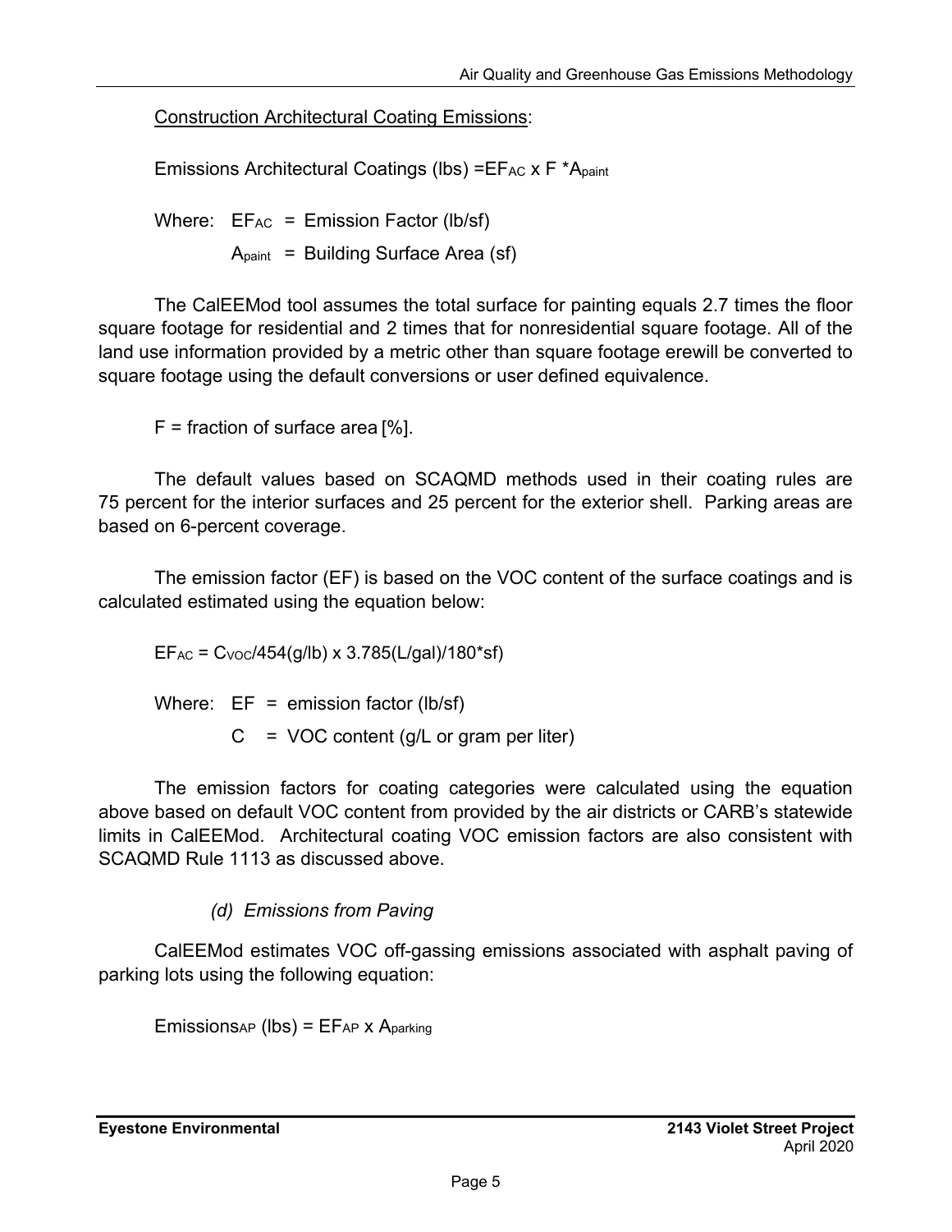Construction Architectural Coating Emissions:

Emissions Architectural Coatings (lbs) $= EF_{AC} \times F * A_{paint}$

Where: $EF_{AC}$ = Emission Factor (lb/sf)

$A_{paint}$ = Building Surface Area (sf)

The CalEEMod tool assumes the total surface for painting equals 2.7 times the floor square footage for residential and 2 times that for nonresidential square footage. All of the land use information provided by a metric other than square footage erewill be converted to square footage using the default conversions or user defined equivalence.

F = fraction of surface area [%].

The default values based on SCAQMD methods used in their coating rules are 75 percent for the interior surfaces and 25 percent for the exterior shell. Parking areas are based on 6-percent coverage.

The emission factor (EF) is based on the VOC content of the surface coatings and is calculated estimated using the equation below:

$EF_{AC} = C_{VOC}/454(g/lb) \times 3.785(L/gal)/180*sf)$

Where: EF = emission factor (lb/sf)

C = VOC content (g/L or gram per liter)

The emission factors for coating categories were calculated using the equation above based on default VOC content from provided by the air districts or CARB's statewide limits in CalEEMod. Architectural coating VOC emission factors are also consistent with SCAQMD Rule 1113 as discussed above.

*(d) Emissions from Paving*

CalEEMod estimates VOC off-gassing emissions associated with asphalt paving of parking lots using the following equation:

$Emissions_{AP}$ (lbs) $= EF_{AP} \times A_{parking}$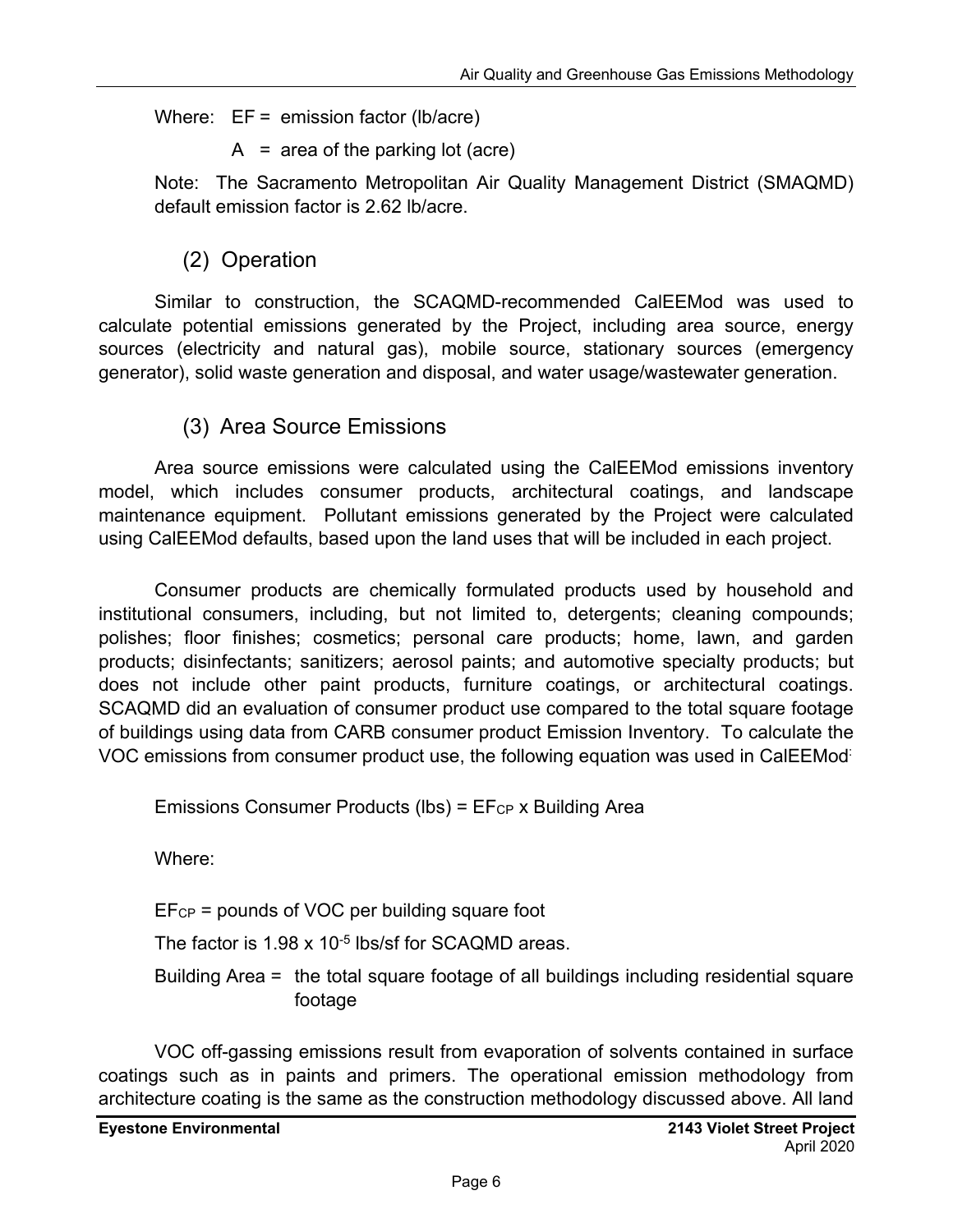Where: EF = emission factor (lb/acre)

A = area of the parking lot (acre)

Note: The Sacramento Metropolitan Air Quality Management District (SMAQMD) default emission factor is 2.62 lb/acre.

### (2) Operation

Similar to construction, the SCAQMD-recommended CalEEMod was used to calculate potential emissions generated by the Project, including area source, energy sources (electricity and natural gas), mobile source, stationary sources (emergency generator), solid waste generation and disposal, and water usage/wastewater generation.

### (3) Area Source Emissions

Area source emissions were calculated using the CalEEMod emissions inventory model, which includes consumer products, architectural coatings, and landscape maintenance equipment. Pollutant emissions generated by the Project were calculated using CalEEMod defaults, based upon the land uses that will be included in each project.

Consumer products are chemically formulated products used by household and institutional consumers, including, but not limited to, detergents; cleaning compounds; polishes; floor finishes; cosmetics; personal care products; home, lawn, and garden products; disinfectants; sanitizers; aerosol paints; and automotive specialty products; but does not include other paint products, furniture coatings, or architectural coatings. SCAQMD did an evaluation of consumer product use compared to the total square footage of buildings using data from CARB consumer product Emission Inventory. To calculate the VOC emissions from consumer product use, the following equation was used in CalEEMod:

Emissions Consumer Products (lbs) = $EF_{CP}$ x Building Area

Where:

$EF_{CP}$ = pounds of VOC per building square foot

The factor is $1.98 \times 10^{-5}$ lbs/sf for SCAQMD areas.

Building Area = the total square footage of all buildings including residential square footage

VOC off-gassing emissions result from evaporation of solvents contained in surface coatings such as in paints and primers. The operational emission methodology from architecture coating is the same as the construction methodology discussed above. All land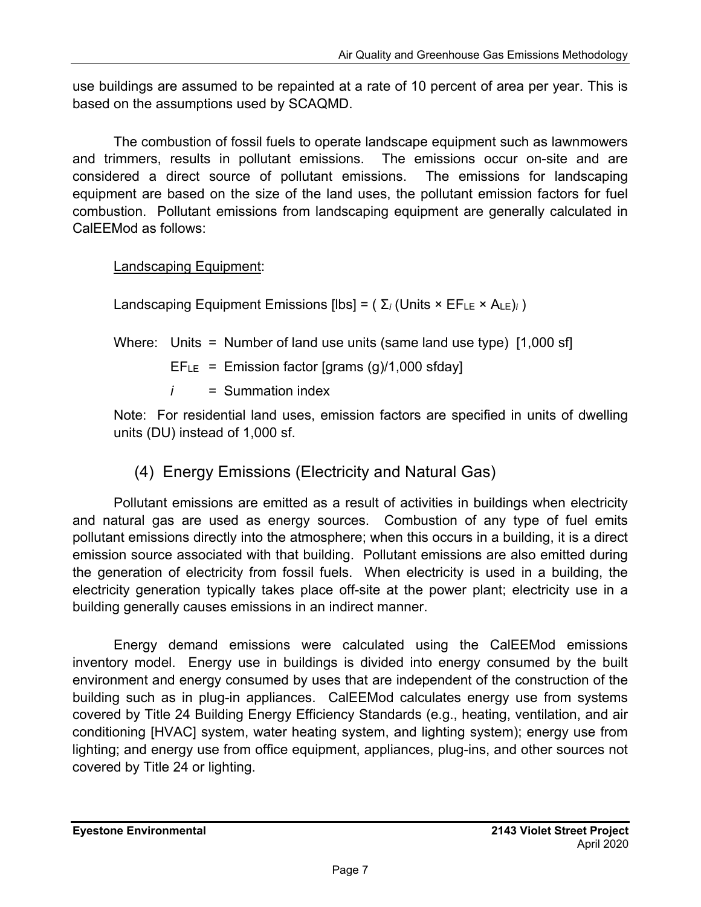use buildings are assumed to be repainted at a rate of 10 percent of area per year. This is based on the assumptions used by SCAQMD.

The combustion of fossil fuels to operate landscape equipment such as lawnmowers and trimmers, results in pollutant emissions. The emissions occur on-site and are considered a direct source of pollutant emissions. The emissions for landscaping equipment are based on the size of the land uses, the pollutant emission factors for fuel combustion. Pollutant emissions from landscaping equipment are generally calculated in CalEEMod as follows:

Landscaping Equipment:

Landscaping Equipment Emissions [lbs] = $( \Sigma_i \text{ (Units} \times EF_{LE} \times A_{LE})_i )$

Where: Units = Number of land use units (same land use type) [1,000 sf]

$EF_{LE}$ = Emission factor [grams (g)/1,000 sfday]

$i$ = Summation index

Note: For residential land uses, emission factors are specified in units of dwelling units (DU) instead of 1,000 sf.

### (4) Energy Emissions (Electricity and Natural Gas)

Pollutant emissions are emitted as a result of activities in buildings when electricity and natural gas are used as energy sources. Combustion of any type of fuel emits pollutant emissions directly into the atmosphere; when this occurs in a building, it is a direct emission source associated with that building. Pollutant emissions are also emitted during the generation of electricity from fossil fuels. When electricity is used in a building, the electricity generation typically takes place off-site at the power plant; electricity use in a building generally causes emissions in an indirect manner.

Energy demand emissions were calculated using the CalEEMod emissions inventory model. Energy use in buildings is divided into energy consumed by the built environment and energy consumed by uses that are independent of the construction of the building such as in plug-in appliances. CalEEMod calculates energy use from systems covered by Title 24 Building Energy Efficiency Standards (e.g., heating, ventilation, and air conditioning [HVAC] system, water heating system, and lighting system); energy use from lighting; and energy use from office equipment, appliances, plug-ins, and other sources not covered by Title 24 or lighting.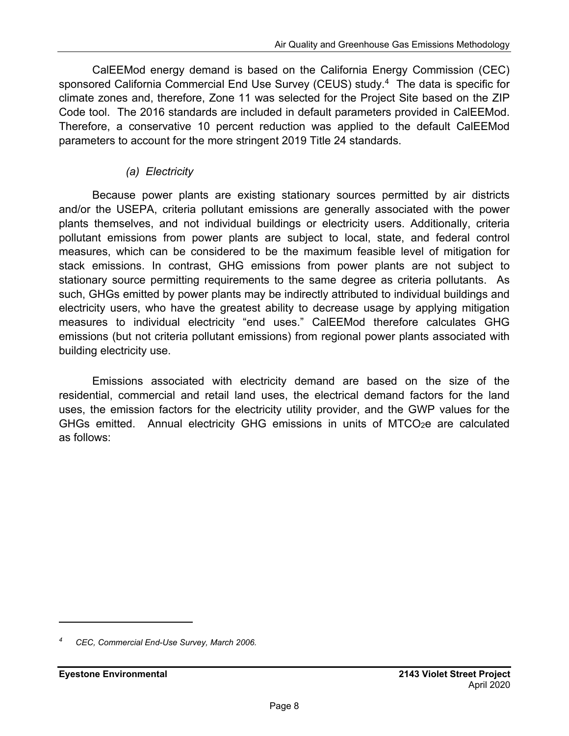CalEEMod energy demand is based on the California Energy Commission (CEC) sponsored California Commercial End Use Survey (CEUS) study.[4] The data is specific for climate zones and, therefore, Zone 11 was selected for the Project Site based on the ZIP Code tool. The 2016 standards are included in default parameters provided in CalEEMod. Therefore, a conservative 10 percent reduction was applied to the default CalEEMod parameters to account for the more stringent 2019 Title 24 standards.

*(a) Electricity*

Because power plants are existing stationary sources permitted by air districts and/or the USEPA, criteria pollutant emissions are generally associated with the power plants themselves, and not individual buildings or electricity users. Additionally, criteria pollutant emissions from power plants are subject to local, state, and federal control measures, which can be considered to be the maximum feasible level of mitigation for stack emissions. In contrast, GHG emissions from power plants are not subject to stationary source permitting requirements to the same degree as criteria pollutants. As such, GHGs emitted by power plants may be indirectly attributed to individual buildings and electricity users, who have the greatest ability to decrease usage by applying mitigation measures to individual electricity "end uses." CalEEMod therefore calculates GHG emissions (but not criteria pollutant emissions) from regional power plants associated with building electricity use.

Emissions associated with electricity demand are based on the size of the residential, commercial and retail land uses, the electrical demand factors for the land uses, the emission factors for the electricity utility provider, and the GWP values for the GHGs emitted. Annual electricity GHG emissions in units of $MTCO_2e$ are calculated as follows:

---

[4] *CEC, Commercial End-Use Survey, March 2006.*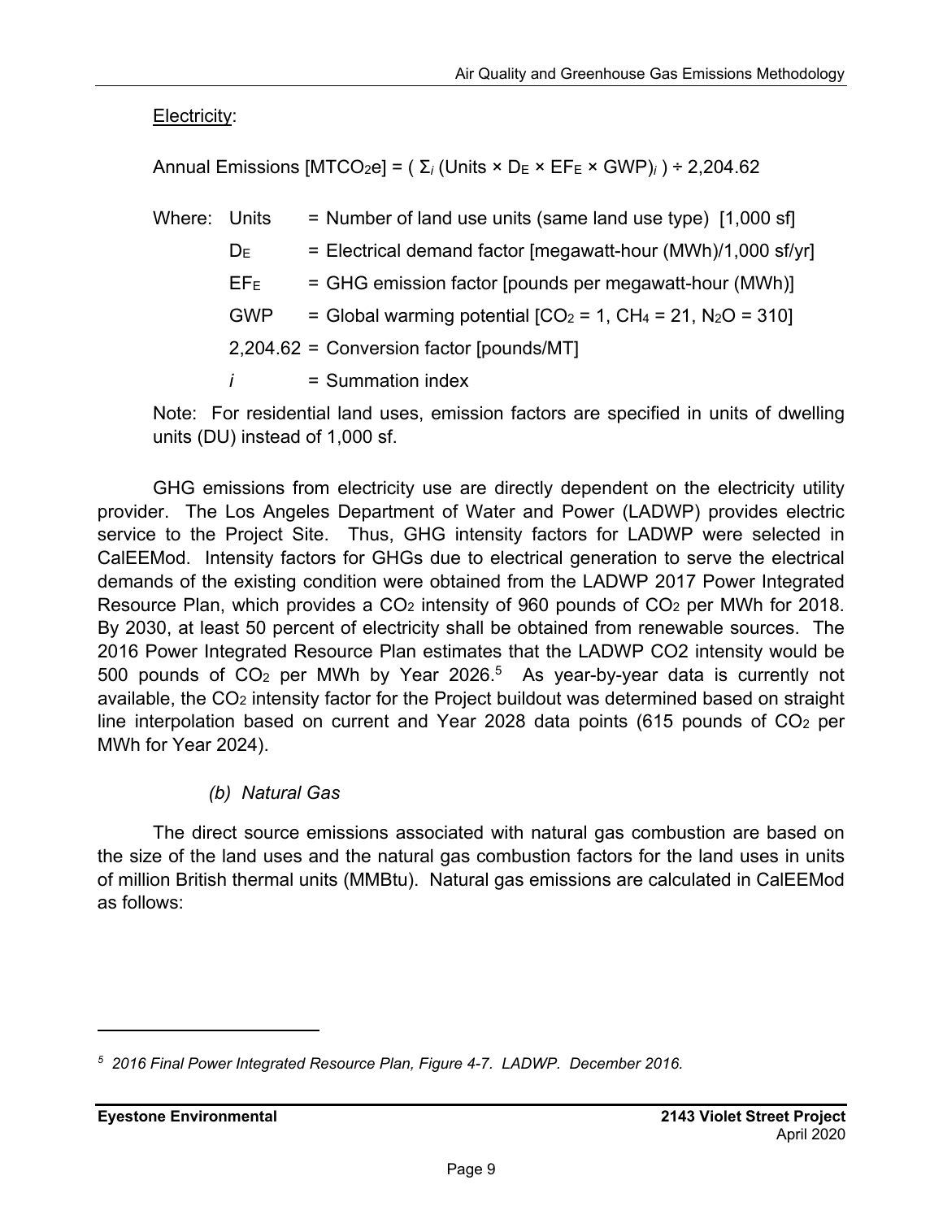Electricity:

Annual Emissions [$MTCO_2e$] = ( $\Sigma_i$ (Units × $D_E$ × $EF_E$ × GWP)$_i$ ) ÷ 2,204.62

Where: Units = Number of land use units (same land use type) [1,000 sf]

$D_E$ = Electrical demand factor [megawatt-hour (MWh)/1,000 sf/yr]

$EF_E$ = GHG emission factor [pounds per megawatt-hour (MWh)]

GWP = Global warming potential [$CO_2$ = 1, $CH_4$ = 21, $N_2O$ = 310]

2,204.62 = Conversion factor [pounds/MT]

$i$ = Summation index

Note: For residential land uses, emission factors are specified in units of dwelling units (DU) instead of 1,000 sf.

GHG emissions from electricity use are directly dependent on the electricity utility provider. The Los Angeles Department of Water and Power (LADWP) provides electric service to the Project Site. Thus, GHG intensity factors for LADWP were selected in CalEEMod. Intensity factors for GHGs due to electrical generation to serve the electrical demands of the existing condition were obtained from the LADWP 2017 Power Integrated Resource Plan, which provides a $CO_2$ intensity of 960 pounds of $CO_2$ per MWh for 2018. By 2030, at least 50 percent of electricity shall be obtained from renewable sources. The 2016 Power Integrated Resource Plan estimates that the LADWP CO2 intensity would be 500 pounds of $CO_2$ per MWh by Year 2026.[5] As year-by-year data is currently not available, the $CO_2$ intensity factor for the Project buildout was determined based on straight line interpolation based on current and Year 2028 data points (615 pounds of $CO_2$ per MWh for Year 2024).

#### *(b) Natural Gas*

The direct source emissions associated with natural gas combustion are based on the size of the land uses and the natural gas combustion factors for the land uses in units of million British thermal units (MMBtu). Natural gas emissions are calculated in CalEEMod as follows:

---

[5] *2016 Final Power Integrated Resource Plan, Figure 4-7. LADWP. December 2016.*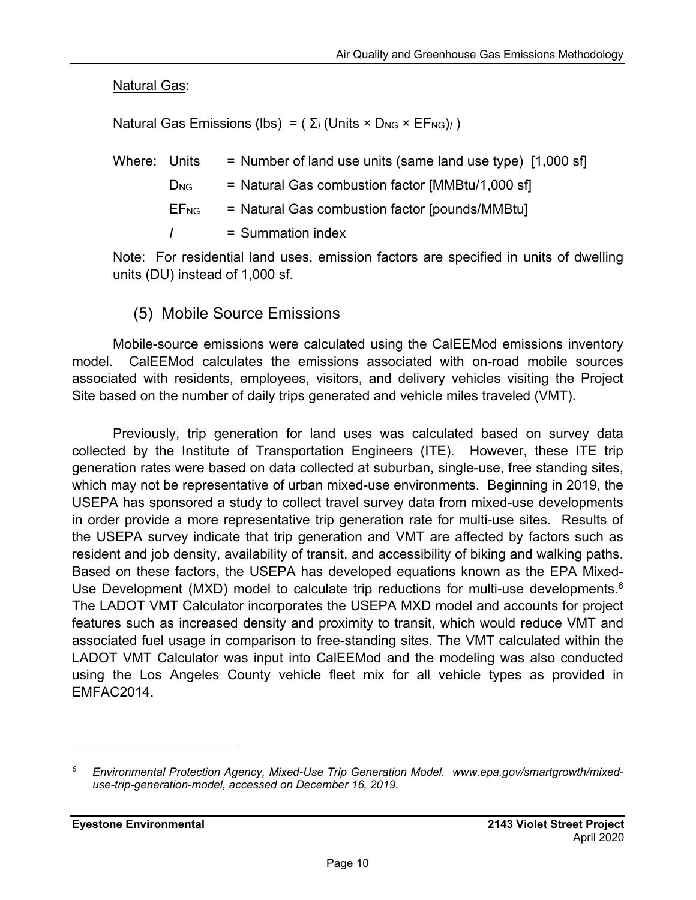Natural Gas:

Natural Gas Emissions (lbs) $= ( \Sigma_i \text{ (Units} \times D_{NG} \times EF_{NG})_i )$

Where:
- Units = Number of land use units (same land use type) [1,000 sf]
- $D_{NG}$ = Natural Gas combustion factor [MMBtu/1,000 sf]
- $EF_{NG}$ = Natural Gas combustion factor [pounds/MMBtu]
- $i$ = Summation index

Note: For residential land uses, emission factors are specified in units of dwelling units (DU) instead of 1,000 sf.

## (5) Mobile Source Emissions

Mobile-source emissions were calculated using the CalEEMod emissions inventory model. CalEEMod calculates the emissions associated with on-road mobile sources associated with residents, employees, visitors, and delivery vehicles visiting the Project Site based on the number of daily trips generated and vehicle miles traveled (VMT).

Previously, trip generation for land uses was calculated based on survey data collected by the Institute of Transportation Engineers (ITE). However, these ITE trip generation rates were based on data collected at suburban, single-use, free standing sites, which may not be representative of urban mixed-use environments. Beginning in 2019, the USEPA has sponsored a study to collect travel survey data from mixed-use developments in order provide a more representative trip generation rate for multi-use sites. Results of the USEPA survey indicate that trip generation and VMT are affected by factors such as resident and job density, availability of transit, and accessibility of biking and walking paths. Based on these factors, the USEPA has developed equations known as the EPA Mixed-Use Development (MXD) model to calculate trip reductions for multi-use developments.[6] The LADOT VMT Calculator incorporates the USEPA MXD model and accounts for project features such as increased density and proximity to transit, which would reduce VMT and associated fuel usage in comparison to free-standing sites. The VMT calculated within the LADOT VMT Calculator was input into CalEEMod and the modeling was also conducted using the Los Angeles County vehicle fleet mix for all vehicle types as provided in EMFAC2014.

---

[6] *Environmental Protection Agency, Mixed-Use Trip Generation Model. www.epa.gov/smartgrowth/mixed-use-trip-generation-model, accessed on December 16, 2019.*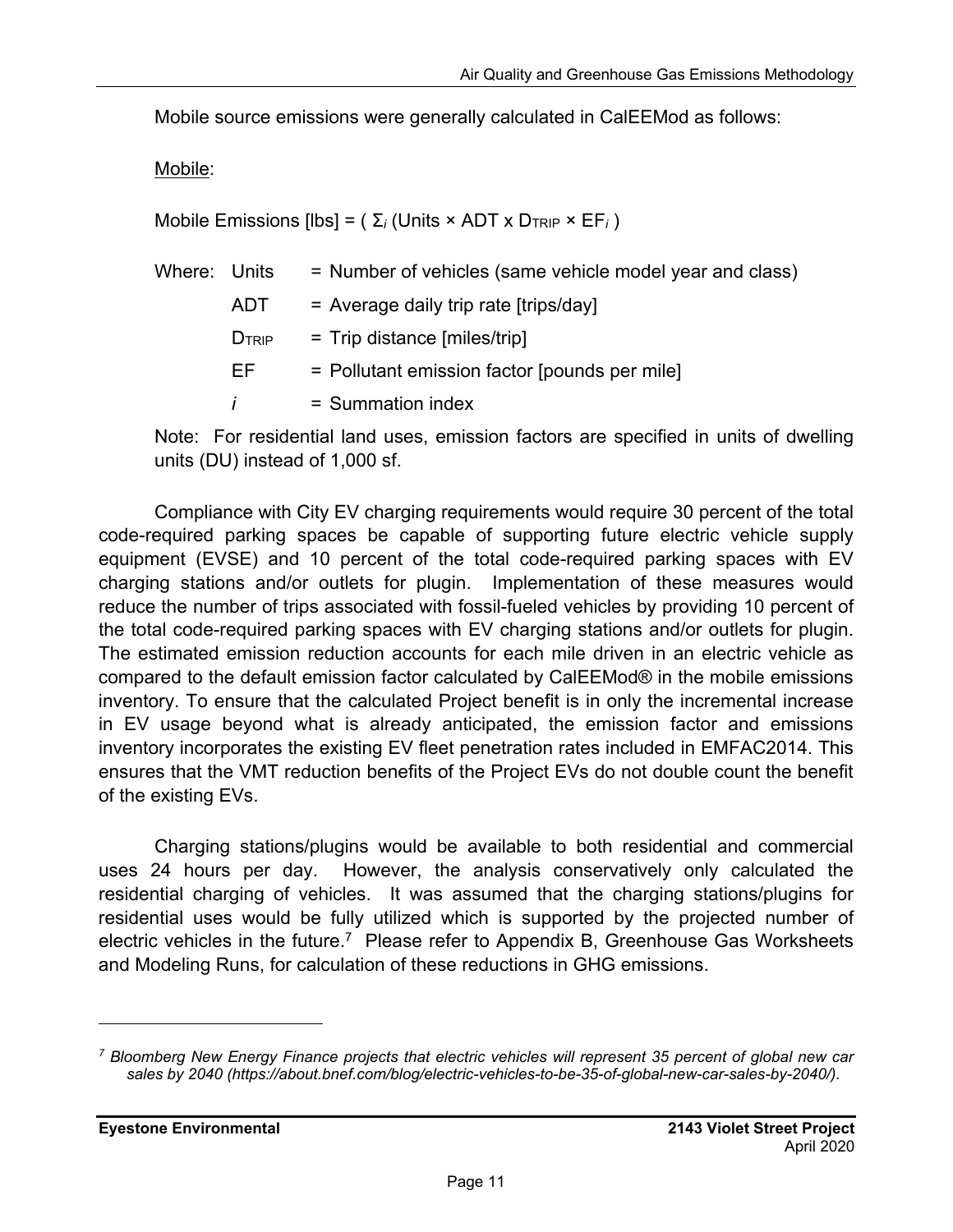Mobile source emissions were generally calculated in CalEEMod as follows:

Mobile:

Mobile Emissions [lbs] = ( $\Sigma_i$ (Units × ADT x $D_{TRIP}$ × $EF_i$ )

Where: Units = Number of vehicles (same vehicle model year and class)

ADT = Average daily trip rate [trips/day]

$D_{TRIP}$ = Trip distance [miles/trip]

EF = Pollutant emission factor [pounds per mile]

$i$ = Summation index

Note: For residential land uses, emission factors are specified in units of dwelling units (DU) instead of 1,000 sf.

Compliance with City EV charging requirements would require 30 percent of the total code-required parking spaces be capable of supporting future electric vehicle supply equipment (EVSE) and 10 percent of the total code-required parking spaces with EV charging stations and/or outlets for plugin. Implementation of these measures would reduce the number of trips associated with fossil-fueled vehicles by providing 10 percent of the total code-required parking spaces with EV charging stations and/or outlets for plugin. The estimated emission reduction accounts for each mile driven in an electric vehicle as compared to the default emission factor calculated by CalEEMod® in the mobile emissions inventory. To ensure that the calculated Project benefit is in only the incremental increase in EV usage beyond what is already anticipated, the emission factor and emissions inventory incorporates the existing EV fleet penetration rates included in EMFAC2014. This ensures that the VMT reduction benefits of the Project EVs do not double count the benefit of the existing EVs.

Charging stations/plugins would be available to both residential and commercial uses 24 hours per day. However, the analysis conservatively only calculated the residential charging of vehicles. It was assumed that the charging stations/plugins for residential uses would be fully utilized which is supported by the projected number of electric vehicles in the future.[7] Please refer to Appendix B, Greenhouse Gas Worksheets and Modeling Runs, for calculation of these reductions in GHG emissions.

---

[7] *Bloomberg New Energy Finance projects that electric vehicles will represent 35 percent of global new car sales by 2040 (https://about.bnef.com/blog/electric-vehicles-to-be-35-of-global-new-car-sales-by-2040/).*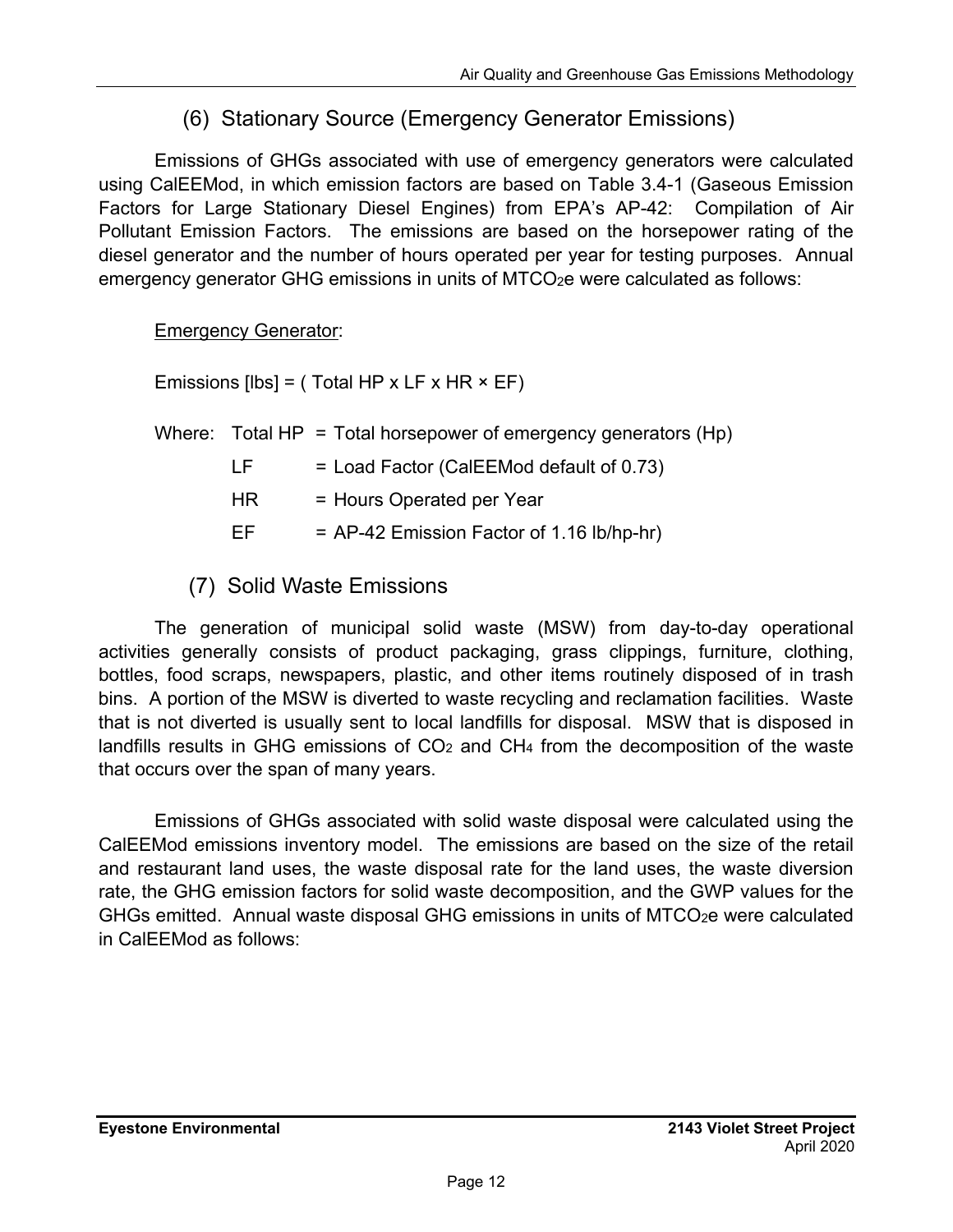### (6) Stationary Source (Emergency Generator Emissions)

Emissions of GHGs associated with use of emergency generators were calculated using CalEEMod, in which emission factors are based on Table 3.4-1 (Gaseous Emission Factors for Large Stationary Diesel Engines) from EPA's AP-42: Compilation of Air Pollutant Emission Factors. The emissions are based on the horsepower rating of the diesel generator and the number of hours operated per year for testing purposes. Annual emergency generator GHG emissions in units of $MTCO_2e$ were calculated as follows:

Emergency Generator:

Emissions [lbs] = ( Total HP x LF x HR × EF)

Where: Total HP = Total horsepower of emergency generators (Hp)

LF = Load Factor (CalEEMod default of 0.73)

HR = Hours Operated per Year

EF = AP-42 Emission Factor of 1.16 lb/hp-hr)

### (7) Solid Waste Emissions

The generation of municipal solid waste (MSW) from day-to-day operational activities generally consists of product packaging, grass clippings, furniture, clothing, bottles, food scraps, newspapers, plastic, and other items routinely disposed of in trash bins. A portion of the MSW is diverted to waste recycling and reclamation facilities. Waste that is not diverted is usually sent to local landfills for disposal. MSW that is disposed in landfills results in GHG emissions of $CO_2$ and $CH_4$ from the decomposition of the waste that occurs over the span of many years.

Emissions of GHGs associated with solid waste disposal were calculated using the CalEEMod emissions inventory model. The emissions are based on the size of the retail and restaurant land uses, the waste disposal rate for the land uses, the waste diversion rate, the GHG emission factors for solid waste decomposition, and the GWP values for the GHGs emitted. Annual waste disposal GHG emissions in units of $MTCO_2e$ were calculated in CalEEMod as follows: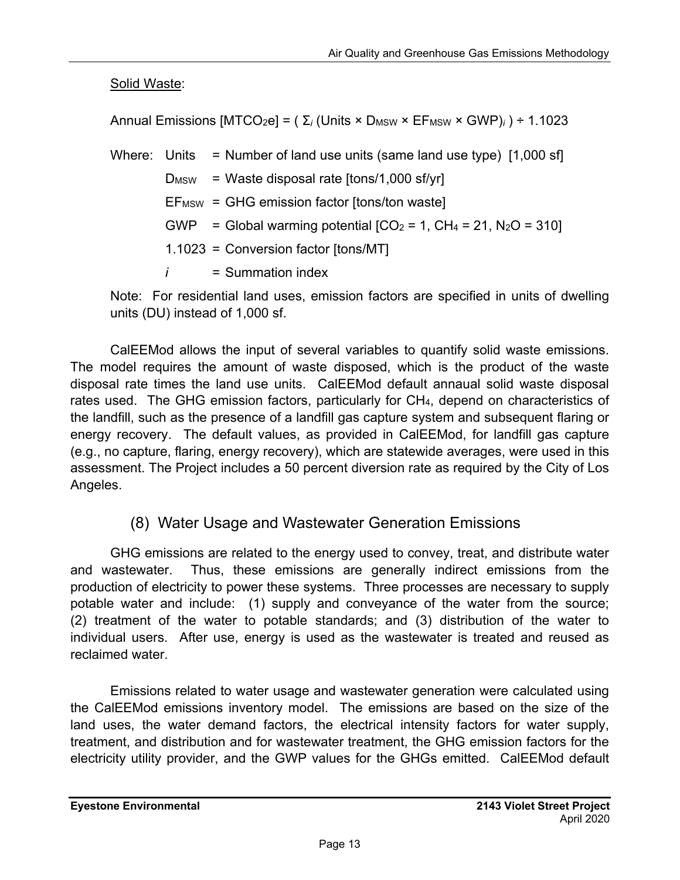Solid Waste:

$$\text{Annual Emissions } [MTCO_2e] = \left( \Sigma_i \left(\text{Units} \times D_{MSW} \times EF_{MSW} \times GWP\right)_i \right) \div 1.1023$$

Where:
- Units = Number of land use units (same land use type) [1,000 sf]
- $D_{MSW}$ = Waste disposal rate [tons/1,000 sf/yr]
- $EF_{MSW}$ = GHG emission factor [tons/ton waste]
- GWP = Global warming potential [$CO_2$ = 1, $CH_4$ = 21, $N_2O$ = 310]
- 1.1023 = Conversion factor [tons/MT]
- $i$ = Summation index

Note: For residential land uses, emission factors are specified in units of dwelling units (DU) instead of 1,000 sf.

CalEEMod allows the input of several variables to quantify solid waste emissions. The model requires the amount of waste disposed, which is the product of the waste disposal rate times the land use units. CalEEMod default annaual solid waste disposal rates used. The GHG emission factors, particularly for $CH_4$, depend on characteristics of the landfill, such as the presence of a landfill gas capture system and subsequent flaring or energy recovery. The default values, as provided in CalEEMod, for landfill gas capture (e.g., no capture, flaring, energy recovery), which are statewide averages, were used in this assessment. The Project includes a 50 percent diversion rate as required by the City of Los Angeles.

### (8) Water Usage and Wastewater Generation Emissions

GHG emissions are related to the energy used to convey, treat, and distribute water and wastewater. Thus, these emissions are generally indirect emissions from the production of electricity to power these systems. Three processes are necessary to supply potable water and include: (1) supply and conveyance of the water from the source; (2) treatment of the water to potable standards; and (3) distribution of the water to individual users. After use, energy is used as the wastewater is treated and reused as reclaimed water.

Emissions related to water usage and wastewater generation were calculated using the CalEEMod emissions inventory model. The emissions are based on the size of the land uses, the water demand factors, the electrical intensity factors for water supply, treatment, and distribution and for wastewater treatment, the GHG emission factors for the electricity utility provider, and the GWP values for the GHGs emitted. CalEEMod default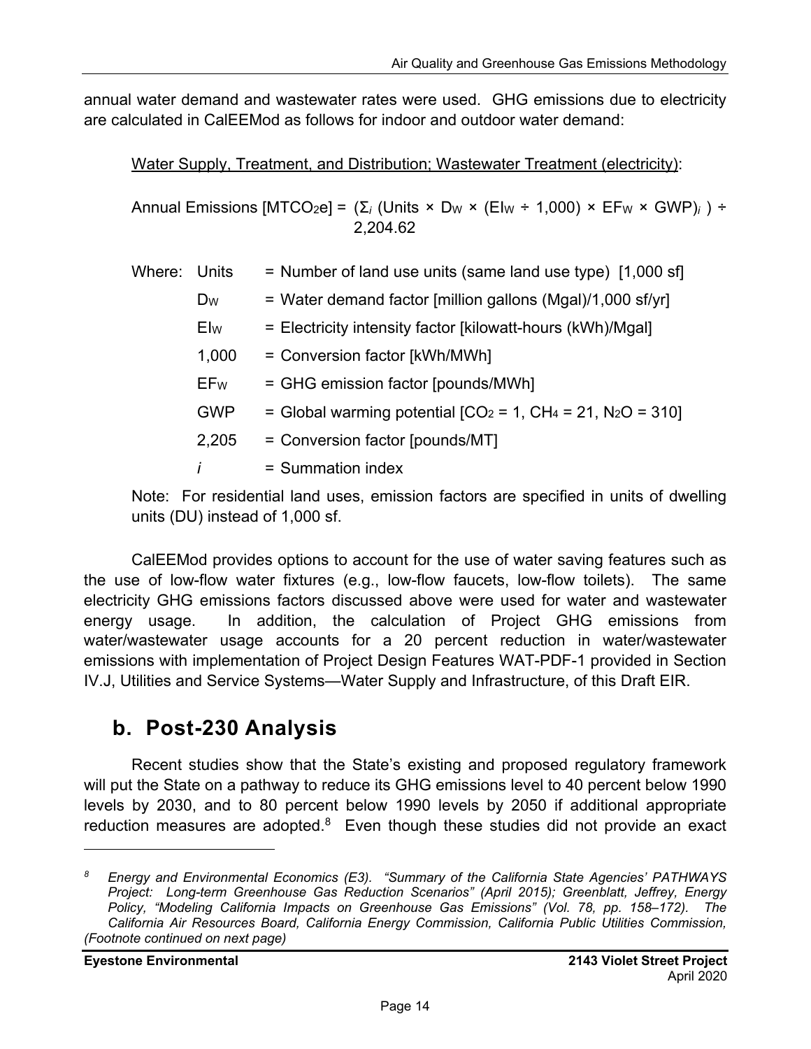annual water demand and wastewater rates were used. GHG emissions due to electricity are calculated in CalEEMod as follows for indoor and outdoor water demand:

Water Supply, Treatment, and Distribution; Wastewater Treatment (electricity):

$$\text{Annual Emissions } [MTCO_2e] = (\Sigma_i \text{ (Units} \times D_W \times (EI_W \div 1{,}000) \times EF_W \times GWP)_i\text{ )} \div 2{,}204.62$$

Where:

| | | |
|---|---|---|
| Units | = | Number of land use units (same land use type) [1,000 sf] |
| $D_W$ | = | Water demand factor [million gallons (Mgal)/1,000 sf/yr] |
| $EI_W$ | = | Electricity intensity factor [kilowatt-hours (kWh)/Mgal] |
| 1,000 | = | Conversion factor [kWh/MWh] |
| $EF_W$ | = | GHG emission factor [pounds/MWh] |
| GWP | = | Global warming potential [$CO_2$ = 1, $CH_4$ = 21, $N_2O$ = 310] |
| 2,205 | = | Conversion factor [pounds/MT] |
| *i* | = | Summation index |

Note: For residential land uses, emission factors are specified in units of dwelling units (DU) instead of 1,000 sf.

CalEEMod provides options to account for the use of water saving features such as the use of low-flow water fixtures (e.g., low-flow faucets, low-flow toilets). The same electricity GHG emissions factors discussed above were used for water and wastewater energy usage. In addition, the calculation of Project GHG emissions from water/wastewater usage accounts for a 20 percent reduction in water/wastewater emissions with implementation of Project Design Features WAT-PDF-1 provided in Section IV.J, Utilities and Service Systems—Water Supply and Infrastructure, of this Draft EIR.

## b. Post-230 Analysis

Recent studies show that the State's existing and proposed regulatory framework will put the State on a pathway to reduce its GHG emissions level to 40 percent below 1990 levels by 2030, and to 80 percent below 1990 levels by 2050 if additional appropriate reduction measures are adopted.[8] Even though these studies did not provide an exact

---

*[8] Energy and Environmental Economics (E3). "Summary of the California State Agencies' PATHWAYS Project: Long-term Greenhouse Gas Reduction Scenarios" (April 2015); Greenblatt, Jeffrey, Energy Policy, "Modeling California Impacts on Greenhouse Gas Emissions" (Vol. 78, pp. 158–172). The California Air Resources Board, California Energy Commission, California Public Utilities Commission, (Footnote continued on next page)*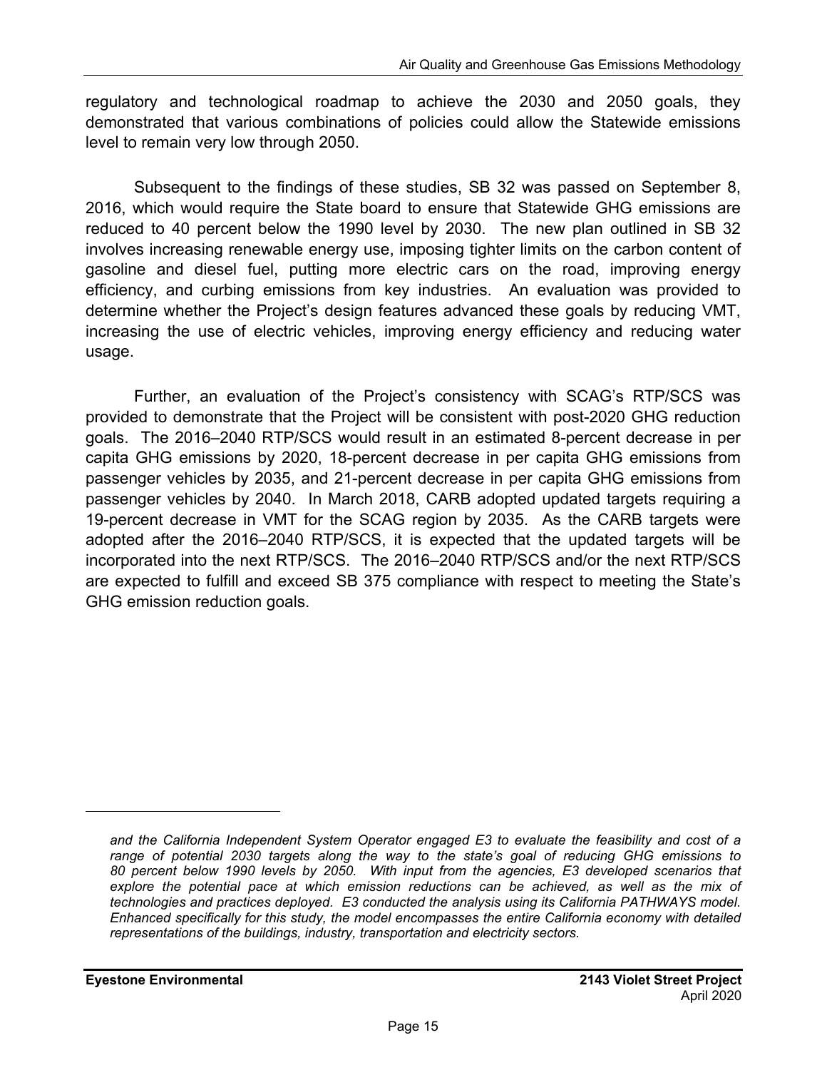regulatory and technological roadmap to achieve the 2030 and 2050 goals, they demonstrated that various combinations of policies could allow the Statewide emissions level to remain very low through 2050.

Subsequent to the findings of these studies, SB 32 was passed on September 8, 2016, which would require the State board to ensure that Statewide GHG emissions are reduced to 40 percent below the 1990 level by 2030. The new plan outlined in SB 32 involves increasing renewable energy use, imposing tighter limits on the carbon content of gasoline and diesel fuel, putting more electric cars on the road, improving energy efficiency, and curbing emissions from key industries. An evaluation was provided to determine whether the Project's design features advanced these goals by reducing VMT, increasing the use of electric vehicles, improving energy efficiency and reducing water usage.

Further, an evaluation of the Project's consistency with SCAG's RTP/SCS was provided to demonstrate that the Project will be consistent with post-2020 GHG reduction goals. The 2016–2040 RTP/SCS would result in an estimated 8-percent decrease in per capita GHG emissions by 2020, 18-percent decrease in per capita GHG emissions from passenger vehicles by 2035, and 21-percent decrease in per capita GHG emissions from passenger vehicles by 2040. In March 2018, CARB adopted updated targets requiring a 19-percent decrease in VMT for the SCAG region by 2035. As the CARB targets were adopted after the 2016–2040 RTP/SCS, it is expected that the updated targets will be incorporated into the next RTP/SCS. The 2016–2040 RTP/SCS and/or the next RTP/SCS are expected to fulfill and exceed SB 375 compliance with respect to meeting the State's GHG emission reduction goals.

---

*and the California Independent System Operator engaged E3 to evaluate the feasibility and cost of a range of potential 2030 targets along the way to the state's goal of reducing GHG emissions to 80 percent below 1990 levels by 2050. With input from the agencies, E3 developed scenarios that explore the potential pace at which emission reductions can be achieved, as well as the mix of technologies and practices deployed. E3 conducted the analysis using its California PATHWAYS model. Enhanced specifically for this study, the model encompasses the entire California economy with detailed representations of the buildings, industry, transportation and electricity sectors.*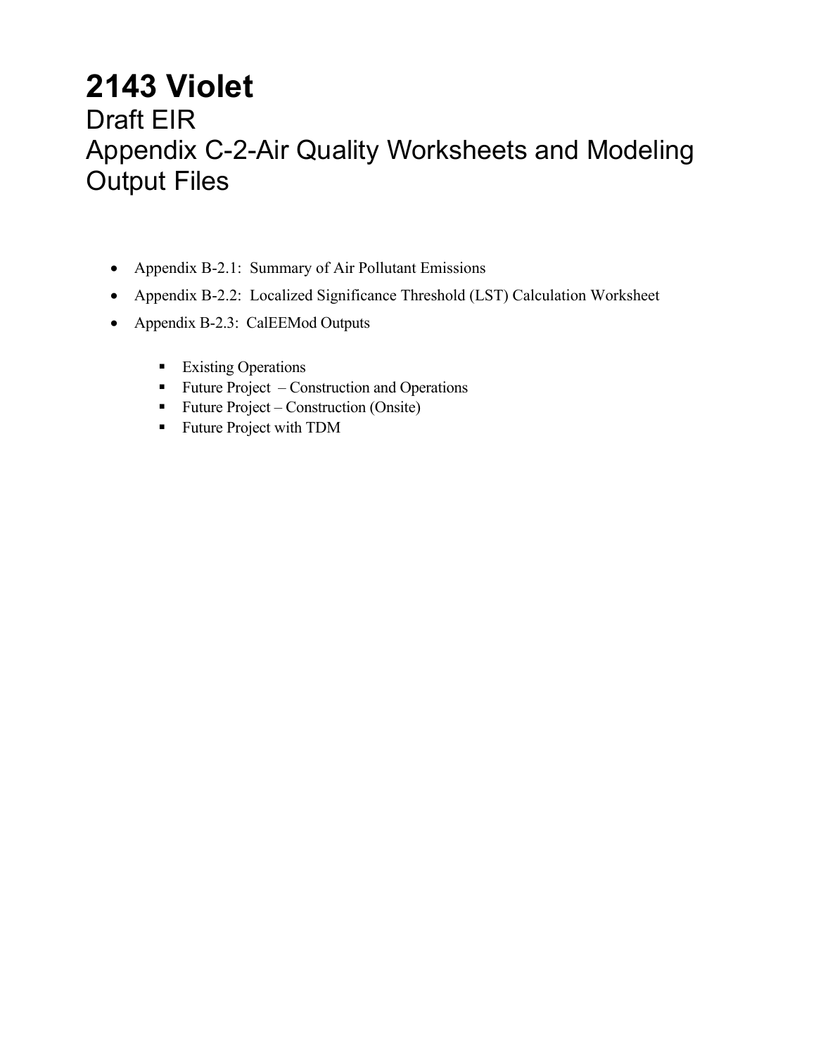# 2143 Violet

## Draft EIR

## Appendix C-2-Air Quality Worksheets and Modeling Output Files

- Appendix B-2.1: Summary of Air Pollutant Emissions
- Appendix B-2.2: Localized Significance Threshold (LST) Calculation Worksheet
- Appendix B-2.3: CalEEMod Outputs
  - Existing Operations
  - Future Project – Construction and Operations
  - Future Project – Construction (Onsite)
  - Future Project with TDM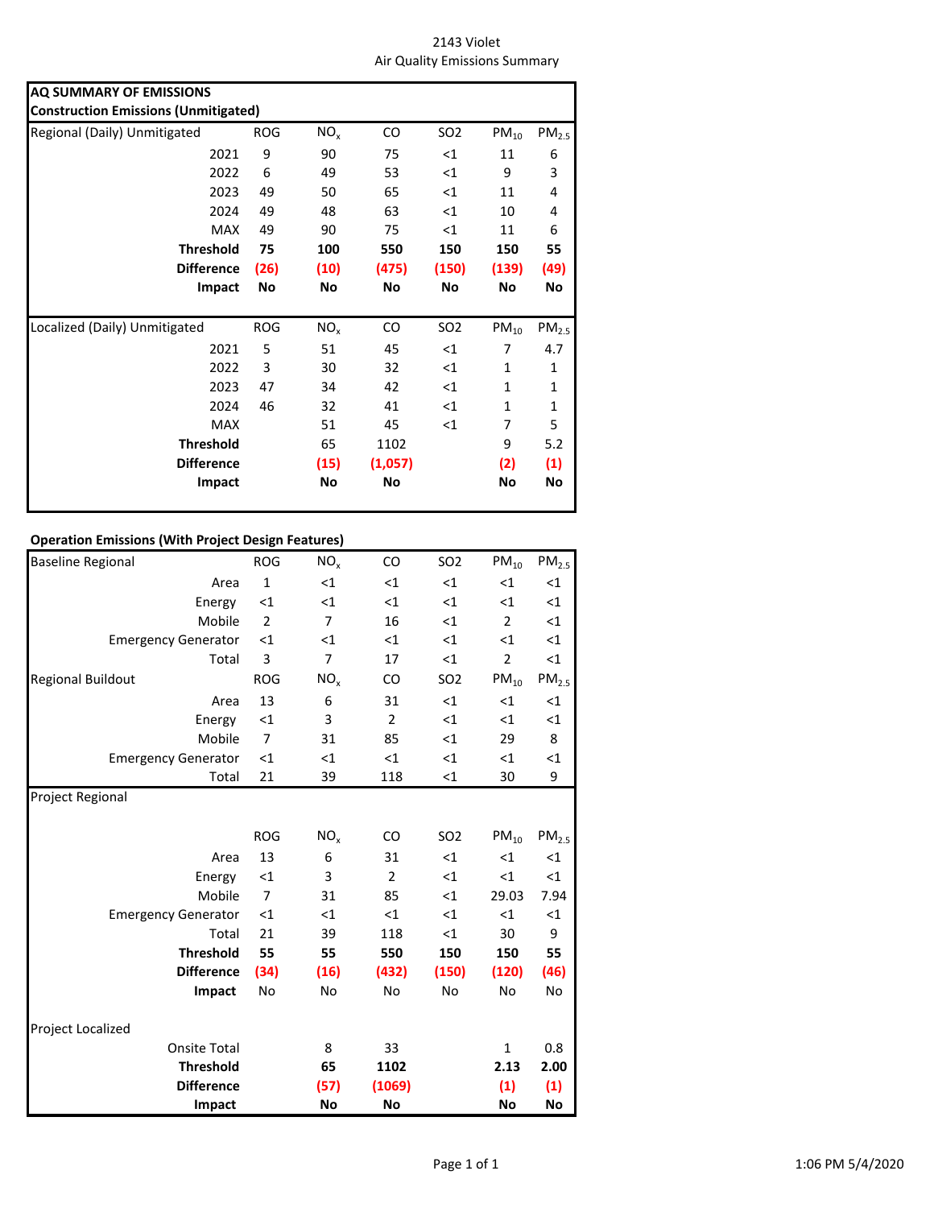2143 Violet
Air Quality Emissions Summary

**AQ SUMMARY OF EMISSIONS**
**Construction Emissions (Unmitigated)**

| Regional (Daily) Unmitigated | ROG | $NO_x$ | CO | SO2 | $PM_{10}$ | $PM_{2.5}$ |
|---|---|---|---|---|---|---|
| 2021 | 9 | 90 | 75 | <1 | 11 | 6 |
| 2022 | 6 | 49 | 53 | <1 | 9 | 3 |
| 2023 | 49 | 50 | 65 | <1 | 11 | 4 |
| 2024 | 49 | 48 | 63 | <1 | 10 | 4 |
| MAX | 49 | 90 | 75 | <1 | 11 | 6 |
| **Threshold** | **75** | **100** | **550** | **150** | **150** | **55** |
| **Difference** | **(26)** | **(10)** | **(475)** | **(150)** | **(139)** | **(49)** |
| **Impact** | **No** | **No** | **No** | **No** | **No** | **No** |

| Localized (Daily) Unmitigated | ROG | $NO_x$ | CO | SO2 | $PM_{10}$ | $PM_{2.5}$ |
|---|---|---|---|---|---|---|
| 2021 | 5 | 51 | 45 | <1 | 7 | 4.7 |
| 2022 | 3 | 30 | 32 | <1 | 1 | 1 |
| 2023 | 47 | 34 | 42 | <1 | 1 | 1 |
| 2024 | 46 | 32 | 41 | <1 | 1 | 1 |
| MAX | | 51 | 45 | <1 | 7 | 5 |
| **Threshold** | | 65 | 1102 | | 9 | 5.2 |
| **Difference** | | **(15)** | **(1,057)** | | **(2)** | **(1)** |
| **Impact** | | **No** | **No** | | **No** | **No** |

**Operation Emissions (With Project Design Features)**

| Baseline Regional | ROG | $NO_x$ | CO | SO2 | $PM_{10}$ | $PM_{2.5}$ |
|---|---|---|---|---|---|---|
| Area | 1 | <1 | <1 | <1 | <1 | <1 |
| Energy | <1 | <1 | <1 | <1 | <1 | <1 |
| Mobile | 2 | 7 | 16 | <1 | 2 | <1 |
| Emergency Generator | <1 | <1 | <1 | <1 | <1 | <1 |
| Total | 3 | 7 | 17 | <1 | 2 | <1 |
| **Regional Buildout** | **ROG** | **$NO_x$** | **CO** | **SO2** | **$PM_{10}$** | **$PM_{2.5}$** |
| Area | 13 | 6 | 31 | <1 | <1 | <1 |
| Energy | <1 | 3 | 2 | <1 | <1 | <1 |
| Mobile | 7 | 31 | 85 | <1 | 29 | 8 |
| Emergency Generator | <1 | <1 | <1 | <1 | <1 | <1 |
| Total | 21 | 39 | 118 | <1 | 30 | 9 |

| Project Regional | ROG | $NO_x$ | CO | SO2 | $PM_{10}$ | $PM_{2.5}$ |
|---|---|---|---|---|---|---|
| Area | 13 | 6 | 31 | <1 | <1 | <1 |
| Energy | <1 | 3 | 2 | <1 | <1 | <1 |
| Mobile | 7 | 31 | 85 | <1 | 29.03 | 7.94 |
| Emergency Generator | <1 | <1 | <1 | <1 | <1 | <1 |
| Total | 21 | 39 | 118 | <1 | 30 | 9 |
| **Threshold** | **55** | **55** | **550** | **150** | **150** | **55** |
| **Difference** | **(34)** | **(16)** | **(432)** | **(150)** | **(120)** | **(46)** |
| **Impact** | No | No | No | No | No | No |

| Project Localized | ROG | $NO_x$ | CO | SO2 | $PM_{10}$ | $PM_{2.5}$ |
|---|---|---|---|---|---|---|
| Onsite Total | | 8 | 33 | | 1 | 0.8 |
| **Threshold** | | **65** | **1102** | | **2.13** | **2.00** |
| **Difference** | | **(57)** | **(1069)** | | **(1)** | **(1)** |
| **Impact** | | **No** | **No** | | **No** | **No** |

1:06 PM 5/4/2020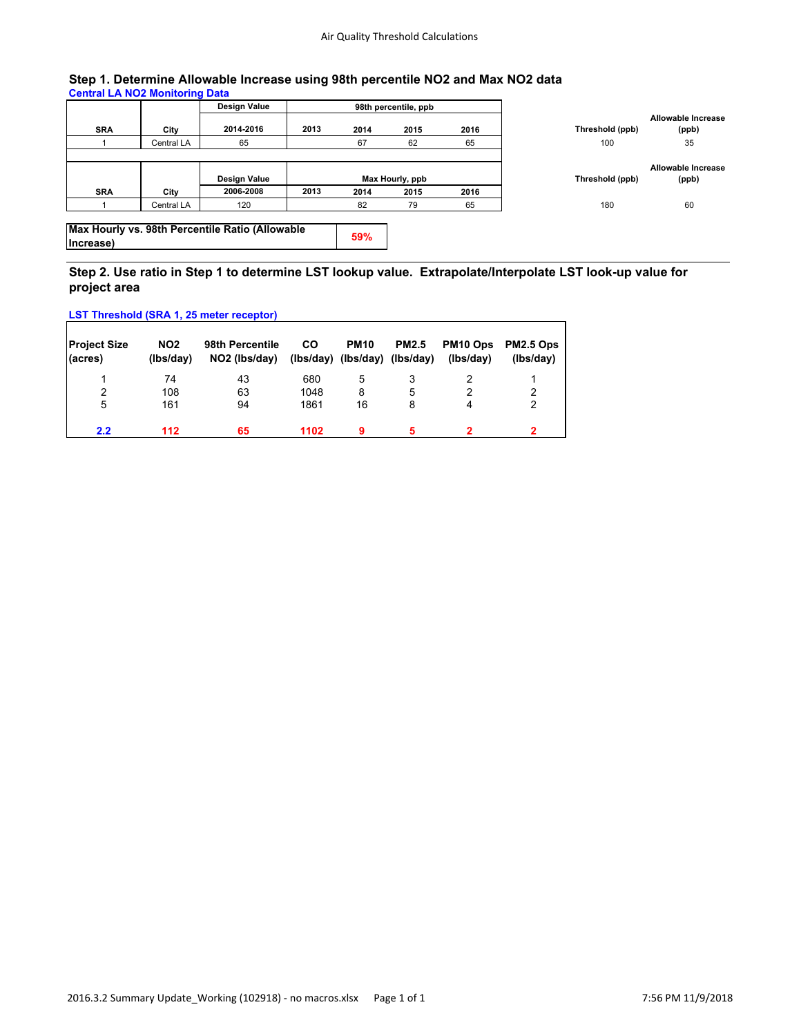## Step 1. Determine Allowable Increase using 98th percentile NO2 and Max NO2 data

**Central LA NO2 Monitoring Data**

| SRA | City | Design Value 2014-2016 | 98th percentile, ppb 2013 | 2014 | 2015 | 2016 | Threshold (ppb) | Allowable Increase (ppb) |
|---|---|---|---|---|---|---|---|---|
| 1 | Central LA | 65 | | 67 | 62 | 65 | 100 | 35 |

| SRA | City | Design Value 2006-2008 | Max Hourly, ppb 2013 | 2014 | 2015 | 2016 | Threshold (ppb) | Allowable Increase (ppb) |
|---|---|---|---|---|---|---|---|---|
| 1 | Central LA | 120 | | 82 | 79 | 65 | 180 | 60 |

| Max Hourly vs. 98th Percentile Ratio (Allowable Increase) | 59% |
|---|---|

## Step 2. Use ratio in Step 1 to determine LST lookup value. Extrapolate/Interpolate LST look-up value for project area

**LST Threshold (SRA 1, 25 meter receptor)**

| Project Size (acres) | NO2 (lbs/day) | 98th Percentile NO2 (lbs/day) | CO (lbs/day) | PM10 (lbs/day) | PM2.5 (lbs/day) | PM10 Ops (lbs/day) | PM2.5 Ops (lbs/day) |
|---|---|---|---|---|---|---|---|
| 1 | 74 | 43 | 680 | 5 | 3 | 2 | 1 |
| 2 | 108 | 63 | 1048 | 8 | 5 | 2 | 2 |
| 5 | 161 | 94 | 1861 | 16 | 8 | 4 | 2 |
| **2.2** | **112** | **65** | **1102** | **9** | **5** | **2** | **2** |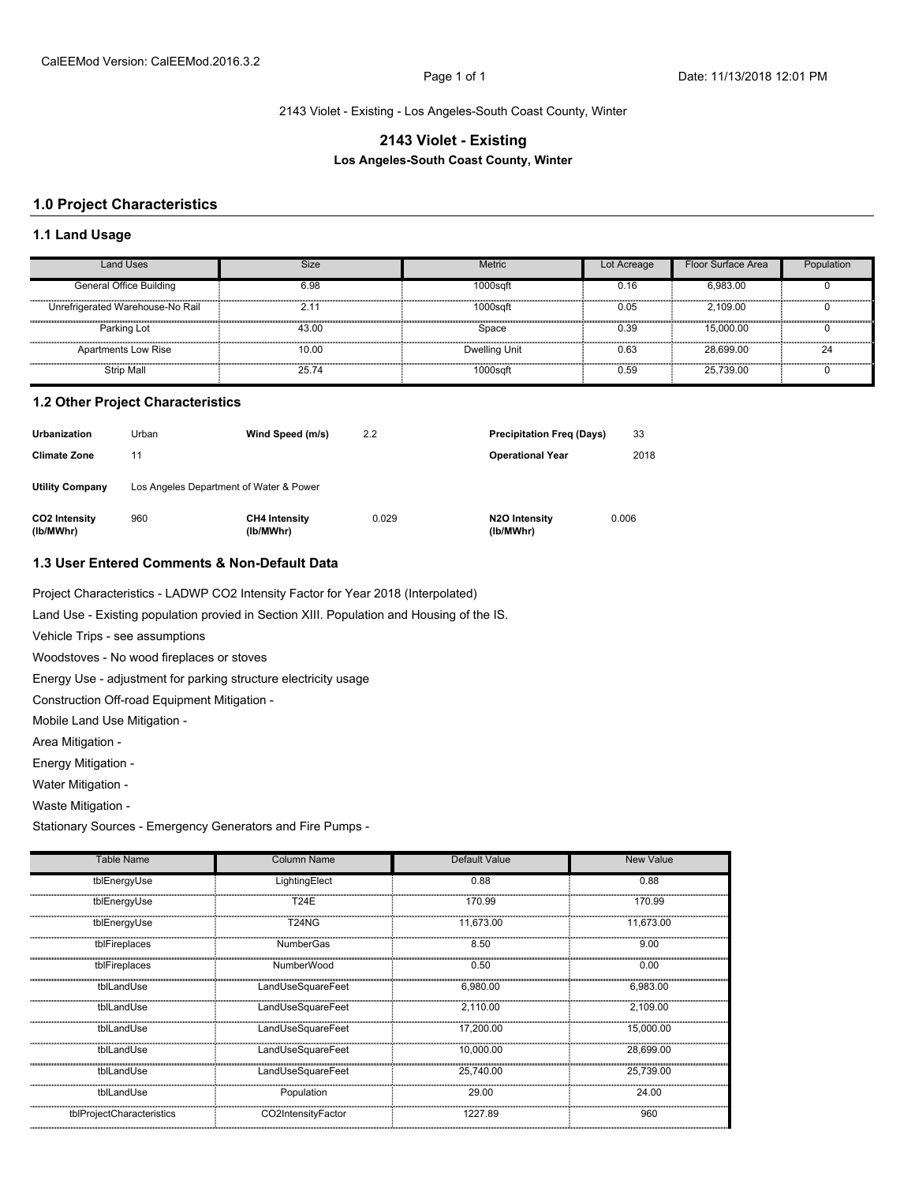CalEEMod Version: CalEEMod.2016.3.2

2143 Violet - Existing - Los Angeles-South Coast County, Winter

# 2143 Violet - Existing

**Los Angeles-South Coast County, Winter**

## 1.0 Project Characteristics

### 1.1 Land Usage

| Land Uses | Size | Metric | Lot Acreage | Floor Surface Area | Population |
|---|---|---|---|---|---|
| General Office Building | 6.98 | 1000sqft | 0.16 | 6,983.00 | 0 |
| Unrefrigerated Warehouse-No Rail | 2.11 | 1000sqft | 0.05 | 2,109.00 | 0 |
| Parking Lot | 43.00 | Space | 0.39 | 15,000.00 | 0 |
| Apartments Low Rise | 10.00 | Dwelling Unit | 0.63 | 28,699.00 | 24 |
| Strip Mall | 25.74 | 1000sqft | 0.59 | 25,739.00 | 0 |

### 1.2 Other Project Characteristics

| | | | | | |
|---|---|---|---|---|---|
| **Urbanization** | Urban | **Wind Speed (m/s)** | 2.2 | **Precipitation Freq (Days)** | 33 |
| **Climate Zone** | 11 | | | **Operational Year** | 2018 |
| **Utility Company** | Los Angeles Department of Water & Power | | | | |
| **CO2 Intensity (lb/MWhr)** | 960 | **CH4 Intensity (lb/MWhr)** | 0.029 | **N2O Intensity (lb/MWhr)** | 0.006 |

### 1.3 User Entered Comments & Non-Default Data

Project Characteristics - LADWP CO2 Intensity Factor for Year 2018 (Interpolated)

Land Use - Existing population provied in Section XIII. Population and Housing of the IS.

Vehicle Trips - see assumptions

Woodstoves - No wood fireplaces or stoves

Energy Use - adjustment for parking structure electricity usage

Construction Off-road Equipment Mitigation -

Mobile Land Use Mitigation -

Area Mitigation -

Energy Mitigation -

Water Mitigation -

Waste Mitigation -

Stationary Sources - Emergency Generators and Fire Pumps -

| Table Name | Column Name | Default Value | New Value |
|---|---|---|---|
| tblEnergyUse | LightingElect | 0.88 | 0.88 |
| tblEnergyUse | T24E | 170.99 | 170.99 |
| tblEnergyUse | T24NG | 11,673.00 | 11,673.00 |
| tblFireplaces | NumberGas | 8.50 | 9.00 |
| tblFireplaces | NumberWood | 0.50 | 0.00 |
| tblLandUse | LandUseSquareFeet | 6,980.00 | 6,983.00 |
| tblLandUse | LandUseSquareFeet | 2,110.00 | 2,109.00 |
| tblLandUse | LandUseSquareFeet | 17,200.00 | 15,000.00 |
| tblLandUse | LandUseSquareFeet | 10,000.00 | 28,699.00 |
| tblLandUse | LandUseSquareFeet | 25,740.00 | 25,739.00 |
| tblLandUse | Population | 29.00 | 24.00 |
| tblProjectCharacteristics | CO2IntensityFactor | 1227.89 | 960 |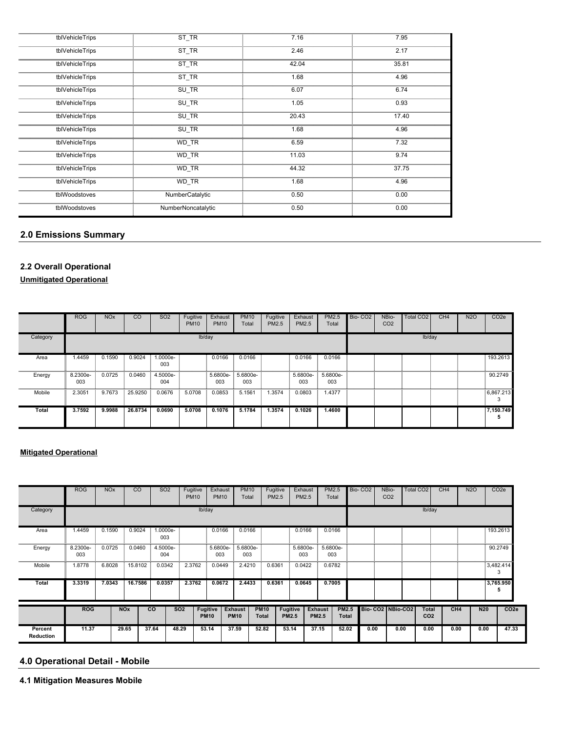| | | | |
|---|---|---|---|
| tblVehicleTrips | ST_TR | 7.16 | 7.95 |
| tblVehicleTrips | ST_TR | 2.46 | 2.17 |
| tblVehicleTrips | ST_TR | 42.04 | 35.81 |
| tblVehicleTrips | ST_TR | 1.68 | 4.96 |
| tblVehicleTrips | SU_TR | 6.07 | 6.74 |
| tblVehicleTrips | SU_TR | 1.05 | 0.93 |
| tblVehicleTrips | SU_TR | 20.43 | 17.40 |
| tblVehicleTrips | SU_TR | 1.68 | 4.96 |
| tblVehicleTrips | WD_TR | 6.59 | 7.32 |
| tblVehicleTrips | WD_TR | 11.03 | 9.74 |
| tblVehicleTrips | WD_TR | 44.32 | 37.75 |
| tblVehicleTrips | WD_TR | 1.68 | 4.96 |
| tblWoodstoves | NumberCatalytic | 0.50 | 0.00 |
| tblWoodstoves | NumberNoncatalytic | 0.50 | 0.00 |

## 2.0 Emissions Summary

### 2.2 Overall Operational

**Unmitigated Operational**

| | ROG | NOx | CO | SO2 | Fugitive PM10 | Exhaust PM10 | PM10 Total | Fugitive PM2.5 | Exhaust PM2.5 | PM2.5 Total | Bio- CO2 | NBio- CO2 | Total CO2 | CH4 | N2O | CO2e |
|---|---|---|---|---|---|---|---|---|---|---|---|---|---|---|---|---|
| Category | lb/day | | | | | | | | | | lb/day | | | | | |
| Area | 1.4459 | 0.1590 | 0.9024 | 1.0000e-003 | | 0.0166 | 0.0166 | | 0.0166 | 0.0166 | | | | | | 193.2613 |
| Energy | 8.2300e-003 | 0.0725 | 0.0460 | 4.5000e-004 | | 5.6800e-003 | 5.6800e-003 | | 5.6800e-003 | 5.6800e-003 | | | | | | 90.2749 |
| Mobile | 2.3051 | 9.7673 | 25.9250 | 0.0676 | 5.0708 | 0.0853 | 5.1561 | 1.3574 | 0.0803 | 1.4377 | | | | | | 6,867.2133 |
| **Total** | **3.7592** | **9.9988** | **26.8734** | **0.0690** | **5.0708** | **0.1076** | **5.1784** | **1.3574** | **0.1026** | **1.4600** | | | | | | **7,150.7495** |

**Mitigated Operational**

| | ROG | NOx | CO | SO2 | Fugitive PM10 | Exhaust PM10 | PM10 Total | Fugitive PM2.5 | Exhaust PM2.5 | PM2.5 Total | Bio- CO2 | NBio- CO2 | Total CO2 | CH4 | N2O | CO2e |
|---|---|---|---|---|---|---|---|---|---|---|---|---|---|---|---|---|
| Category | lb/day | | | | | | | | | | lb/day | | | | | |
| Area | 1.4459 | 0.1590 | 0.9024 | 1.0000e-003 | | 0.0166 | 0.0166 | | 0.0166 | 0.0166 | | | | | | 193.2613 |
| Energy | 8.2300e-003 | 0.0725 | 0.0460 | 4.5000e-004 | | 5.6800e-003 | 5.6800e-003 | | 5.6800e-003 | 5.6800e-003 | | | | | | 90.2749 |
| Mobile | 1.8778 | 6.8028 | 15.8102 | 0.0342 | 2.3762 | 0.0449 | 2.4210 | 0.6361 | 0.0422 | 0.6782 | | | | | | 3,482.4143 |
| **Total** | **3.3319** | **7.0343** | **16.7586** | **0.0357** | **2.3762** | **0.0672** | **2.4433** | **0.6361** | **0.0645** | **0.7005** | | | | | | **3,765.9505** |

| | ROG | NOx | CO | SO2 | Fugitive PM10 | Exhaust PM10 | PM10 Total | Fugitive PM2.5 | Exhaust PM2.5 | PM2.5 Total | Bio- CO2 | NBio-CO2 | Total CO2 | CH4 | N20 | CO2e |
|---|---|---|---|---|---|---|---|---|---|---|---|---|---|---|---|---|
| Percent Reduction | 11.37 | 29.65 | 37.64 | 48.29 | 53.14 | 37.59 | 52.82 | 53.14 | 37.15 | 52.02 | 0.00 | 0.00 | 0.00 | 0.00 | 0.00 | 47.33 |

## 4.0 Operational Detail - Mobile

### 4.1 Mitigation Measures Mobile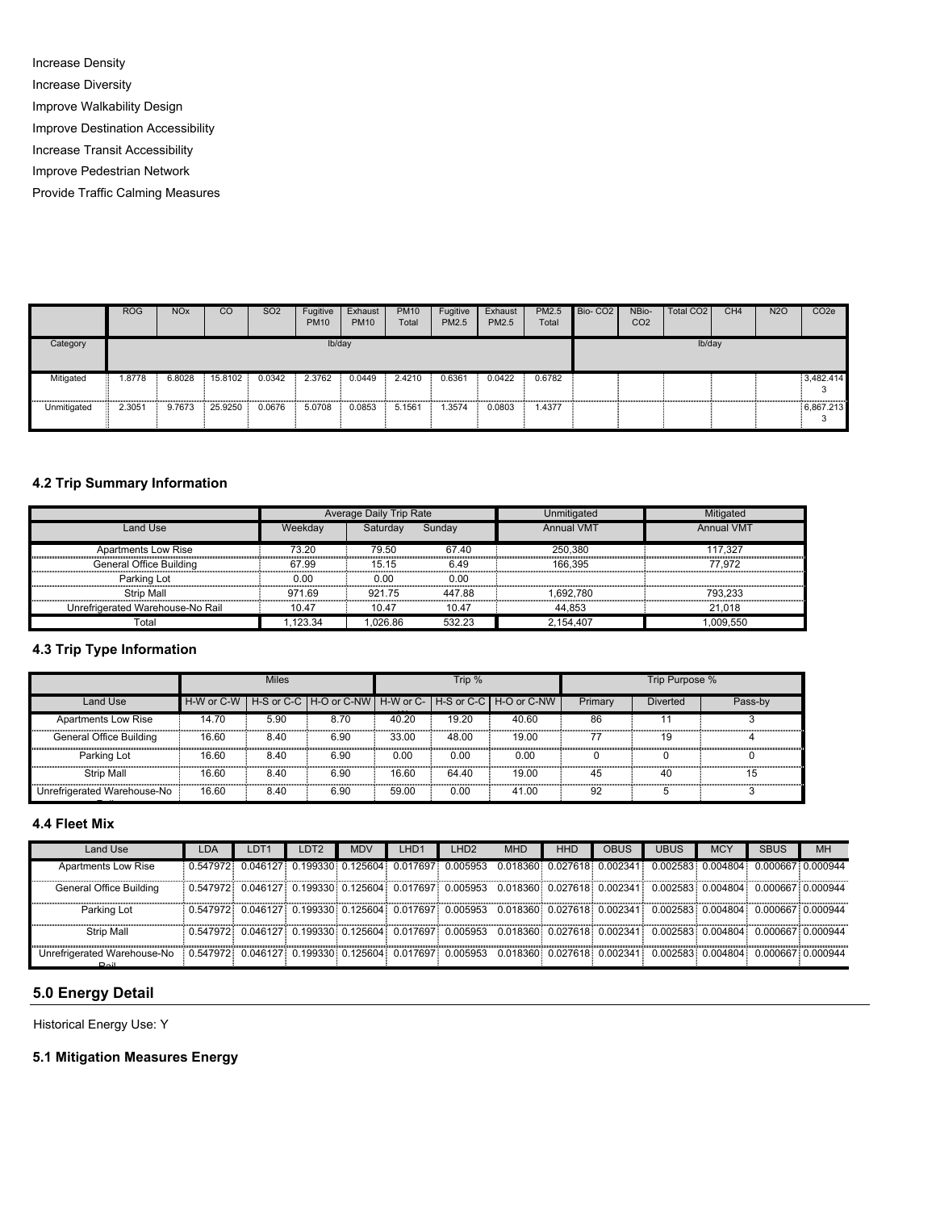Increase Density

Increase Diversity

Improve Walkability Design

Improve Destination Accessibility

Increase Transit Accessibility

Improve Pedestrian Network

Provide Traffic Calming Measures

| | ROG | NOx | CO | SO2 | Fugitive PM10 | Exhaust PM10 | PM10 Total | Fugitive PM2.5 | Exhaust PM2.5 | PM2.5 Total | Bio- CO2 | NBio- CO2 | Total CO2 | CH4 | N2O | CO2e |
|---|---|---|---|---|---|---|---|---|---|---|---|---|---|---|---|---|
| Category | lb/day | | | | | | | | | | lb/day | | | | | |
| Mitigated | 1.8778 | 6.8028 | 15.8102 | 0.0342 | 2.3762 | 0.0449 | 2.4210 | 0.6361 | 0.0422 | 0.6782 | | | | | | 3,482.414 3 |
| Unmitigated | 2.3051 | 9.7673 | 25.9250 | 0.0676 | 5.0708 | 0.0853 | 5.1561 | 1.3574 | 0.0803 | 1.4377 | | | | | | 6,867.213 3 |

### 4.2 Trip Summary Information

| | Average Daily Trip Rate | | | Unmitigated | Mitigated |
|---|---|---|---|---|---|
| Land Use | Weekday | Saturday | Sunday | Annual VMT | Annual VMT |
| Apartments Low Rise | 73.20 | 79.50 | 67.40 | 250,380 | 117,327 |
| General Office Building | 67.99 | 15.15 | 6.49 | 166,395 | 77,972 |
| Parking Lot | 0.00 | 0.00 | 0.00 | | |
| Strip Mall | 971.69 | 921.75 | 447.88 | 1,692,780 | 793,233 |
| Unrefrigerated Warehouse-No Rail | 10.47 | 10.47 | 10.47 | 44,853 | 21,018 |
| Total | 1,123.34 | 1,026.86 | 532.23 | 2,154,407 | 1,009,550 |

### 4.3 Trip Type Information

| | Miles | | | Trip % | | | Trip Purpose % | | |
|---|---|---|---|---|---|---|---|---|---|
| Land Use | H-W or C-W | H-S or C-C | H-O or C-NW | H-W or C-W | H-S or C-C | H-O or C-NW | Primary | Diverted | Pass-by |
| Apartments Low Rise | 14.70 | 5.90 | 8.70 | 40.20 | 19.20 | 40.60 | 86 | 11 | 3 |
| General Office Building | 16.60 | 8.40 | 6.90 | 33.00 | 48.00 | 19.00 | 77 | 19 | 4 |
| Parking Lot | 16.60 | 8.40 | 6.90 | 0.00 | 0.00 | 0.00 | 0 | 0 | 0 |
| Strip Mall | 16.60 | 8.40 | 6.90 | 16.60 | 64.40 | 19.00 | 45 | 40 | 15 |
| Unrefrigerated Warehouse-No Rail | 16.60 | 8.40 | 6.90 | 59.00 | 0.00 | 41.00 | 92 | 5 | 3 |

### 4.4 Fleet Mix

| Land Use | LDA | LDT1 | LDT2 | MDV | LHD1 | LHD2 | MHD | HHD | OBUS | UBUS | MCY | SBUS | MH |
|---|---|---|---|---|---|---|---|---|---|---|---|---|---|
| Apartments Low Rise | 0.547972 | 0.046127 | 0.199330 | 0.125604 | 0.017697 | 0.005953 | 0.018360 | 0.027618 | 0.002341 | 0.002583 | 0.004804 | 0.000667 | 0.000944 |
| General Office Building | 0.547972 | 0.046127 | 0.199330 | 0.125604 | 0.017697 | 0.005953 | 0.018360 | 0.027618 | 0.002341 | 0.002583 | 0.004804 | 0.000667 | 0.000944 |
| Parking Lot | 0.547972 | 0.046127 | 0.199330 | 0.125604 | 0.017697 | 0.005953 | 0.018360 | 0.027618 | 0.002341 | 0.002583 | 0.004804 | 0.000667 | 0.000944 |
| Strip Mall | 0.547972 | 0.046127 | 0.199330 | 0.125604 | 0.017697 | 0.005953 | 0.018360 | 0.027618 | 0.002341 | 0.002583 | 0.004804 | 0.000667 | 0.000944 |
| Unrefrigerated Warehouse-No Rail | 0.547972 | 0.046127 | 0.199330 | 0.125604 | 0.017697 | 0.005953 | 0.018360 | 0.027618 | 0.002341 | 0.002583 | 0.004804 | 0.000667 | 0.000944 |

## 5.0 Energy Detail

Historical Energy Use: Y

### 5.1 Mitigation Measures Energy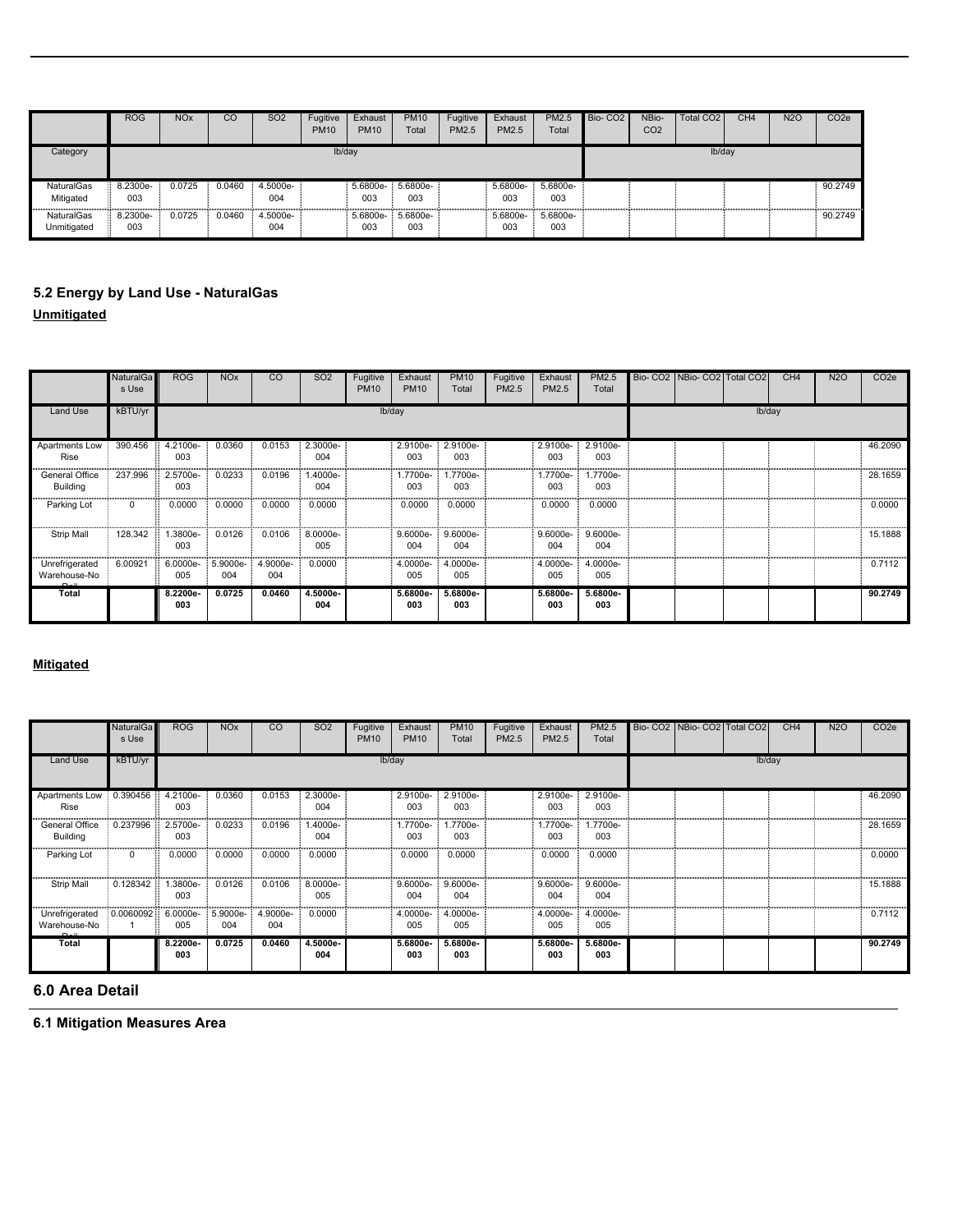| | ROG | NOx | CO | SO2 | Fugitive PM10 | Exhaust PM10 | PM10 Total | Fugitive PM2.5 | Exhaust PM2.5 | PM2.5 Total | Bio- CO2 | NBio- CO2 | Total CO2 | CH4 | N2O | CO2e |
|---|---|---|---|---|---|---|---|---|---|---|---|---|---|---|---|---|
| Category | lb/day | | | | | | | | | | lb/day | | | | | |
| NaturalGas Mitigated | 8.2300e-003 | 0.0725 | 0.0460 | 4.5000e-004 | | 5.6800e-003 | 5.6800e-003 | | 5.6800e-003 | 5.6800e-003 | | | | | | 90.2749 |
| NaturalGas Unmitigated | 8.2300e-003 | 0.0725 | 0.0460 | 4.5000e-004 | | 5.6800e-003 | 5.6800e-003 | | 5.6800e-003 | 5.6800e-003 | | | | | | 90.2749 |

## 5.2 Energy by Land Use - NaturalGas

**Unmitigated**

| | NaturalGas Use | ROG | NOx | CO | SO2 | Fugitive PM10 | Exhaust PM10 | PM10 Total | Fugitive PM2.5 | Exhaust PM2.5 | PM2.5 Total | Bio- CO2 | NBio- CO2 | Total CO2 | CH4 | N2O | CO2e |
|---|---|---|---|---|---|---|---|---|---|---|---|---|---|---|---|---|---|
| Land Use | kBTU/yr | lb/day | | | | | | | | | | lb/day | | | | | |
| Apartments Low Rise | 390.456 | 4.2100e-003 | 0.0360 | 0.0153 | 2.3000e-004 | | 2.9100e-003 | 2.9100e-003 | | 2.9100e-003 | 2.9100e-003 | | | | | | 46.2090 |
| General Office Building | 237.996 | 2.5700e-003 | 0.0233 | 0.0196 | 1.4000e-004 | | 1.7700e-003 | 1.7700e-003 | | 1.7700e-003 | 1.7700e-003 | | | | | | 28.1659 |
| Parking Lot | 0 | 0.0000 | 0.0000 | 0.0000 | 0.0000 | | 0.0000 | 0.0000 | | 0.0000 | 0.0000 | | | | | | 0.0000 |
| Strip Mall | 128.342 | 1.3800e-003 | 0.0126 | 0.0106 | 8.0000e-005 | | 9.6000e-004 | 9.6000e-004 | | 9.6000e-004 | 9.6000e-004 | | | | | | 15.1888 |
| Unrefrigerated Warehouse-No Rail | 6.00921 | 6.0000e-005 | 5.9000e-004 | 4.9000e-004 | 0.0000 | | 4.0000e-005 | 4.0000e-005 | | 4.0000e-005 | 4.0000e-005 | | | | | | 0.7112 |
| **Total** | | **8.2200e-003** | **0.0725** | **0.0460** | **4.5000e-004** | | **5.6800e-003** | **5.6800e-003** | | **5.6800e-003** | **5.6800e-003** | | | | | | **90.2749** |

**Mitigated**

| | NaturalGas Use | ROG | NOx | CO | SO2 | Fugitive PM10 | Exhaust PM10 | PM10 Total | Fugitive PM2.5 | Exhaust PM2.5 | PM2.5 Total | Bio- CO2 | NBio- CO2 | Total CO2 | CH4 | N2O | CO2e |
|---|---|---|---|---|---|---|---|---|---|---|---|---|---|---|---|---|---|
| Land Use | kBTU/yr | lb/day | | | | | | | | | | lb/day | | | | | |
| Apartments Low Rise | 0.390456 | 4.2100e-003 | 0.0360 | 0.0153 | 2.3000e-004 | | 2.9100e-003 | 2.9100e-003 | | 2.9100e-003 | 2.9100e-003 | | | | | | 46.2090 |
| General Office Building | 0.237996 | 2.5700e-003 | 0.0233 | 0.0196 | 1.4000e-004 | | 1.7700e-003 | 1.7700e-003 | | 1.7700e-003 | 1.7700e-003 | | | | | | 28.1659 |
| Parking Lot | 0 | 0.0000 | 0.0000 | 0.0000 | 0.0000 | | 0.0000 | 0.0000 | | 0.0000 | 0.0000 | | | | | | 0.0000 |
| Strip Mall | 0.128342 | 1.3800e-003 | 0.0126 | 0.0106 | 8.0000e-005 | | 9.6000e-004 | 9.6000e-004 | | 9.6000e-004 | 9.6000e-004 | | | | | | 15.1888 |
| Unrefrigerated Warehouse-No Rail | 0.00600921 | 6.0000e-005 | 5.9000e-004 | 4.9000e-004 | 0.0000 | | 4.0000e-005 | 4.0000e-005 | | 4.0000e-005 | 4.0000e-005 | | | | | | 0.7112 |
| **Total** | | **8.2200e-003** | **0.0725** | **0.0460** | **4.5000e-004** | | **5.6800e-003** | **5.6800e-003** | | **5.6800e-003** | **5.6800e-003** | | | | | | **90.2749** |

# 6.0 Area Detail

## 6.1 Mitigation Measures Area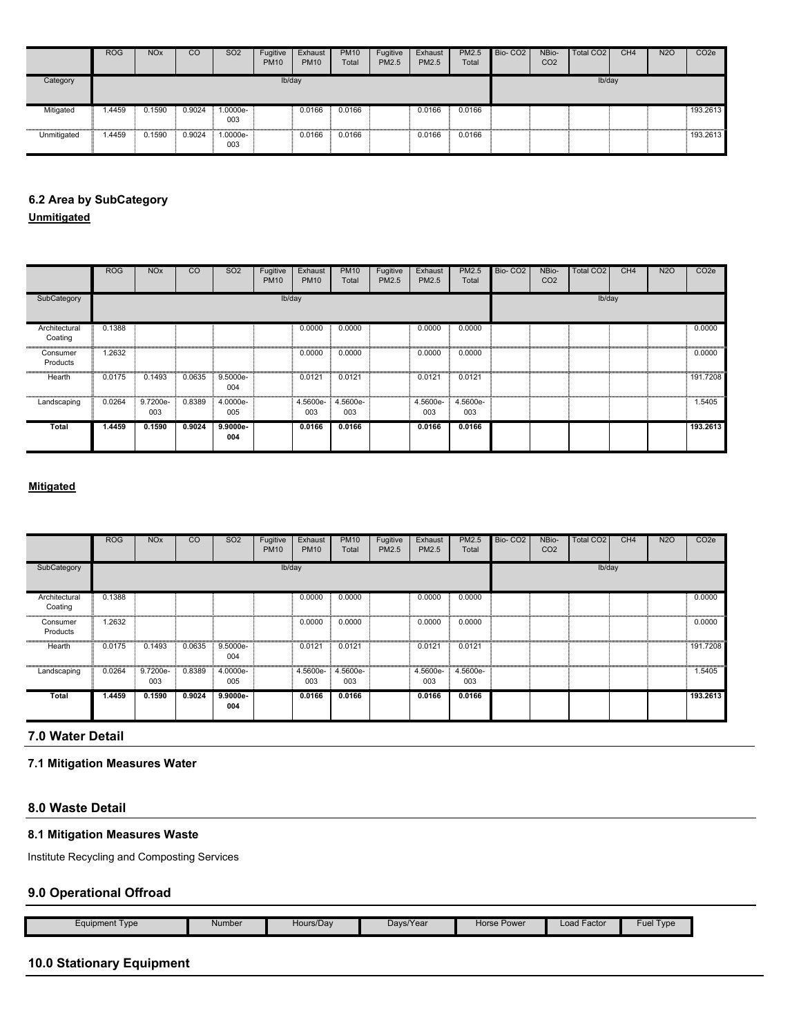| | ROG | NOx | CO | SO2 | Fugitive PM10 | Exhaust PM10 | PM10 Total | Fugitive PM2.5 | Exhaust PM2.5 | PM2.5 Total | Bio- CO2 | NBio- CO2 | Total CO2 | CH4 | N2O | CO2e |
|---|---|---|---|---|---|---|---|---|---|---|---|---|---|---|---|---|
| Category | lb/day | | | | | | | | | | lb/day | | | | | |
| Mitigated | 1.4459 | 0.1590 | 0.9024 | 1.0000e-003 | | 0.0166 | 0.0166 | | 0.0166 | 0.0166 | | | | | | 193.2613 |
| Unmitigated | 1.4459 | 0.1590 | 0.9024 | 1.0000e-003 | | 0.0166 | 0.0166 | | 0.0166 | 0.0166 | | | | | | 193.2613 |

## 6.2 Area by SubCategory

**Unmitigated**

| | ROG | NOx | CO | SO2 | Fugitive PM10 | Exhaust PM10 | PM10 Total | Fugitive PM2.5 | Exhaust PM2.5 | PM2.5 Total | Bio- CO2 | NBio- CO2 | Total CO2 | CH4 | N2O | CO2e |
|---|---|---|---|---|---|---|---|---|---|---|---|---|---|---|---|---|
| SubCategory | lb/day | | | | | | | | | | lb/day | | | | | |
| Architectural Coating | 0.1388 | | | | | 0.0000 | 0.0000 | | 0.0000 | 0.0000 | | | | | | 0.0000 |
| Consumer Products | 1.2632 | | | | | 0.0000 | 0.0000 | | 0.0000 | 0.0000 | | | | | | 0.0000 |
| Hearth | 0.0175 | 0.1493 | 0.0635 | 9.5000e-004 | | 0.0121 | 0.0121 | | 0.0121 | 0.0121 | | | | | | 191.7208 |
| Landscaping | 0.0264 | 9.7200e-003 | 0.8389 | 4.0000e-005 | | 4.5600e-003 | 4.5600e-003 | | 4.5600e-003 | 4.5600e-003 | | | | | | 1.5405 |
| **Total** | **1.4459** | **0.1590** | **0.9024** | **9.9000e-004** | | **0.0166** | **0.0166** | | **0.0166** | **0.0166** | | | | | | **193.2613** |

**Mitigated**

| | ROG | NOx | CO | SO2 | Fugitive PM10 | Exhaust PM10 | PM10 Total | Fugitive PM2.5 | Exhaust PM2.5 | PM2.5 Total | Bio- CO2 | NBio- CO2 | Total CO2 | CH4 | N2O | CO2e |
|---|---|---|---|---|---|---|---|---|---|---|---|---|---|---|---|---|
| SubCategory | lb/day | | | | | | | | | | lb/day | | | | | |
| Architectural Coating | 0.1388 | | | | | 0.0000 | 0.0000 | | 0.0000 | 0.0000 | | | | | | 0.0000 |
| Consumer Products | 1.2632 | | | | | 0.0000 | 0.0000 | | 0.0000 | 0.0000 | | | | | | 0.0000 |
| Hearth | 0.0175 | 0.1493 | 0.0635 | 9.5000e-004 | | 0.0121 | 0.0121 | | 0.0121 | 0.0121 | | | | | | 191.7208 |
| Landscaping | 0.0264 | 9.7200e-003 | 0.8389 | 4.0000e-005 | | 4.5600e-003 | 4.5600e-003 | | 4.5600e-003 | 4.5600e-003 | | | | | | 1.5405 |
| **Total** | **1.4459** | **0.1590** | **0.9024** | **9.9000e-004** | | **0.0166** | **0.0166** | | **0.0166** | **0.0166** | | | | | | **193.2613** |

## 7.0 Water Detail

### 7.1 Mitigation Measures Water

## 8.0 Waste Detail

### 8.1 Mitigation Measures Waste

Institute Recycling and Composting Services

## 9.0 Operational Offroad

| Equipment Type | Number | Hours/Day | Days/Year | Horse Power | Load Factor | Fuel Type |
|---|---|---|---|---|---|---|

## 10.0 Stationary Equipment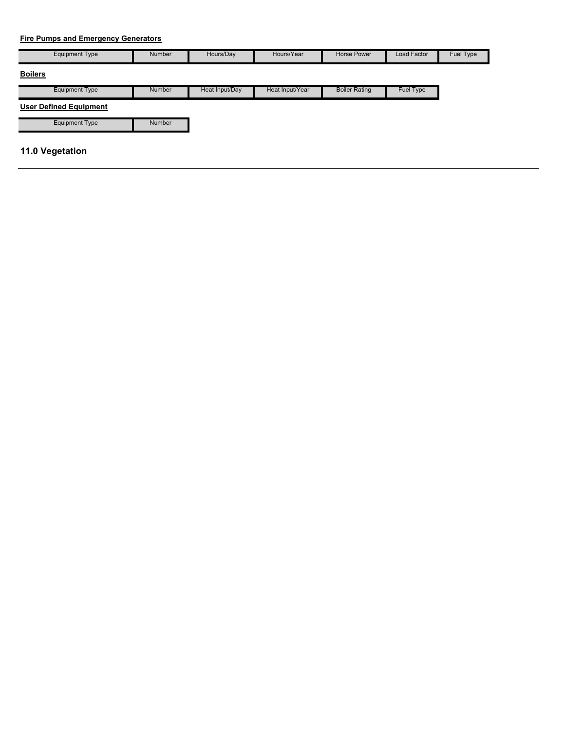**Fire Pumps and Emergency Generators**

| Equipment Type | Number | Hours/Day | Hours/Year | Horse Power | Load Factor | Fuel Type |
|---|---|---|---|---|---|---|

**Boilers**

| Equipment Type | Number | Heat Input/Day | Heat Input/Year | Boiler Rating | Fuel Type |
|---|---|---|---|---|---|

**User Defined Equipment**

| Equipment Type | Number |
|---|---|

## 11.0 Vegetation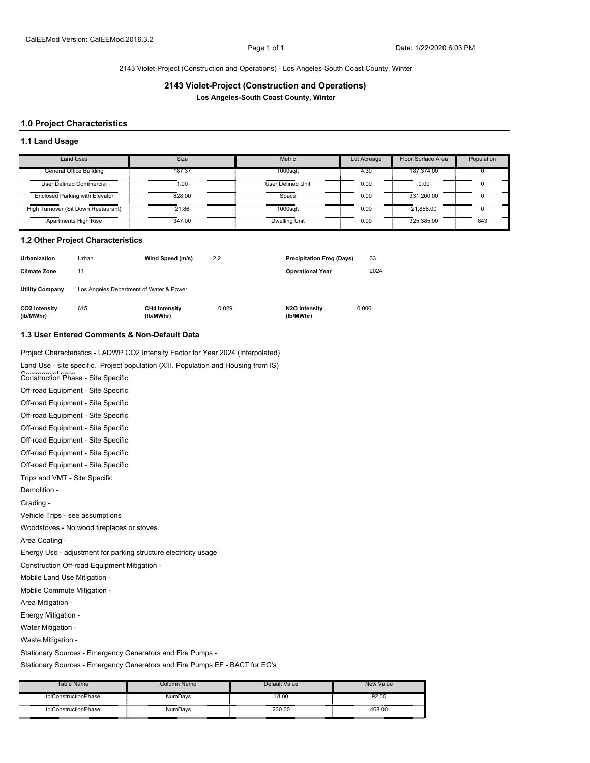2143 Violet-Project (Construction and Operations) - Los Angeles-South Coast County, Winter

# 2143 Violet-Project (Construction and Operations)

**Los Angeles-South Coast County, Winter**

## 1.0 Project Characteristics

### 1.1 Land Usage

| Land Uses | Size | Metric | Lot Acreage | Floor Surface Area | Population |
|---|---|---|---|---|---|
| General Office Building | 187.37 | 1000sqft | 4.30 | 187,374.00 | 0 |
| User Defined Commercial | 1.00 | User Defined Unit | 0.00 | 0.00 | 0 |
| Enclosed Parking with Elevator | 828.00 | Space | 0.00 | 331,200.00 | 0 |
| High Turnover (Sit Down Restaurant) | 21.86 | 1000sqft | 0.00 | 21,858.00 | 0 |
| Apartments High Rise | 347.00 | Dwelling Unit | 0.00 | 325,385.00 | 843 |

### 1.2 Other Project Characteristics

| | | | | | |
|---|---|---|---|---|---|
| **Urbanization** | Urban | **Wind Speed (m/s)** | 2.2 | **Precipitation Freq (Days)** | 33 |
| **Climate Zone** | 11 | | | **Operational Year** | 2024 |
| **Utility Company** | Los Angeles Department of Water & Power | | | | |
| **$CO_2$ Intensity (lb/MWhr)** | 615 | **$CH_4$ Intensity (lb/MWhr)** | 0.029 | **$N_2O$ Intensity (lb/MWhr)** | 0.006 |

### 1.3 User Entered Comments & Non-Default Data

Project Characteristics - LADWP CO2 Intensity Factor for Year 2024 (Interpolated)

Land Use - site specific. Project population (XIII. Population and Housing from IS) Commercial uses

Construction Phase - Site Specific

Off-road Equipment - Site Specific

Off-road Equipment - Site Specific

Off-road Equipment - Site Specific

Off-road Equipment - Site Specific

Off-road Equipment - Site Specific

Off-road Equipment - Site Specific

Off-road Equipment - Site Specific

Trips and VMT - Site Specific

Demolition -

Grading -

Vehicle Trips - see assumptions

Woodstoves - No wood fireplaces or stoves

Area Coating -

Energy Use - adjustment for parking structure electricity usage

Construction Off-road Equipment Mitigation -

Mobile Land Use Mitigation -

Mobile Commute Mitigation -

Area Mitigation -

Energy Mitigation -

Water Mitigation -

Waste Mitigation -

Stationary Sources - Emergency Generators and Fire Pumps -

Stationary Sources - Emergency Generators and Fire Pumps EF - BACT for EG's

| Table Name | Column Name | Default Value | New Value |
|---|---|---|---|
| tblConstructionPhase | NumDays | 18.00 | 92.00 |
| tblConstructionPhase | NumDays | 230.00 | 468.00 |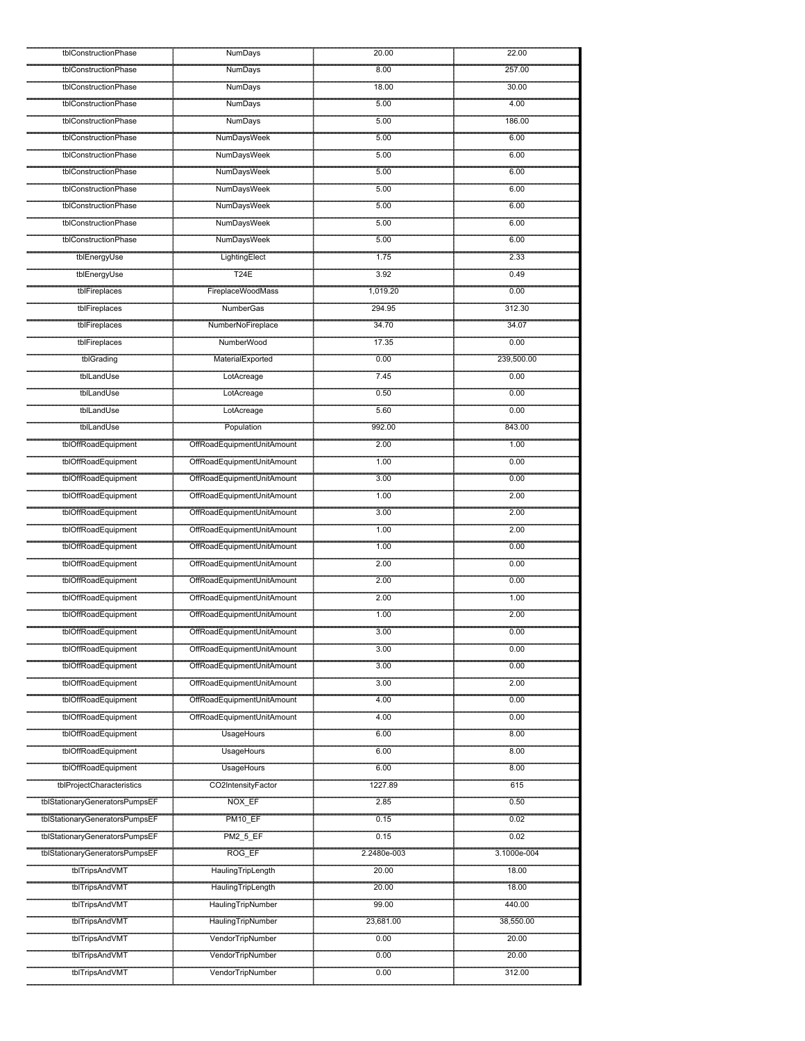| | | | |
|---|---|---|---|
| tblConstructionPhase | NumDays | 20.00 | 22.00 |
| tblConstructionPhase | NumDays | 8.00 | 257.00 |
| tblConstructionPhase | NumDays | 18.00 | 30.00 |
| tblConstructionPhase | NumDays | 5.00 | 4.00 |
| tblConstructionPhase | NumDays | 5.00 | 186.00 |
| tblConstructionPhase | NumDaysWeek | 5.00 | 6.00 |
| tblConstructionPhase | NumDaysWeek | 5.00 | 6.00 |
| tblConstructionPhase | NumDaysWeek | 5.00 | 6.00 |
| tblConstructionPhase | NumDaysWeek | 5.00 | 6.00 |
| tblConstructionPhase | NumDaysWeek | 5.00 | 6.00 |
| tblConstructionPhase | NumDaysWeek | 5.00 | 6.00 |
| tblConstructionPhase | NumDaysWeek | 5.00 | 6.00 |
| tblEnergyUse | LightingElect | 1.75 | 2.33 |
| tblEnergyUse | T24E | 3.92 | 0.49 |
| tblFireplaces | FireplaceWoodMass | 1,019.20 | 0.00 |
| tblFireplaces | NumberGas | 294.95 | 312.30 |
| tblFireplaces | NumberNoFireplace | 34.70 | 34.07 |
| tblFireplaces | NumberWood | 17.35 | 0.00 |
| tblGrading | MaterialExported | 0.00 | 239,500.00 |
| tblLandUse | LotAcreage | 7.45 | 0.00 |
| tblLandUse | LotAcreage | 0.50 | 0.00 |
| tblLandUse | LotAcreage | 5.60 | 0.00 |
| tblLandUse | Population | 992.00 | 843.00 |
| tblOffRoadEquipment | OffRoadEquipmentUnitAmount | 2.00 | 1.00 |
| tblOffRoadEquipment | OffRoadEquipmentUnitAmount | 1.00 | 0.00 |
| tblOffRoadEquipment | OffRoadEquipmentUnitAmount | 3.00 | 0.00 |
| tblOffRoadEquipment | OffRoadEquipmentUnitAmount | 1.00 | 2.00 |
| tblOffRoadEquipment | OffRoadEquipmentUnitAmount | 3.00 | 2.00 |
| tblOffRoadEquipment | OffRoadEquipmentUnitAmount | 1.00 | 2.00 |
| tblOffRoadEquipment | OffRoadEquipmentUnitAmount | 1.00 | 0.00 |
| tblOffRoadEquipment | OffRoadEquipmentUnitAmount | 2.00 | 0.00 |
| tblOffRoadEquipment | OffRoadEquipmentUnitAmount | 2.00 | 0.00 |
| tblOffRoadEquipment | OffRoadEquipmentUnitAmount | 2.00 | 1.00 |
| tblOffRoadEquipment | OffRoadEquipmentUnitAmount | 1.00 | 2.00 |
| tblOffRoadEquipment | OffRoadEquipmentUnitAmount | 3.00 | 0.00 |
| tblOffRoadEquipment | OffRoadEquipmentUnitAmount | 3.00 | 0.00 |
| tblOffRoadEquipment | OffRoadEquipmentUnitAmount | 3.00 | 0.00 |
| tblOffRoadEquipment | OffRoadEquipmentUnitAmount | 3.00 | 2.00 |
| tblOffRoadEquipment | OffRoadEquipmentUnitAmount | 4.00 | 0.00 |
| tblOffRoadEquipment | OffRoadEquipmentUnitAmount | 4.00 | 0.00 |
| tblOffRoadEquipment | UsageHours | 6.00 | 8.00 |
| tblOffRoadEquipment | UsageHours | 6.00 | 8.00 |
| tblOffRoadEquipment | UsageHours | 6.00 | 8.00 |
| tblProjectCharacteristics | CO2IntensityFactor | 1227.89 | 615 |
| tblStationaryGeneratorsPumpsEF | NOX_EF | 2.85 | 0.50 |
| tblStationaryGeneratorsPumpsEF | PM10_EF | 0.15 | 0.02 |
| tblStationaryGeneratorsPumpsEF | PM2_5_EF | 0.15 | 0.02 |
| tblStationaryGeneratorsPumpsEF | ROG_EF | 2.2480e-003 | 3.1000e-004 |
| tblTripsAndVMT | HaulingTripLength | 20.00 | 18.00 |
| tblTripsAndVMT | HaulingTripLength | 20.00 | 18.00 |
| tblTripsAndVMT | HaulingTripNumber | 99.00 | 440.00 |
| tblTripsAndVMT | HaulingTripNumber | 23,681.00 | 38,550.00 |
| tblTripsAndVMT | VendorTripNumber | 0.00 | 20.00 |
| tblTripsAndVMT | VendorTripNumber | 0.00 | 20.00 |
| tblTripsAndVMT | VendorTripNumber | 0.00 | 312.00 |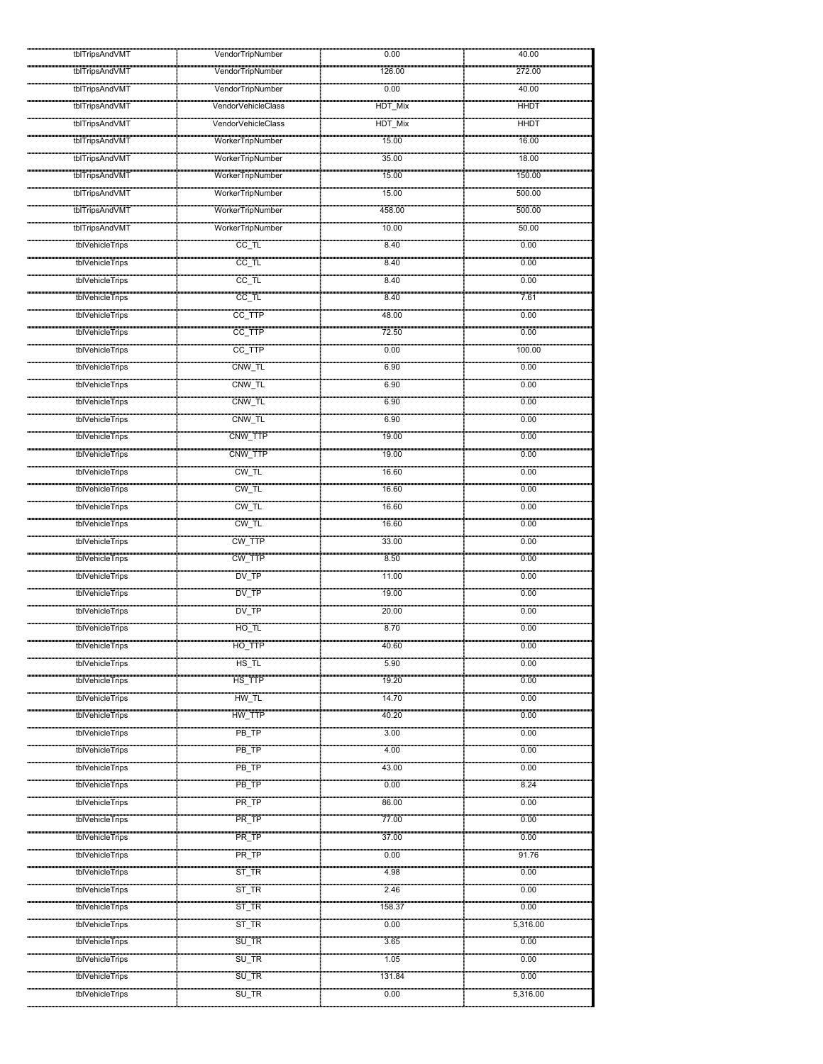| tblTripsAndVMT | VendorTripNumber | 0.00 | 40.00 |
|---|---|---|---|
| tblTripsAndVMT | VendorTripNumber | 126.00 | 272.00 |
| tblTripsAndVMT | VendorTripNumber | 0.00 | 40.00 |
| tblTripsAndVMT | VendorVehicleClass | HDT_Mix | HHDT |
| tblTripsAndVMT | VendorVehicleClass | HDT_Mix | HHDT |
| tblTripsAndVMT | WorkerTripNumber | 15.00 | 16.00 |
| tblTripsAndVMT | WorkerTripNumber | 35.00 | 18.00 |
| tblTripsAndVMT | WorkerTripNumber | 15.00 | 150.00 |
| tblTripsAndVMT | WorkerTripNumber | 15.00 | 500.00 |
| tblTripsAndVMT | WorkerTripNumber | 458.00 | 500.00 |
| tblTripsAndVMT | WorkerTripNumber | 10.00 | 50.00 |
| tblVehicleTrips | CC_TL | 8.40 | 0.00 |
| tblVehicleTrips | CC_TL | 8.40 | 0.00 |
| tblVehicleTrips | CC_TL | 8.40 | 0.00 |
| tblVehicleTrips | CC_TL | 8.40 | 7.61 |
| tblVehicleTrips | CC_TTP | 48.00 | 0.00 |
| tblVehicleTrips | CC_TTP | 72.50 | 0.00 |
| tblVehicleTrips | CC_TTP | 0.00 | 100.00 |
| tblVehicleTrips | CNW_TL | 6.90 | 0.00 |
| tblVehicleTrips | CNW_TL | 6.90 | 0.00 |
| tblVehicleTrips | CNW_TL | 6.90 | 0.00 |
| tblVehicleTrips | CNW_TL | 6.90 | 0.00 |
| tblVehicleTrips | CNW_TTP | 19.00 | 0.00 |
| tblVehicleTrips | CNW_TTP | 19.00 | 0.00 |
| tblVehicleTrips | CW_TL | 16.60 | 0.00 |
| tblVehicleTrips | CW_TL | 16.60 | 0.00 |
| tblVehicleTrips | CW_TL | 16.60 | 0.00 |
| tblVehicleTrips | CW_TL | 16.60 | 0.00 |
| tblVehicleTrips | CW_TTP | 33.00 | 0.00 |
| tblVehicleTrips | CW_TTP | 8.50 | 0.00 |
| tblVehicleTrips | DV_TP | 11.00 | 0.00 |
| tblVehicleTrips | DV_TP | 19.00 | 0.00 |
| tblVehicleTrips | DV_TP | 20.00 | 0.00 |
| tblVehicleTrips | HO_TL | 8.70 | 0.00 |
| tblVehicleTrips | HO_TTP | 40.60 | 0.00 |
| tblVehicleTrips | HS_TL | 5.90 | 0.00 |
| tblVehicleTrips | HS_TTP | 19.20 | 0.00 |
| tblVehicleTrips | HW_TL | 14.70 | 0.00 |
| tblVehicleTrips | HW_TTP | 40.20 | 0.00 |
| tblVehicleTrips | PB_TP | 3.00 | 0.00 |
| tblVehicleTrips | PB_TP | 4.00 | 0.00 |
| tblVehicleTrips | PB_TP | 43.00 | 0.00 |
| tblVehicleTrips | PB_TP | 0.00 | 8.24 |
| tblVehicleTrips | PR_TP | 86.00 | 0.00 |
| tblVehicleTrips | PR_TP | 77.00 | 0.00 |
| tblVehicleTrips | PR_TP | 37.00 | 0.00 |
| tblVehicleTrips | PR_TP | 0.00 | 91.76 |
| tblVehicleTrips | ST_TR | 4.98 | 0.00 |
| tblVehicleTrips | ST_TR | 2.46 | 0.00 |
| tblVehicleTrips | ST_TR | 158.37 | 0.00 |
| tblVehicleTrips | ST_TR | 0.00 | 5,316.00 |
| tblVehicleTrips | SU_TR | 3.65 | 0.00 |
| tblVehicleTrips | SU_TR | 1.05 | 0.00 |
| tblVehicleTrips | SU_TR | 131.84 | 0.00 |
| tblVehicleTrips | SU_TR | 0.00 | 5,316.00 |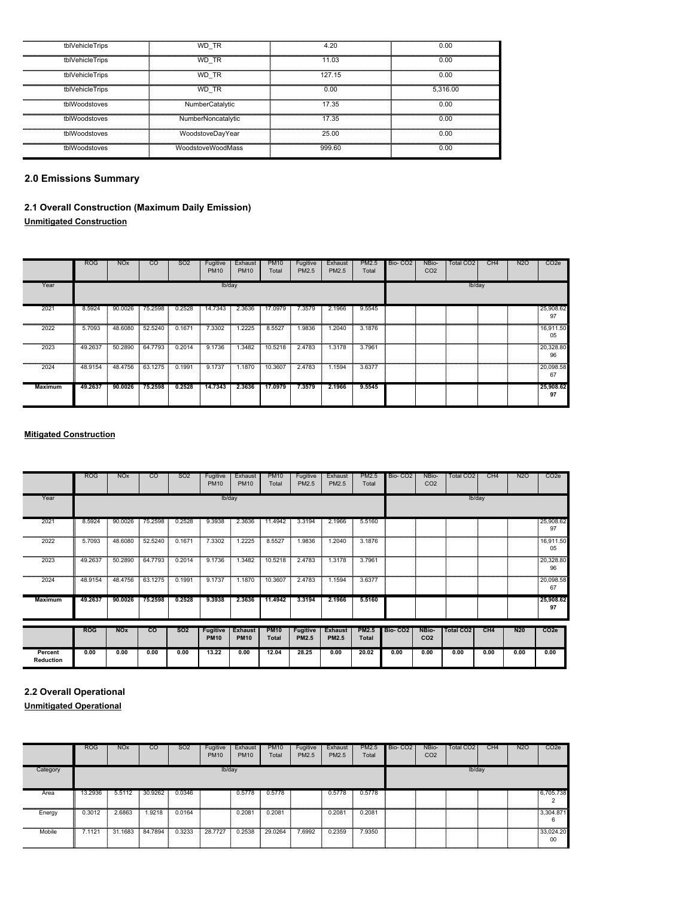| tblVehicleTrips | WD_TR | 4.20 | 0.00 |
|---|---|---|---|
| tblVehicleTrips | WD_TR | 11.03 | 0.00 |
| tblVehicleTrips | WD_TR | 127.15 | 0.00 |
| tblVehicleTrips | WD_TR | 0.00 | 5,316.00 |
| tblWoodstoves | NumberCatalytic | 17.35 | 0.00 |
| tblWoodstoves | NumberNoncatalytic | 17.35 | 0.00 |
| tblWoodstoves | WoodstoveDayYear | 25.00 | 0.00 |
| tblWoodstoves | WoodstoveWoodMass | 999.60 | 0.00 |

## 2.0 Emissions Summary

### 2.1 Overall Construction (Maximum Daily Emission)

**Unmitigated Construction**

| | ROG | NOx | CO | SO2 | Fugitive PM10 | Exhaust PM10 | PM10 Total | Fugitive PM2.5 | Exhaust PM2.5 | PM2.5 Total | Bio- CO2 | NBio- CO2 | Total CO2 | CH4 | N2O | CO2e |
|---|---|---|---|---|---|---|---|---|---|---|---|---|---|---|---|---|
| Year | | | | | lb/day | | | | | | | | lb/day | | | |
| 2021 | 8.5924 | 90.0026 | 75.2598 | 0.2528 | 14.7343 | 2.3636 | 17.0979 | 7.3579 | 2.1966 | 9.5545 | | | | | | 25,908.62 97 |
| 2022 | 5.7093 | 48.6080 | 52.5240 | 0.1671 | 7.3302 | 1.2225 | 8.5527 | 1.9836 | 1.2040 | 3.1876 | | | | | | 16,911.50 05 |
| 2023 | 49.2637 | 50.2890 | 64.7793 | 0.2014 | 9.1736 | 1.3482 | 10.5218 | 2.4783 | 1.3178 | 3.7961 | | | | | | 20,328.80 96 |
| 2024 | 48.9154 | 48.4756 | 63.1275 | 0.1991 | 9.1737 | 1.1870 | 10.3607 | 2.4783 | 1.1594 | 3.6377 | | | | | | 20,098.58 67 |
| **Maximum** | **49.2637** | **90.0026** | **75.2598** | **0.2528** | **14.7343** | **2.3636** | **17.0979** | **7.3579** | **2.1966** | **9.5545** | | | | | | **25,908.62 97** |

**Mitigated Construction**

| | ROG | NOx | CO | SO2 | Fugitive PM10 | Exhaust PM10 | PM10 Total | Fugitive PM2.5 | Exhaust PM2.5 | PM2.5 Total | Bio- CO2 | NBio- CO2 | Total CO2 | CH4 | N2O | CO2e |
|---|---|---|---|---|---|---|---|---|---|---|---|---|---|---|---|---|
| Year | | | | | lb/day | | | | | | | | lb/day | | | |
| 2021 | 8.5924 | 90.0026 | 75.2598 | 0.2528 | 9.3938 | 2.3636 | 11.4942 | 3.3194 | 2.1966 | 5.5160 | | | | | | 25,908.62 97 |
| 2022 | 5.7093 | 48.6080 | 52.5240 | 0.1671 | 7.3302 | 1.2225 | 8.5527 | 1.9836 | 1.2040 | 3.1876 | | | | | | 16,911.50 05 |
| 2023 | 49.2637 | 50.2890 | 64.7793 | 0.2014 | 9.1736 | 1.3482 | 10.5218 | 2.4783 | 1.3178 | 3.7961 | | | | | | 20,328.80 96 |
| 2024 | 48.9154 | 48.4756 | 63.1275 | 0.1991 | 9.1737 | 1.1870 | 10.3607 | 2.4783 | 1.1594 | 3.6377 | | | | | | 20,098.58 67 |
| **Maximum** | **49.2637** | **90.0026** | **75.2598** | **0.2528** | **9.3938** | **2.3636** | **11.4942** | **3.3194** | **2.1966** | **5.5160** | | | | | | **25,908.62 97** |

| | ROG | NOx | CO | SO2 | Fugitive PM10 | Exhaust PM10 | PM10 Total | Fugitive PM2.5 | Exhaust PM2.5 | PM2.5 Total | Bio- CO2 | NBio-CO2 | Total CO2 | CH4 | N20 | CO2e |
|---|---|---|---|---|---|---|---|---|---|---|---|---|---|---|---|---|
| **Percent Reduction** | **0.00** | **0.00** | **0.00** | **0.00** | **13.22** | **0.00** | **12.04** | **28.25** | **0.00** | **20.02** | **0.00** | **0.00** | **0.00** | **0.00** | **0.00** | **0.00** |

### 2.2 Overall Operational

**Unmitigated Operational**

| | ROG | NOx | CO | SO2 | Fugitive PM10 | Exhaust PM10 | PM10 Total | Fugitive PM2.5 | Exhaust PM2.5 | PM2.5 Total | Bio- CO2 | NBio- CO2 | Total CO2 | CH4 | N2O | CO2e |
|---|---|---|---|---|---|---|---|---|---|---|---|---|---|---|---|---|
| Category | | | | | lb/day | | | | | | | | lb/day | | | |
| Area | 13.2936 | 5.5112 | 30.9262 | 0.0346 | | 0.5778 | 0.5778 | | 0.5778 | 0.5778 | | | | | | 6,705.738 2 |
| Energy | 0.3012 | 2.6863 | 1.9218 | 0.0164 | | 0.2081 | 0.2081 | | 0.2081 | 0.2081 | | | | | | 3,304.871 6 |
| Mobile | 7.1121 | 31.1683 | 84.7894 | 0.3233 | 28.7727 | 0.2538 | 29.0264 | 7.6992 | 0.2359 | 7.9350 | | | | | | 33,024.20 00 |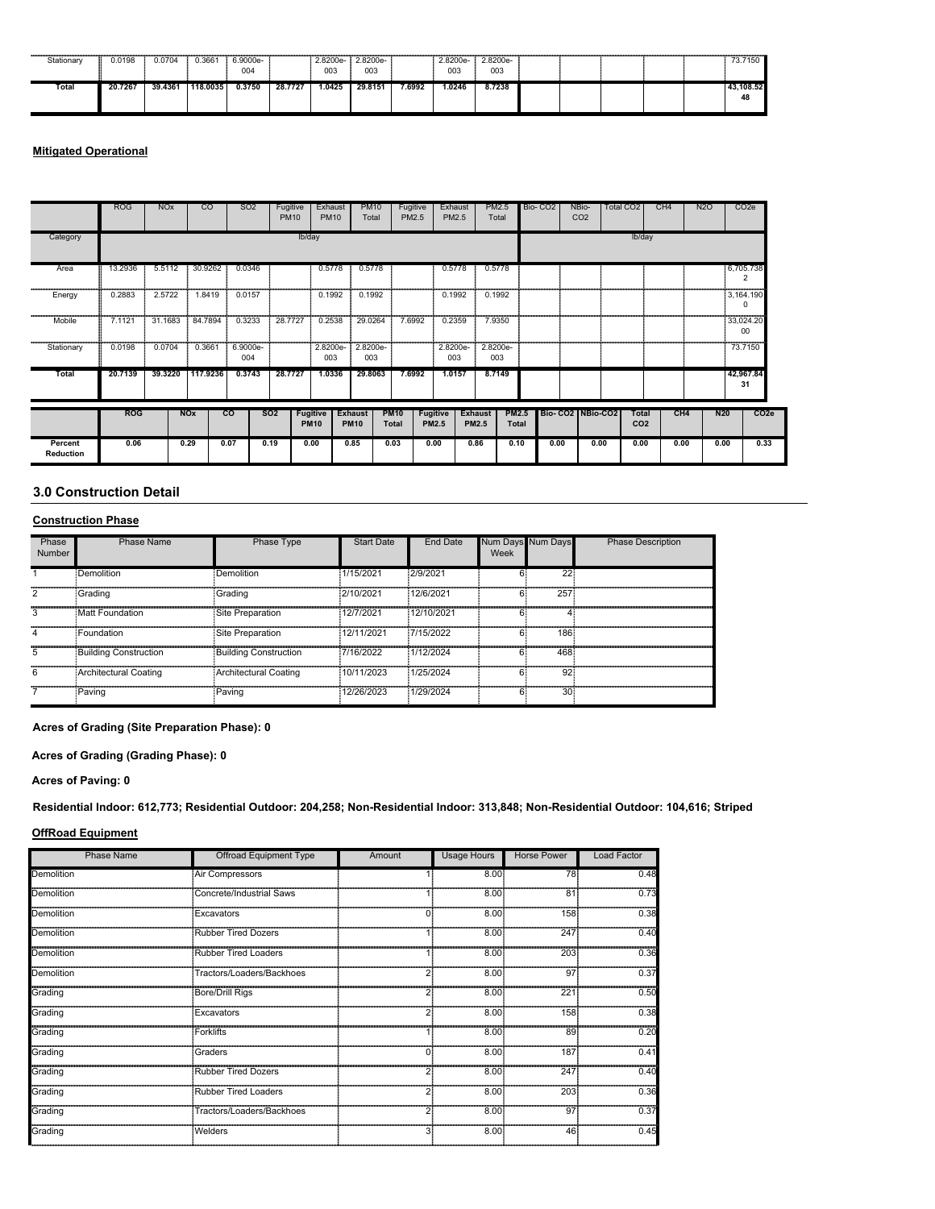| | ROG | NOx | CO | SO2 | Fugitive PM10 | Exhaust PM10 | PM10 Total | Fugitive PM2.5 | Exhaust PM2.5 | PM2.5 Total | Bio- CO2 | NBio- CO2 | Total CO2 | CH4 | N2O | CO2e |
|---|---|---|---|---|---|---|---|---|---|---|---|---|---|---|---|---|
| Stationary | 0.0198 | 0.0704 | 0.3661 | 6.9000e-004 | | 2.8200e-003 | 2.8200e-003 | | 2.8200e-003 | 2.8200e-003 | | | | | | 73.7150 |
| **Total** | **20.7267** | **39.4361** | **118.0035** | **0.3750** | **28.7727** | **1.0425** | **29.8151** | **7.6992** | **1.0246** | **8.7238** | | | | | | **43,108.5248** |

**Mitigated Operational**

| | ROG | NOx | CO | SO2 | Fugitive PM10 | Exhaust PM10 | PM10 Total | Fugitive PM2.5 | Exhaust PM2.5 | PM2.5 Total | Bio- CO2 | NBio- CO2 | Total CO2 | CH4 | N2O | CO2e |
|---|---|---|---|---|---|---|---|---|---|---|---|---|---|---|---|---|
| Category | lb/day | | | | | | | | | | lb/day | | | | | |
| Area | 13.2936 | 5.5112 | 30.9262 | 0.0346 | | 0.5778 | 0.5778 | | 0.5778 | 0.5778 | | | | | | 6,705.7382 |
| Energy | 0.2883 | 2.5722 | 1.8419 | 0.0157 | | 0.1992 | 0.1992 | | 0.1992 | 0.1992 | | | | | | 3,164.1900 |
| Mobile | 7.1121 | 31.1683 | 84.7894 | 0.3233 | 28.7727 | 0.2538 | 29.0264 | 7.6992 | 0.2359 | 7.9350 | | | | | | 33,024.2000 |
| Stationary | 0.0198 | 0.0704 | 0.3661 | 6.9000e-004 | | 2.8200e-003 | 2.8200e-003 | | 2.8200e-003 | 2.8200e-003 | | | | | | 73.7150 |
| **Total** | **20.7139** | **39.3220** | **117.9236** | **0.3743** | **28.7727** | **1.0336** | **29.8063** | **7.6992** | **1.0157** | **8.7149** | | | | | | **42,967.8431** |

| | ROG | NOx | CO | SO2 | Fugitive PM10 | Exhaust PM10 | PM10 Total | Fugitive PM2.5 | Exhaust PM2.5 | PM2.5 Total | Bio- CO2 | NBio-CO2 | Total CO2 | CH4 | N20 | CO2e |
|---|---|---|---|---|---|---|---|---|---|---|---|---|---|---|---|---|
| **Percent Reduction** | 0.06 | 0.29 | 0.07 | 0.19 | 0.00 | 0.85 | 0.03 | 0.00 | 0.86 | 0.10 | 0.00 | 0.00 | 0.00 | 0.00 | 0.00 | 0.33 |

## 3.0 Construction Detail

**Construction Phase**

| Phase Number | Phase Name | Phase Type | Start Date | End Date | Num Days Week | Num Days | Phase Description |
|---|---|---|---|---|---|---|---|
| 1 | Demolition | Demolition | 1/15/2021 | 2/9/2021 | 6 | 22 | |
| 2 | Grading | Grading | 2/10/2021 | 12/6/2021 | 6 | 257 | |
| 3 | Matt Foundation | Site Preparation | 12/7/2021 | 12/10/2021 | 6 | 4 | |
| 4 | Foundation | Site Preparation | 12/11/2021 | 7/15/2022 | 6 | 186 | |
| 5 | Building Construction | Building Construction | 7/16/2022 | 1/12/2024 | 6 | 468 | |
| 6 | Architectural Coating | Architectural Coating | 10/11/2023 | 1/25/2024 | 6 | 92 | |
| 7 | Paving | Paving | 12/26/2023 | 1/29/2024 | 6 | 30 | |

**Acres of Grading (Site Preparation Phase): 0**

**Acres of Grading (Grading Phase): 0**

**Acres of Paving: 0**

**Residential Indoor: 612,773; Residential Outdoor: 204,258; Non-Residential Indoor: 313,848; Non-Residential Outdoor: 104,616; Striped**

**OffRoad Equipment**

| Phase Name | Offroad Equipment Type | Amount | Usage Hours | Horse Power | Load Factor |
|---|---|---|---|---|---|
| Demolition | Air Compressors | 1 | 8.00 | 78 | 0.48 |
| Demolition | Concrete/Industrial Saws | 1 | 8.00 | 81 | 0.73 |
| Demolition | Excavators | 0 | 8.00 | 158 | 0.38 |
| Demolition | Rubber Tired Dozers | 1 | 8.00 | 247 | 0.40 |
| Demolition | Rubber Tired Loaders | 1 | 8.00 | 203 | 0.36 |
| Demolition | Tractors/Loaders/Backhoes | 2 | 8.00 | 97 | 0.37 |
| Grading | Bore/Drill Rigs | 2 | 8.00 | 221 | 0.50 |
| Grading | Excavators | 2 | 8.00 | 158 | 0.38 |
| Grading | Forklifts | 1 | 8.00 | 89 | 0.20 |
| Grading | Graders | 0 | 8.00 | 187 | 0.41 |
| Grading | Rubber Tired Dozers | 2 | 8.00 | 247 | 0.40 |
| Grading | Rubber Tired Loaders | 2 | 8.00 | 203 | 0.36 |
| Grading | Tractors/Loaders/Backhoes | 2 | 8.00 | 97 | 0.37 |
| Grading | Welders | 3 | 8.00 | 46 | 0.45 |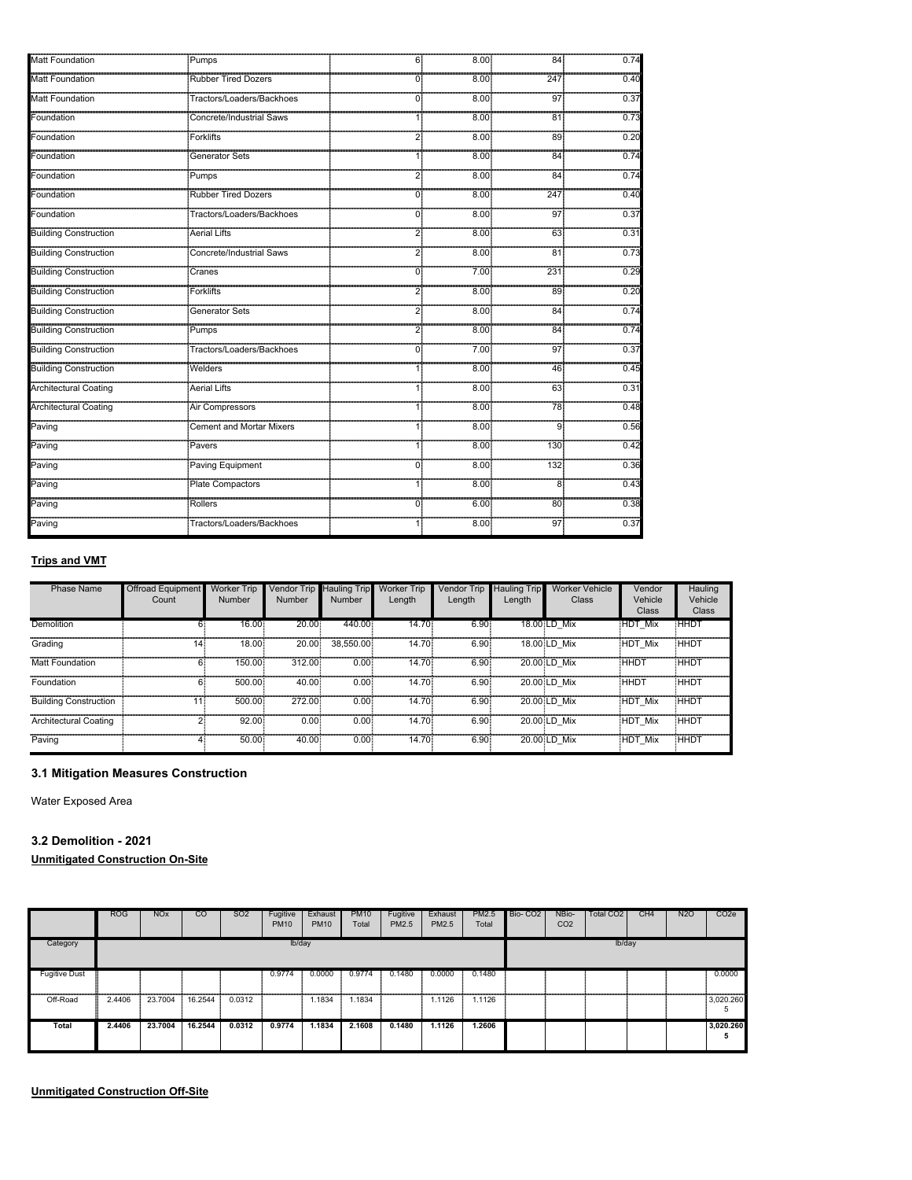| | | | | | |
|---|---|---|---|---|---|
| Matt Foundation | Pumps | 6 | 8.00 | 84 | 0.74 |
| Matt Foundation | Rubber Tired Dozers | 0 | 8.00 | 247 | 0.40 |
| Matt Foundation | Tractors/Loaders/Backhoes | 0 | 8.00 | 97 | 0.37 |
| Foundation | Concrete/Industrial Saws | 1 | 8.00 | 81 | 0.73 |
| Foundation | Forklifts | 2 | 8.00 | 89 | 0.20 |
| Foundation | Generator Sets | 1 | 8.00 | 84 | 0.74 |
| Foundation | Pumps | 2 | 8.00 | 84 | 0.74 |
| Foundation | Rubber Tired Dozers | 0 | 8.00 | 247 | 0.40 |
| Foundation | Tractors/Loaders/Backhoes | 0 | 8.00 | 97 | 0.37 |
| Building Construction | Aerial Lifts | 2 | 8.00 | 63 | 0.31 |
| Building Construction | Concrete/Industrial Saws | 2 | 8.00 | 81 | 0.73 |
| Building Construction | Cranes | 0 | 7.00 | 231 | 0.29 |
| Building Construction | Forklifts | 2 | 8.00 | 89 | 0.20 |
| Building Construction | Generator Sets | 2 | 8.00 | 84 | 0.74 |
| Building Construction | Pumps | 2 | 8.00 | 84 | 0.74 |
| Building Construction | Tractors/Loaders/Backhoes | 0 | 7.00 | 97 | 0.37 |
| Building Construction | Welders | 1 | 8.00 | 46 | 0.45 |
| Architectural Coating | Aerial Lifts | 1 | 8.00 | 63 | 0.31 |
| Architectural Coating | Air Compressors | 1 | 8.00 | 78 | 0.48 |
| Paving | Cement and Mortar Mixers | 1 | 8.00 | 9 | 0.56 |
| Paving | Pavers | 1 | 8.00 | 130 | 0.42 |
| Paving | Paving Equipment | 0 | 8.00 | 132 | 0.36 |
| Paving | Plate Compactors | 1 | 8.00 | 8 | 0.43 |
| Paving | Rollers | 0 | 6.00 | 80 | 0.38 |
| Paving | Tractors/Loaders/Backhoes | 1 | 8.00 | 97 | 0.37 |

**Trips and VMT**

| Phase Name | Offroad Equipment Count | Worker Trip Number | Vendor Trip Number | Hauling Trip Number | Worker Trip Length | Vendor Trip Length | Hauling Trip Length | Worker Vehicle Class | Vendor Vehicle Class | Hauling Vehicle Class |
|---|---|---|---|---|---|---|---|---|---|---|
| Demolition | 6 | 16.00 | 20.00 | 440.00 | 14.70 | 6.90 | 18.00 | LD_Mix | HDT_Mix | HHDT |
| Grading | 14 | 18.00 | 20.00 | 38,550.00 | 14.70 | 6.90 | 18.00 | LD_Mix | HDT_Mix | HHDT |
| Matt Foundation | 6 | 150.00 | 312.00 | 0.00 | 14.70 | 6.90 | 20.00 | LD_Mix | HHDT | HHDT |
| Foundation | 6 | 500.00 | 40.00 | 0.00 | 14.70 | 6.90 | 20.00 | LD_Mix | HHDT | HHDT |
| Building Construction | 11 | 500.00 | 272.00 | 0.00 | 14.70 | 6.90 | 20.00 | LD_Mix | HDT_Mix | HHDT |
| Architectural Coating | 2 | 92.00 | 0.00 | 0.00 | 14.70 | 6.90 | 20.00 | LD_Mix | HDT_Mix | HHDT |
| Paving | 4 | 50.00 | 40.00 | 0.00 | 14.70 | 6.90 | 20.00 | LD_Mix | HDT_Mix | HHDT |

## 3.1 Mitigation Measures Construction

Water Exposed Area

## 3.2 Demolition - 2021

**Unmitigated Construction On-Site**

| | ROG | NOx | CO | SO2 | Fugitive PM10 | Exhaust PM10 | PM10 Total | Fugitive PM2.5 | Exhaust PM2.5 | PM2.5 Total | Bio- CO2 | NBio- CO2 | Total CO2 | CH4 | N2O | CO2e |
|---|---|---|---|---|---|---|---|---|---|---|---|---|---|---|---|---|
| Category | | | | | lb/day | | | | | | | | lb/day | | | |
| Fugitive Dust | | | | | 0.9774 | 0.0000 | 0.9774 | 0.1480 | 0.0000 | 0.1480 | | | | | | 0.0000 |
| Off-Road | 2.4406 | 23.7004 | 16.2544 | 0.0312 | | 1.1834 | 1.1834 | | 1.1126 | 1.1126 | | | | | | 3,020.2605 |
| **Total** | **2.4406** | **23.7004** | **16.2544** | **0.0312** | **0.9774** | **1.1834** | **2.1608** | **0.1480** | **1.1126** | **1.2606** | | | | | | **3,020.2605** |

**Unmitigated Construction Off-Site**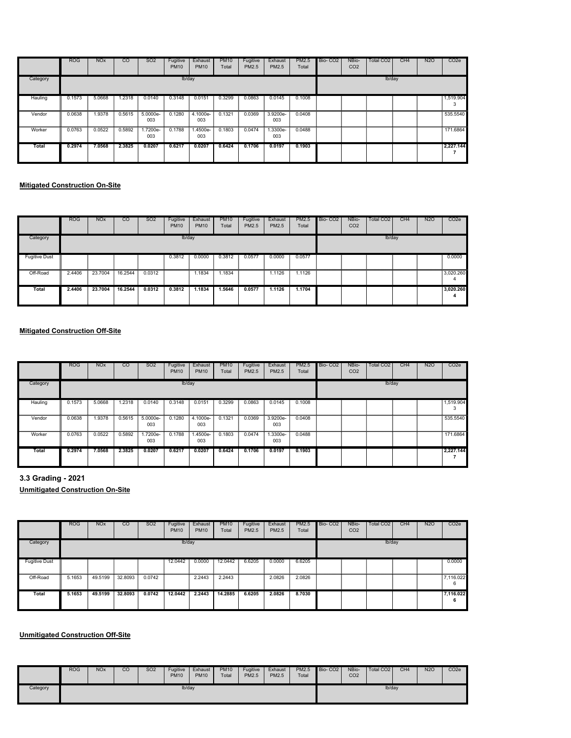| | ROG | NOx | CO | SO2 | Fugitive PM10 | Exhaust PM10 | PM10 Total | Fugitive PM2.5 | Exhaust PM2.5 | PM2.5 Total | Bio- CO2 | NBio- CO2 | Total CO2 | CH4 | N2O | CO2e |
|---|---|---|---|---|---|---|---|---|---|---|---|---|---|---|---|---|
| Category | lb/day | | | | | | | | | | lb/day | | | | | |
| Hauling | 0.1573 | 5.0668 | 1.2318 | 0.0140 | 0.3148 | 0.0151 | 0.3299 | 0.0863 | 0.0145 | 0.1008 | | | | | | 1,519.9043 |
| Vendor | 0.0638 | 1.9378 | 0.5615 | 5.0000e-003 | 0.1280 | 4.1000e-003 | 0.1321 | 0.0369 | 3.9200e-003 | 0.0408 | | | | | | 535.5540 |
| Worker | 0.0763 | 0.0522 | 0.5892 | 1.7200e-003 | 0.1788 | 1.4500e-003 | 0.1803 | 0.0474 | 1.3300e-003 | 0.0488 | | | | | | 171.6864 |
| **Total** | **0.2974** | **7.0568** | **2.3825** | **0.0207** | **0.6217** | **0.0207** | **0.6424** | **0.1706** | **0.0197** | **0.1903** | | | | | | **2,227.1447** |

**Mitigated Construction On-Site**

| | ROG | NOx | CO | SO2 | Fugitive PM10 | Exhaust PM10 | PM10 Total | Fugitive PM2.5 | Exhaust PM2.5 | PM2.5 Total | Bio- CO2 | NBio- CO2 | Total CO2 | CH4 | N2O | CO2e |
|---|---|---|---|---|---|---|---|---|---|---|---|---|---|---|---|---|
| Category | lb/day | | | | | | | | | | lb/day | | | | | |
| Fugitive Dust | | | | | 0.3812 | 0.0000 | 0.3812 | 0.0577 | 0.0000 | 0.0577 | | | | | | 0.0000 |
| Off-Road | 2.4406 | 23.7004 | 16.2544 | 0.0312 | | 1.1834 | 1.1834 | | 1.1126 | 1.1126 | | | | | | 3,020.2604 |
| **Total** | **2.4406** | **23.7004** | **16.2544** | **0.0312** | **0.3812** | **1.1834** | **1.5646** | **0.0577** | **1.1126** | **1.1704** | | | | | | **3,020.2604** |

**Mitigated Construction Off-Site**

| | ROG | NOx | CO | SO2 | Fugitive PM10 | Exhaust PM10 | PM10 Total | Fugitive PM2.5 | Exhaust PM2.5 | PM2.5 Total | Bio- CO2 | NBio- CO2 | Total CO2 | CH4 | N2O | CO2e |
|---|---|---|---|---|---|---|---|---|---|---|---|---|---|---|---|---|
| Category | lb/day | | | | | | | | | | lb/day | | | | | |
| Hauling | 0.1573 | 5.0668 | 1.2318 | 0.0140 | 0.3148 | 0.0151 | 0.3299 | 0.0863 | 0.0145 | 0.1008 | | | | | | 1,519.9043 |
| Vendor | 0.0638 | 1.9378 | 0.5615 | 5.0000e-003 | 0.1280 | 4.1000e-003 | 0.1321 | 0.0369 | 3.9200e-003 | 0.0408 | | | | | | 535.5540 |
| Worker | 0.0763 | 0.0522 | 0.5892 | 1.7200e-003 | 0.1788 | 1.4500e-003 | 0.1803 | 0.0474 | 1.3300e-003 | 0.0488 | | | | | | 171.6864 |
| **Total** | **0.2974** | **7.0568** | **2.3825** | **0.0207** | **0.6217** | **0.0207** | **0.6424** | **0.1706** | **0.0197** | **0.1903** | | | | | | **2,227.1447** |

### 3.3 Grading - 2021

**Unmitigated Construction On-Site**

| | ROG | NOx | CO | SO2 | Fugitive PM10 | Exhaust PM10 | PM10 Total | Fugitive PM2.5 | Exhaust PM2.5 | PM2.5 Total | Bio- CO2 | NBio- CO2 | Total CO2 | CH4 | N2O | CO2e |
|---|---|---|---|---|---|---|---|---|---|---|---|---|---|---|---|---|
| Category | lb/day | | | | | | | | | | lb/day | | | | | |
| Fugitive Dust | | | | | 12.0442 | 0.0000 | 12.0442 | 6.6205 | 0.0000 | 6.6205 | | | | | | 0.0000 |
| Off-Road | 5.1653 | 49.5199 | 32.8093 | 0.0742 | | 2.2443 | 2.2443 | | 2.0826 | 2.0826 | | | | | | 7,116.0226 |
| **Total** | **5.1653** | **49.5199** | **32.8093** | **0.0742** | **12.0442** | **2.2443** | **14.2885** | **6.6205** | **2.0826** | **8.7030** | | | | | | **7,116.0226** |

**Unmitigated Construction Off-Site**

| | ROG | NOx | CO | SO2 | Fugitive PM10 | Exhaust PM10 | PM10 Total | Fugitive PM2.5 | Exhaust PM2.5 | PM2.5 Total | Bio- CO2 | NBio- CO2 | Total CO2 | CH4 | N2O | CO2e |
|---|---|---|---|---|---|---|---|---|---|---|---|---|---|---|---|---|
| Category | lb/day | | | | | | | | | | lb/day | | | | | |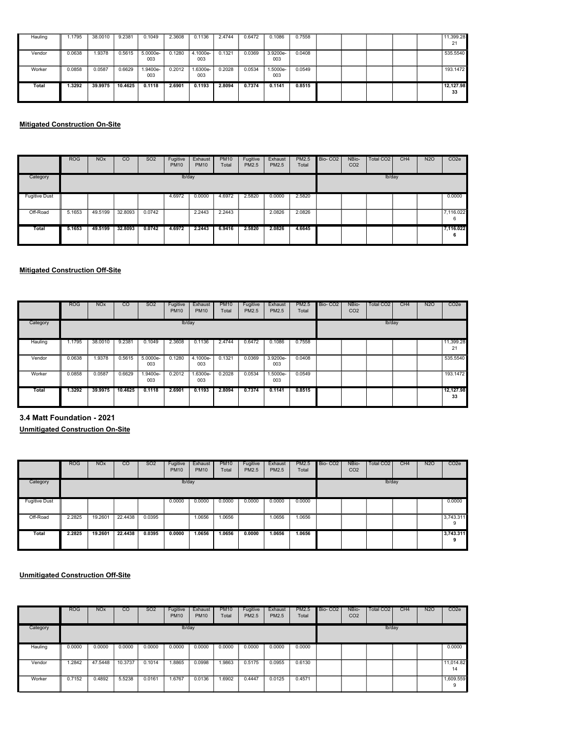| | ROG | NOx | CO | SO2 | Fugitive PM10 | Exhaust PM10 | PM10 Total | Fugitive PM2.5 | Exhaust PM2.5 | PM2.5 Total | Bio- CO2 | NBio- CO2 | Total CO2 | CH4 | N2O | CO2e |
|---|---|---|---|---|---|---|---|---|---|---|---|---|---|---|---|---|
| Hauling | 1.1795 | 38.0010 | 9.2381 | 0.1049 | 2.3608 | 0.1136 | 2.4744 | 0.6472 | 0.1086 | 0.7558 | | | | | | 11,399.28 21 |
| Vendor | 0.0638 | 1.9378 | 0.5615 | 5.0000e-003 | 0.1280 | 4.1000e-003 | 0.1321 | 0.0369 | 3.9200e-003 | 0.0408 | | | | | | 535.5540 |
| Worker | 0.0858 | 0.0587 | 0.6629 | 1.9400e-003 | 0.2012 | 1.6300e-003 | 0.2028 | 0.0534 | 1.5000e-003 | 0.0549 | | | | | | 193.1472 |
| **Total** | **1.3292** | **39.9975** | **10.4625** | **0.1118** | **2.6901** | **0.1193** | **2.8094** | **0.7374** | **0.1141** | **0.8515** | | | | | | **12,127.98 33** |

**Mitigated Construction On-Site**

| | ROG | NOx | CO | SO2 | Fugitive PM10 | Exhaust PM10 | PM10 Total | Fugitive PM2.5 | Exhaust PM2.5 | PM2.5 Total | Bio- CO2 | NBio- CO2 | Total CO2 | CH4 | N2O | CO2e |
|---|---|---|---|---|---|---|---|---|---|---|---|---|---|---|---|---|
| Category | | | | | lb/day | | | | | | | | lb/day | | | |
| Fugitive Dust | | | | | 4.6972 | 0.0000 | 4.6972 | 2.5820 | 0.0000 | 2.5820 | | | | | | 0.0000 |
| Off-Road | 5.1653 | 49.5199 | 32.8093 | 0.0742 | | 2.2443 | 2.2443 | | 2.0826 | 2.0826 | | | | | | 7,116.022 6 |
| **Total** | **5.1653** | **49.5199** | **32.8093** | **0.0742** | **4.6972** | **2.2443** | **6.9416** | **2.5820** | **2.0826** | **4.6645** | | | | | | **7,116.022 6** |

**Mitigated Construction Off-Site**

| | ROG | NOx | CO | SO2 | Fugitive PM10 | Exhaust PM10 | PM10 Total | Fugitive PM2.5 | Exhaust PM2.5 | PM2.5 Total | Bio- CO2 | NBio- CO2 | Total CO2 | CH4 | N2O | CO2e |
|---|---|---|---|---|---|---|---|---|---|---|---|---|---|---|---|---|
| Category | | | | | lb/day | | | | | | | | lb/day | | | |
| Hauling | 1.1795 | 38.0010 | 9.2381 | 0.1049 | 2.3608 | 0.1136 | 2.4744 | 0.6472 | 0.1086 | 0.7558 | | | | | | 11,399.28 21 |
| Vendor | 0.0638 | 1.9378 | 0.5615 | 5.0000e-003 | 0.1280 | 4.1000e-003 | 0.1321 | 0.0369 | 3.9200e-003 | 0.0408 | | | | | | 535.5540 |
| Worker | 0.0858 | 0.0587 | 0.6629 | 1.9400e-003 | 0.2012 | 1.6300e-003 | 0.2028 | 0.0534 | 1.5000e-003 | 0.0549 | | | | | | 193.1472 |
| **Total** | **1.3292** | **39.9975** | **10.4625** | **0.1118** | **2.6901** | **0.1193** | **2.8094** | **0.7374** | **0.1141** | **0.8515** | | | | | | **12,127.98 33** |

### 3.4 Matt Foundation - 2021

**Unmitigated Construction On-Site**

| | ROG | NOx | CO | SO2 | Fugitive PM10 | Exhaust PM10 | PM10 Total | Fugitive PM2.5 | Exhaust PM2.5 | PM2.5 Total | Bio- CO2 | NBio- CO2 | Total CO2 | CH4 | N2O | CO2e |
|---|---|---|---|---|---|---|---|---|---|---|---|---|---|---|---|---|
| Category | | | | | lb/day | | | | | | | | lb/day | | | |
| Fugitive Dust | | | | | 0.0000 | 0.0000 | 0.0000 | 0.0000 | 0.0000 | 0.0000 | | | | | | 0.0000 |
| Off-Road | 2.2825 | 19.2601 | 22.4438 | 0.0395 | | 1.0656 | 1.0656 | | 1.0656 | 1.0656 | | | | | | 3,743.311 9 |
| **Total** | **2.2825** | **19.2601** | **22.4438** | **0.0395** | **0.0000** | **1.0656** | **1.0656** | **0.0000** | **1.0656** | **1.0656** | | | | | | **3,743.311 9** |

**Unmitigated Construction Off-Site**

| | ROG | NOx | CO | SO2 | Fugitive PM10 | Exhaust PM10 | PM10 Total | Fugitive PM2.5 | Exhaust PM2.5 | PM2.5 Total | Bio- CO2 | NBio- CO2 | Total CO2 | CH4 | N2O | CO2e |
|---|---|---|---|---|---|---|---|---|---|---|---|---|---|---|---|---|
| Category | | | | | lb/day | | | | | | | | lb/day | | | |
| Hauling | 0.0000 | 0.0000 | 0.0000 | 0.0000 | 0.0000 | 0.0000 | 0.0000 | 0.0000 | 0.0000 | 0.0000 | | | | | | 0.0000 |
| Vendor | 1.2842 | 47.5448 | 10.3737 | 0.1014 | 1.8865 | 0.0998 | 1.9863 | 0.5175 | 0.0955 | 0.6130 | | | | | | 11,014.82 14 |
| Worker | 0.7152 | 0.4892 | 5.5238 | 0.0161 | 1.6767 | 0.0136 | 1.6902 | 0.4447 | 0.0125 | 0.4571 | | | | | | 1,609.559 9 |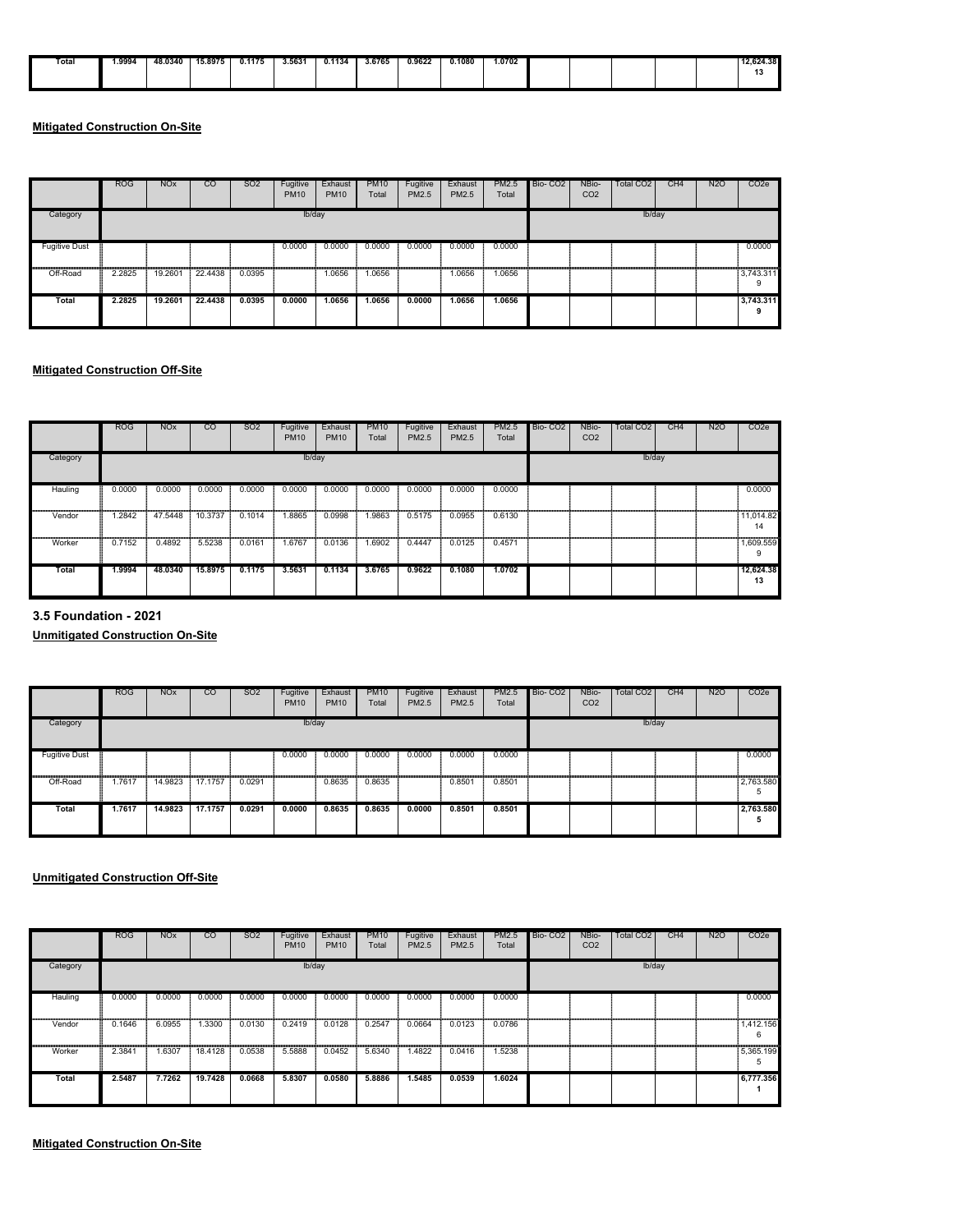| Total | 1.9994 | 48.0340 | 15.8975 | 0.1175 | 3.5631 | 0.1134 | 3.6765 | 0.9622 | 0.1080 | 1.0702 | | | | | | 12,624.38 13 |
|---|---|---|---|---|---|---|---|---|---|---|---|---|---|---|---|---|

**Mitigated Construction On-Site**

| | ROG | NOx | CO | SO2 | Fugitive PM10 | Exhaust PM10 | PM10 Total | Fugitive PM2.5 | Exhaust PM2.5 | PM2.5 Total | Bio- CO2 | NBio- CO2 | Total CO2 | CH4 | N2O | CO2e |
|---|---|---|---|---|---|---|---|---|---|---|---|---|---|---|---|---|
| Category | lb/day | | | | | | | | | | lb/day | | | | | |
| Fugitive Dust | | | | | 0.0000 | 0.0000 | 0.0000 | 0.0000 | 0.0000 | 0.0000 | | | | | | 0.0000 |
| Off-Road | 2.2825 | 19.2601 | 22.4438 | 0.0395 | | 1.0656 | 1.0656 | | 1.0656 | 1.0656 | | | | | | 3,743.311 9 |
| **Total** | **2.2825** | **19.2601** | **22.4438** | **0.0395** | **0.0000** | **1.0656** | **1.0656** | **0.0000** | **1.0656** | **1.0656** | | | | | | **3,743.311 9** |

**Mitigated Construction Off-Site**

| | ROG | NOx | CO | SO2 | Fugitive PM10 | Exhaust PM10 | PM10 Total | Fugitive PM2.5 | Exhaust PM2.5 | PM2.5 Total | Bio- CO2 | NBio- CO2 | Total CO2 | CH4 | N2O | CO2e |
|---|---|---|---|---|---|---|---|---|---|---|---|---|---|---|---|---|
| Category | lb/day | | | | | | | | | | lb/day | | | | | |
| Hauling | 0.0000 | 0.0000 | 0.0000 | 0.0000 | 0.0000 | 0.0000 | 0.0000 | 0.0000 | 0.0000 | 0.0000 | | | | | | 0.0000 |
| Vendor | 1.2842 | 47.5448 | 10.3737 | 0.1014 | 1.8865 | 0.0998 | 1.9863 | 0.5175 | 0.0955 | 0.6130 | | | | | | 11,014.82 14 |
| Worker | 0.7152 | 0.4892 | 5.5238 | 0.0161 | 1.6767 | 0.0136 | 1.6902 | 0.4447 | 0.0125 | 0.4571 | | | | | | 1,609.559 9 |
| **Total** | **1.9994** | **48.0340** | **15.8975** | **0.1175** | **3.5631** | **0.1134** | **3.6765** | **0.9622** | **0.1080** | **1.0702** | | | | | | **12,624.38 13** |

### 3.5 Foundation - 2021

**Unmitigated Construction On-Site**

| | ROG | NOx | CO | SO2 | Fugitive PM10 | Exhaust PM10 | PM10 Total | Fugitive PM2.5 | Exhaust PM2.5 | PM2.5 Total | Bio- CO2 | NBio- CO2 | Total CO2 | CH4 | N2O | CO2e |
|---|---|---|---|---|---|---|---|---|---|---|---|---|---|---|---|---|
| Category | lb/day | | | | | | | | | | lb/day | | | | | |
| Fugitive Dust | | | | | 0.0000 | 0.0000 | 0.0000 | 0.0000 | 0.0000 | 0.0000 | | | | | | 0.0000 |
| Off-Road | 1.7617 | 14.9823 | 17.1757 | 0.0291 | | 0.8635 | 0.8635 | | 0.8501 | 0.8501 | | | | | | 2,763.580 5 |
| **Total** | **1.7617** | **14.9823** | **17.1757** | **0.0291** | **0.0000** | **0.8635** | **0.8635** | **0.0000** | **0.8501** | **0.8501** | | | | | | **2,763.580 5** |

**Unmitigated Construction Off-Site**

| | ROG | NOx | CO | SO2 | Fugitive PM10 | Exhaust PM10 | PM10 Total | Fugitive PM2.5 | Exhaust PM2.5 | PM2.5 Total | Bio- CO2 | NBio- CO2 | Total CO2 | CH4 | N2O | CO2e |
|---|---|---|---|---|---|---|---|---|---|---|---|---|---|---|---|---|
| Category | lb/day | | | | | | | | | | lb/day | | | | | |
| Hauling | 0.0000 | 0.0000 | 0.0000 | 0.0000 | 0.0000 | 0.0000 | 0.0000 | 0.0000 | 0.0000 | 0.0000 | | | | | | 0.0000 |
| Vendor | 0.1646 | 6.0955 | 1.3300 | 0.0130 | 0.2419 | 0.0128 | 0.2547 | 0.0664 | 0.0123 | 0.0786 | | | | | | 1,412.156 6 |
| Worker | 2.3841 | 1.6307 | 18.4128 | 0.0538 | 5.5888 | 0.0452 | 5.6340 | 1.4822 | 0.0416 | 1.5238 | | | | | | 5,365.199 5 |
| **Total** | **2.5487** | **7.7262** | **19.7428** | **0.0668** | **5.8307** | **0.0580** | **5.8886** | **1.5485** | **0.0539** | **1.6024** | | | | | | **6,777.356 1** |

**Mitigated Construction On-Site**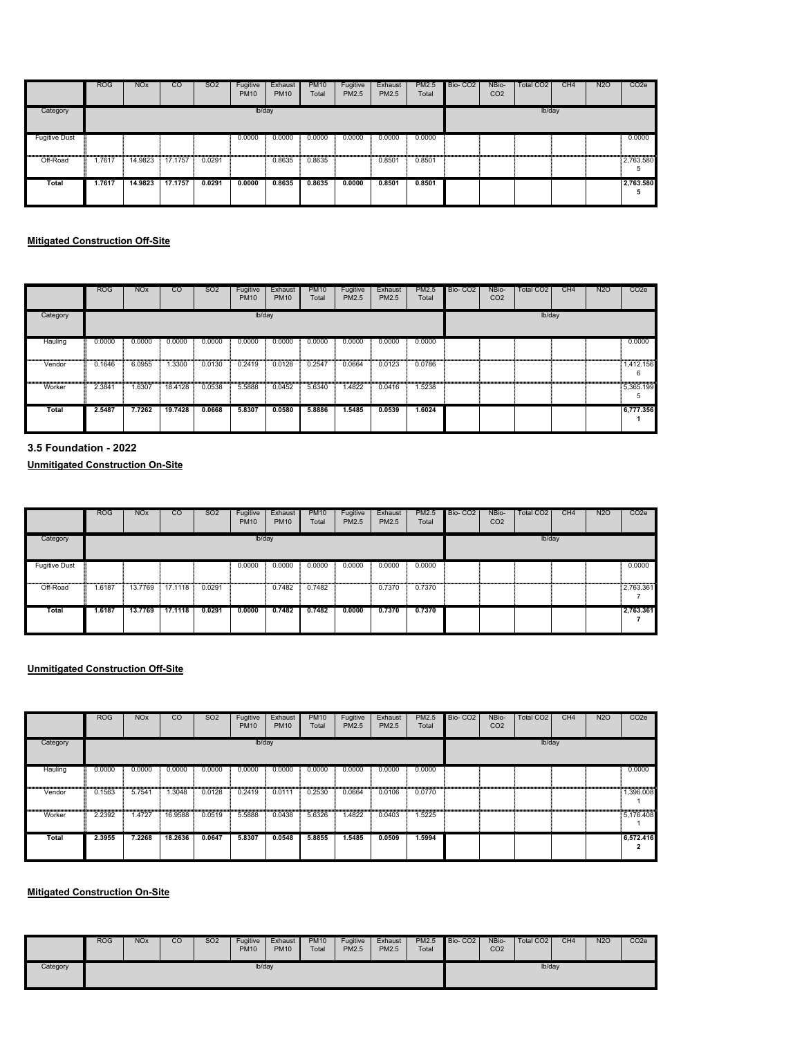| | ROG | NOx | CO | SO2 | Fugitive PM10 | Exhaust PM10 | PM10 Total | Fugitive PM2.5 | Exhaust PM2.5 | PM2.5 Total | Bio- CO2 | NBio- CO2 | Total CO2 | CH4 | N2O | CO2e |
|---|---|---|---|---|---|---|---|---|---|---|---|---|---|---|---|---|
| Category | lb/day | | | | | | | | | | lb/day | | | | | |
| Fugitive Dust | | | | | 0.0000 | 0.0000 | 0.0000 | 0.0000 | 0.0000 | 0.0000 | | | | | | 0.0000 |
| Off-Road | 1.7617 | 14.9823 | 17.1757 | 0.0291 | | 0.8635 | 0.8635 | | 0.8501 | 0.8501 | | | | | | 2,763.5805 |
| **Total** | **1.7617** | **14.9823** | **17.1757** | **0.0291** | **0.0000** | **0.8635** | **0.8635** | **0.0000** | **0.8501** | **0.8501** | | | | | | **2,763.5805** |

**Mitigated Construction Off-Site**

| | ROG | NOx | CO | SO2 | Fugitive PM10 | Exhaust PM10 | PM10 Total | Fugitive PM2.5 | Exhaust PM2.5 | PM2.5 Total | Bio- CO2 | NBio- CO2 | Total CO2 | CH4 | N2O | CO2e |
|---|---|---|---|---|---|---|---|---|---|---|---|---|---|---|---|---|
| Category | lb/day | | | | | | | | | | lb/day | | | | | |
| Hauling | 0.0000 | 0.0000 | 0.0000 | 0.0000 | 0.0000 | 0.0000 | 0.0000 | 0.0000 | 0.0000 | 0.0000 | | | | | | 0.0000 |
| Vendor | 0.1646 | 6.0955 | 1.3300 | 0.0130 | 0.2419 | 0.0128 | 0.2547 | 0.0664 | 0.0123 | 0.0786 | | | | | | 1,412.1566 |
| Worker | 2.3841 | 1.6307 | 18.4128 | 0.0538 | 5.5888 | 0.0452 | 5.6340 | 1.4822 | 0.0416 | 1.5238 | | | | | | 5,365.1995 |
| **Total** | **2.5487** | **7.7262** | **19.7428** | **0.0668** | **5.8307** | **0.0580** | **5.8886** | **1.5485** | **0.0539** | **1.6024** | | | | | | **6,777.3561** |

### 3.5 Foundation - 2022

**Unmitigated Construction On-Site**

| | ROG | NOx | CO | SO2 | Fugitive PM10 | Exhaust PM10 | PM10 Total | Fugitive PM2.5 | Exhaust PM2.5 | PM2.5 Total | Bio- CO2 | NBio- CO2 | Total CO2 | CH4 | N2O | CO2e |
|---|---|---|---|---|---|---|---|---|---|---|---|---|---|---|---|---|
| Category | lb/day | | | | | | | | | | lb/day | | | | | |
| Fugitive Dust | | | | | 0.0000 | 0.0000 | 0.0000 | 0.0000 | 0.0000 | 0.0000 | | | | | | 0.0000 |
| Off-Road | 1.6187 | 13.7769 | 17.1118 | 0.0291 | | 0.7482 | 0.7482 | | 0.7370 | 0.7370 | | | | | | 2,763.3617 |
| **Total** | **1.6187** | **13.7769** | **17.1118** | **0.0291** | **0.0000** | **0.7482** | **0.7482** | **0.0000** | **0.7370** | **0.7370** | | | | | | **2,763.3617** |

**Unmitigated Construction Off-Site**

| | ROG | NOx | CO | SO2 | Fugitive PM10 | Exhaust PM10 | PM10 Total | Fugitive PM2.5 | Exhaust PM2.5 | PM2.5 Total | Bio- CO2 | NBio- CO2 | Total CO2 | CH4 | N2O | CO2e |
|---|---|---|---|---|---|---|---|---|---|---|---|---|---|---|---|---|
| Category | lb/day | | | | | | | | | | lb/day | | | | | |
| Hauling | 0.0000 | 0.0000 | 0.0000 | 0.0000 | 0.0000 | 0.0000 | 0.0000 | 0.0000 | 0.0000 | 0.0000 | | | | | | 0.0000 |
| Vendor | 0.1563 | 5.7541 | 1.3048 | 0.0128 | 0.2419 | 0.0111 | 0.2530 | 0.0664 | 0.0106 | 0.0770 | | | | | | 1,396.0081 |
| Worker | 2.2392 | 1.4727 | 16.9588 | 0.0519 | 5.5888 | 0.0438 | 5.6326 | 1.4822 | 0.0403 | 1.5225 | | | | | | 5,176.4081 |
| **Total** | **2.3955** | **7.2268** | **18.2636** | **0.0647** | **5.8307** | **0.0548** | **5.8855** | **1.5485** | **0.0509** | **1.5994** | | | | | | **6,572.4162** |

**Mitigated Construction On-Site**

| | ROG | NOx | CO | SO2 | Fugitive PM10 | Exhaust PM10 | PM10 Total | Fugitive PM2.5 | Exhaust PM2.5 | PM2.5 Total | Bio- CO2 | NBio- CO2 | Total CO2 | CH4 | N2O | CO2e |
|---|---|---|---|---|---|---|---|---|---|---|---|---|---|---|---|---|
| Category | lb/day | | | | | | | | | | lb/day | | | | | |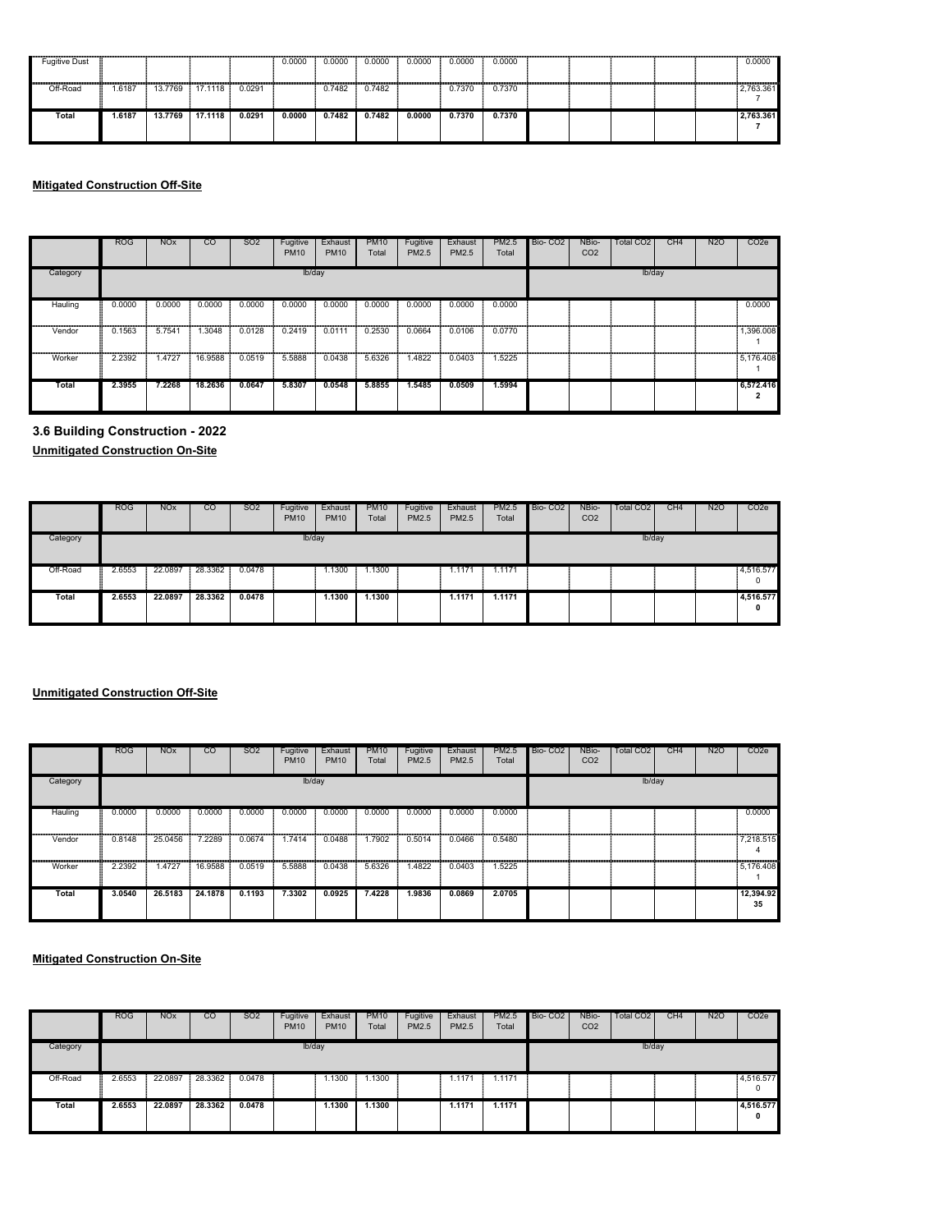| | ROG | NOx | CO | SO2 | Fugitive PM10 | Exhaust PM10 | PM10 Total | Fugitive PM2.5 | Exhaust PM2.5 | PM2.5 Total | Bio- CO2 | NBio- CO2 | Total CO2 | CH4 | N2O | CO2e |
|---|---|---|---|---|---|---|---|---|---|---|---|---|---|---|---|---|
| Fugitive Dust | | | | | 0.0000 | 0.0000 | 0.0000 | 0.0000 | 0.0000 | 0.0000 | | | | | | 0.0000 |
| Off-Road | 1.6187 | 13.7769 | 17.1118 | 0.0291 | | 0.7482 | 0.7482 | | 0.7370 | 0.7370 | | | | | | 2,763.3617 |
| **Total** | **1.6187** | **13.7769** | **17.1118** | **0.0291** | **0.0000** | **0.7482** | **0.7482** | **0.0000** | **0.7370** | **0.7370** | | | | | | **2,763.3617** |

**Mitigated Construction Off-Site**

| | ROG | NOx | CO | SO2 | Fugitive PM10 | Exhaust PM10 | PM10 Total | Fugitive PM2.5 | Exhaust PM2.5 | PM2.5 Total | Bio- CO2 | NBio- CO2 | Total CO2 | CH4 | N2O | CO2e |
|---|---|---|---|---|---|---|---|---|---|---|---|---|---|---|---|---|
| Category | | | | | lb/day | | | | | | | | lb/day | | | |
| Hauling | 0.0000 | 0.0000 | 0.0000 | 0.0000 | 0.0000 | 0.0000 | 0.0000 | 0.0000 | 0.0000 | 0.0000 | | | | | | 0.0000 |
| Vendor | 0.1563 | 5.7541 | 1.3048 | 0.0128 | 0.2419 | 0.0111 | 0.2530 | 0.0664 | 0.0106 | 0.0770 | | | | | | 1,396.0081 |
| Worker | 2.2392 | 1.4727 | 16.9588 | 0.0519 | 5.5888 | 0.0438 | 5.6326 | 1.4822 | 0.0403 | 1.5225 | | | | | | 5,176.4081 |
| **Total** | **2.3955** | **7.2268** | **18.2636** | **0.0647** | **5.8307** | **0.0548** | **5.8855** | **1.5485** | **0.0509** | **1.5994** | | | | | | **6,572.4162** |

### 3.6 Building Construction - 2022

**Unmitigated Construction On-Site**

| | ROG | NOx | CO | SO2 | Fugitive PM10 | Exhaust PM10 | PM10 Total | Fugitive PM2.5 | Exhaust PM2.5 | PM2.5 Total | Bio- CO2 | NBio- CO2 | Total CO2 | CH4 | N2O | CO2e |
|---|---|---|---|---|---|---|---|---|---|---|---|---|---|---|---|---|
| Category | | | | | lb/day | | | | | | | | lb/day | | | |
| Off-Road | 2.6553 | 22.0897 | 28.3362 | 0.0478 | | 1.1300 | 1.1300 | | 1.1171 | 1.1171 | | | | | | 4,516.5770 |
| **Total** | **2.6553** | **22.0897** | **28.3362** | **0.0478** | | **1.1300** | **1.1300** | | **1.1171** | **1.1171** | | | | | | **4,516.5770** |

**Unmitigated Construction Off-Site**

| | ROG | NOx | CO | SO2 | Fugitive PM10 | Exhaust PM10 | PM10 Total | Fugitive PM2.5 | Exhaust PM2.5 | PM2.5 Total | Bio- CO2 | NBio- CO2 | Total CO2 | CH4 | N2O | CO2e |
|---|---|---|---|---|---|---|---|---|---|---|---|---|---|---|---|---|
| Category | | | | | lb/day | | | | | | | | lb/day | | | |
| Hauling | 0.0000 | 0.0000 | 0.0000 | 0.0000 | 0.0000 | 0.0000 | 0.0000 | 0.0000 | 0.0000 | 0.0000 | | | | | | 0.0000 |
| Vendor | 0.8148 | 25.0456 | 7.2289 | 0.0674 | 1.7414 | 0.0488 | 1.7902 | 0.5014 | 0.0466 | 0.5480 | | | | | | 7,218.5154 |
| Worker | 2.2392 | 1.4727 | 16.9588 | 0.0519 | 5.5888 | 0.0438 | 5.6326 | 1.4822 | 0.0403 | 1.5225 | | | | | | 5,176.4081 |
| **Total** | **3.0540** | **26.5183** | **24.1878** | **0.1193** | **7.3302** | **0.0925** | **7.4228** | **1.9836** | **0.0869** | **2.0705** | | | | | | **12,394.9235** |

**Mitigated Construction On-Site**

| | ROG | NOx | CO | SO2 | Fugitive PM10 | Exhaust PM10 | PM10 Total | Fugitive PM2.5 | Exhaust PM2.5 | PM2.5 Total | Bio- CO2 | NBio- CO2 | Total CO2 | CH4 | N2O | CO2e |
|---|---|---|---|---|---|---|---|---|---|---|---|---|---|---|---|---|
| Category | | | | | lb/day | | | | | | | | lb/day | | | |
| Off-Road | 2.6553 | 22.0897 | 28.3362 | 0.0478 | | 1.1300 | 1.1300 | | 1.1171 | 1.1171 | | | | | | 4,516.5770 |
| **Total** | **2.6553** | **22.0897** | **28.3362** | **0.0478** | | **1.1300** | **1.1300** | | **1.1171** | **1.1171** | | | | | | **4,516.5770** |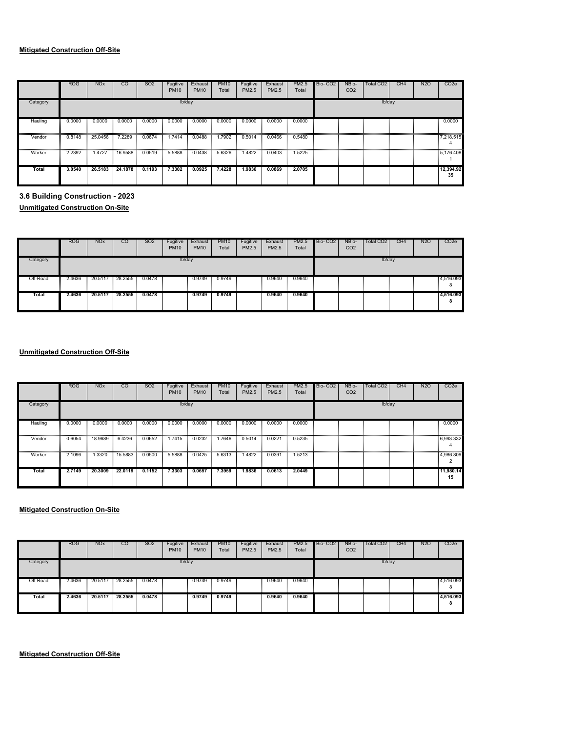**Mitigated Construction Off-Site**

| | ROG | NOx | CO | SO2 | Fugitive PM10 | Exhaust PM10 | PM10 Total | Fugitive PM2.5 | Exhaust PM2.5 | PM2.5 Total | Bio- CO2 | NBio- CO2 | Total CO2 | CH4 | N2O | CO2e |
|---|---|---|---|---|---|---|---|---|---|---|---|---|---|---|---|---|
| Category | lb/day | | | | | | | | | | lb/day | | | | | |
| Hauling | 0.0000 | 0.0000 | 0.0000 | 0.0000 | 0.0000 | 0.0000 | 0.0000 | 0.0000 | 0.0000 | 0.0000 | | | | | | 0.0000 |
| Vendor | 0.8148 | 25.0456 | 7.2289 | 0.0674 | 1.7414 | 0.0488 | 1.7902 | 0.5014 | 0.0466 | 0.5480 | | | | | | 7,218.5154 |
| Worker | 2.2392 | 1.4727 | 16.9588 | 0.0519 | 5.5888 | 0.0438 | 5.6326 | 1.4822 | 0.0403 | 1.5225 | | | | | | 5,176.4081 |
| **Total** | **3.0540** | **26.5183** | **24.1878** | **0.1193** | **7.3302** | **0.0925** | **7.4228** | **1.9836** | **0.0869** | **2.0705** | | | | | | **12,394.9235** |

### 3.6 Building Construction - 2023

**Unmitigated Construction On-Site**

| | ROG | NOx | CO | SO2 | Fugitive PM10 | Exhaust PM10 | PM10 Total | Fugitive PM2.5 | Exhaust PM2.5 | PM2.5 Total | Bio- CO2 | NBio- CO2 | Total CO2 | CH4 | N2O | CO2e |
|---|---|---|---|---|---|---|---|---|---|---|---|---|---|---|---|---|
| Category | lb/day | | | | | | | | | | lb/day | | | | | |
| Off-Road | 2.4636 | 20.5117 | 28.2555 | 0.0478 | | 0.9749 | 0.9749 | | 0.9640 | 0.9640 | | | | | | 4,516.0938 |
| **Total** | **2.4636** | **20.5117** | **28.2555** | **0.0478** | | **0.9749** | **0.9749** | | **0.9640** | **0.9640** | | | | | | **4,516.0938** |

**Unmitigated Construction Off-Site**

| | ROG | NOx | CO | SO2 | Fugitive PM10 | Exhaust PM10 | PM10 Total | Fugitive PM2.5 | Exhaust PM2.5 | PM2.5 Total | Bio- CO2 | NBio- CO2 | Total CO2 | CH4 | N2O | CO2e |
|---|---|---|---|---|---|---|---|---|---|---|---|---|---|---|---|---|
| Category | lb/day | | | | | | | | | | lb/day | | | | | |
| Hauling | 0.0000 | 0.0000 | 0.0000 | 0.0000 | 0.0000 | 0.0000 | 0.0000 | 0.0000 | 0.0000 | 0.0000 | | | | | | 0.0000 |
| Vendor | 0.6054 | 18.9689 | 6.4236 | 0.0652 | 1.7415 | 0.0232 | 1.7646 | 0.5014 | 0.0221 | 0.5235 | | | | | | 6,993.3324 |
| Worker | 2.1096 | 1.3320 | 15.5883 | 0.0500 | 5.5888 | 0.0425 | 5.6313 | 1.4822 | 0.0391 | 1.5213 | | | | | | 4,986.8092 |
| **Total** | **2.7149** | **20.3009** | **22.0119** | **0.1152** | **7.3303** | **0.0657** | **7.3959** | **1.9836** | **0.0613** | **2.0449** | | | | | | **11,980.1415** |

**Mitigated Construction On-Site**

| | ROG | NOx | CO | SO2 | Fugitive PM10 | Exhaust PM10 | PM10 Total | Fugitive PM2.5 | Exhaust PM2.5 | PM2.5 Total | Bio- CO2 | NBio- CO2 | Total CO2 | CH4 | N2O | CO2e |
|---|---|---|---|---|---|---|---|---|---|---|---|---|---|---|---|---|
| Category | lb/day | | | | | | | | | | lb/day | | | | | |
| Off-Road | 2.4636 | 20.5117 | 28.2555 | 0.0478 | | 0.9749 | 0.9749 | | 0.9640 | 0.9640 | | | | | | 4,516.0938 |
| **Total** | **2.4636** | **20.5117** | **28.2555** | **0.0478** | | **0.9749** | **0.9749** | | **0.9640** | **0.9640** | | | | | | **4,516.0938** |

**Mitigated Construction Off-Site**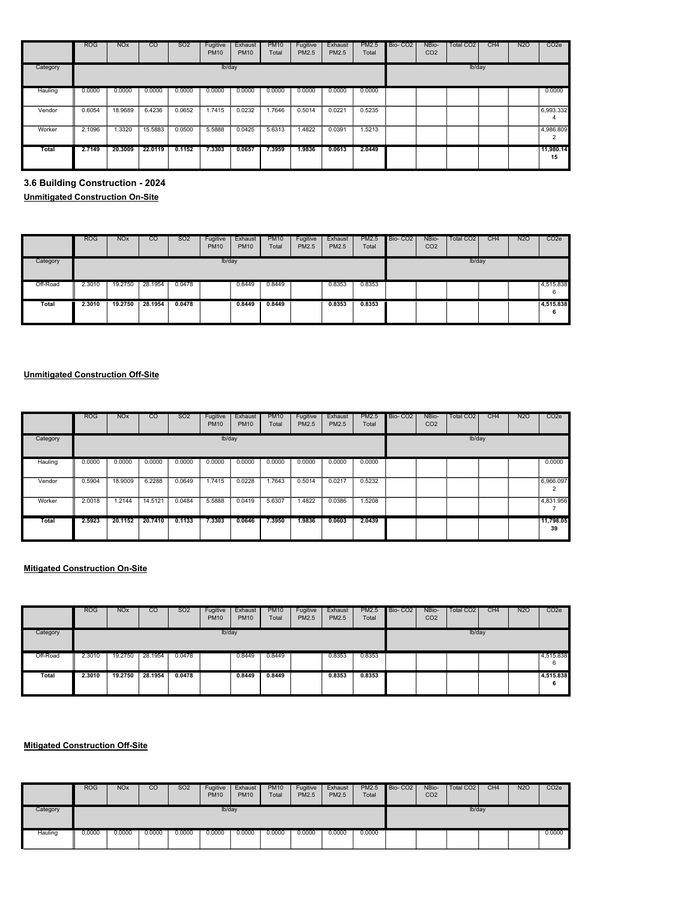| | ROG | NOx | CO | SO2 | Fugitive PM10 | Exhaust PM10 | PM10 Total | Fugitive PM2.5 | Exhaust PM2.5 | PM2.5 Total | Bio- CO2 | NBio- CO2 | Total CO2 | CH4 | N2O | CO2e |
|---|---|---|---|---|---|---|---|---|---|---|---|---|---|---|---|---|
| Category | lb/day | | | | | | | | | | lb/day | | | | | |
| Hauling | 0.0000 | 0.0000 | 0.0000 | 0.0000 | 0.0000 | 0.0000 | 0.0000 | 0.0000 | 0.0000 | 0.0000 | | | | | | 0.0000 |
| Vendor | 0.6054 | 18.9689 | 6.4236 | 0.0652 | 1.7415 | 0.0232 | 1.7646 | 0.5014 | 0.0221 | 0.5235 | | | | | | 6,993.332 4 |
| Worker | 2.1096 | 1.3320 | 15.5883 | 0.0500 | 5.5888 | 0.0425 | 5.6313 | 1.4822 | 0.0391 | 1.5213 | | | | | | 4,986.809 2 |
| **Total** | **2.7149** | **20.3009** | **22.0119** | **0.1152** | **7.3303** | **0.0657** | **7.3959** | **1.9836** | **0.0613** | **2.0449** | | | | | | **11,980.14 15** |

### 3.6 Building Construction - 2024

**Unmitigated Construction On-Site**

| | ROG | NOx | CO | SO2 | Fugitive PM10 | Exhaust PM10 | PM10 Total | Fugitive PM2.5 | Exhaust PM2.5 | PM2.5 Total | Bio- CO2 | NBio- CO2 | Total CO2 | CH4 | N2O | CO2e |
|---|---|---|---|---|---|---|---|---|---|---|---|---|---|---|---|---|
| Category | lb/day | | | | | | | | | | lb/day | | | | | |
| Off-Road | 2.3010 | 19.2750 | 28.1954 | 0.0478 | | 0.8449 | 0.8449 | | 0.8353 | 0.8353 | | | | | | 4,515.838 6 |
| **Total** | **2.3010** | **19.2750** | **28.1954** | **0.0478** | | **0.8449** | **0.8449** | | **0.8353** | **0.8353** | | | | | | **4,515.838 6** |

**Unmitigated Construction Off-Site**

| | ROG | NOx | CO | SO2 | Fugitive PM10 | Exhaust PM10 | PM10 Total | Fugitive PM2.5 | Exhaust PM2.5 | PM2.5 Total | Bio- CO2 | NBio- CO2 | Total CO2 | CH4 | N2O | CO2e |
|---|---|---|---|---|---|---|---|---|---|---|---|---|---|---|---|---|
| Category | lb/day | | | | | | | | | | lb/day | | | | | |
| Hauling | 0.0000 | 0.0000 | 0.0000 | 0.0000 | 0.0000 | 0.0000 | 0.0000 | 0.0000 | 0.0000 | 0.0000 | | | | | | 0.0000 |
| Vendor | 0.5904 | 18.9009 | 6.2288 | 0.0649 | 1.7415 | 0.0228 | 1.7643 | 0.5014 | 0.0217 | 0.5232 | | | | | | 6,966.097 2 |
| Worker | 2.0018 | 1.2144 | 14.5121 | 0.0484 | 5.5888 | 0.0419 | 5.6307 | 1.4822 | 0.0386 | 1.5208 | | | | | | 4,831.956 7 |
| **Total** | **2.5923** | **20.1152** | **20.7410** | **0.1133** | **7.3303** | **0.0646** | **7.3950** | **1.9836** | **0.0603** | **2.0439** | | | | | | **11,798.05 39** |

**Mitigated Construction On-Site**

| | ROG | NOx | CO | SO2 | Fugitive PM10 | Exhaust PM10 | PM10 Total | Fugitive PM2.5 | Exhaust PM2.5 | PM2.5 Total | Bio- CO2 | NBio- CO2 | Total CO2 | CH4 | N2O | CO2e |
|---|---|---|---|---|---|---|---|---|---|---|---|---|---|---|---|---|
| Category | lb/day | | | | | | | | | | lb/day | | | | | |
| Off-Road | 2.3010 | 19.2750 | 28.1954 | 0.0478 | | 0.8449 | 0.8449 | | 0.8353 | 0.8353 | | | | | | 4,515.838 6 |
| **Total** | **2.3010** | **19.2750** | **28.1954** | **0.0478** | | **0.8449** | **0.8449** | | **0.8353** | **0.8353** | | | | | | **4,515.838 6** |

**Mitigated Construction Off-Site**

| | ROG | NOx | CO | SO2 | Fugitive PM10 | Exhaust PM10 | PM10 Total | Fugitive PM2.5 | Exhaust PM2.5 | PM2.5 Total | Bio- CO2 | NBio- CO2 | Total CO2 | CH4 | N2O | CO2e |
|---|---|---|---|---|---|---|---|---|---|---|---|---|---|---|---|---|
| Category | lb/day | | | | | | | | | | lb/day | | | | | |
| Hauling | 0.0000 | 0.0000 | 0.0000 | 0.0000 | 0.0000 | 0.0000 | 0.0000 | 0.0000 | 0.0000 | 0.0000 | | | | | | 0.0000 |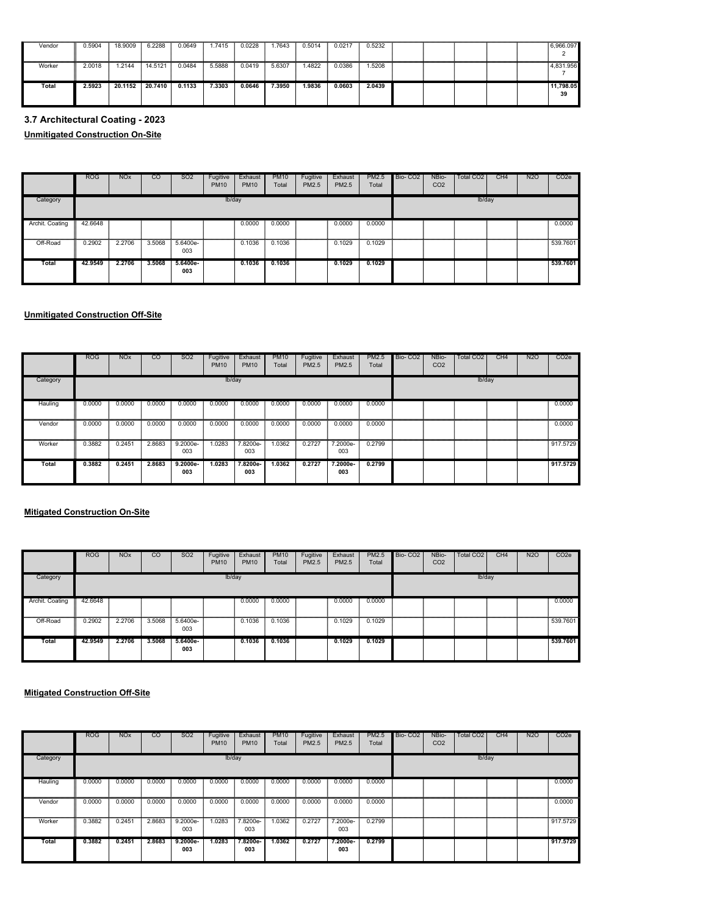| | ROG | NOx | CO | SO2 | Fugitive PM10 | Exhaust PM10 | PM10 Total | Fugitive PM2.5 | Exhaust PM2.5 | PM2.5 Total | Bio- CO2 | NBio- CO2 | Total CO2 | CH4 | N2O | CO2e |
|---|---|---|---|---|---|---|---|---|---|---|---|---|---|---|---|---|
| Vendor | 0.5904 | 18.9009 | 6.2288 | 0.0649 | 1.7415 | 0.0228 | 1.7643 | 0.5014 | 0.0217 | 0.5232 | | | | | | 6,966.0972 |
| Worker | 2.0018 | 1.2144 | 14.5121 | 0.0484 | 5.5888 | 0.0419 | 5.6307 | 1.4822 | 0.0386 | 1.5208 | | | | | | 4,831.9567 |
| **Total** | **2.5923** | **20.1152** | **20.7410** | **0.1133** | **7.3303** | **0.0646** | **7.3950** | **1.9836** | **0.0603** | **2.0439** | | | | | | **11,798.0539** |

### 3.7 Architectural Coating - 2023

**Unmitigated Construction On-Site**

| | ROG | NOx | CO | SO2 | Fugitive PM10 | Exhaust PM10 | PM10 Total | Fugitive PM2.5 | Exhaust PM2.5 | PM2.5 Total | Bio- CO2 | NBio- CO2 | Total CO2 | CH4 | N2O | CO2e |
|---|---|---|---|---|---|---|---|---|---|---|---|---|---|---|---|---|
| Category | | | | | lb/day | | | | | | | | lb/day | | | |
| Archit. Coating | 42.6648 | | | | | 0.0000 | 0.0000 | | 0.0000 | 0.0000 | | | | | | 0.0000 |
| Off-Road | 0.2902 | 2.2706 | 3.5068 | 5.6400e-003 | | 0.1036 | 0.1036 | | 0.1029 | 0.1029 | | | | | | 539.7601 |
| **Total** | **42.9549** | **2.2706** | **3.5068** | **5.6400e-003** | | **0.1036** | **0.1036** | | **0.1029** | **0.1029** | | | | | | **539.7601** |

**Unmitigated Construction Off-Site**

| | ROG | NOx | CO | SO2 | Fugitive PM10 | Exhaust PM10 | PM10 Total | Fugitive PM2.5 | Exhaust PM2.5 | PM2.5 Total | Bio- CO2 | NBio- CO2 | Total CO2 | CH4 | N2O | CO2e |
|---|---|---|---|---|---|---|---|---|---|---|---|---|---|---|---|---|
| Category | | | | | lb/day | | | | | | | | lb/day | | | |
| Hauling | 0.0000 | 0.0000 | 0.0000 | 0.0000 | 0.0000 | 0.0000 | 0.0000 | 0.0000 | 0.0000 | 0.0000 | | | | | | 0.0000 |
| Vendor | 0.0000 | 0.0000 | 0.0000 | 0.0000 | 0.0000 | 0.0000 | 0.0000 | 0.0000 | 0.0000 | 0.0000 | | | | | | 0.0000 |
| Worker | 0.3882 | 0.2451 | 2.8683 | 9.2000e-003 | 1.0283 | 7.8200e-003 | 1.0362 | 0.2727 | 7.2000e-003 | 0.2799 | | | | | | 917.5729 |
| **Total** | **0.3882** | **0.2451** | **2.8683** | **9.2000e-003** | **1.0283** | **7.8200e-003** | **1.0362** | **0.2727** | **7.2000e-003** | **0.2799** | | | | | | **917.5729** |

**Mitigated Construction On-Site**

| | ROG | NOx | CO | SO2 | Fugitive PM10 | Exhaust PM10 | PM10 Total | Fugitive PM2.5 | Exhaust PM2.5 | PM2.5 Total | Bio- CO2 | NBio- CO2 | Total CO2 | CH4 | N2O | CO2e |
|---|---|---|---|---|---|---|---|---|---|---|---|---|---|---|---|---|
| Category | | | | | lb/day | | | | | | | | lb/day | | | |
| Archit. Coating | 42.6648 | | | | | 0.0000 | 0.0000 | | 0.0000 | 0.0000 | | | | | | 0.0000 |
| Off-Road | 0.2902 | 2.2706 | 3.5068 | 5.6400e-003 | | 0.1036 | 0.1036 | | 0.1029 | 0.1029 | | | | | | 539.7601 |
| **Total** | **42.9549** | **2.2706** | **3.5068** | **5.6400e-003** | | **0.1036** | **0.1036** | | **0.1029** | **0.1029** | | | | | | **539.7601** |

**Mitigated Construction Off-Site**

| | ROG | NOx | CO | SO2 | Fugitive PM10 | Exhaust PM10 | PM10 Total | Fugitive PM2.5 | Exhaust PM2.5 | PM2.5 Total | Bio- CO2 | NBio- CO2 | Total CO2 | CH4 | N2O | CO2e |
|---|---|---|---|---|---|---|---|---|---|---|---|---|---|---|---|---|
| Category | | | | | lb/day | | | | | | | | lb/day | | | |
| Hauling | 0.0000 | 0.0000 | 0.0000 | 0.0000 | 0.0000 | 0.0000 | 0.0000 | 0.0000 | 0.0000 | 0.0000 | | | | | | 0.0000 |
| Vendor | 0.0000 | 0.0000 | 0.0000 | 0.0000 | 0.0000 | 0.0000 | 0.0000 | 0.0000 | 0.0000 | 0.0000 | | | | | | 0.0000 |
| Worker | 0.3882 | 0.2451 | 2.8683 | 9.2000e-003 | 1.0283 | 7.8200e-003 | 1.0362 | 0.2727 | 7.2000e-003 | 0.2799 | | | | | | 917.5729 |
| **Total** | **0.3882** | **0.2451** | **2.8683** | **9.2000e-003** | **1.0283** | **7.8200e-003** | **1.0362** | **0.2727** | **7.2000e-003** | **0.2799** | | | | | | **917.5729** |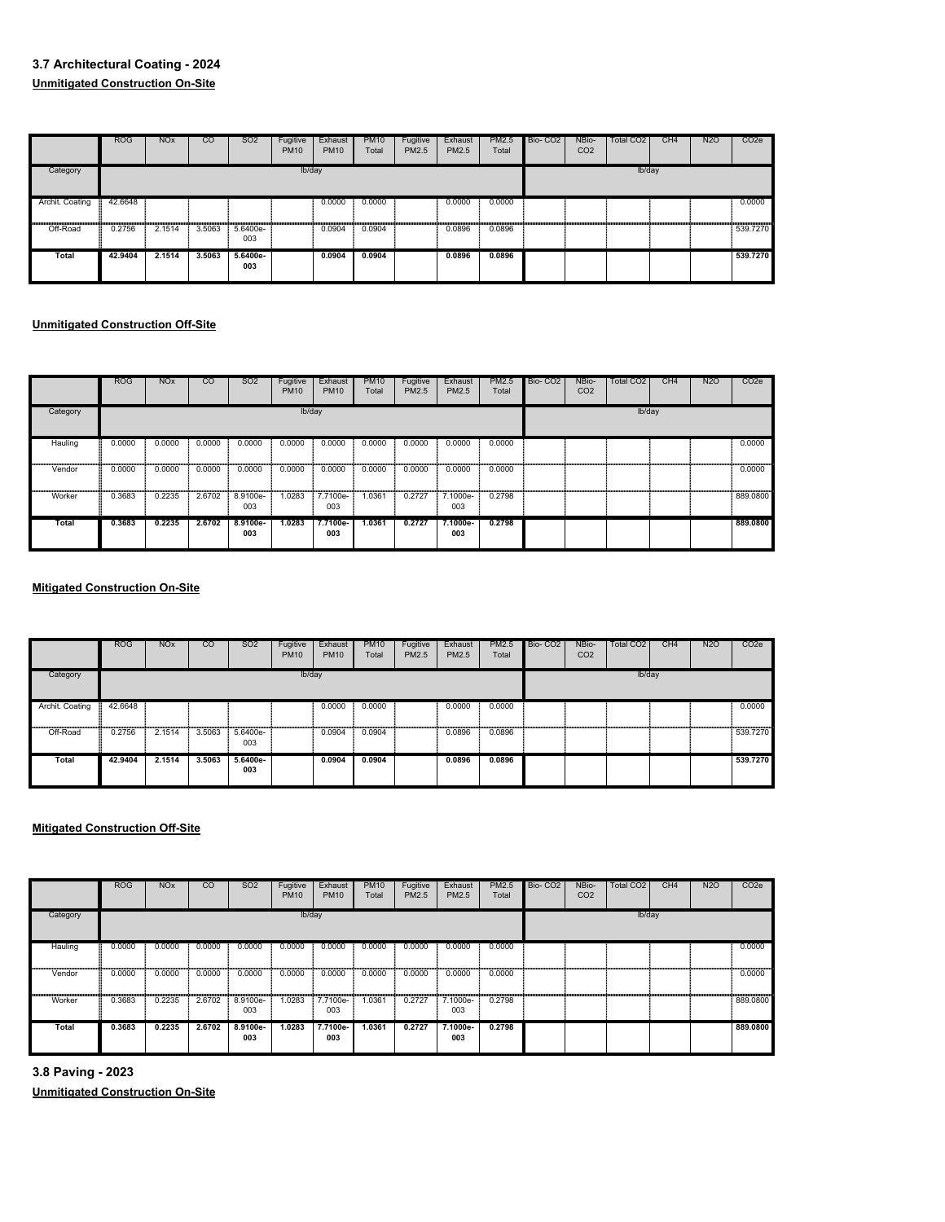### 3.7 Architectural Coating - 2024

**Unmitigated Construction On-Site**

| | ROG | NOx | CO | SO2 | Fugitive PM10 | Exhaust PM10 | PM10 Total | Fugitive PM2.5 | Exhaust PM2.5 | PM2.5 Total | Bio- CO2 | NBio- CO2 | Total CO2 | CH4 | N2O | CO2e |
|---|---|---|---|---|---|---|---|---|---|---|---|---|---|---|---|---|
| Category | lb/day | | | | | | | | | | lb/day | | | | | |
| Archit. Coating | 42.6648 | | | | | 0.0000 | 0.0000 | | 0.0000 | 0.0000 | | | | | | 0.0000 |
| Off-Road | 0.2756 | 2.1514 | 3.5063 | 5.6400e-003 | | 0.0904 | 0.0904 | | 0.0896 | 0.0896 | | | | | | 539.7270 |
| **Total** | **42.9404** | **2.1514** | **3.5063** | **5.6400e-003** | | **0.0904** | **0.0904** | | **0.0896** | **0.0896** | | | | | | **539.7270** |

**Unmitigated Construction Off-Site**

| | ROG | NOx | CO | SO2 | Fugitive PM10 | Exhaust PM10 | PM10 Total | Fugitive PM2.5 | Exhaust PM2.5 | PM2.5 Total | Bio- CO2 | NBio- CO2 | Total CO2 | CH4 | N2O | CO2e |
|---|---|---|---|---|---|---|---|---|---|---|---|---|---|---|---|---|
| Category | lb/day | | | | | | | | | | lb/day | | | | | |
| Hauling | 0.0000 | 0.0000 | 0.0000 | 0.0000 | 0.0000 | 0.0000 | 0.0000 | 0.0000 | 0.0000 | 0.0000 | | | | | | 0.0000 |
| Vendor | 0.0000 | 0.0000 | 0.0000 | 0.0000 | 0.0000 | 0.0000 | 0.0000 | 0.0000 | 0.0000 | 0.0000 | | | | | | 0.0000 |
| Worker | 0.3683 | 0.2235 | 2.6702 | 8.9100e-003 | 1.0283 | 7.7100e-003 | 1.0361 | 0.2727 | 7.1000e-003 | 0.2798 | | | | | | 889.0800 |
| **Total** | **0.3683** | **0.2235** | **2.6702** | **8.9100e-003** | **1.0283** | **7.7100e-003** | **1.0361** | **0.2727** | **7.1000e-003** | **0.2798** | | | | | | **889.0800** |

**Mitigated Construction On-Site**

| | ROG | NOx | CO | SO2 | Fugitive PM10 | Exhaust PM10 | PM10 Total | Fugitive PM2.5 | Exhaust PM2.5 | PM2.5 Total | Bio- CO2 | NBio- CO2 | Total CO2 | CH4 | N2O | CO2e |
|---|---|---|---|---|---|---|---|---|---|---|---|---|---|---|---|---|
| Category | lb/day | | | | | | | | | | lb/day | | | | | |
| Archit. Coating | 42.6648 | | | | | 0.0000 | 0.0000 | | 0.0000 | 0.0000 | | | | | | 0.0000 |
| Off-Road | 0.2756 | 2.1514 | 3.5063 | 5.6400e-003 | | 0.0904 | 0.0904 | | 0.0896 | 0.0896 | | | | | | 539.7270 |
| **Total** | **42.9404** | **2.1514** | **3.5063** | **5.6400e-003** | | **0.0904** | **0.0904** | | **0.0896** | **0.0896** | | | | | | **539.7270** |

**Mitigated Construction Off-Site**

| | ROG | NOx | CO | SO2 | Fugitive PM10 | Exhaust PM10 | PM10 Total | Fugitive PM2.5 | Exhaust PM2.5 | PM2.5 Total | Bio- CO2 | NBio- CO2 | Total CO2 | CH4 | N2O | CO2e |
|---|---|---|---|---|---|---|---|---|---|---|---|---|---|---|---|---|
| Category | lb/day | | | | | | | | | | lb/day | | | | | |
| Hauling | 0.0000 | 0.0000 | 0.0000 | 0.0000 | 0.0000 | 0.0000 | 0.0000 | 0.0000 | 0.0000 | 0.0000 | | | | | | 0.0000 |
| Vendor | 0.0000 | 0.0000 | 0.0000 | 0.0000 | 0.0000 | 0.0000 | 0.0000 | 0.0000 | 0.0000 | 0.0000 | | | | | | 0.0000 |
| Worker | 0.3683 | 0.2235 | 2.6702 | 8.9100e-003 | 1.0283 | 7.7100e-003 | 1.0361 | 0.2727 | 7.1000e-003 | 0.2798 | | | | | | 889.0800 |
| **Total** | **0.3683** | **0.2235** | **2.6702** | **8.9100e-003** | **1.0283** | **7.7100e-003** | **1.0361** | **0.2727** | **7.1000e-003** | **0.2798** | | | | | | **889.0800** |

### 3.8 Paving - 2023

**Unmitigated Construction On-Site**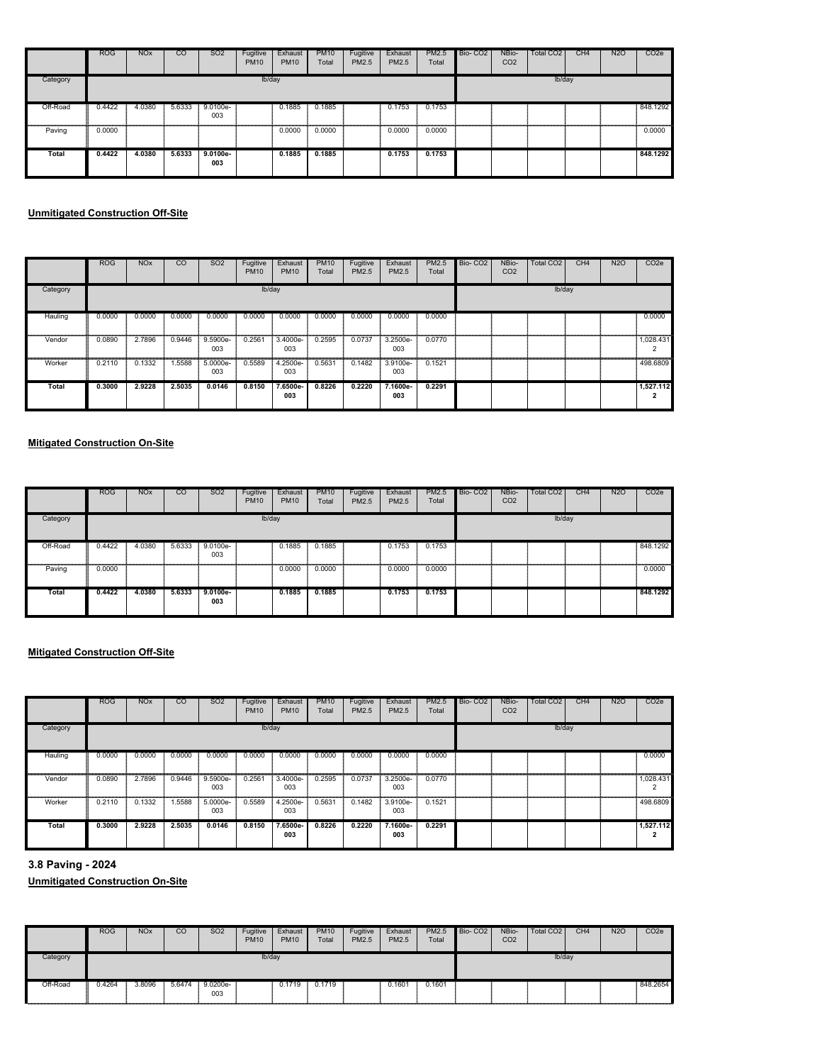| | ROG | NOx | CO | SO2 | Fugitive PM10 | Exhaust PM10 | PM10 Total | Fugitive PM2.5 | Exhaust PM2.5 | PM2.5 Total | Bio- CO2 | NBio- CO2 | Total CO2 | CH4 | N2O | CO2e |
|---|---|---|---|---|---|---|---|---|---|---|---|---|---|---|---|---|
| Category | lb/day | | | | | | | | | | lb/day | | | | | |
| Off-Road | 0.4422 | 4.0380 | 5.6333 | 9.0100e-003 | | 0.1885 | 0.1885 | | 0.1753 | 0.1753 | | | | | | 848.1292 |
| Paving | 0.0000 | | | | | 0.0000 | 0.0000 | | 0.0000 | 0.0000 | | | | | | 0.0000 |
| **Total** | **0.4422** | **4.0380** | **5.6333** | **9.0100e-003** | | **0.1885** | **0.1885** | | **0.1753** | **0.1753** | | | | | | **848.1292** |

**Unmitigated Construction Off-Site**

| | ROG | NOx | CO | SO2 | Fugitive PM10 | Exhaust PM10 | PM10 Total | Fugitive PM2.5 | Exhaust PM2.5 | PM2.5 Total | Bio- CO2 | NBio- CO2 | Total CO2 | CH4 | N2O | CO2e |
|---|---|---|---|---|---|---|---|---|---|---|---|---|---|---|---|---|
| Category | lb/day | | | | | | | | | | lb/day | | | | | |
| Hauling | 0.0000 | 0.0000 | 0.0000 | 0.0000 | 0.0000 | 0.0000 | 0.0000 | 0.0000 | 0.0000 | 0.0000 | | | | | | 0.0000 |
| Vendor | 0.0890 | 2.7896 | 0.9446 | 9.5900e-003 | 0.2561 | 3.4000e-003 | 0.2595 | 0.0737 | 3.2500e-003 | 0.0770 | | | | | | 1,028.4312 |
| Worker | 0.2110 | 0.1332 | 1.5588 | 5.0000e-003 | 0.5589 | 4.2500e-003 | 0.5631 | 0.1482 | 3.9100e-003 | 0.1521 | | | | | | 498.6809 |
| **Total** | **0.3000** | **2.9228** | **2.5035** | **0.0146** | **0.8150** | **7.6500e-003** | **0.8226** | **0.2220** | **7.1600e-003** | **0.2291** | | | | | | **1,527.1122** |

**Mitigated Construction On-Site**

| | ROG | NOx | CO | SO2 | Fugitive PM10 | Exhaust PM10 | PM10 Total | Fugitive PM2.5 | Exhaust PM2.5 | PM2.5 Total | Bio- CO2 | NBio- CO2 | Total CO2 | CH4 | N2O | CO2e |
|---|---|---|---|---|---|---|---|---|---|---|---|---|---|---|---|---|
| Category | lb/day | | | | | | | | | | lb/day | | | | | |
| Off-Road | 0.4422 | 4.0380 | 5.6333 | 9.0100e-003 | | 0.1885 | 0.1885 | | 0.1753 | 0.1753 | | | | | | 848.1292 |
| Paving | 0.0000 | | | | | 0.0000 | 0.0000 | | 0.0000 | 0.0000 | | | | | | 0.0000 |
| **Total** | **0.4422** | **4.0380** | **5.6333** | **9.0100e-003** | | **0.1885** | **0.1885** | | **0.1753** | **0.1753** | | | | | | **848.1292** |

**Mitigated Construction Off-Site**

| | ROG | NOx | CO | SO2 | Fugitive PM10 | Exhaust PM10 | PM10 Total | Fugitive PM2.5 | Exhaust PM2.5 | PM2.5 Total | Bio- CO2 | NBio- CO2 | Total CO2 | CH4 | N2O | CO2e |
|---|---|---|---|---|---|---|---|---|---|---|---|---|---|---|---|---|
| Category | lb/day | | | | | | | | | | lb/day | | | | | |
| Hauling | 0.0000 | 0.0000 | 0.0000 | 0.0000 | 0.0000 | 0.0000 | 0.0000 | 0.0000 | 0.0000 | 0.0000 | | | | | | 0.0000 |
| Vendor | 0.0890 | 2.7896 | 0.9446 | 9.5900e-003 | 0.2561 | 3.4000e-003 | 0.2595 | 0.0737 | 3.2500e-003 | 0.0770 | | | | | | 1,028.4312 |
| Worker | 0.2110 | 0.1332 | 1.5588 | 5.0000e-003 | 0.5589 | 4.2500e-003 | 0.5631 | 0.1482 | 3.9100e-003 | 0.1521 | | | | | | 498.6809 |
| **Total** | **0.3000** | **2.9228** | **2.5035** | **0.0146** | **0.8150** | **7.6500e-003** | **0.8226** | **0.2220** | **7.1600e-003** | **0.2291** | | | | | | **1,527.1122** |

## 3.8 Paving - 2024

**Unmitigated Construction On-Site**

| | ROG | NOx | CO | SO2 | Fugitive PM10 | Exhaust PM10 | PM10 Total | Fugitive PM2.5 | Exhaust PM2.5 | PM2.5 Total | Bio- CO2 | NBio- CO2 | Total CO2 | CH4 | N2O | CO2e |
|---|---|---|---|---|---|---|---|---|---|---|---|---|---|---|---|---|
| Category | lb/day | | | | | | | | | | lb/day | | | | | |
| Off-Road | 0.4264 | 3.8096 | 5.6474 | 9.0200e-003 | | 0.1719 | 0.1719 | | 0.1601 | 0.1601 | | | | | | 848.2654 |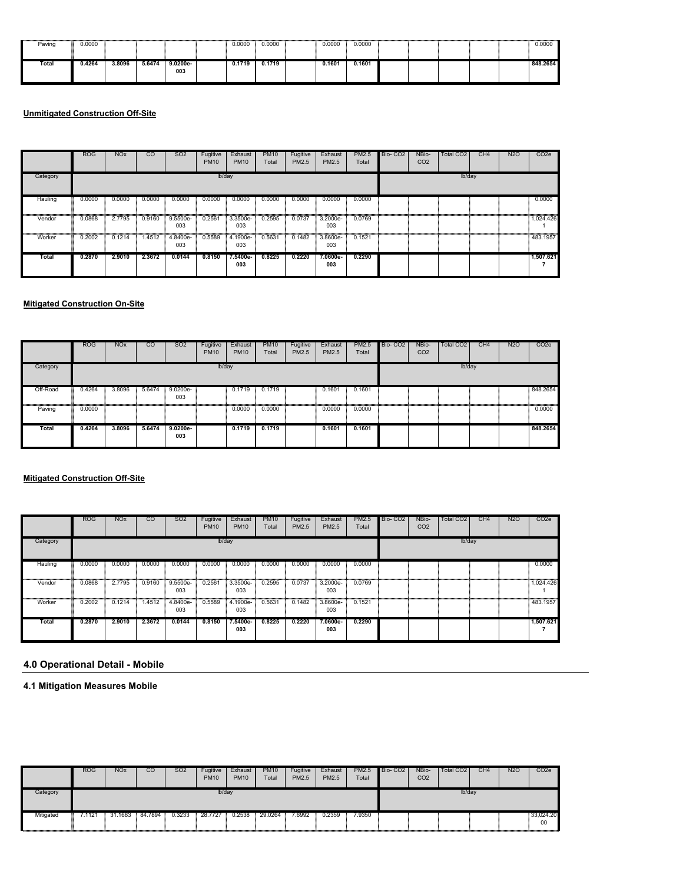| Paving | 0.0000 | | | | | 0.0000 | 0.0000 | | 0.0000 | 0.0000 | | | | | | 0.0000 |
|---|---|---|---|---|---|---|---|---|---|---|---|---|---|---|---|---|
| **Total** | **0.4264** | **3.8096** | **5.6474** | **9.0200e-003** | | **0.1719** | **0.1719** | | **0.1601** | **0.1601** | | | | | | **848.2654** |

**Unmitigated Construction Off-Site**

| | ROG | NOx | CO | SO2 | Fugitive PM10 | Exhaust PM10 | PM10 Total | Fugitive PM2.5 | Exhaust PM2.5 | PM2.5 Total | Bio- CO2 | NBio- CO2 | Total CO2 | CH4 | N2O | CO2e |
|---|---|---|---|---|---|---|---|---|---|---|---|---|---|---|---|---|
| Category | lb/day | | | | | | | | | | lb/day | | | | | |
| Hauling | 0.0000 | 0.0000 | 0.0000 | 0.0000 | 0.0000 | 0.0000 | 0.0000 | 0.0000 | 0.0000 | 0.0000 | | | | | | 0.0000 |
| Vendor | 0.0868 | 2.7795 | 0.9160 | 9.5500e-003 | 0.2561 | 3.3500e-003 | 0.2595 | 0.0737 | 3.2000e-003 | 0.0769 | | | | | | 1,024.4261 |
| Worker | 0.2002 | 0.1214 | 1.4512 | 4.8400e-003 | 0.5589 | 4.1900e-003 | 0.5631 | 0.1482 | 3.8600e-003 | 0.1521 | | | | | | 483.1957 |
| **Total** | **0.2870** | **2.9010** | **2.3672** | **0.0144** | **0.8150** | **7.5400e-003** | **0.8225** | **0.2220** | **7.0600e-003** | **0.2290** | | | | | | **1,507.6217** |

**Mitigated Construction On-Site**

| | ROG | NOx | CO | SO2 | Fugitive PM10 | Exhaust PM10 | PM10 Total | Fugitive PM2.5 | Exhaust PM2.5 | PM2.5 Total | Bio- CO2 | NBio- CO2 | Total CO2 | CH4 | N2O | CO2e |
|---|---|---|---|---|---|---|---|---|---|---|---|---|---|---|---|---|
| Category | lb/day | | | | | | | | | | lb/day | | | | | |
| Off-Road | 0.4264 | 3.8096 | 5.6474 | 9.0200e-003 | | 0.1719 | 0.1719 | | 0.1601 | 0.1601 | | | | | | 848.2654 |
| Paving | 0.0000 | | | | | 0.0000 | 0.0000 | | 0.0000 | 0.0000 | | | | | | 0.0000 |
| **Total** | **0.4264** | **3.8096** | **5.6474** | **9.0200e-003** | | **0.1719** | **0.1719** | | **0.1601** | **0.1601** | | | | | | **848.2654** |

**Mitigated Construction Off-Site**

| | ROG | NOx | CO | SO2 | Fugitive PM10 | Exhaust PM10 | PM10 Total | Fugitive PM2.5 | Exhaust PM2.5 | PM2.5 Total | Bio- CO2 | NBio- CO2 | Total CO2 | CH4 | N2O | CO2e |
|---|---|---|---|---|---|---|---|---|---|---|---|---|---|---|---|---|
| Category | lb/day | | | | | | | | | | lb/day | | | | | |
| Hauling | 0.0000 | 0.0000 | 0.0000 | 0.0000 | 0.0000 | 0.0000 | 0.0000 | 0.0000 | 0.0000 | 0.0000 | | | | | | 0.0000 |
| Vendor | 0.0868 | 2.7795 | 0.9160 | 9.5500e-003 | 0.2561 | 3.3500e-003 | 0.2595 | 0.0737 | 3.2000e-003 | 0.0769 | | | | | | 1,024.4261 |
| Worker | 0.2002 | 0.1214 | 1.4512 | 4.8400e-003 | 0.5589 | 4.1900e-003 | 0.5631 | 0.1482 | 3.8600e-003 | 0.1521 | | | | | | 483.1957 |
| **Total** | **0.2870** | **2.9010** | **2.3672** | **0.0144** | **0.8150** | **7.5400e-003** | **0.8225** | **0.2220** | **7.0600e-003** | **0.2290** | | | | | | **1,507.6217** |

## 4.0 Operational Detail - Mobile

### 4.1 Mitigation Measures Mobile

| | ROG | NOx | CO | SO2 | Fugitive PM10 | Exhaust PM10 | PM10 Total | Fugitive PM2.5 | Exhaust PM2.5 | PM2.5 Total | Bio- CO2 | NBio- CO2 | Total CO2 | CH4 | N2O | CO2e |
|---|---|---|---|---|---|---|---|---|---|---|---|---|---|---|---|---|
| Category | lb/day | | | | | | | | | | lb/day | | | | | |
| Mitigated | 7.1121 | 31.1683 | 84.7894 | 0.3233 | 28.7727 | 0.2538 | 29.0264 | 7.6992 | 0.2359 | 7.9350 | | | | | | 33,024.2000 |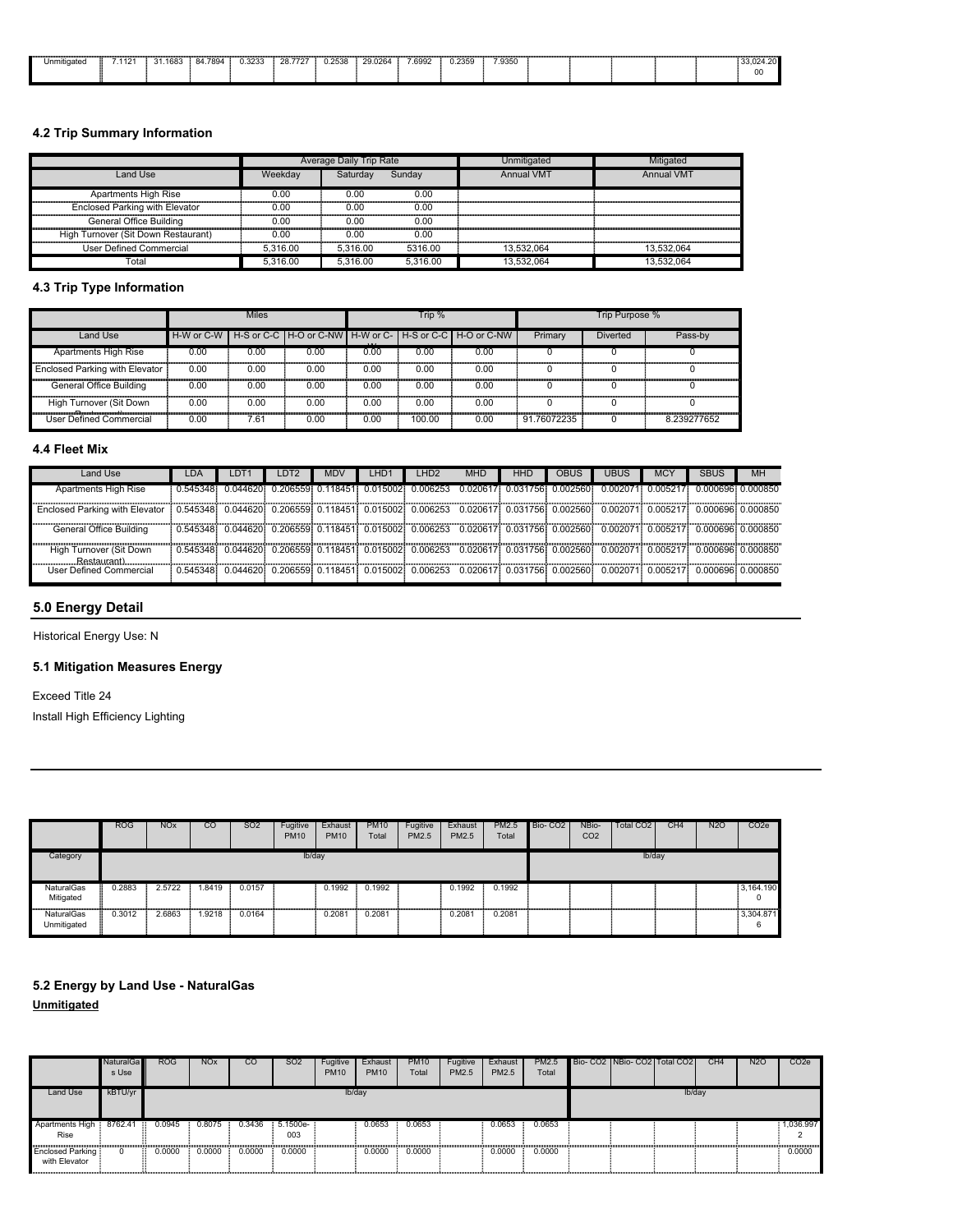| Unmitigated | 7.1121 | 31.1683 | 84.7894 | 0.3233 | 28.7727 | 0.2538 | 29.0264 | 7.6992 | 0.2359 | 7.9350 | | | | | | 33,024.2000 |
|---|---|---|---|---|---|---|---|---|---|---|---|---|---|---|---|---|

### 4.2 Trip Summary Information

| | Average Daily Trip Rate | | | Unmitigated | Mitigated |
|---|---|---|---|---|---|
| Land Use | Weekday | Saturday | Sunday | Annual VMT | Annual VMT |
| Apartments High Rise | 0.00 | 0.00 | 0.00 | | |
| Enclosed Parking with Elevator | 0.00 | 0.00 | 0.00 | | |
| General Office Building | 0.00 | 0.00 | 0.00 | | |
| High Turnover (Sit Down Restaurant) | 0.00 | 0.00 | 0.00 | | |
| User Defined Commercial | 5,316.00 | 5,316.00 | 5316.00 | 13,532,064 | 13,532,064 |
| Total | 5,316.00 | 5,316.00 | 5,316.00 | 13,532,064 | 13,532,064 |

### 4.3 Trip Type Information

| | Miles | | | Trip % | | | Trip Purpose % | | |
|---|---|---|---|---|---|---|---|---|---|
| Land Use | H-W or C-W | H-S or C-C | H-O or C-NW | H-W or C-W | H-S or C-C | H-O or C-NW | Primary | Diverted | Pass-by |
| Apartments High Rise | 0.00 | 0.00 | 0.00 | 0.00 | 0.00 | 0.00 | 0 | 0 | 0 |
| Enclosed Parking with Elevator | 0.00 | 0.00 | 0.00 | 0.00 | 0.00 | 0.00 | 0 | 0 | 0 |
| General Office Building | 0.00 | 0.00 | 0.00 | 0.00 | 0.00 | 0.00 | 0 | 0 | 0 |
| High Turnover (Sit Down Restaurant) | 0.00 | 0.00 | 0.00 | 0.00 | 0.00 | 0.00 | 0 | 0 | 0 |
| User Defined Commercial | 0.00 | 7.61 | 0.00 | 0.00 | 100.00 | 0.00 | 91.76072235 | 0 | 8.239277652 |

### 4.4 Fleet Mix

| Land Use | LDA | LDT1 | LDT2 | MDV | LHD1 | LHD2 | MHD | HHD | OBUS | UBUS | MCY | SBUS | MH |
|---|---|---|---|---|---|---|---|---|---|---|---|---|---|
| Apartments High Rise | 0.545348 | 0.044620 | 0.206559 | 0.118451 | 0.015002 | 0.006253 | 0.020617 | 0.031756 | 0.002560 | 0.002071 | 0.005217 | 0.000696 | 0.000850 |
| Enclosed Parking with Elevator | 0.545348 | 0.044620 | 0.206559 | 0.118451 | 0.015002 | 0.006253 | 0.020617 | 0.031756 | 0.002560 | 0.002071 | 0.005217 | 0.000696 | 0.000850 |
| General Office Building | 0.545348 | 0.044620 | 0.206559 | 0.118451 | 0.015002 | 0.006253 | 0.020617 | 0.031756 | 0.002560 | 0.002071 | 0.005217 | 0.000696 | 0.000850 |
| High Turnover (Sit Down Restaurant) | 0.545348 | 0.044620 | 0.206559 | 0.118451 | 0.015002 | 0.006253 | 0.020617 | 0.031756 | 0.002560 | 0.002071 | 0.005217 | 0.000696 | 0.000850 |
| User Defined Commercial | 0.545348 | 0.044620 | 0.206559 | 0.118451 | 0.015002 | 0.006253 | 0.020617 | 0.031756 | 0.002560 | 0.002071 | 0.005217 | 0.000696 | 0.000850 |

## 5.0 Energy Detail

Historical Energy Use: N

### 5.1 Mitigation Measures Energy

Exceed Title 24

Install High Efficiency Lighting

| | ROG | NOx | CO | SO2 | Fugitive PM10 | Exhaust PM10 | PM10 Total | Fugitive PM2.5 | Exhaust PM2.5 | PM2.5 Total | Bio- CO2 | NBio- CO2 | Total CO2 | CH4 | N2O | CO2e |
|---|---|---|---|---|---|---|---|---|---|---|---|---|---|---|---|---|
| Category | lb/day | | | | | | | | | | lb/day | | | | | |
| NaturalGas Mitigated | 0.2883 | 2.5722 | 1.8419 | 0.0157 | | 0.1992 | 0.1992 | | 0.1992 | 0.1992 | | | | | | 3,164.1900 |
| NaturalGas Unmitigated | 0.3012 | 2.6863 | 1.9218 | 0.0164 | | 0.2081 | 0.2081 | | 0.2081 | 0.2081 | | | | | | 3,304.8716 |

### 5.2 Energy by Land Use - NaturalGas

**Unmitigated**

| | NaturalGas Use | ROG | NOx | CO | SO2 | Fugitive PM10 | Exhaust PM10 | PM10 Total | Fugitive PM2.5 | Exhaust PM2.5 | PM2.5 Total | Bio- CO2 | NBio- CO2 | Total CO2 | CH4 | N2O | CO2e |
|---|---|---|---|---|---|---|---|---|---|---|---|---|---|---|---|---|---|
| Land Use | kBTU/yr | lb/day | | | | | | | | | | lb/day | | | | | |
| Apartments High Rise | 8762.41 | 0.0945 | 0.8075 | 0.3436 | 5.1500e-003 | | 0.0653 | 0.0653 | | 0.0653 | 0.0653 | | | | | | 1,036.9972 |
| Enclosed Parking with Elevator | 0 | 0.0000 | 0.0000 | 0.0000 | 0.0000 | | 0.0000 | 0.0000 | | 0.0000 | 0.0000 | | | | | | 0.0000 |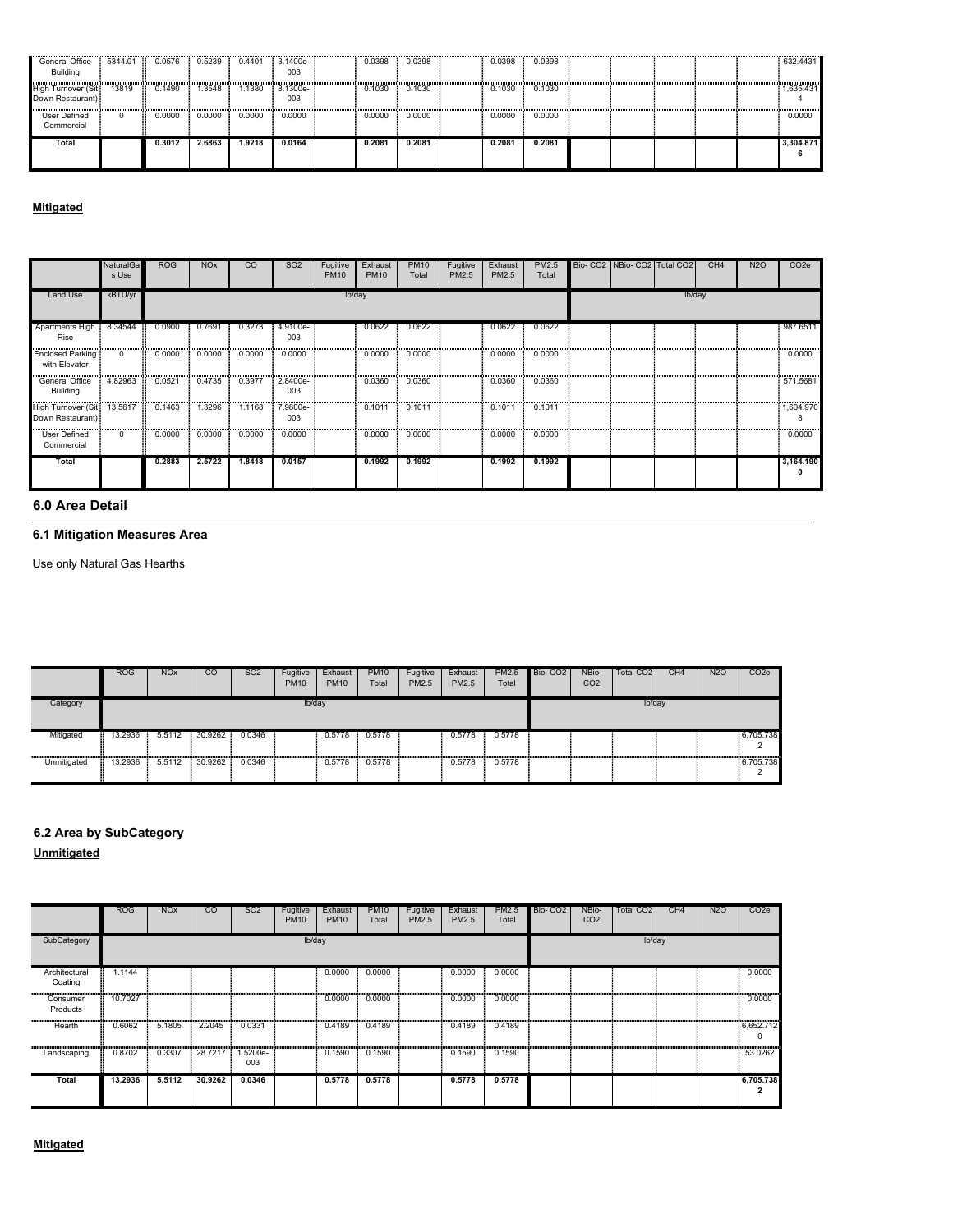| | | | | | | | | | | | | | | | | | |
|---|---|---|---|---|---|---|---|---|---|---|---|---|---|---|---|---|---|
| General Office Building | 5344.01 | 0.0576 | 0.5239 | 0.4401 | 3.1400e-003 | | 0.0398 | 0.0398 | | 0.0398 | 0.0398 | | | | | | 632.4431 |
| High Turnover (Sit Down Restaurant) | 13819 | 0.1490 | 1.3548 | 1.1380 | 8.1300e-003 | | 0.1030 | 0.1030 | | 0.1030 | 0.1030 | | | | | | 1,635.4314 |
| User Defined Commercial | 0 | 0.0000 | 0.0000 | 0.0000 | 0.0000 | | 0.0000 | 0.0000 | | 0.0000 | 0.0000 | | | | | | 0.0000 |
| **Total** | | **0.3012** | **2.6863** | **1.9218** | **0.0164** | | **0.2081** | **0.2081** | | **0.2081** | **0.2081** | | | | | | **3,304.8716** |

**Mitigated**

| | NaturalGas Use | ROG | NOx | CO | SO2 | Fugitive PM10 | Exhaust PM10 | PM10 Total | Fugitive PM2.5 | Exhaust PM2.5 | PM2.5 Total | Bio- CO2 | NBio- CO2 | Total CO2 | CH4 | N2O | CO2e |
|---|---|---|---|---|---|---|---|---|---|---|---|---|---|---|---|---|---|
| Land Use | kBTU/yr | lb/day | | | | | | | | | | lb/day | | | | | |
| Apartments High Rise | 8.34544 | 0.0900 | 0.7691 | 0.3273 | 4.9100e-003 | | 0.0622 | 0.0622 | | 0.0622 | 0.0622 | | | | | | 987.6511 |
| Enclosed Parking with Elevator | 0 | 0.0000 | 0.0000 | 0.0000 | 0.0000 | | 0.0000 | 0.0000 | | 0.0000 | 0.0000 | | | | | | 0.0000 |
| General Office Building | 4.82963 | 0.0521 | 0.4735 | 0.3977 | 2.8400e-003 | | 0.0360 | 0.0360 | | 0.0360 | 0.0360 | | | | | | 571.5681 |
| High Turnover (Sit Down Restaurant) | 13.5617 | 0.1463 | 1.3296 | 1.1168 | 7.9800e-003 | | 0.1011 | 0.1011 | | 0.1011 | 0.1011 | | | | | | 1,604.9708 |
| User Defined Commercial | 0 | 0.0000 | 0.0000 | 0.0000 | 0.0000 | | 0.0000 | 0.0000 | | 0.0000 | 0.0000 | | | | | | 0.0000 |
| **Total** | | **0.2883** | **2.5722** | **1.8418** | **0.0157** | | **0.1992** | **0.1992** | | **0.1992** | **0.1992** | | | | | | **3,164.1900** |

## 6.0 Area Detail

### 6.1 Mitigation Measures Area

Use only Natural Gas Hearths

| | ROG | NOx | CO | SO2 | Fugitive PM10 | Exhaust PM10 | PM10 Total | Fugitive PM2.5 | Exhaust PM2.5 | PM2.5 Total | Bio- CO2 | NBio- CO2 | Total CO2 | CH4 | N2O | CO2e |
|---|---|---|---|---|---|---|---|---|---|---|---|---|---|---|---|---|
| Category | lb/day | | | | | | | | | | lb/day | | | | | |
| Mitigated | 13.2936 | 5.5112 | 30.9262 | 0.0346 | | 0.5778 | 0.5778 | | 0.5778 | 0.5778 | | | | | | 6,705.7382 |
| Unmitigated | 13.2936 | 5.5112 | 30.9262 | 0.0346 | | 0.5778 | 0.5778 | | 0.5778 | 0.5778 | | | | | | 6,705.7382 |

### 6.2 Area by SubCategory

**Unmitigated**

| | ROG | NOx | CO | SO2 | Fugitive PM10 | Exhaust PM10 | PM10 Total | Fugitive PM2.5 | Exhaust PM2.5 | PM2.5 Total | Bio- CO2 | NBio- CO2 | Total CO2 | CH4 | N2O | CO2e |
|---|---|---|---|---|---|---|---|---|---|---|---|---|---|---|---|---|
| SubCategory | lb/day | | | | | | | | | | lb/day | | | | | |
| Architectural Coating | 1.1144 | | | | | 0.0000 | 0.0000 | | 0.0000 | 0.0000 | | | | | | 0.0000 |
| Consumer Products | 10.7027 | | | | | 0.0000 | 0.0000 | | 0.0000 | 0.0000 | | | | | | 0.0000 |
| Hearth | 0.6062 | 5.1805 | 2.2045 | 0.0331 | | 0.4189 | 0.4189 | | 0.4189 | 0.4189 | | | | | | 6,652.7120 |
| Landscaping | 0.8702 | 0.3307 | 28.7217 | 1.5200e-003 | | 0.1590 | 0.1590 | | 0.1590 | 0.1590 | | | | | | 53.0262 |
| **Total** | **13.2936** | **5.5112** | **30.9262** | **0.0346** | | **0.5778** | **0.5778** | | **0.5778** | **0.5778** | | | | | | **6,705.7382** |

**Mitigated**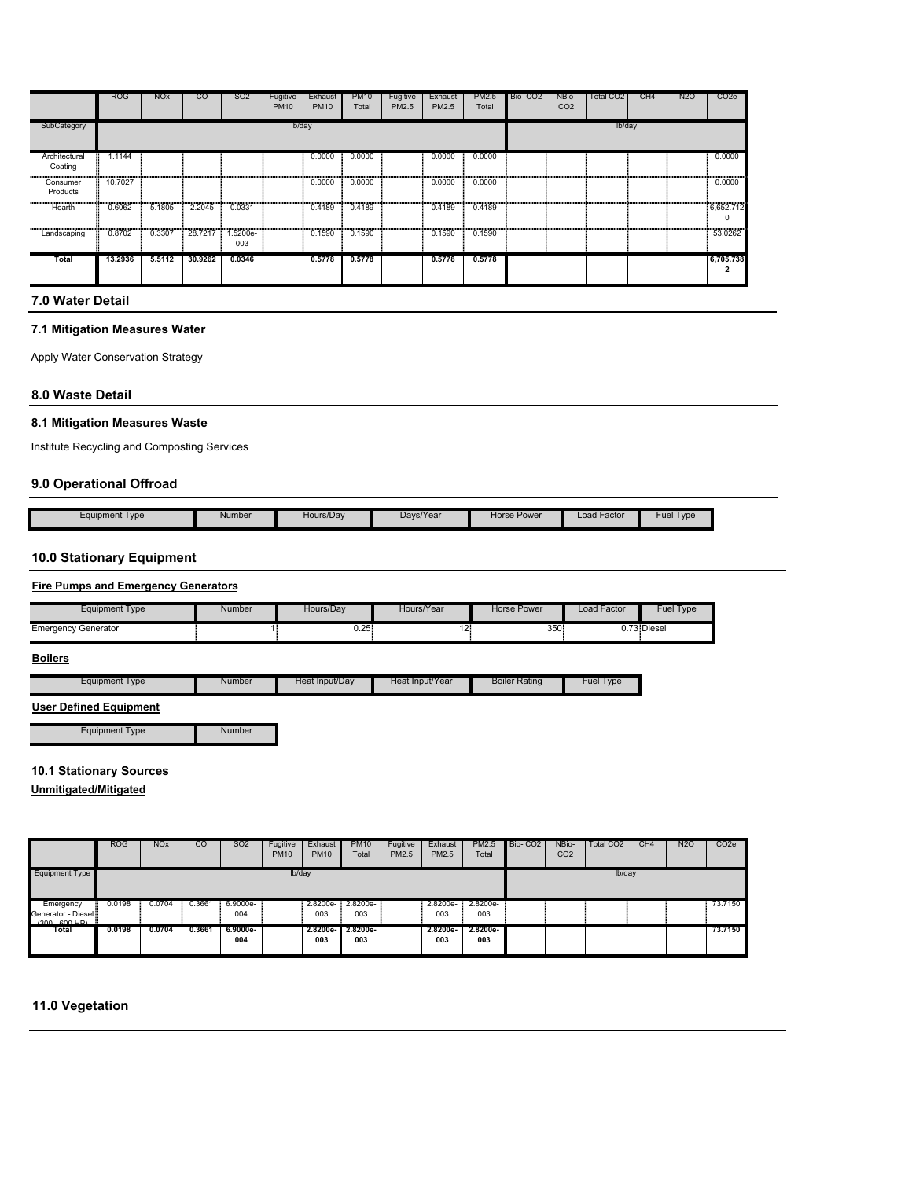| | ROG | NOx | CO | SO2 | Fugitive PM10 | Exhaust PM10 | PM10 Total | Fugitive PM2.5 | Exhaust PM2.5 | PM2.5 Total | Bio- CO2 | NBio- CO2 | Total CO2 | CH4 | N2O | CO2e |
|---|---|---|---|---|---|---|---|---|---|---|---|---|---|---|---|---|
| SubCategory | lb/day | | | | | | | | | | lb/day | | | | | |
| Architectural Coating | 1.1144 | | | | | 0.0000 | 0.0000 | | 0.0000 | 0.0000 | | | | | | 0.0000 |
| Consumer Products | 10.7027 | | | | | 0.0000 | 0.0000 | | 0.0000 | 0.0000 | | | | | | 0.0000 |
| Hearth | 0.6062 | 5.1805 | 2.2045 | 0.0331 | | 0.4189 | 0.4189 | | 0.4189 | 0.4189 | | | | | | 6,652.712 0 |
| Landscaping | 0.8702 | 0.3307 | 28.7217 | 1.5200e-003 | | 0.1590 | 0.1590 | | 0.1590 | 0.1590 | | | | | | 53.0262 |
| **Total** | **13.2936** | **5.5112** | **30.9262** | **0.0346** | | **0.5778** | **0.5778** | | **0.5778** | **0.5778** | | | | | | **6,705.738 2** |

## 7.0 Water Detail

### 7.1 Mitigation Measures Water

Apply Water Conservation Strategy

## 8.0 Waste Detail

### 8.1 Mitigation Measures Waste

Institute Recycling and Composting Services

## 9.0 Operational Offroad

| Equipment Type | Number | Hours/Day | Days/Year | Horse Power | Load Factor | Fuel Type |
|---|---|---|---|---|---|---|

## 10.0 Stationary Equipment

**Fire Pumps and Emergency Generators**

| Equipment Type | Number | Hours/Day | Hours/Year | Horse Power | Load Factor | Fuel Type |
|---|---|---|---|---|---|---|
| Emergency Generator | 1 | 0.25 | 12 | 350 | 0.73 | Diesel |

**Boilers**

| Equipment Type | Number | Heat Input/Day | Heat Input/Year | Boiler Rating | Fuel Type |
|---|---|---|---|---|---|

**User Defined Equipment**

| Equipment Type | Number |
|---|---|

### 10.1 Stationary Sources

**Unmitigated/Mitigated**

| | ROG | NOx | CO | SO2 | Fugitive PM10 | Exhaust PM10 | PM10 Total | Fugitive PM2.5 | Exhaust PM2.5 | PM2.5 Total | Bio- CO2 | NBio- CO2 | Total CO2 | CH4 | N2O | CO2e |
|---|---|---|---|---|---|---|---|---|---|---|---|---|---|---|---|---|
| Equipment Type | lb/day | | | | | | | | | | lb/day | | | | | |
| Emergency Generator - Diesel (300 - 600 HP) | 0.0198 | 0.0704 | 0.3661 | 6.9000e-004 | | 2.8200e-003 | 2.8200e-003 | | 2.8200e-003 | 2.8200e-003 | | | | | | 73.7150 |
| **Total** | **0.0198** | **0.0704** | **0.3661** | **6.9000e-004** | | **2.8200e-003** | **2.8200e-003** | | **2.8200e-003** | **2.8200e-003** | | | | | | **73.7150** |

## 11.0 Vegetation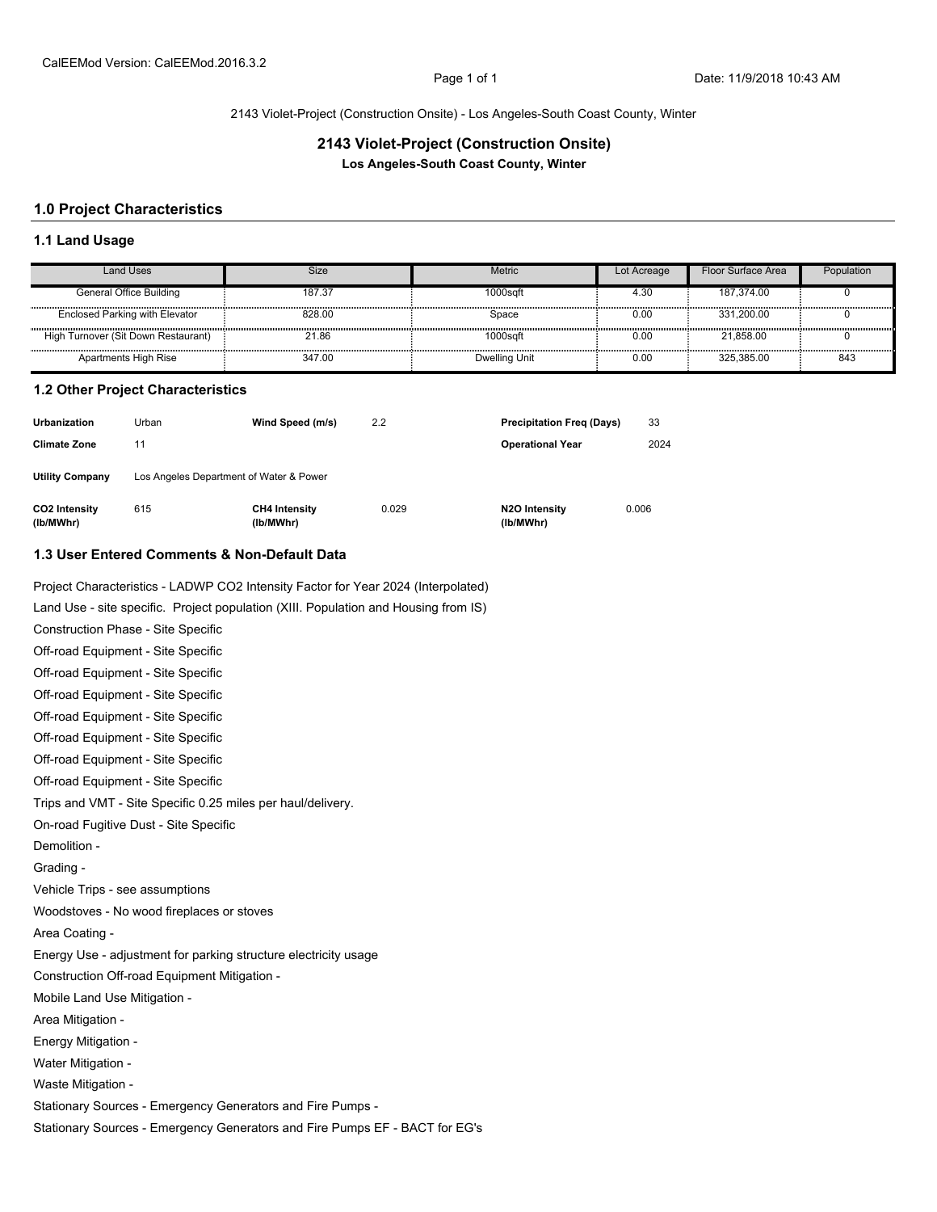CalEEMod Version: CalEEMod.2016.3.2

2143 Violet-Project (Construction Onsite) - Los Angeles-South Coast County, Winter

# 2143 Violet-Project (Construction Onsite)

**Los Angeles-South Coast County, Winter**

## 1.0 Project Characteristics

### 1.1 Land Usage

| Land Uses | Size | Metric | Lot Acreage | Floor Surface Area | Population |
|---|---|---|---|---|---|
| General Office Building | 187.37 | 1000sqft | 4.30 | 187,374.00 | 0 |
| Enclosed Parking with Elevator | 828.00 | Space | 0.00 | 331,200.00 | 0 |
| High Turnover (Sit Down Restaurant) | 21.86 | 1000sqft | 0.00 | 21,858.00 | 0 |
| Apartments High Rise | 347.00 | Dwelling Unit | 0.00 | 325,385.00 | 843 |

### 1.2 Other Project Characteristics

| | | | | | |
|---|---|---|---|---|---|
| **Urbanization** | Urban | **Wind Speed (m/s)** | 2.2 | **Precipitation Freq (Days)** | 33 |
| **Climate Zone** | 11 | | | **Operational Year** | 2024 |
| **Utility Company** | Los Angeles Department of Water & Power | | | | |
| **CO2 Intensity (lb/MWhr)** | 615 | **CH4 Intensity (lb/MWhr)** | 0.029 | **N2O Intensity (lb/MWhr)** | 0.006 |

### 1.3 User Entered Comments & Non-Default Data

Project Characteristics - LADWP CO2 Intensity Factor for Year 2024 (Interpolated)

Land Use - site specific. Project population (XIII. Population and Housing from IS)

Construction Phase - Site Specific

Off-road Equipment - Site Specific

Off-road Equipment - Site Specific

Off-road Equipment - Site Specific

Off-road Equipment - Site Specific

Off-road Equipment - Site Specific

Off-road Equipment - Site Specific

Off-road Equipment - Site Specific

Trips and VMT - Site Specific 0.25 miles per haul/delivery.

On-road Fugitive Dust - Site Specific

Demolition -

Grading -

Vehicle Trips - see assumptions

Woodstoves - No wood fireplaces or stoves

Area Coating -

Energy Use - adjustment for parking structure electricity usage

Construction Off-road Equipment Mitigation -

Mobile Land Use Mitigation -

Area Mitigation -

Energy Mitigation -

Water Mitigation -

Waste Mitigation -

Stationary Sources - Emergency Generators and Fire Pumps -

Stationary Sources - Emergency Generators and Fire Pumps EF - BACT for EG's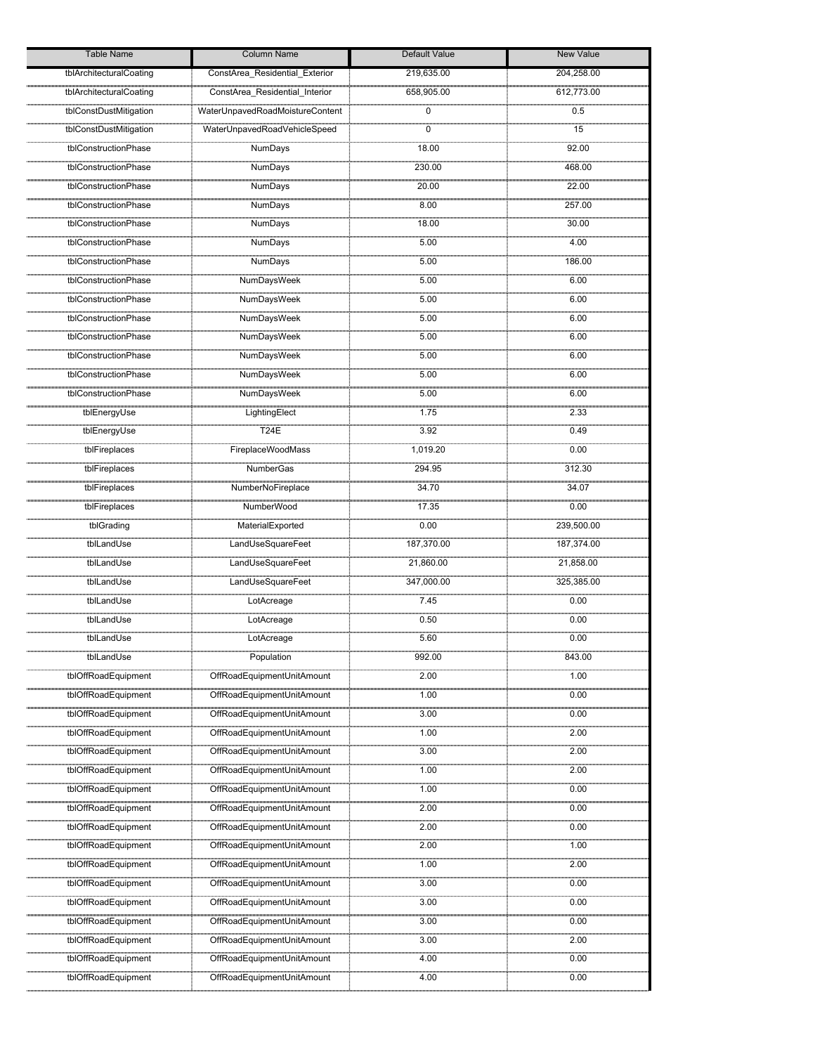| Table Name | Column Name | Default Value | New Value |
|---|---|---|---|
| tblArchitecturalCoating | ConstArea_Residential_Exterior | 219,635.00 | 204,258.00 |
| tblArchitecturalCoating | ConstArea_Residential_Interior | 658,905.00 | 612,773.00 |
| tblConstDustMitigation | WaterUnpavedRoadMoistureContent | 0 | 0.5 |
| tblConstDustMitigation | WaterUnpavedRoadVehicleSpeed | 0 | 15 |
| tblConstructionPhase | NumDays | 18.00 | 92.00 |
| tblConstructionPhase | NumDays | 230.00 | 468.00 |
| tblConstructionPhase | NumDays | 20.00 | 22.00 |
| tblConstructionPhase | NumDays | 8.00 | 257.00 |
| tblConstructionPhase | NumDays | 18.00 | 30.00 |
| tblConstructionPhase | NumDays | 5.00 | 4.00 |
| tblConstructionPhase | NumDays | 5.00 | 186.00 |
| tblConstructionPhase | NumDaysWeek | 5.00 | 6.00 |
| tblConstructionPhase | NumDaysWeek | 5.00 | 6.00 |
| tblConstructionPhase | NumDaysWeek | 5.00 | 6.00 |
| tblConstructionPhase | NumDaysWeek | 5.00 | 6.00 |
| tblConstructionPhase | NumDaysWeek | 5.00 | 6.00 |
| tblConstructionPhase | NumDaysWeek | 5.00 | 6.00 |
| tblConstructionPhase | NumDaysWeek | 5.00 | 6.00 |
| tblEnergyUse | LightingElect | 1.75 | 2.33 |
| tblEnergyUse | T24E | 3.92 | 0.49 |
| tblFireplaces | FireplaceWoodMass | 1,019.20 | 0.00 |
| tblFireplaces | NumberGas | 294.95 | 312.30 |
| tblFireplaces | NumberNoFireplace | 34.70 | 34.07 |
| tblFireplaces | NumberWood | 17.35 | 0.00 |
| tblGrading | MaterialExported | 0.00 | 239,500.00 |
| tblLandUse | LandUseSquareFeet | 187,370.00 | 187,374.00 |
| tblLandUse | LandUseSquareFeet | 21,860.00 | 21,858.00 |
| tblLandUse | LandUseSquareFeet | 347,000.00 | 325,385.00 |
| tblLandUse | LotAcreage | 7.45 | 0.00 |
| tblLandUse | LotAcreage | 0.50 | 0.00 |
| tblLandUse | LotAcreage | 5.60 | 0.00 |
| tblLandUse | Population | 992.00 | 843.00 |
| tblOffRoadEquipment | OffRoadEquipmentUnitAmount | 2.00 | 1.00 |
| tblOffRoadEquipment | OffRoadEquipmentUnitAmount | 1.00 | 0.00 |
| tblOffRoadEquipment | OffRoadEquipmentUnitAmount | 3.00 | 0.00 |
| tblOffRoadEquipment | OffRoadEquipmentUnitAmount | 1.00 | 2.00 |
| tblOffRoadEquipment | OffRoadEquipmentUnitAmount | 3.00 | 2.00 |
| tblOffRoadEquipment | OffRoadEquipmentUnitAmount | 1.00 | 2.00 |
| tblOffRoadEquipment | OffRoadEquipmentUnitAmount | 1.00 | 0.00 |
| tblOffRoadEquipment | OffRoadEquipmentUnitAmount | 2.00 | 0.00 |
| tblOffRoadEquipment | OffRoadEquipmentUnitAmount | 2.00 | 0.00 |
| tblOffRoadEquipment | OffRoadEquipmentUnitAmount | 2.00 | 1.00 |
| tblOffRoadEquipment | OffRoadEquipmentUnitAmount | 1.00 | 2.00 |
| tblOffRoadEquipment | OffRoadEquipmentUnitAmount | 3.00 | 0.00 |
| tblOffRoadEquipment | OffRoadEquipmentUnitAmount | 3.00 | 0.00 |
| tblOffRoadEquipment | OffRoadEquipmentUnitAmount | 3.00 | 0.00 |
| tblOffRoadEquipment | OffRoadEquipmentUnitAmount | 3.00 | 2.00 |
| tblOffRoadEquipment | OffRoadEquipmentUnitAmount | 4.00 | 0.00 |
| tblOffRoadEquipment | OffRoadEquipmentUnitAmount | 4.00 | 0.00 |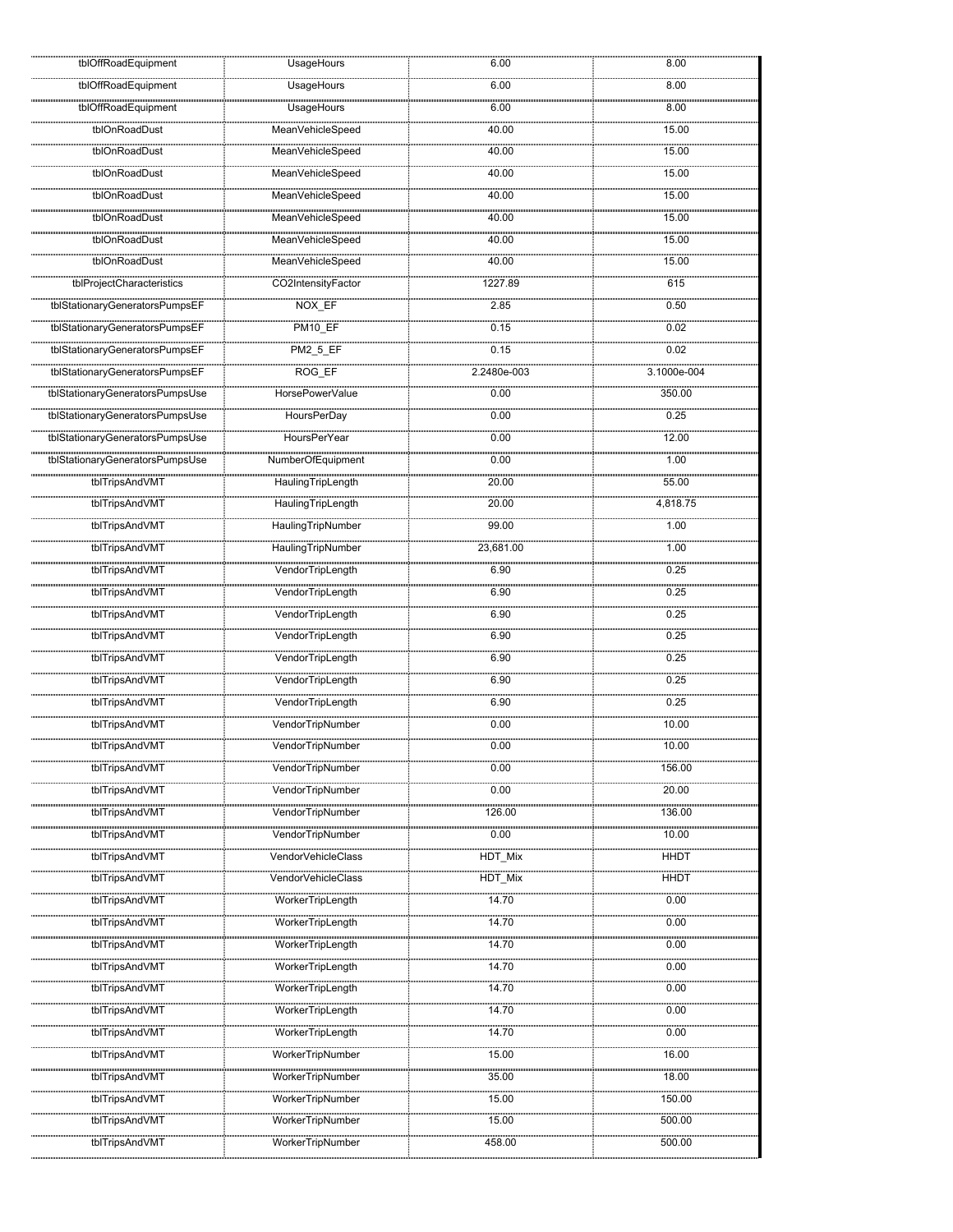| | | | |
|---|---|---|---|
| tblOffRoadEquipment | UsageHours | 6.00 | 8.00 |
| tblOffRoadEquipment | UsageHours | 6.00 | 8.00 |
| tblOffRoadEquipment | UsageHours | 6.00 | 8.00 |
| tblOnRoadDust | MeanVehicleSpeed | 40.00 | 15.00 |
| tblOnRoadDust | MeanVehicleSpeed | 40.00 | 15.00 |
| tblOnRoadDust | MeanVehicleSpeed | 40.00 | 15.00 |
| tblOnRoadDust | MeanVehicleSpeed | 40.00 | 15.00 |
| tblOnRoadDust | MeanVehicleSpeed | 40.00 | 15.00 |
| tblOnRoadDust | MeanVehicleSpeed | 40.00 | 15.00 |
| tblOnRoadDust | MeanVehicleSpeed | 40.00 | 15.00 |
| tblProjectCharacteristics | CO2IntensityFactor | 1227.89 | 615 |
| tblStationaryGeneratorsPumpsEF | NOX_EF | 2.85 | 0.50 |
| tblStationaryGeneratorsPumpsEF | PM10_EF | 0.15 | 0.02 |
| tblStationaryGeneratorsPumpsEF | PM2_5_EF | 0.15 | 0.02 |
| tblStationaryGeneratorsPumpsEF | ROG_EF | 2.2480e-003 | 3.1000e-004 |
| tblStationaryGeneratorsPumpsUse | HorsePowerValue | 0.00 | 350.00 |
| tblStationaryGeneratorsPumpsUse | HoursPerDay | 0.00 | 0.25 |
| tblStationaryGeneratorsPumpsUse | HoursPerYear | 0.00 | 12.00 |
| tblStationaryGeneratorsPumpsUse | NumberOfEquipment | 0.00 | 1.00 |
| tblTripsAndVMT | HaulingTripLength | 20.00 | 55.00 |
| tblTripsAndVMT | HaulingTripLength | 20.00 | 4,818.75 |
| tblTripsAndVMT | HaulingTripNumber | 99.00 | 1.00 |
| tblTripsAndVMT | HaulingTripNumber | 23,681.00 | 1.00 |
| tblTripsAndVMT | VendorTripLength | 6.90 | 0.25 |
| tblTripsAndVMT | VendorTripLength | 6.90 | 0.25 |
| tblTripsAndVMT | VendorTripLength | 6.90 | 0.25 |
| tblTripsAndVMT | VendorTripLength | 6.90 | 0.25 |
| tblTripsAndVMT | VendorTripLength | 6.90 | 0.25 |
| tblTripsAndVMT | VendorTripLength | 6.90 | 0.25 |
| tblTripsAndVMT | VendorTripLength | 6.90 | 0.25 |
| tblTripsAndVMT | VendorTripNumber | 0.00 | 10.00 |
| tblTripsAndVMT | VendorTripNumber | 0.00 | 10.00 |
| tblTripsAndVMT | VendorTripNumber | 0.00 | 156.00 |
| tblTripsAndVMT | VendorTripNumber | 0.00 | 20.00 |
| tblTripsAndVMT | VendorTripNumber | 126.00 | 136.00 |
| tblTripsAndVMT | VendorTripNumber | 0.00 | 10.00 |
| tblTripsAndVMT | VendorVehicleClass | HDT_Mix | HHDT |
| tblTripsAndVMT | VendorVehicleClass | HDT_Mix | HHDT |
| tblTripsAndVMT | WorkerTripLength | 14.70 | 0.00 |
| tblTripsAndVMT | WorkerTripLength | 14.70 | 0.00 |
| tblTripsAndVMT | WorkerTripLength | 14.70 | 0.00 |
| tblTripsAndVMT | WorkerTripLength | 14.70 | 0.00 |
| tblTripsAndVMT | WorkerTripLength | 14.70 | 0.00 |
| tblTripsAndVMT | WorkerTripLength | 14.70 | 0.00 |
| tblTripsAndVMT | WorkerTripLength | 14.70 | 0.00 |
| tblTripsAndVMT | WorkerTripNumber | 15.00 | 16.00 |
| tblTripsAndVMT | WorkerTripNumber | 35.00 | 18.00 |
| tblTripsAndVMT | WorkerTripNumber | 15.00 | 150.00 |
| tblTripsAndVMT | WorkerTripNumber | 15.00 | 500.00 |
| tblTripsAndVMT | WorkerTripNumber | 458.00 | 500.00 |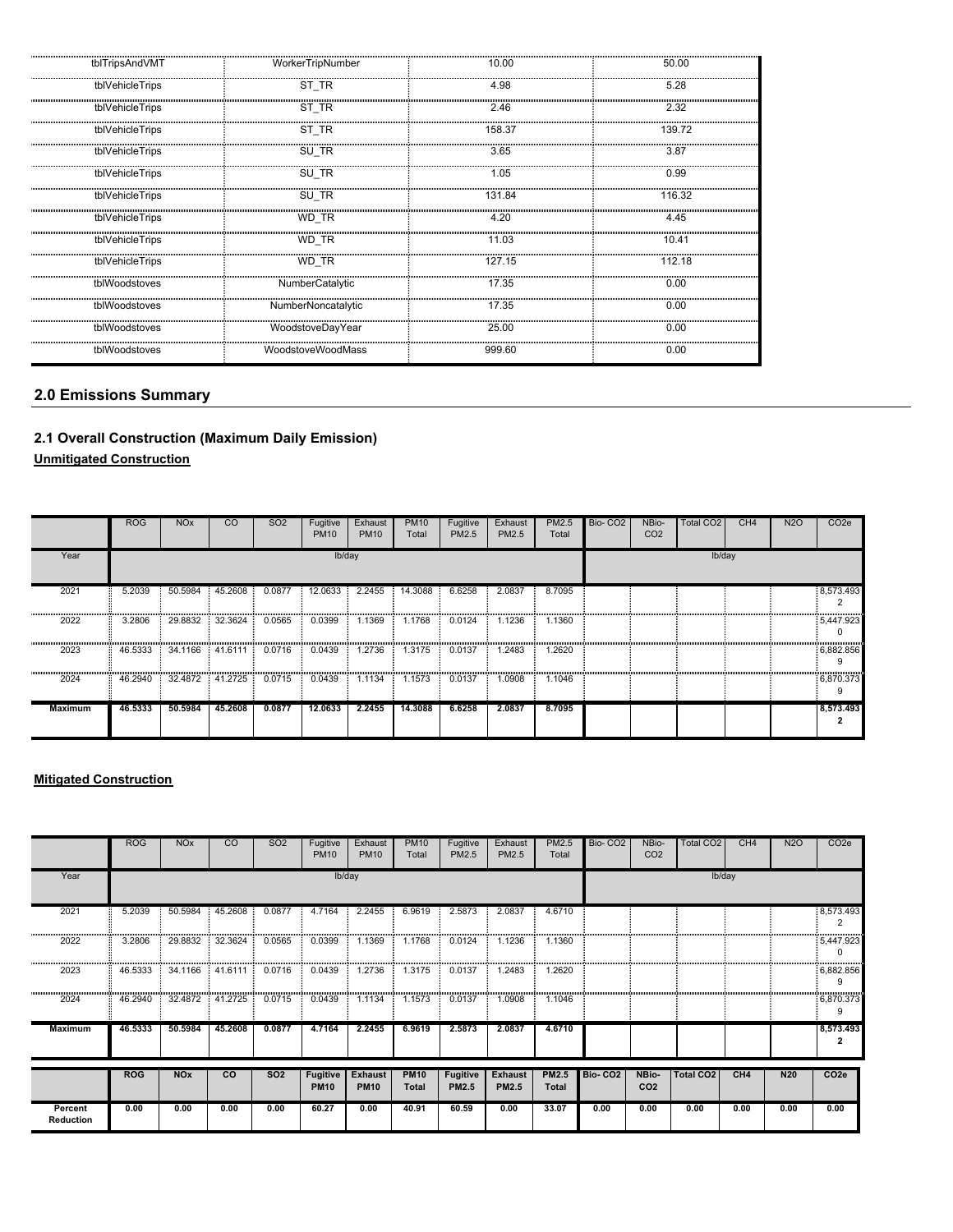| tblTripsAndVMT | WorkerTripNumber | 10.00 | 50.00 |
|---|---|---|---|
| tblVehicleTrips | ST_TR | 4.98 | 5.28 |
| tblVehicleTrips | ST_TR | 2.46 | 2.32 |
| tblVehicleTrips | ST_TR | 158.37 | 139.72 |
| tblVehicleTrips | SU_TR | 3.65 | 3.87 |
| tblVehicleTrips | SU_TR | 1.05 | 0.99 |
| tblVehicleTrips | SU_TR | 131.84 | 116.32 |
| tblVehicleTrips | WD_TR | 4.20 | 4.45 |
| tblVehicleTrips | WD_TR | 11.03 | 10.41 |
| tblVehicleTrips | WD_TR | 127.15 | 112.18 |
| tblWoodstoves | NumberCatalytic | 17.35 | 0.00 |
| tblWoodstoves | NumberNoncatalytic | 17.35 | 0.00 |
| tblWoodstoves | WoodstoveDayYear | 25.00 | 0.00 |
| tblWoodstoves | WoodstoveWoodMass | 999.60 | 0.00 |

## 2.0 Emissions Summary

### 2.1 Overall Construction (Maximum Daily Emission)

**Unmitigated Construction**

| | ROG | NOx | CO | SO2 | Fugitive PM10 | Exhaust PM10 | PM10 Total | Fugitive PM2.5 | Exhaust PM2.5 | PM2.5 Total | Bio- CO2 | NBio- CO2 | Total CO2 | CH4 | N2O | CO2e |
|---|---|---|---|---|---|---|---|---|---|---|---|---|---|---|---|---|
| Year | lb/day | | | | | | | | | | lb/day | | | | | |
| 2021 | 5.2039 | 50.5984 | 45.2608 | 0.0877 | 12.0633 | 2.2455 | 14.3088 | 6.6258 | 2.0837 | 8.7095 | | | | | | 8,573.4932 |
| 2022 | 3.2806 | 29.8832 | 32.3624 | 0.0565 | 0.0399 | 1.1369 | 1.1768 | 0.0124 | 1.1236 | 1.1360 | | | | | | 5,447.9230 |
| 2023 | 46.5333 | 34.1166 | 41.6111 | 0.0716 | 0.0439 | 1.2736 | 1.3175 | 0.0137 | 1.2483 | 1.2620 | | | | | | 6,882.8569 |
| 2024 | 46.2940 | 32.4872 | 41.2725 | 0.0715 | 0.0439 | 1.1134 | 1.1573 | 0.0137 | 1.0908 | 1.1046 | | | | | | 6,870.3739 |
| **Maximum** | **46.5333** | **50.5984** | **45.2608** | **0.0877** | **12.0633** | **2.2455** | **14.3088** | **6.6258** | **2.0837** | **8.7095** | | | | | | **8,573.4932** |

**Mitigated Construction**

| | ROG | NOx | CO | SO2 | Fugitive PM10 | Exhaust PM10 | PM10 Total | Fugitive PM2.5 | Exhaust PM2.5 | PM2.5 Total | Bio- CO2 | NBio- CO2 | Total CO2 | CH4 | N2O | CO2e |
|---|---|---|---|---|---|---|---|---|---|---|---|---|---|---|---|---|
| Year | lb/day | | | | | | | | | | lb/day | | | | | |
| 2021 | 5.2039 | 50.5984 | 45.2608 | 0.0877 | 4.7164 | 2.2455 | 6.9619 | 2.5873 | 2.0837 | 4.6710 | | | | | | 8,573.4932 |
| 2022 | 3.2806 | 29.8832 | 32.3624 | 0.0565 | 0.0399 | 1.1369 | 1.1768 | 0.0124 | 1.1236 | 1.1360 | | | | | | 5,447.9230 |
| 2023 | 46.5333 | 34.1166 | 41.6111 | 0.0716 | 0.0439 | 1.2736 | 1.3175 | 0.0137 | 1.2483 | 1.2620 | | | | | | 6,882.8569 |
| 2024 | 46.2940 | 32.4872 | 41.2725 | 0.0715 | 0.0439 | 1.1134 | 1.1573 | 0.0137 | 1.0908 | 1.1046 | | | | | | 6,870.3739 |
| **Maximum** | **46.5333** | **50.5984** | **45.2608** | **0.0877** | **4.7164** | **2.2455** | **6.9619** | **2.5873** | **2.0837** | **4.6710** | | | | | | **8,573.4932** |

| | **ROG** | **NOx** | **CO** | **SO2** | **Fugitive PM10** | **Exhaust PM10** | **PM10 Total** | **Fugitive PM2.5** | **Exhaust PM2.5** | **PM2.5 Total** | **Bio- CO2** | **NBio-CO2** | **Total CO2** | **CH4** | **N20** | **CO2e** |
|---|---|---|---|---|---|---|---|---|---|---|---|---|---|---|---|---|
| **Percent Reduction** | **0.00** | **0.00** | **0.00** | **0.00** | **60.27** | **0.00** | **40.91** | **60.59** | **0.00** | **33.07** | **0.00** | **0.00** | **0.00** | **0.00** | **0.00** | **0.00** |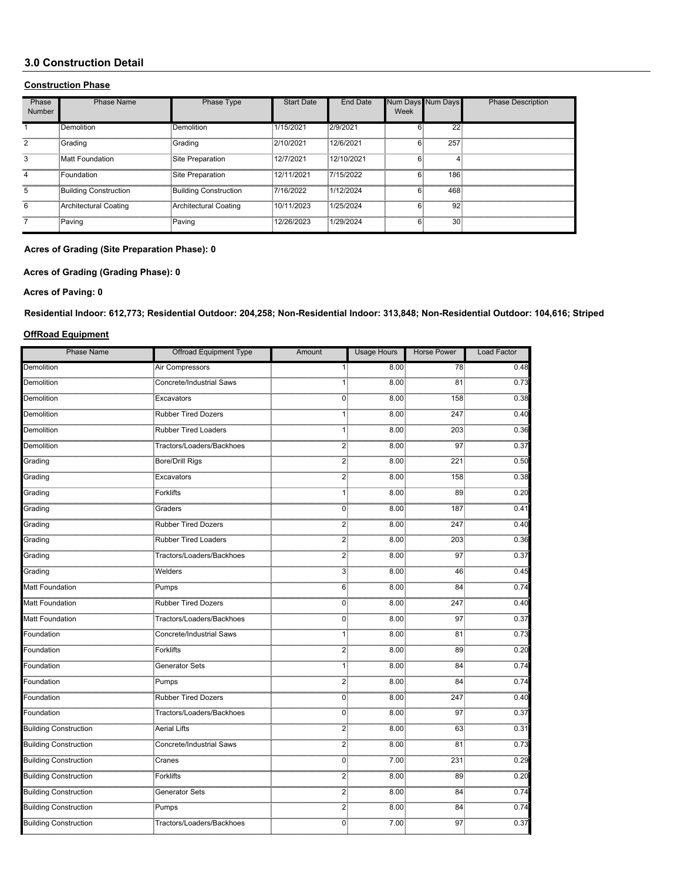## 3.0 Construction Detail

### Construction Phase

| Phase Number | Phase Name | Phase Type | Start Date | End Date | Num Days Week | Num Days | Phase Description |
|---|---|---|---|---|---|---|---|
| 1 | Demolition | Demolition | 1/15/2021 | 2/9/2021 | 6 | 22 | |
| 2 | Grading | Grading | 2/10/2021 | 12/6/2021 | 6 | 257 | |
| 3 | Matt Foundation | Site Preparation | 12/7/2021 | 12/10/2021 | 6 | 4 | |
| 4 | Foundation | Site Preparation | 12/11/2021 | 7/15/2022 | 6 | 186 | |
| 5 | Building Construction | Building Construction | 7/16/2022 | 1/12/2024 | 6 | 468 | |
| 6 | Architectural Coating | Architectural Coating | 10/11/2023 | 1/25/2024 | 6 | 92 | |
| 7 | Paving | Paving | 12/26/2023 | 1/29/2024 | 6 | 30 | |

**Acres of Grading (Site Preparation Phase): 0**

**Acres of Grading (Grading Phase): 0**

**Acres of Paving: 0**

**Residential Indoor: 612,773; Residential Outdoor: 204,258; Non-Residential Indoor: 313,848; Non-Residential Outdoor: 104,616; Striped**

### OffRoad Equipment

| Phase Name | Offroad Equipment Type | Amount | Usage Hours | Horse Power | Load Factor |
|---|---|---|---|---|---|
| Demolition | Air Compressors | 1 | 8.00 | 78 | 0.48 |
| Demolition | Concrete/Industrial Saws | 1 | 8.00 | 81 | 0.73 |
| Demolition | Excavators | 0 | 8.00 | 158 | 0.38 |
| Demolition | Rubber Tired Dozers | 1 | 8.00 | 247 | 0.40 |
| Demolition | Rubber Tired Loaders | 1 | 8.00 | 203 | 0.36 |
| Demolition | Tractors/Loaders/Backhoes | 2 | 8.00 | 97 | 0.37 |
| Grading | Bore/Drill Rigs | 2 | 8.00 | 221 | 0.50 |
| Grading | Excavators | 2 | 8.00 | 158 | 0.38 |
| Grading | Forklifts | 1 | 8.00 | 89 | 0.20 |
| Grading | Graders | 0 | 8.00 | 187 | 0.41 |
| Grading | Rubber Tired Dozers | 2 | 8.00 | 247 | 0.40 |
| Grading | Rubber Tired Loaders | 2 | 8.00 | 203 | 0.36 |
| Grading | Tractors/Loaders/Backhoes | 2 | 8.00 | 97 | 0.37 |
| Grading | Welders | 3 | 8.00 | 46 | 0.45 |
| Matt Foundation | Pumps | 6 | 8.00 | 84 | 0.74 |
| Matt Foundation | Rubber Tired Dozers | 0 | 8.00 | 247 | 0.40 |
| Matt Foundation | Tractors/Loaders/Backhoes | 0 | 8.00 | 97 | 0.37 |
| Foundation | Concrete/Industrial Saws | 1 | 8.00 | 81 | 0.73 |
| Foundation | Forklifts | 2 | 8.00 | 89 | 0.20 |
| Foundation | Generator Sets | 1 | 8.00 | 84 | 0.74 |
| Foundation | Pumps | 2 | 8.00 | 84 | 0.74 |
| Foundation | Rubber Tired Dozers | 0 | 8.00 | 247 | 0.40 |
| Foundation | Tractors/Loaders/Backhoes | 0 | 8.00 | 97 | 0.37 |
| Building Construction | Aerial Lifts | 2 | 8.00 | 63 | 0.31 |
| Building Construction | Concrete/Industrial Saws | 2 | 8.00 | 81 | 0.73 |
| Building Construction | Cranes | 0 | 7.00 | 231 | 0.29 |
| Building Construction | Forklifts | 2 | 8.00 | 89 | 0.20 |
| Building Construction | Generator Sets | 2 | 8.00 | 84 | 0.74 |
| Building Construction | Pumps | 2 | 8.00 | 84 | 0.74 |
| Building Construction | Tractors/Loaders/Backhoes | 0 | 7.00 | 97 | 0.37 |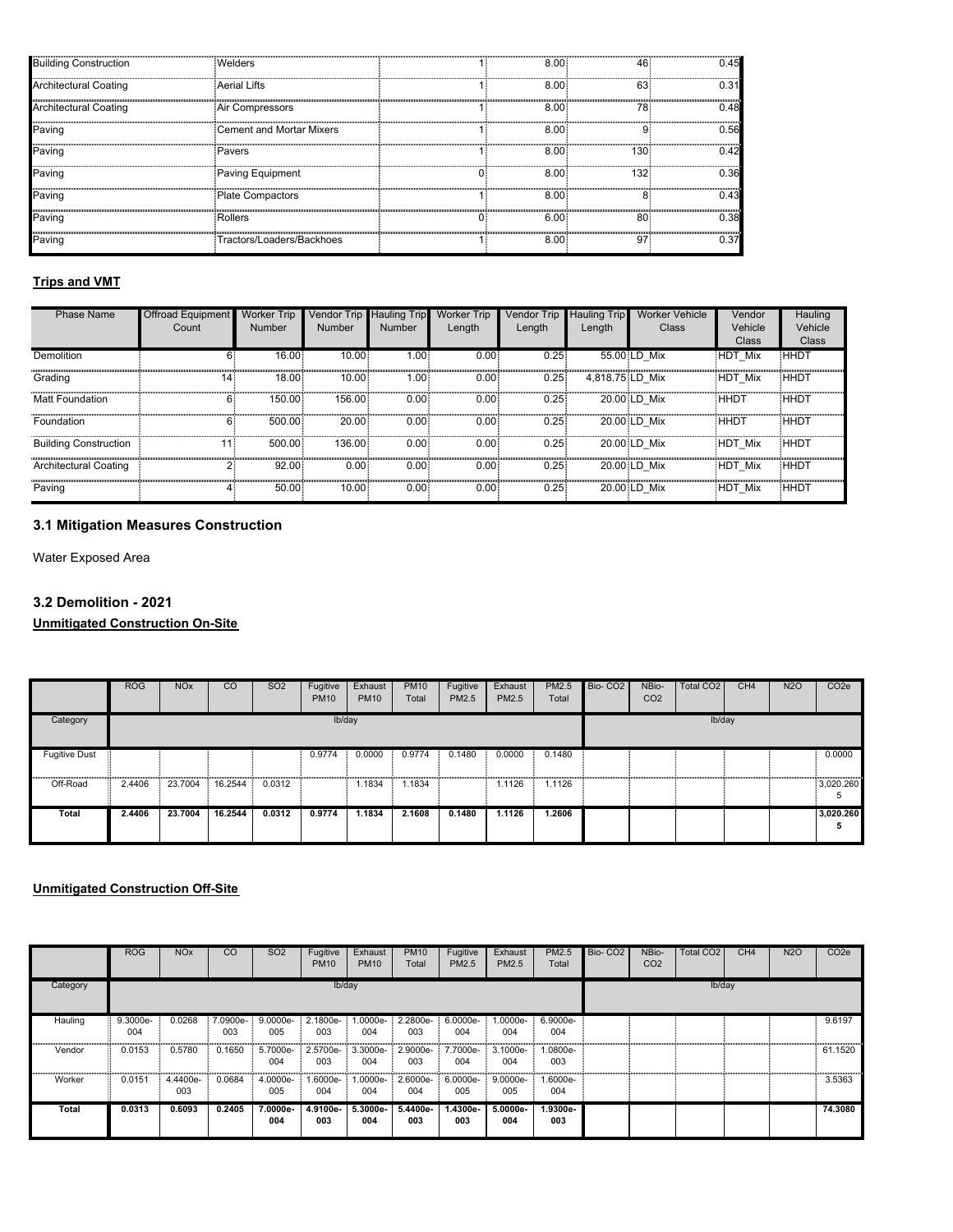| Building Construction | Welders | 1 | 8.00 | 46 | 0.45 |
|---|---|---|---|---|---|
| Architectural Coating | Aerial Lifts | 1 | 8.00 | 63 | 0.31 |
| Architectural Coating | Air Compressors | 1 | 8.00 | 78 | 0.48 |
| Paving | Cement and Mortar Mixers | 1 | 8.00 | 9 | 0.56 |
| Paving | Pavers | 1 | 8.00 | 130 | 0.42 |
| Paving | Paving Equipment | 0 | 8.00 | 132 | 0.36 |
| Paving | Plate Compactors | 1 | 8.00 | 8 | 0.43 |
| Paving | Rollers | 0 | 6.00 | 80 | 0.38 |
| Paving | Tractors/Loaders/Backhoes | 1 | 8.00 | 97 | 0.37 |

**Trips and VMT**

| Phase Name | Offroad Equipment Count | Worker Trip Number | Vendor Trip Number | Hauling Trip Number | Worker Trip Length | Vendor Trip Length | Hauling Trip Length | Worker Vehicle Class | Vendor Vehicle Class | Hauling Vehicle Class |
|---|---|---|---|---|---|---|---|---|---|---|
| Demolition | 6 | 16.00 | 10.00 | 1.00 | 0.00 | 0.25 | 55.00 | LD_Mix | HDT_Mix | HHDT |
| Grading | 14 | 18.00 | 10.00 | 1.00 | 0.00 | 0.25 | 4,818.75 | LD_Mix | HDT_Mix | HHDT |
| Matt Foundation | 6 | 150.00 | 156.00 | 0.00 | 0.00 | 0.25 | 20.00 | LD_Mix | HHDT | HHDT |
| Foundation | 6 | 500.00 | 20.00 | 0.00 | 0.00 | 0.25 | 20.00 | LD_Mix | HHDT | HHDT |
| Building Construction | 11 | 500.00 | 136.00 | 0.00 | 0.00 | 0.25 | 20.00 | LD_Mix | HDT_Mix | HHDT |
| Architectural Coating | 2 | 92.00 | 0.00 | 0.00 | 0.00 | 0.25 | 20.00 | LD_Mix | HDT_Mix | HHDT |
| Paving | 4 | 50.00 | 10.00 | 0.00 | 0.00 | 0.25 | 20.00 | LD_Mix | HDT_Mix | HHDT |

## 3.1 Mitigation Measures Construction

Water Exposed Area

## 3.2 Demolition - 2021

**Unmitigated Construction On-Site**

| | ROG | NOx | CO | SO2 | Fugitive PM10 | Exhaust PM10 | PM10 Total | Fugitive PM2.5 | Exhaust PM2.5 | PM2.5 Total | Bio- CO2 | NBio- CO2 | Total CO2 | CH4 | N2O | CO2e |
|---|---|---|---|---|---|---|---|---|---|---|---|---|---|---|---|---|
| Category | lb/day | | | | | | | | | | lb/day | | | | | |
| Fugitive Dust | | | | | 0.9774 | 0.0000 | 0.9774 | 0.1480 | 0.0000 | 0.1480 | | | | | | 0.0000 |
| Off-Road | 2.4406 | 23.7004 | 16.2544 | 0.0312 | | 1.1834 | 1.1834 | | 1.1126 | 1.1126 | | | | | | 3,020.2605 |
| **Total** | **2.4406** | **23.7004** | **16.2544** | **0.0312** | **0.9774** | **1.1834** | **2.1608** | **0.1480** | **1.1126** | **1.2606** | | | | | | **3,020.2605** |

**Unmitigated Construction Off-Site**

| | ROG | NOx | CO | SO2 | Fugitive PM10 | Exhaust PM10 | PM10 Total | Fugitive PM2.5 | Exhaust PM2.5 | PM2.5 Total | Bio- CO2 | NBio- CO2 | Total CO2 | CH4 | N2O | CO2e |
|---|---|---|---|---|---|---|---|---|---|---|---|---|---|---|---|---|
| Category | lb/day | | | | | | | | | | lb/day | | | | | |
| Hauling | 9.3000e-004 | 0.0268 | 7.0900e-003 | 9.0000e-005 | 2.1800e-003 | 1.0000e-004 | 2.2800e-003 | 6.0000e-004 | 1.0000e-004 | 6.9000e-004 | | | | | | 9.6197 |
| Vendor | 0.0153 | 0.5780 | 0.1650 | 5.7000e-004 | 2.5700e-003 | 3.3000e-004 | 2.9000e-003 | 7.7000e-004 | 3.1000e-004 | 1.0800e-003 | | | | | | 61.1520 |
| Worker | 0.0151 | 4.4400e-003 | 0.0684 | 4.0000e-005 | 1.6000e-004 | 1.0000e-004 | 2.6000e-004 | 6.0000e-005 | 9.0000e-005 | 1.6000e-004 | | | | | | 3.5363 |
| **Total** | **0.0313** | **0.6093** | **0.2405** | **7.0000e-004** | **4.9100e-003** | **5.3000e-004** | **5.4400e-003** | **1.4300e-003** | **5.0000e-004** | **1.9300e-003** | | | | | | **74.3080** |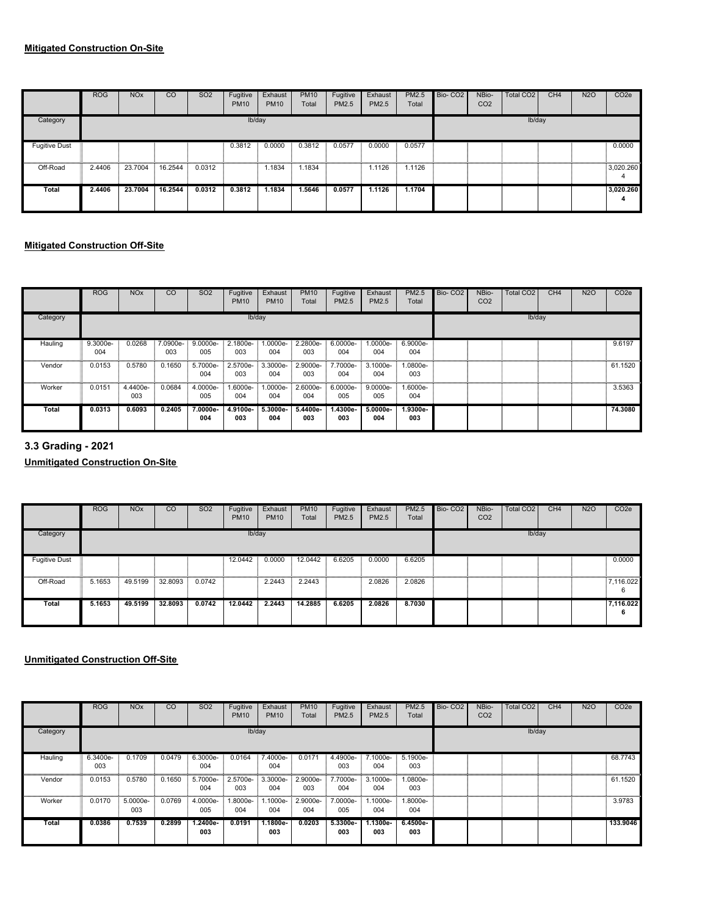**Mitigated Construction On-Site**

| | ROG | NOx | CO | SO2 | Fugitive PM10 | Exhaust PM10 | PM10 Total | Fugitive PM2.5 | Exhaust PM2.5 | PM2.5 Total | Bio- CO2 | NBio- CO2 | Total CO2 | CH4 | N2O | CO2e |
|---|---|---|---|---|---|---|---|---|---|---|---|---|---|---|---|---|
| Category | | | | | lb/day | | | | | | | | lb/day | | | |
| Fugitive Dust | | | | | 0.3812 | 0.0000 | 0.3812 | 0.0577 | 0.0000 | 0.0577 | | | | | | 0.0000 |
| Off-Road | 2.4406 | 23.7004 | 16.2544 | 0.0312 | | 1.1834 | 1.1834 | | 1.1126 | 1.1126 | | | | | | 3,020.260 4 |
| **Total** | **2.4406** | **23.7004** | **16.2544** | **0.0312** | **0.3812** | **1.1834** | **1.5646** | **0.0577** | **1.1126** | **1.1704** | | | | | | **3,020.260 4** |

**Mitigated Construction Off-Site**

| | ROG | NOx | CO | SO2 | Fugitive PM10 | Exhaust PM10 | PM10 Total | Fugitive PM2.5 | Exhaust PM2.5 | PM2.5 Total | Bio- CO2 | NBio- CO2 | Total CO2 | CH4 | N2O | CO2e |
|---|---|---|---|---|---|---|---|---|---|---|---|---|---|---|---|---|
| Category | | | | | lb/day | | | | | | | | lb/day | | | |
| Hauling | 9.3000e-004 | 0.0268 | 7.0900e-003 | 9.0000e-005 | 2.1800e-003 | 1.0000e-004 | 2.2800e-003 | 6.0000e-004 | 1.0000e-004 | 6.9000e-004 | | | | | | 9.6197 |
| Vendor | 0.0153 | 0.5780 | 0.1650 | 5.7000e-004 | 2.5700e-003 | 3.3000e-004 | 2.9000e-003 | 7.7000e-004 | 3.1000e-004 | 1.0800e-003 | | | | | | 61.1520 |
| Worker | 0.0151 | 4.4400e-003 | 0.0684 | 4.0000e-005 | 1.6000e-004 | 1.0000e-004 | 2.6000e-004 | 6.0000e-005 | 9.0000e-005 | 1.6000e-004 | | | | | | 3.5363 |
| **Total** | **0.0313** | **0.6093** | **0.2405** | **7.0000e-004** | **4.9100e-003** | **5.3000e-004** | **5.4400e-003** | **1.4300e-003** | **5.0000e-004** | **1.9300e-003** | | | | | | **74.3080** |

## 3.3 Grading - 2021

**Unmitigated Construction On-Site**

| | ROG | NOx | CO | SO2 | Fugitive PM10 | Exhaust PM10 | PM10 Total | Fugitive PM2.5 | Exhaust PM2.5 | PM2.5 Total | Bio- CO2 | NBio- CO2 | Total CO2 | CH4 | N2O | CO2e |
|---|---|---|---|---|---|---|---|---|---|---|---|---|---|---|---|---|
| Category | | | | | lb/day | | | | | | | | lb/day | | | |
| Fugitive Dust | | | | | 12.0442 | 0.0000 | 12.0442 | 6.6205 | 0.0000 | 6.6205 | | | | | | 0.0000 |
| Off-Road | 5.1653 | 49.5199 | 32.8093 | 0.0742 | | 2.2443 | 2.2443 | | 2.0826 | 2.0826 | | | | | | 7,116.022 6 |
| **Total** | **5.1653** | **49.5199** | **32.8093** | **0.0742** | **12.0442** | **2.2443** | **14.2885** | **6.6205** | **2.0826** | **8.7030** | | | | | | **7,116.022 6** |

**Unmitigated Construction Off-Site**

| | ROG | NOx | CO | SO2 | Fugitive PM10 | Exhaust PM10 | PM10 Total | Fugitive PM2.5 | Exhaust PM2.5 | PM2.5 Total | Bio- CO2 | NBio- CO2 | Total CO2 | CH4 | N2O | CO2e |
|---|---|---|---|---|---|---|---|---|---|---|---|---|---|---|---|---|
| Category | | | | | lb/day | | | | | | | | lb/day | | | |
| Hauling | 6.3400e-003 | 0.1709 | 0.0479 | 6.3000e-004 | 0.0164 | 7.4000e-004 | 0.0171 | 4.4900e-003 | 7.1000e-004 | 5.1900e-003 | | | | | | 68.7743 |
| Vendor | 0.0153 | 0.5780 | 0.1650 | 5.7000e-004 | 2.5700e-003 | 3.3000e-004 | 2.9000e-003 | 7.7000e-004 | 3.1000e-004 | 1.0800e-003 | | | | | | 61.1520 |
| Worker | 0.0170 | 5.0000e-003 | 0.0769 | 4.0000e-005 | 1.8000e-004 | 1.1000e-004 | 2.9000e-004 | 7.0000e-005 | 1.1000e-004 | 1.8000e-004 | | | | | | 3.9783 |
| **Total** | **0.0386** | **0.7539** | **0.2899** | **1.2400e-003** | **0.0191** | **1.1800e-003** | **0.0203** | **5.3300e-003** | **1.1300e-003** | **6.4500e-003** | | | | | | **133.9046** |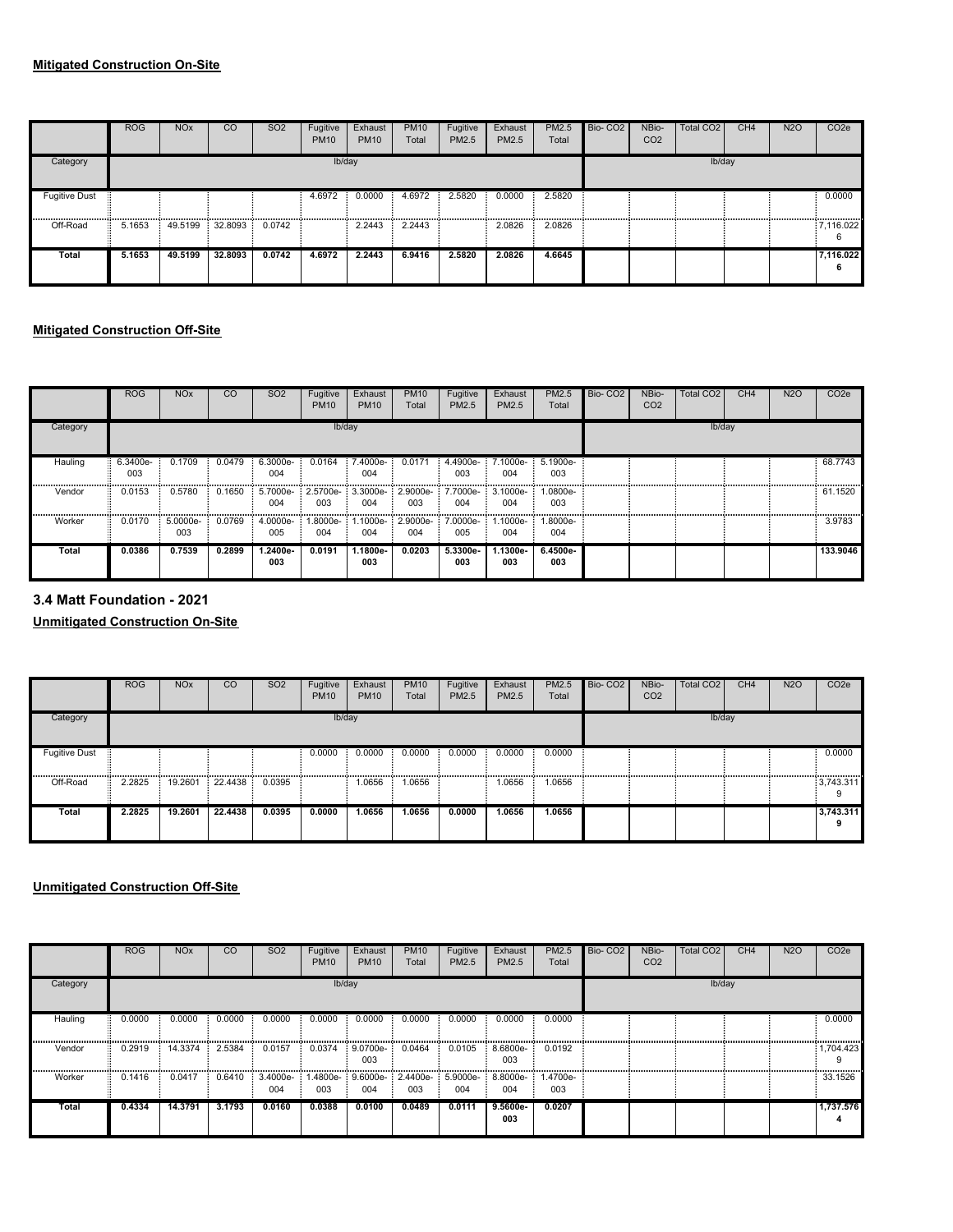**Mitigated Construction On-Site**

| | ROG | NOx | CO | SO2 | Fugitive PM10 | Exhaust PM10 | PM10 Total | Fugitive PM2.5 | Exhaust PM2.5 | PM2.5 Total | Bio- CO2 | NBio- CO2 | Total CO2 | CH4 | N2O | CO2e |
|---|---|---|---|---|---|---|---|---|---|---|---|---|---|---|---|---|
| Category | lb/day | | | | | | | | | | lb/day | | | | | |
| Fugitive Dust | | | | | 4.6972 | 0.0000 | 4.6972 | 2.5820 | 0.0000 | 2.5820 | | | | | | 0.0000 |
| Off-Road | 5.1653 | 49.5199 | 32.8093 | 0.0742 | | 2.2443 | 2.2443 | | 2.0826 | 2.0826 | | | | | | 7,116.0226 |
| **Total** | **5.1653** | **49.5199** | **32.8093** | **0.0742** | **4.6972** | **2.2443** | **6.9416** | **2.5820** | **2.0826** | **4.6645** | | | | | | **7,116.0226** |

**Mitigated Construction Off-Site**

| | ROG | NOx | CO | SO2 | Fugitive PM10 | Exhaust PM10 | PM10 Total | Fugitive PM2.5 | Exhaust PM2.5 | PM2.5 Total | Bio- CO2 | NBio- CO2 | Total CO2 | CH4 | N2O | CO2e |
|---|---|---|---|---|---|---|---|---|---|---|---|---|---|---|---|---|
| Category | lb/day | | | | | | | | | | lb/day | | | | | |
| Hauling | 6.3400e-003 | 0.1709 | 0.0479 | 6.3000e-004 | 0.0164 | 7.4000e-004 | 0.0171 | 4.4900e-003 | 7.1000e-004 | 5.1900e-003 | | | | | | 68.7743 |
| Vendor | 0.0153 | 0.5780 | 0.1650 | 5.7000e-004 | 2.5700e-003 | 3.3000e-004 | 2.9000e-003 | 7.7000e-004 | 3.1000e-004 | 1.0800e-003 | | | | | | 61.1520 |
| Worker | 0.0170 | 5.0000e-003 | 0.0769 | 4.0000e-005 | 1.8000e-004 | 1.1000e-004 | 2.9000e-004 | 7.0000e-005 | 1.1000e-004 | 1.8000e-004 | | | | | | 3.9783 |
| **Total** | **0.0386** | **0.7539** | **0.2899** | **1.2400e-003** | **0.0191** | **1.1800e-003** | **0.0203** | **5.3300e-003** | **1.1300e-003** | **6.4500e-003** | | | | | | **133.9046** |

### 3.4 Matt Foundation - 2021

**Unmitigated Construction On-Site**

| | ROG | NOx | CO | SO2 | Fugitive PM10 | Exhaust PM10 | PM10 Total | Fugitive PM2.5 | Exhaust PM2.5 | PM2.5 Total | Bio- CO2 | NBio- CO2 | Total CO2 | CH4 | N2O | CO2e |
|---|---|---|---|---|---|---|---|---|---|---|---|---|---|---|---|---|
| Category | lb/day | | | | | | | | | | lb/day | | | | | |
| Fugitive Dust | | | | | 0.0000 | 0.0000 | 0.0000 | 0.0000 | 0.0000 | 0.0000 | | | | | | 0.0000 |
| Off-Road | 2.2825 | 19.2601 | 22.4438 | 0.0395 | | 1.0656 | 1.0656 | | 1.0656 | 1.0656 | | | | | | 3,743.3119 |
| **Total** | **2.2825** | **19.2601** | **22.4438** | **0.0395** | **0.0000** | **1.0656** | **1.0656** | **0.0000** | **1.0656** | **1.0656** | | | | | | **3,743.3119** |

**Unmitigated Construction Off-Site**

| | ROG | NOx | CO | SO2 | Fugitive PM10 | Exhaust PM10 | PM10 Total | Fugitive PM2.5 | Exhaust PM2.5 | PM2.5 Total | Bio- CO2 | NBio- CO2 | Total CO2 | CH4 | N2O | CO2e |
|---|---|---|---|---|---|---|---|---|---|---|---|---|---|---|---|---|
| Category | lb/day | | | | | | | | | | lb/day | | | | | |
| Hauling | 0.0000 | 0.0000 | 0.0000 | 0.0000 | 0.0000 | 0.0000 | 0.0000 | 0.0000 | 0.0000 | 0.0000 | | | | | | 0.0000 |
| Vendor | 0.2919 | 14.3374 | 2.5384 | 0.0157 | 0.0374 | 9.0700e-003 | 0.0464 | 0.0105 | 8.6800e-003 | 0.0192 | | | | | | 1,704.4239 |
| Worker | 0.1416 | 0.0417 | 0.6410 | 3.4000e-004 | 1.4800e-003 | 9.6000e-004 | 2.4400e-003 | 5.9000e-004 | 8.8000e-004 | 1.4700e-003 | | | | | | 33.1526 |
| **Total** | **0.4334** | **14.3791** | **3.1793** | **0.0160** | **0.0388** | **0.0100** | **0.0489** | **0.0111** | **9.5600e-003** | **0.0207** | | | | | | **1,737.5764** |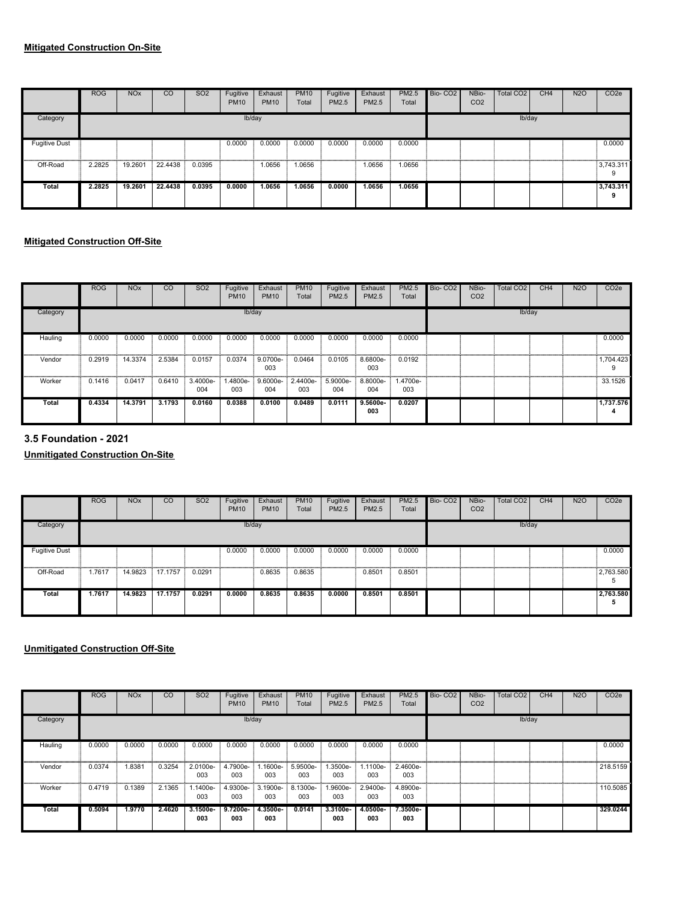**Mitigated Construction On-Site**

| | ROG | NOx | CO | SO2 | Fugitive PM10 | Exhaust PM10 | PM10 Total | Fugitive PM2.5 | Exhaust PM2.5 | PM2.5 Total | Bio- CO2 | NBio- CO2 | Total CO2 | CH4 | N2O | CO2e |
|---|---|---|---|---|---|---|---|---|---|---|---|---|---|---|---|---|
| Category | | | | | lb/day | | | | | | | | lb/day | | | |
| Fugitive Dust | | | | | 0.0000 | 0.0000 | 0.0000 | 0.0000 | 0.0000 | 0.0000 | | | | | | 0.0000 |
| Off-Road | 2.2825 | 19.2601 | 22.4438 | 0.0395 | | 1.0656 | 1.0656 | | 1.0656 | 1.0656 | | | | | | 3,743.3119 |
| **Total** | **2.2825** | **19.2601** | **22.4438** | **0.0395** | **0.0000** | **1.0656** | **1.0656** | **0.0000** | **1.0656** | **1.0656** | | | | | | **3,743.3119** |

**Mitigated Construction Off-Site**

| | ROG | NOx | CO | SO2 | Fugitive PM10 | Exhaust PM10 | PM10 Total | Fugitive PM2.5 | Exhaust PM2.5 | PM2.5 Total | Bio- CO2 | NBio- CO2 | Total CO2 | CH4 | N2O | CO2e |
|---|---|---|---|---|---|---|---|---|---|---|---|---|---|---|---|---|
| Category | | | | | lb/day | | | | | | | | lb/day | | | |
| Hauling | 0.0000 | 0.0000 | 0.0000 | 0.0000 | 0.0000 | 0.0000 | 0.0000 | 0.0000 | 0.0000 | 0.0000 | | | | | | 0.0000 |
| Vendor | 0.2919 | 14.3374 | 2.5384 | 0.0157 | 0.0374 | 9.0700e-003 | 0.0464 | 0.0105 | 8.6800e-003 | 0.0192 | | | | | | 1,704.4239 |
| Worker | 0.1416 | 0.0417 | 0.6410 | 3.4000e-004 | 1.4800e-003 | 9.6000e-004 | 2.4400e-003 | 5.9000e-004 | 8.8000e-004 | 1.4700e-003 | | | | | | 33.1526 |
| **Total** | **0.4334** | **14.3791** | **3.1793** | **0.0160** | **0.0388** | **0.0100** | **0.0489** | **0.0111** | **9.5600e-003** | **0.0207** | | | | | | **1,737.5764** |

### 3.5 Foundation - 2021

**Unmitigated Construction On-Site**

| | ROG | NOx | CO | SO2 | Fugitive PM10 | Exhaust PM10 | PM10 Total | Fugitive PM2.5 | Exhaust PM2.5 | PM2.5 Total | Bio- CO2 | NBio- CO2 | Total CO2 | CH4 | N2O | CO2e |
|---|---|---|---|---|---|---|---|---|---|---|---|---|---|---|---|---|
| Category | | | | | lb/day | | | | | | | | lb/day | | | |
| Fugitive Dust | | | | | 0.0000 | 0.0000 | 0.0000 | 0.0000 | 0.0000 | 0.0000 | | | | | | 0.0000 |
| Off-Road | 1.7617 | 14.9823 | 17.1757 | 0.0291 | | 0.8635 | 0.8635 | | 0.8501 | 0.8501 | | | | | | 2,763.5805 |
| **Total** | **1.7617** | **14.9823** | **17.1757** | **0.0291** | **0.0000** | **0.8635** | **0.8635** | **0.0000** | **0.8501** | **0.8501** | | | | | | **2,763.5805** |

**Unmitigated Construction Off-Site**

| | ROG | NOx | CO | SO2 | Fugitive PM10 | Exhaust PM10 | PM10 Total | Fugitive PM2.5 | Exhaust PM2.5 | PM2.5 Total | Bio- CO2 | NBio- CO2 | Total CO2 | CH4 | N2O | CO2e |
|---|---|---|---|---|---|---|---|---|---|---|---|---|---|---|---|---|
| Category | | | | | lb/day | | | | | | | | lb/day | | | |
| Hauling | 0.0000 | 0.0000 | 0.0000 | 0.0000 | 0.0000 | 0.0000 | 0.0000 | 0.0000 | 0.0000 | 0.0000 | | | | | | 0.0000 |
| Vendor | 0.0374 | 1.8381 | 0.3254 | 2.0100e-003 | 4.7900e-003 | 1.1600e-003 | 5.9500e-003 | 1.3500e-003 | 1.1100e-003 | 2.4600e-003 | | | | | | 218.5159 |
| Worker | 0.4719 | 0.1389 | 2.1365 | 1.1400e-003 | 4.9300e-003 | 3.1900e-003 | 8.1300e-003 | 1.9600e-003 | 2.9400e-003 | 4.8900e-003 | | | | | | 110.5085 |
| **Total** | **0.5094** | **1.9770** | **2.4620** | **3.1500e-003** | **9.7200e-003** | **4.3500e-003** | **0.0141** | **3.3100e-003** | **4.0500e-003** | **7.3500e-003** | | | | | | **329.0244** |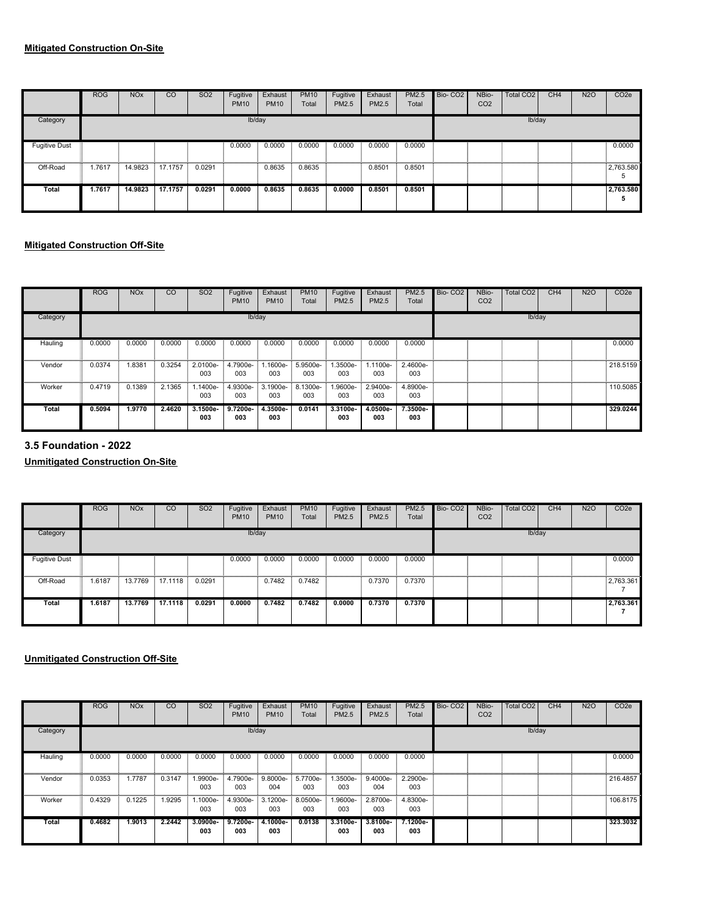**Mitigated Construction On-Site**

| | ROG | NOx | CO | SO2 | Fugitive PM10 | Exhaust PM10 | PM10 Total | Fugitive PM2.5 | Exhaust PM2.5 | PM2.5 Total | Bio- CO2 | NBio- CO2 | Total CO2 | CH4 | N2O | CO2e |
|---|---|---|---|---|---|---|---|---|---|---|---|---|---|---|---|---|
| Category | | | | | lb/day | | | | | | | | lb/day | | | |
| Fugitive Dust | | | | | 0.0000 | 0.0000 | 0.0000 | 0.0000 | 0.0000 | 0.0000 | | | | | | 0.0000 |
| Off-Road | 1.7617 | 14.9823 | 17.1757 | 0.0291 | | 0.8635 | 0.8635 | | 0.8501 | 0.8501 | | | | | | 2,763.5805 |
| **Total** | **1.7617** | **14.9823** | **17.1757** | **0.0291** | **0.0000** | **0.8635** | **0.8635** | **0.0000** | **0.8501** | **0.8501** | | | | | | **2,763.5805** |

**Mitigated Construction Off-Site**

| | ROG | NOx | CO | SO2 | Fugitive PM10 | Exhaust PM10 | PM10 Total | Fugitive PM2.5 | Exhaust PM2.5 | PM2.5 Total | Bio- CO2 | NBio- CO2 | Total CO2 | CH4 | N2O | CO2e |
|---|---|---|---|---|---|---|---|---|---|---|---|---|---|---|---|---|
| Category | | | | | lb/day | | | | | | | | lb/day | | | |
| Hauling | 0.0000 | 0.0000 | 0.0000 | 0.0000 | 0.0000 | 0.0000 | 0.0000 | 0.0000 | 0.0000 | 0.0000 | | | | | | 0.0000 |
| Vendor | 0.0374 | 1.8381 | 0.3254 | 2.0100e-003 | 4.7900e-003 | 1.1600e-003 | 5.9500e-003 | 1.3500e-003 | 1.1100e-003 | 2.4600e-003 | | | | | | 218.5159 |
| Worker | 0.4719 | 0.1389 | 2.1365 | 1.1400e-003 | 4.9300e-003 | 3.1900e-003 | 8.1300e-003 | 1.9600e-003 | 2.9400e-003 | 4.8900e-003 | | | | | | 110.5085 |
| **Total** | **0.5094** | **1.9770** | **2.4620** | **3.1500e-003** | **9.7200e-003** | **4.3500e-003** | **0.0141** | **3.3100e-003** | **4.0500e-003** | **7.3500e-003** | | | | | | **329.0244** |

## 3.5 Foundation - 2022

**Unmitigated Construction On-Site**

| | ROG | NOx | CO | SO2 | Fugitive PM10 | Exhaust PM10 | PM10 Total | Fugitive PM2.5 | Exhaust PM2.5 | PM2.5 Total | Bio- CO2 | NBio- CO2 | Total CO2 | CH4 | N2O | CO2e |
|---|---|---|---|---|---|---|---|---|---|---|---|---|---|---|---|---|
| Category | | | | | lb/day | | | | | | | | lb/day | | | |
| Fugitive Dust | | | | | 0.0000 | 0.0000 | 0.0000 | 0.0000 | 0.0000 | 0.0000 | | | | | | 0.0000 |
| Off-Road | 1.6187 | 13.7769 | 17.1118 | 0.0291 | | 0.7482 | 0.7482 | | 0.7370 | 0.7370 | | | | | | 2,763.3617 |
| **Total** | **1.6187** | **13.7769** | **17.1118** | **0.0291** | **0.0000** | **0.7482** | **0.7482** | **0.0000** | **0.7370** | **0.7370** | | | | | | **2,763.3617** |

**Unmitigated Construction Off-Site**

| | ROG | NOx | CO | SO2 | Fugitive PM10 | Exhaust PM10 | PM10 Total | Fugitive PM2.5 | Exhaust PM2.5 | PM2.5 Total | Bio- CO2 | NBio- CO2 | Total CO2 | CH4 | N2O | CO2e |
|---|---|---|---|---|---|---|---|---|---|---|---|---|---|---|---|---|
| Category | | | | | lb/day | | | | | | | | lb/day | | | |
| Hauling | 0.0000 | 0.0000 | 0.0000 | 0.0000 | 0.0000 | 0.0000 | 0.0000 | 0.0000 | 0.0000 | 0.0000 | | | | | | 0.0000 |
| Vendor | 0.0353 | 1.7787 | 0.3147 | 1.9900e-003 | 4.7900e-003 | 9.8000e-004 | 5.7700e-003 | 1.3500e-003 | 9.4000e-004 | 2.2900e-003 | | | | | | 216.4857 |
| Worker | 0.4329 | 0.1225 | 1.9295 | 1.1000e-003 | 4.9300e-003 | 3.1200e-003 | 8.0500e-003 | 1.9600e-003 | 2.8700e-003 | 4.8300e-003 | | | | | | 106.8175 |
| **Total** | **0.4682** | **1.9013** | **2.2442** | **3.0900e-003** | **9.7200e-003** | **4.1000e-003** | **0.0138** | **3.3100e-003** | **3.8100e-003** | **7.1200e-003** | | | | | | **323.3032** |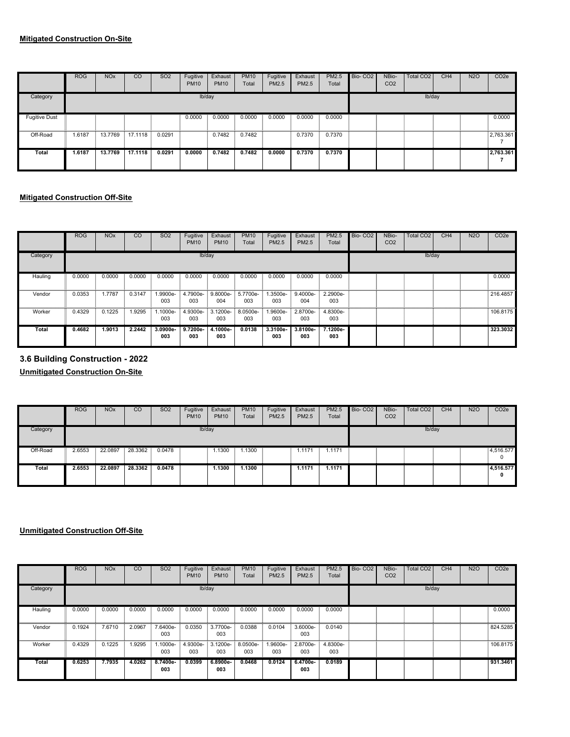**Mitigated Construction On-Site**

| | ROG | NOx | CO | SO2 | Fugitive PM10 | Exhaust PM10 | PM10 Total | Fugitive PM2.5 | Exhaust PM2.5 | PM2.5 Total | Bio- CO2 | NBio- CO2 | Total CO2 | CH4 | N2O | CO2e |
|---|---|---|---|---|---|---|---|---|---|---|---|---|---|---|---|---|
| Category | lb/day | | | | | | | | | | lb/day | | | | | |
| Fugitive Dust | | | | | 0.0000 | 0.0000 | 0.0000 | 0.0000 | 0.0000 | 0.0000 | | | | | | 0.0000 |
| Off-Road | 1.6187 | 13.7769 | 17.1118 | 0.0291 | | 0.7482 | 0.7482 | | 0.7370 | 0.7370 | | | | | | 2,763.3617 |
| **Total** | **1.6187** | **13.7769** | **17.1118** | **0.0291** | **0.0000** | **0.7482** | **0.7482** | **0.0000** | **0.7370** | **0.7370** | | | | | | **2,763.3617** |

**Mitigated Construction Off-Site**

| | ROG | NOx | CO | SO2 | Fugitive PM10 | Exhaust PM10 | PM10 Total | Fugitive PM2.5 | Exhaust PM2.5 | PM2.5 Total | Bio- CO2 | NBio- CO2 | Total CO2 | CH4 | N2O | CO2e |
|---|---|---|---|---|---|---|---|---|---|---|---|---|---|---|---|---|
| Category | lb/day | | | | | | | | | | lb/day | | | | | |
| Hauling | 0.0000 | 0.0000 | 0.0000 | 0.0000 | 0.0000 | 0.0000 | 0.0000 | 0.0000 | 0.0000 | 0.0000 | | | | | | 0.0000 |
| Vendor | 0.0353 | 1.7787 | 0.3147 | 1.9900e-003 | 4.7900e-003 | 9.8000e-004 | 5.7700e-003 | 1.3500e-003 | 9.4000e-004 | 2.2900e-003 | | | | | | 216.4857 |
| Worker | 0.4329 | 0.1225 | 1.9295 | 1.1000e-003 | 4.9300e-003 | 3.1200e-003 | 8.0500e-003 | 1.9600e-003 | 2.8700e-003 | 4.8300e-003 | | | | | | 106.8175 |
| **Total** | **0.4682** | **1.9013** | **2.2442** | **3.0900e-003** | **9.7200e-003** | **4.1000e-003** | **0.0138** | **3.3100e-003** | **3.8100e-003** | **7.1200e-003** | | | | | | **323.3032** |

## 3.6 Building Construction - 2022

**Unmitigated Construction On-Site**

| | ROG | NOx | CO | SO2 | Fugitive PM10 | Exhaust PM10 | PM10 Total | Fugitive PM2.5 | Exhaust PM2.5 | PM2.5 Total | Bio- CO2 | NBio- CO2 | Total CO2 | CH4 | N2O | CO2e |
|---|---|---|---|---|---|---|---|---|---|---|---|---|---|---|---|---|
| Category | lb/day | | | | | | | | | | lb/day | | | | | |
| Off-Road | 2.6553 | 22.0897 | 28.3362 | 0.0478 | | 1.1300 | 1.1300 | | 1.1171 | 1.1171 | | | | | | 4,516.5770 |
| **Total** | **2.6553** | **22.0897** | **28.3362** | **0.0478** | | **1.1300** | **1.1300** | | **1.1171** | **1.1171** | | | | | | **4,516.5770** |

**Unmitigated Construction Off-Site**

| | ROG | NOx | CO | SO2 | Fugitive PM10 | Exhaust PM10 | PM10 Total | Fugitive PM2.5 | Exhaust PM2.5 | PM2.5 Total | Bio- CO2 | NBio- CO2 | Total CO2 | CH4 | N2O | CO2e |
|---|---|---|---|---|---|---|---|---|---|---|---|---|---|---|---|---|
| Category | lb/day | | | | | | | | | | lb/day | | | | | |
| Hauling | 0.0000 | 0.0000 | 0.0000 | 0.0000 | 0.0000 | 0.0000 | 0.0000 | 0.0000 | 0.0000 | 0.0000 | | | | | | 0.0000 |
| Vendor | 0.1924 | 7.6710 | 2.0967 | 7.6400e-003 | 0.0350 | 3.7700e-003 | 0.0388 | 0.0104 | 3.6000e-003 | 0.0140 | | | | | | 824.5285 |
| Worker | 0.4329 | 0.1225 | 1.9295 | 1.1000e-003 | 4.9300e-003 | 3.1200e-003 | 8.0500e-003 | 1.9600e-003 | 2.8700e-003 | 4.8300e-003 | | | | | | 106.8175 |
| **Total** | **0.6253** | **7.7935** | **4.0262** | **8.7400e-003** | **0.0399** | **6.8900e-003** | **0.0468** | **0.0124** | **6.4700e-003** | **0.0189** | | | | | | **931.3461** |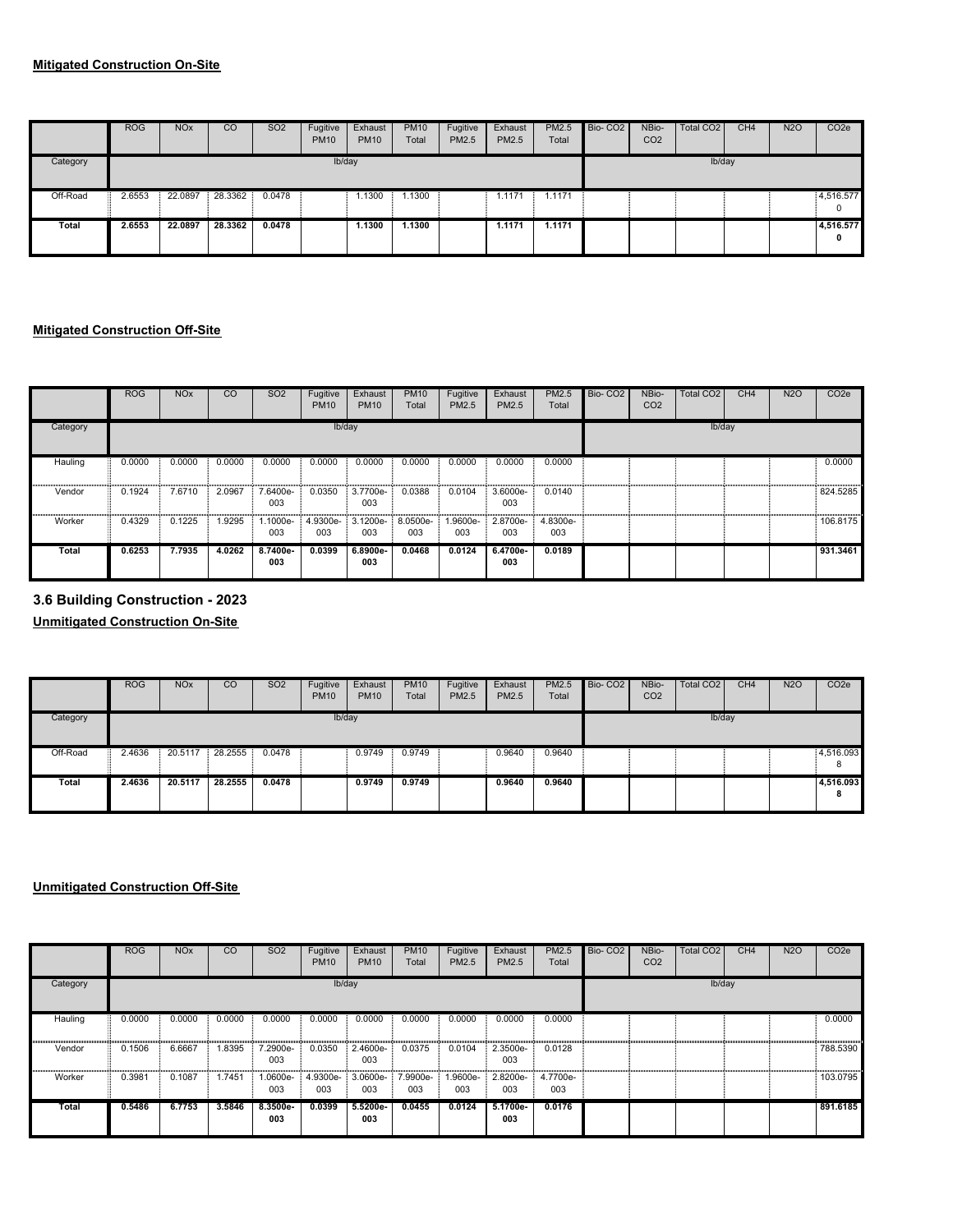**Mitigated Construction On-Site**

| | ROG | NOx | CO | SO2 | Fugitive PM10 | Exhaust PM10 | PM10 Total | Fugitive PM2.5 | Exhaust PM2.5 | PM2.5 Total | Bio- CO2 | NBio- CO2 | Total CO2 | CH4 | N2O | CO2e |
|---|---|---|---|---|---|---|---|---|---|---|---|---|---|---|---|---|
| Category | lb/day | | | | | | | | | | lb/day | | | | | |
| Off-Road | 2.6553 | 22.0897 | 28.3362 | 0.0478 | | 1.1300 | 1.1300 | | 1.1171 | 1.1171 | | | | | | 4,516.5770 |
| **Total** | **2.6553** | **22.0897** | **28.3362** | **0.0478** | | **1.1300** | **1.1300** | | **1.1171** | **1.1171** | | | | | | **4,516.5770** |

**Mitigated Construction Off-Site**

| | ROG | NOx | CO | SO2 | Fugitive PM10 | Exhaust PM10 | PM10 Total | Fugitive PM2.5 | Exhaust PM2.5 | PM2.5 Total | Bio- CO2 | NBio- CO2 | Total CO2 | CH4 | N2O | CO2e |
|---|---|---|---|---|---|---|---|---|---|---|---|---|---|---|---|---|
| Category | lb/day | | | | | | | | | | lb/day | | | | | |
| Hauling | 0.0000 | 0.0000 | 0.0000 | 0.0000 | 0.0000 | 0.0000 | 0.0000 | 0.0000 | 0.0000 | 0.0000 | | | | | | 0.0000 |
| Vendor | 0.1924 | 7.6710 | 2.0967 | 7.6400e-003 | 0.0350 | 3.7700e-003 | 0.0388 | 0.0104 | 3.6000e-003 | 0.0140 | | | | | | 824.5285 |
| Worker | 0.4329 | 0.1225 | 1.9295 | 1.1000e-003 | 4.9300e-003 | 3.1200e-003 | 8.0500e-003 | 1.9600e-003 | 2.8700e-003 | 4.8300e-003 | | | | | | 106.8175 |
| **Total** | **0.6253** | **7.7935** | **4.0262** | **8.7400e-003** | **0.0399** | **6.8900e-003** | **0.0468** | **0.0124** | **6.4700e-003** | **0.0189** | | | | | | **931.3461** |

### 3.6 Building Construction - 2023

**Unmitigated Construction On-Site**

| | ROG | NOx | CO | SO2 | Fugitive PM10 | Exhaust PM10 | PM10 Total | Fugitive PM2.5 | Exhaust PM2.5 | PM2.5 Total | Bio- CO2 | NBio- CO2 | Total CO2 | CH4 | N2O | CO2e |
|---|---|---|---|---|---|---|---|---|---|---|---|---|---|---|---|---|
| Category | lb/day | | | | | | | | | | lb/day | | | | | |
| Off-Road | 2.4636 | 20.5117 | 28.2555 | 0.0478 | | 0.9749 | 0.9749 | | 0.9640 | 0.9640 | | | | | | 4,516.0938 |
| **Total** | **2.4636** | **20.5117** | **28.2555** | **0.0478** | | **0.9749** | **0.9749** | | **0.9640** | **0.9640** | | | | | | **4,516.0938** |

**Unmitigated Construction Off-Site**

| | ROG | NOx | CO | SO2 | Fugitive PM10 | Exhaust PM10 | PM10 Total | Fugitive PM2.5 | Exhaust PM2.5 | PM2.5 Total | Bio- CO2 | NBio- CO2 | Total CO2 | CH4 | N2O | CO2e |
|---|---|---|---|---|---|---|---|---|---|---|---|---|---|---|---|---|
| Category | lb/day | | | | | | | | | | lb/day | | | | | |
| Hauling | 0.0000 | 0.0000 | 0.0000 | 0.0000 | 0.0000 | 0.0000 | 0.0000 | 0.0000 | 0.0000 | 0.0000 | | | | | | 0.0000 |
| Vendor | 0.1506 | 6.6667 | 1.8395 | 7.2900e-003 | 0.0350 | 2.4600e-003 | 0.0375 | 0.0104 | 2.3500e-003 | 0.0128 | | | | | | 788.5390 |
| Worker | 0.3981 | 0.1087 | 1.7451 | 1.0600e-003 | 4.9300e-003 | 3.0600e-003 | 7.9900e-003 | 1.9600e-003 | 2.8200e-003 | 4.7700e-003 | | | | | | 103.0795 |
| **Total** | **0.5486** | **6.7753** | **3.5846** | **8.3500e-003** | **0.0399** | **5.5200e-003** | **0.0455** | **0.0124** | **5.1700e-003** | **0.0176** | | | | | | **891.6185** |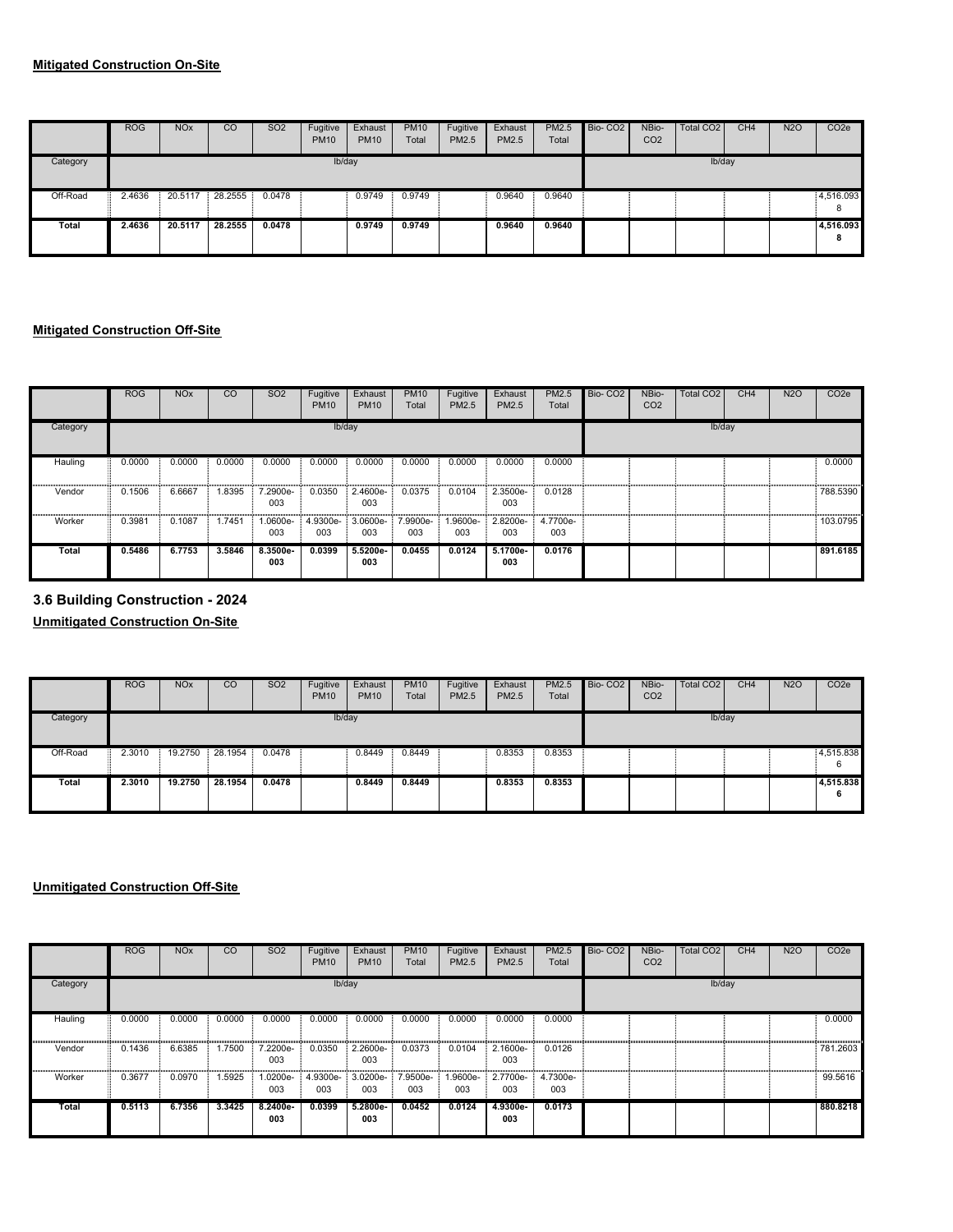**Mitigated Construction On-Site**

| | ROG | NOx | CO | SO2 | Fugitive PM10 | Exhaust PM10 | PM10 Total | Fugitive PM2.5 | Exhaust PM2.5 | PM2.5 Total | Bio- CO2 | NBio- CO2 | Total CO2 | CH4 | N2O | CO2e |
|---|---|---|---|---|---|---|---|---|---|---|---|---|---|---|---|---|
| Category | lb/day | | | | | | | | | | lb/day | | | | | |
| Off-Road | 2.4636 | 20.5117 | 28.2555 | 0.0478 | | 0.9749 | 0.9749 | | 0.9640 | 0.9640 | | | | | | 4,516.0938 |
| **Total** | **2.4636** | **20.5117** | **28.2555** | **0.0478** | | **0.9749** | **0.9749** | | **0.9640** | **0.9640** | | | | | | **4,516.0938** |

**Mitigated Construction Off-Site**

| | ROG | NOx | CO | SO2 | Fugitive PM10 | Exhaust PM10 | PM10 Total | Fugitive PM2.5 | Exhaust PM2.5 | PM2.5 Total | Bio- CO2 | NBio- CO2 | Total CO2 | CH4 | N2O | CO2e |
|---|---|---|---|---|---|---|---|---|---|---|---|---|---|---|---|---|
| Category | lb/day | | | | | | | | | | lb/day | | | | | |
| Hauling | 0.0000 | 0.0000 | 0.0000 | 0.0000 | 0.0000 | 0.0000 | 0.0000 | 0.0000 | 0.0000 | 0.0000 | | | | | | 0.0000 |
| Vendor | 0.1506 | 6.6667 | 1.8395 | 7.2900e-003 | 0.0350 | 2.4600e-003 | 0.0375 | 0.0104 | 2.3500e-003 | 0.0128 | | | | | | 788.5390 |
| Worker | 0.3981 | 0.1087 | 1.7451 | 1.0600e-003 | 4.9300e-003 | 3.0600e-003 | 7.9900e-003 | 1.9600e-003 | 2.8200e-003 | 4.7700e-003 | | | | | | 103.0795 |
| **Total** | **0.5486** | **6.7753** | **3.5846** | **8.3500e-003** | **0.0399** | **5.5200e-003** | **0.0455** | **0.0124** | **5.1700e-003** | **0.0176** | | | | | | **891.6185** |

### 3.6 Building Construction - 2024

**Unmitigated Construction On-Site**

| | ROG | NOx | CO | SO2 | Fugitive PM10 | Exhaust PM10 | PM10 Total | Fugitive PM2.5 | Exhaust PM2.5 | PM2.5 Total | Bio- CO2 | NBio- CO2 | Total CO2 | CH4 | N2O | CO2e |
|---|---|---|---|---|---|---|---|---|---|---|---|---|---|---|---|---|
| Category | lb/day | | | | | | | | | | lb/day | | | | | |
| Off-Road | 2.3010 | 19.2750 | 28.1954 | 0.0478 | | 0.8449 | 0.8449 | | 0.8353 | 0.8353 | | | | | | 4,515.8386 |
| **Total** | **2.3010** | **19.2750** | **28.1954** | **0.0478** | | **0.8449** | **0.8449** | | **0.8353** | **0.8353** | | | | | | **4,515.8386** |

**Unmitigated Construction Off-Site**

| | ROG | NOx | CO | SO2 | Fugitive PM10 | Exhaust PM10 | PM10 Total | Fugitive PM2.5 | Exhaust PM2.5 | PM2.5 Total | Bio- CO2 | NBio- CO2 | Total CO2 | CH4 | N2O | CO2e |
|---|---|---|---|---|---|---|---|---|---|---|---|---|---|---|---|---|
| Category | lb/day | | | | | | | | | | lb/day | | | | | |
| Hauling | 0.0000 | 0.0000 | 0.0000 | 0.0000 | 0.0000 | 0.0000 | 0.0000 | 0.0000 | 0.0000 | 0.0000 | | | | | | 0.0000 |
| Vendor | 0.1436 | 6.6385 | 1.7500 | 7.2200e-003 | 0.0350 | 2.2600e-003 | 0.0373 | 0.0104 | 2.1600e-003 | 0.0126 | | | | | | 781.2603 |
| Worker | 0.3677 | 0.0970 | 1.5925 | 1.0200e-003 | 4.9300e-003 | 3.0200e-003 | 7.9500e-003 | 1.9600e-003 | 2.7700e-003 | 4.7300e-003 | | | | | | 99.5616 |
| **Total** | **0.5113** | **6.7356** | **3.3425** | **8.2400e-003** | **0.0399** | **5.2800e-003** | **0.0452** | **0.0124** | **4.9300e-003** | **0.0173** | | | | | | **880.8218** |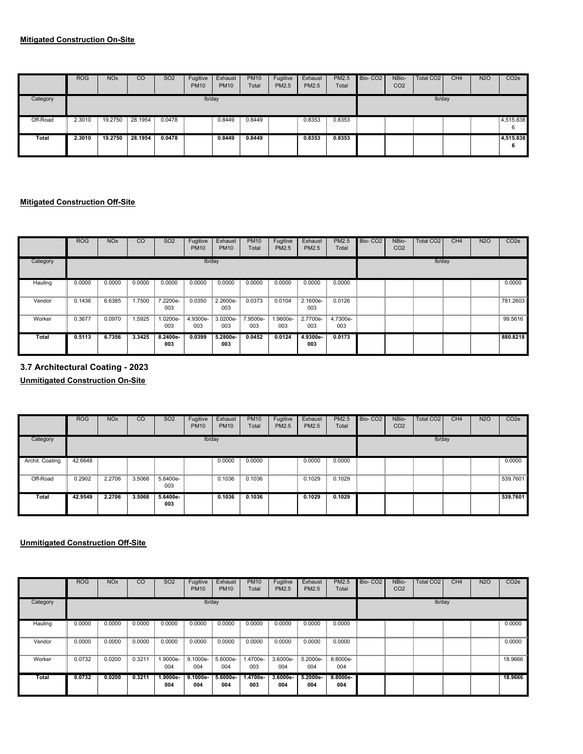**Mitigated Construction On-Site**

| | ROG | NOx | CO | SO2 | Fugitive PM10 | Exhaust PM10 | PM10 Total | Fugitive PM2.5 | Exhaust PM2.5 | PM2.5 Total | Bio- CO2 | NBio- CO2 | Total CO2 | CH4 | N2O | CO2e |
|---|---|---|---|---|---|---|---|---|---|---|---|---|---|---|---|---|
| Category | lb/day | | | | | | | | | | lb/day | | | | | |
| Off-Road | 2.3010 | 19.2750 | 28.1954 | 0.0478 | | 0.8449 | 0.8449 | | 0.8353 | 0.8353 | | | | | | 4,515.8386 |
| **Total** | **2.3010** | **19.2750** | **28.1954** | **0.0478** | | **0.8449** | **0.8449** | | **0.8353** | **0.8353** | | | | | | **4,515.8386** |

**Mitigated Construction Off-Site**

| | ROG | NOx | CO | SO2 | Fugitive PM10 | Exhaust PM10 | PM10 Total | Fugitive PM2.5 | Exhaust PM2.5 | PM2.5 Total | Bio- CO2 | NBio- CO2 | Total CO2 | CH4 | N2O | CO2e |
|---|---|---|---|---|---|---|---|---|---|---|---|---|---|---|---|---|
| Category | lb/day | | | | | | | | | | lb/day | | | | | |
| Hauling | 0.0000 | 0.0000 | 0.0000 | 0.0000 | 0.0000 | 0.0000 | 0.0000 | 0.0000 | 0.0000 | 0.0000 | | | | | | 0.0000 |
| Vendor | 0.1436 | 6.6385 | 1.7500 | 7.2200e-003 | 0.0350 | 2.2600e-003 | 0.0373 | 0.0104 | 2.1600e-003 | 0.0126 | | | | | | 781.2603 |
| Worker | 0.3677 | 0.0970 | 1.5925 | 1.0200e-003 | 4.9300e-003 | 3.0200e-003 | 7.9500e-003 | 1.9600e-003 | 2.7700e-003 | 4.7300e-003 | | | | | | 99.5616 |
| **Total** | **0.5113** | **6.7356** | **3.3425** | **8.2400e-003** | **0.0399** | **5.2800e-003** | **0.0452** | **0.0124** | **4.9300e-003** | **0.0173** | | | | | | **880.8218** |

### 3.7 Architectural Coating - 2023

**Unmitigated Construction On-Site**

| | ROG | NOx | CO | SO2 | Fugitive PM10 | Exhaust PM10 | PM10 Total | Fugitive PM2.5 | Exhaust PM2.5 | PM2.5 Total | Bio- CO2 | NBio- CO2 | Total CO2 | CH4 | N2O | CO2e |
|---|---|---|---|---|---|---|---|---|---|---|---|---|---|---|---|---|
| Category | lb/day | | | | | | | | | | lb/day | | | | | |
| Archit. Coating | 42.6648 | | | | | 0.0000 | 0.0000 | | 0.0000 | 0.0000 | | | | | | 0.0000 |
| Off-Road | 0.2902 | 2.2706 | 3.5068 | 5.6400e-003 | | 0.1036 | 0.1036 | | 0.1029 | 0.1029 | | | | | | 539.7601 |
| **Total** | **42.9549** | **2.2706** | **3.5068** | **5.6400e-003** | | **0.1036** | **0.1036** | | **0.1029** | **0.1029** | | | | | | **539.7601** |

**Unmitigated Construction Off-Site**

| | ROG | NOx | CO | SO2 | Fugitive PM10 | Exhaust PM10 | PM10 Total | Fugitive PM2.5 | Exhaust PM2.5 | PM2.5 Total | Bio- CO2 | NBio- CO2 | Total CO2 | CH4 | N2O | CO2e |
|---|---|---|---|---|---|---|---|---|---|---|---|---|---|---|---|---|
| Category | lb/day | | | | | | | | | | lb/day | | | | | |
| Hauling | 0.0000 | 0.0000 | 0.0000 | 0.0000 | 0.0000 | 0.0000 | 0.0000 | 0.0000 | 0.0000 | 0.0000 | | | | | | 0.0000 |
| Vendor | 0.0000 | 0.0000 | 0.0000 | 0.0000 | 0.0000 | 0.0000 | 0.0000 | 0.0000 | 0.0000 | 0.0000 | | | | | | 0.0000 |
| Worker | 0.0732 | 0.0200 | 0.3211 | 1.9000e-004 | 9.1000e-004 | 5.6000e-004 | 1.4700e-003 | 3.6000e-004 | 5.2000e-004 | 8.8000e-004 | | | | | | 18.9666 |
| **Total** | **0.0732** | **0.0200** | **0.3211** | **1.9000e-004** | **9.1000e-004** | **5.6000e-004** | **1.4700e-003** | **3.6000e-004** | **5.2000e-004** | **8.8000e-004** | | | | | | **18.9666** |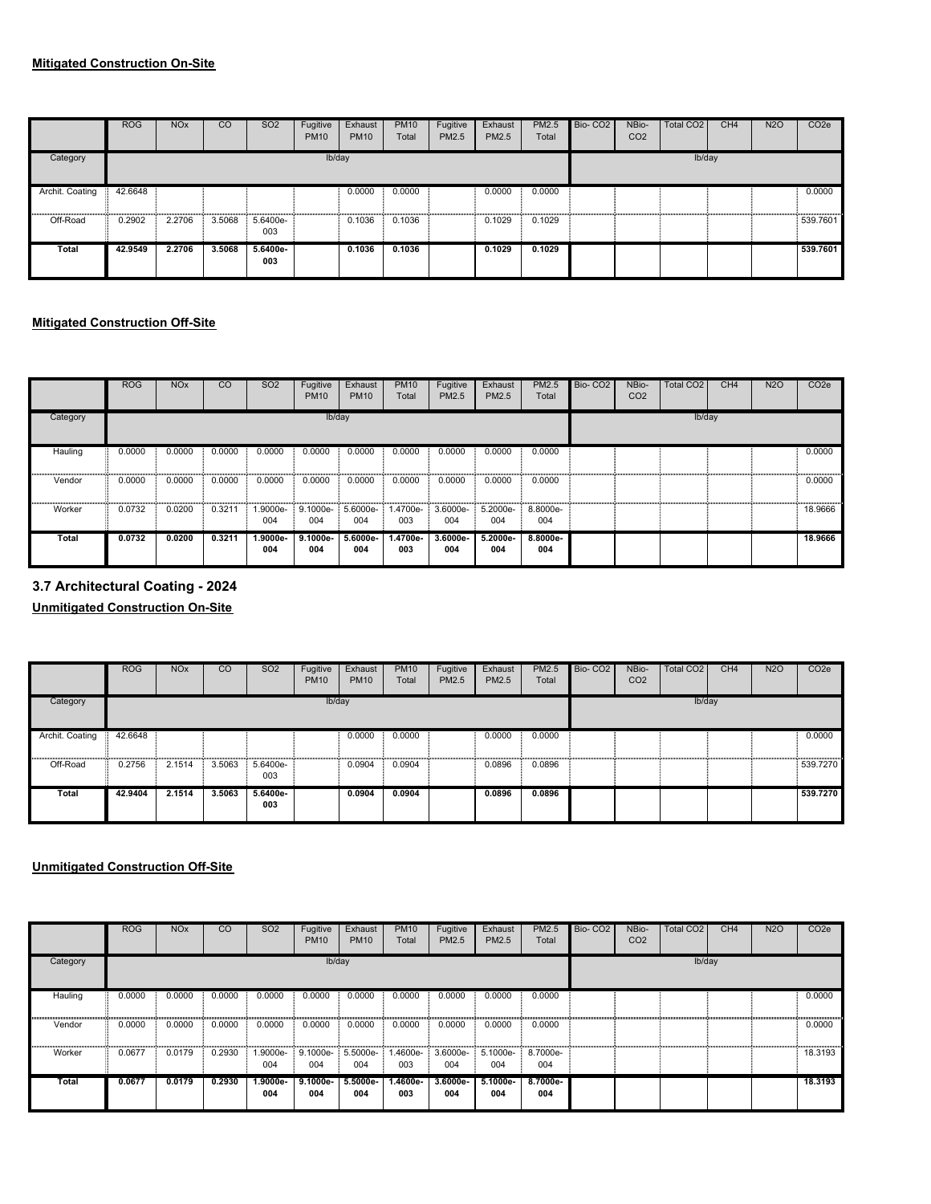**Mitigated Construction On-Site**

| | ROG | NOx | CO | SO2 | Fugitive PM10 | Exhaust PM10 | PM10 Total | Fugitive PM2.5 | Exhaust PM2.5 | PM2.5 Total | Bio- CO2 | NBio- CO2 | Total CO2 | CH4 | N2O | CO2e |
|---|---|---|---|---|---|---|---|---|---|---|---|---|---|---|---|---|
| Category | lb/day | | | | | | | | | | lb/day | | | | | |
| Archit. Coating | 42.6648 | | | | | 0.0000 | 0.0000 | | 0.0000 | 0.0000 | | | | | | 0.0000 |
| Off-Road | 0.2902 | 2.2706 | 3.5068 | 5.6400e-003 | | 0.1036 | 0.1036 | | 0.1029 | 0.1029 | | | | | | 539.7601 |
| **Total** | **42.9549** | **2.2706** | **3.5068** | **5.6400e-003** | | **0.1036** | **0.1036** | | **0.1029** | **0.1029** | | | | | | **539.7601** |

**Mitigated Construction Off-Site**

| | ROG | NOx | CO | SO2 | Fugitive PM10 | Exhaust PM10 | PM10 Total | Fugitive PM2.5 | Exhaust PM2.5 | PM2.5 Total | Bio- CO2 | NBio- CO2 | Total CO2 | CH4 | N2O | CO2e |
|---|---|---|---|---|---|---|---|---|---|---|---|---|---|---|---|---|
| Category | lb/day | | | | | | | | | | lb/day | | | | | |
| Hauling | 0.0000 | 0.0000 | 0.0000 | 0.0000 | 0.0000 | 0.0000 | 0.0000 | 0.0000 | 0.0000 | 0.0000 | | | | | | 0.0000 |
| Vendor | 0.0000 | 0.0000 | 0.0000 | 0.0000 | 0.0000 | 0.0000 | 0.0000 | 0.0000 | 0.0000 | 0.0000 | | | | | | 0.0000 |
| Worker | 0.0732 | 0.0200 | 0.3211 | 1.9000e-004 | 9.1000e-004 | 5.6000e-004 | 1.4700e-003 | 3.6000e-004 | 5.2000e-004 | 8.8000e-004 | | | | | | 18.9666 |
| **Total** | **0.0732** | **0.0200** | **0.3211** | **1.9000e-004** | **9.1000e-004** | **5.6000e-004** | **1.4700e-003** | **3.6000e-004** | **5.2000e-004** | **8.8000e-004** | | | | | | **18.9666** |

## 3.7 Architectural Coating - 2024

**Unmitigated Construction On-Site**

| | ROG | NOx | CO | SO2 | Fugitive PM10 | Exhaust PM10 | PM10 Total | Fugitive PM2.5 | Exhaust PM2.5 | PM2.5 Total | Bio- CO2 | NBio- CO2 | Total CO2 | CH4 | N2O | CO2e |
|---|---|---|---|---|---|---|---|---|---|---|---|---|---|---|---|---|
| Category | lb/day | | | | | | | | | | lb/day | | | | | |
| Archit. Coating | 42.6648 | | | | | 0.0000 | 0.0000 | | 0.0000 | 0.0000 | | | | | | 0.0000 |
| Off-Road | 0.2756 | 2.1514 | 3.5063 | 5.6400e-003 | | 0.0904 | 0.0904 | | 0.0896 | 0.0896 | | | | | | 539.7270 |
| **Total** | **42.9404** | **2.1514** | **3.5063** | **5.6400e-003** | | **0.0904** | **0.0904** | | **0.0896** | **0.0896** | | | | | | **539.7270** |

**Unmitigated Construction Off-Site**

| | ROG | NOx | CO | SO2 | Fugitive PM10 | Exhaust PM10 | PM10 Total | Fugitive PM2.5 | Exhaust PM2.5 | PM2.5 Total | Bio- CO2 | NBio- CO2 | Total CO2 | CH4 | N2O | CO2e |
|---|---|---|---|---|---|---|---|---|---|---|---|---|---|---|---|---|
| Category | lb/day | | | | | | | | | | lb/day | | | | | |
| Hauling | 0.0000 | 0.0000 | 0.0000 | 0.0000 | 0.0000 | 0.0000 | 0.0000 | 0.0000 | 0.0000 | 0.0000 | | | | | | 0.0000 |
| Vendor | 0.0000 | 0.0000 | 0.0000 | 0.0000 | 0.0000 | 0.0000 | 0.0000 | 0.0000 | 0.0000 | 0.0000 | | | | | | 0.0000 |
| Worker | 0.0677 | 0.0179 | 0.2930 | 1.9000e-004 | 9.1000e-004 | 5.5000e-004 | 1.4600e-003 | 3.6000e-004 | 5.1000e-004 | 8.7000e-004 | | | | | | 18.3193 |
| **Total** | **0.0677** | **0.0179** | **0.2930** | **1.9000e-004** | **9.1000e-004** | **5.5000e-004** | **1.4600e-003** | **3.6000e-004** | **5.1000e-004** | **8.7000e-004** | | | | | | **18.3193** |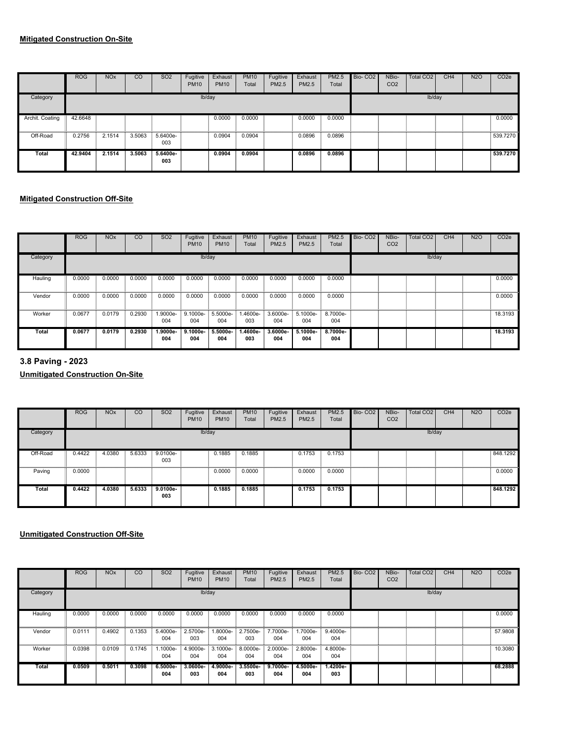**Mitigated Construction On-Site**

| | ROG | NOx | CO | SO2 | Fugitive PM10 | Exhaust PM10 | PM10 Total | Fugitive PM2.5 | Exhaust PM2.5 | PM2.5 Total | Bio- CO2 | NBio- CO2 | Total CO2 | CH4 | N2O | CO2e |
|---|---|---|---|---|---|---|---|---|---|---|---|---|---|---|---|---|
| Category | lb/day | | | | | | | | | | lb/day | | | | | |
| Archit. Coating | 42.6648 | | | | | 0.0000 | 0.0000 | | 0.0000 | 0.0000 | | | | | | 0.0000 |
| Off-Road | 0.2756 | 2.1514 | 3.5063 | 5.6400e-003 | | 0.0904 | 0.0904 | | 0.0896 | 0.0896 | | | | | | 539.7270 |
| **Total** | **42.9404** | **2.1514** | **3.5063** | **5.6400e-003** | | **0.0904** | **0.0904** | | **0.0896** | **0.0896** | | | | | | **539.7270** |

**Mitigated Construction Off-Site**

| | ROG | NOx | CO | SO2 | Fugitive PM10 | Exhaust PM10 | PM10 Total | Fugitive PM2.5 | Exhaust PM2.5 | PM2.5 Total | Bio- CO2 | NBio- CO2 | Total CO2 | CH4 | N2O | CO2e |
|---|---|---|---|---|---|---|---|---|---|---|---|---|---|---|---|---|
| Category | lb/day | | | | | | | | | | lb/day | | | | | |
| Hauling | 0.0000 | 0.0000 | 0.0000 | 0.0000 | 0.0000 | 0.0000 | 0.0000 | 0.0000 | 0.0000 | 0.0000 | | | | | | 0.0000 |
| Vendor | 0.0000 | 0.0000 | 0.0000 | 0.0000 | 0.0000 | 0.0000 | 0.0000 | 0.0000 | 0.0000 | 0.0000 | | | | | | 0.0000 |
| Worker | 0.0677 | 0.0179 | 0.2930 | 1.9000e-004 | 9.1000e-004 | 5.5000e-004 | 1.4600e-003 | 3.6000e-004 | 5.1000e-004 | 8.7000e-004 | | | | | | 18.3193 |
| **Total** | **0.0677** | **0.0179** | **0.2930** | **1.9000e-004** | **9.1000e-004** | **5.5000e-004** | **1.4600e-003** | **3.6000e-004** | **5.1000e-004** | **8.7000e-004** | | | | | | **18.3193** |

## 3.8 Paving - 2023

**Unmitigated Construction On-Site**

| | ROG | NOx | CO | SO2 | Fugitive PM10 | Exhaust PM10 | PM10 Total | Fugitive PM2.5 | Exhaust PM2.5 | PM2.5 Total | Bio- CO2 | NBio- CO2 | Total CO2 | CH4 | N2O | CO2e |
|---|---|---|---|---|---|---|---|---|---|---|---|---|---|---|---|---|
| Category | lb/day | | | | | | | | | | lb/day | | | | | |
| Off-Road | 0.4422 | 4.0380 | 5.6333 | 9.0100e-003 | | 0.1885 | 0.1885 | | 0.1753 | 0.1753 | | | | | | 848.1292 |
| Paving | 0.0000 | | | | | 0.0000 | 0.0000 | | 0.0000 | 0.0000 | | | | | | 0.0000 |
| **Total** | **0.4422** | **4.0380** | **5.6333** | **9.0100e-003** | | **0.1885** | **0.1885** | | **0.1753** | **0.1753** | | | | | | **848.1292** |

**Unmitigated Construction Off-Site**

| | ROG | NOx | CO | SO2 | Fugitive PM10 | Exhaust PM10 | PM10 Total | Fugitive PM2.5 | Exhaust PM2.5 | PM2.5 Total | Bio- CO2 | NBio- CO2 | Total CO2 | CH4 | N2O | CO2e |
|---|---|---|---|---|---|---|---|---|---|---|---|---|---|---|---|---|
| Category | lb/day | | | | | | | | | | lb/day | | | | | |
| Hauling | 0.0000 | 0.0000 | 0.0000 | 0.0000 | 0.0000 | 0.0000 | 0.0000 | 0.0000 | 0.0000 | 0.0000 | | | | | | 0.0000 |
| Vendor | 0.0111 | 0.4902 | 0.1353 | 5.4000e-004 | 2.5700e-003 | 1.8000e-004 | 2.7500e-003 | 7.7000e-004 | 1.7000e-004 | 9.4000e-004 | | | | | | 57.9808 |
| Worker | 0.0398 | 0.0109 | 0.1745 | 1.1000e-004 | 4.9000e-004 | 3.1000e-004 | 8.0000e-004 | 2.0000e-004 | 2.8000e-004 | 4.8000e-004 | | | | | | 10.3080 |
| **Total** | **0.0509** | **0.5011** | **0.3098** | **6.5000e-004** | **3.0600e-003** | **4.9000e-004** | **3.5500e-003** | **9.7000e-004** | **4.5000e-004** | **1.4200e-003** | | | | | | **68.2888** |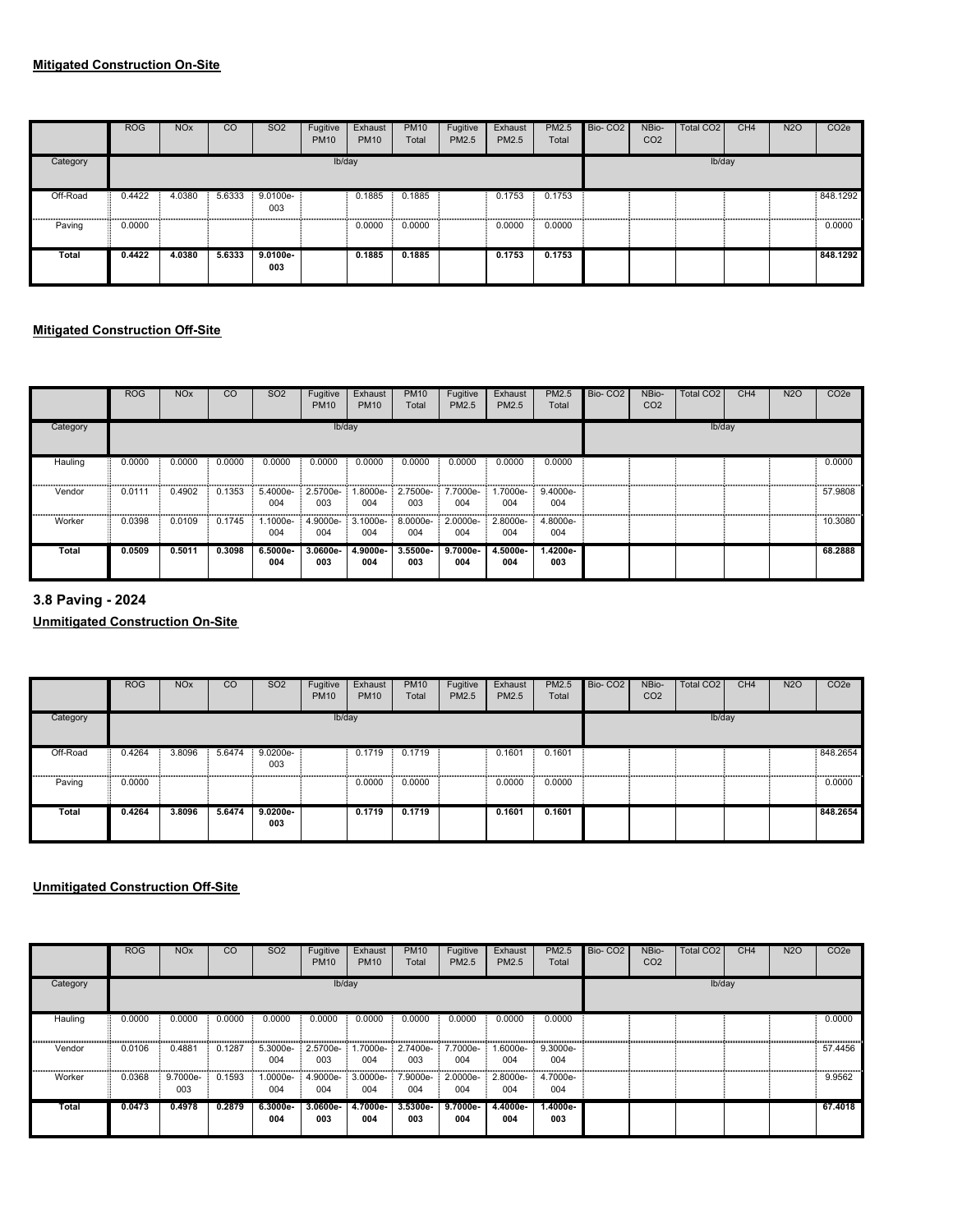**Mitigated Construction On-Site**

| | ROG | NOx | CO | SO2 | Fugitive PM10 | Exhaust PM10 | PM10 Total | Fugitive PM2.5 | Exhaust PM2.5 | PM2.5 Total | Bio- CO2 | NBio- CO2 | Total CO2 | CH4 | N2O | CO2e |
|---|---|---|---|---|---|---|---|---|---|---|---|---|---|---|---|---|
| Category | lb/day | | | | | | | | | | lb/day | | | | | |
| Off-Road | 0.4422 | 4.0380 | 5.6333 | 9.0100e-003 | | 0.1885 | 0.1885 | | 0.1753 | 0.1753 | | | | | | 848.1292 |
| Paving | 0.0000 | | | | | 0.0000 | 0.0000 | | 0.0000 | 0.0000 | | | | | | 0.0000 |
| **Total** | **0.4422** | **4.0380** | **5.6333** | **9.0100e-003** | | **0.1885** | **0.1885** | | **0.1753** | **0.1753** | | | | | | **848.1292** |

**Mitigated Construction Off-Site**

| | ROG | NOx | CO | SO2 | Fugitive PM10 | Exhaust PM10 | PM10 Total | Fugitive PM2.5 | Exhaust PM2.5 | PM2.5 Total | Bio- CO2 | NBio- CO2 | Total CO2 | CH4 | N2O | CO2e |
|---|---|---|---|---|---|---|---|---|---|---|---|---|---|---|---|---|
| Category | lb/day | | | | | | | | | | lb/day | | | | | |
| Hauling | 0.0000 | 0.0000 | 0.0000 | 0.0000 | 0.0000 | 0.0000 | 0.0000 | 0.0000 | 0.0000 | 0.0000 | | | | | | 0.0000 |
| Vendor | 0.0111 | 0.4902 | 0.1353 | 5.4000e-004 | 2.5700e-003 | 1.8000e-004 | 2.7500e-003 | 7.7000e-004 | 1.7000e-004 | 9.4000e-004 | | | | | | 57.9808 |
| Worker | 0.0398 | 0.0109 | 0.1745 | 1.1000e-004 | 4.9000e-004 | 3.1000e-004 | 8.0000e-004 | 2.0000e-004 | 2.8000e-004 | 4.8000e-004 | | | | | | 10.3080 |
| **Total** | **0.0509** | **0.5011** | **0.3098** | **6.5000e-004** | **3.0600e-003** | **4.9000e-004** | **3.5500e-003** | **9.7000e-004** | **4.5000e-004** | **1.4200e-003** | | | | | | **68.2888** |

### 3.8 Paving - 2024

**Unmitigated Construction On-Site**

| | ROG | NOx | CO | SO2 | Fugitive PM10 | Exhaust PM10 | PM10 Total | Fugitive PM2.5 | Exhaust PM2.5 | PM2.5 Total | Bio- CO2 | NBio- CO2 | Total CO2 | CH4 | N2O | CO2e |
|---|---|---|---|---|---|---|---|---|---|---|---|---|---|---|---|---|
| Category | lb/day | | | | | | | | | | lb/day | | | | | |
| Off-Road | 0.4264 | 3.8096 | 5.6474 | 9.0200e-003 | | 0.1719 | 0.1719 | | 0.1601 | 0.1601 | | | | | | 848.2654 |
| Paving | 0.0000 | | | | | 0.0000 | 0.0000 | | 0.0000 | 0.0000 | | | | | | 0.0000 |
| **Total** | **0.4264** | **3.8096** | **5.6474** | **9.0200e-003** | | **0.1719** | **0.1719** | | **0.1601** | **0.1601** | | | | | | **848.2654** |

**Unmitigated Construction Off-Site**

| | ROG | NOx | CO | SO2 | Fugitive PM10 | Exhaust PM10 | PM10 Total | Fugitive PM2.5 | Exhaust PM2.5 | PM2.5 Total | Bio- CO2 | NBio- CO2 | Total CO2 | CH4 | N2O | CO2e |
|---|---|---|---|---|---|---|---|---|---|---|---|---|---|---|---|---|
| Category | lb/day | | | | | | | | | | lb/day | | | | | |
| Hauling | 0.0000 | 0.0000 | 0.0000 | 0.0000 | 0.0000 | 0.0000 | 0.0000 | 0.0000 | 0.0000 | 0.0000 | | | | | | 0.0000 |
| Vendor | 0.0106 | 0.4881 | 0.1287 | 5.3000e-004 | 2.5700e-003 | 1.7000e-004 | 2.7400e-003 | 7.7000e-004 | 1.6000e-004 | 9.3000e-004 | | | | | | 57.4456 |
| Worker | 0.0368 | 9.7000e-003 | 0.1593 | 1.0000e-004 | 4.9000e-004 | 3.0000e-004 | 7.9000e-004 | 2.0000e-004 | 2.8000e-004 | 4.7000e-004 | | | | | | 9.9562 |
| **Total** | **0.0473** | **0.4978** | **0.2879** | **6.3000e-004** | **3.0600e-003** | **4.7000e-004** | **3.5300e-003** | **9.7000e-004** | **4.4000e-004** | **1.4000e-003** | | | | | | **67.4018** |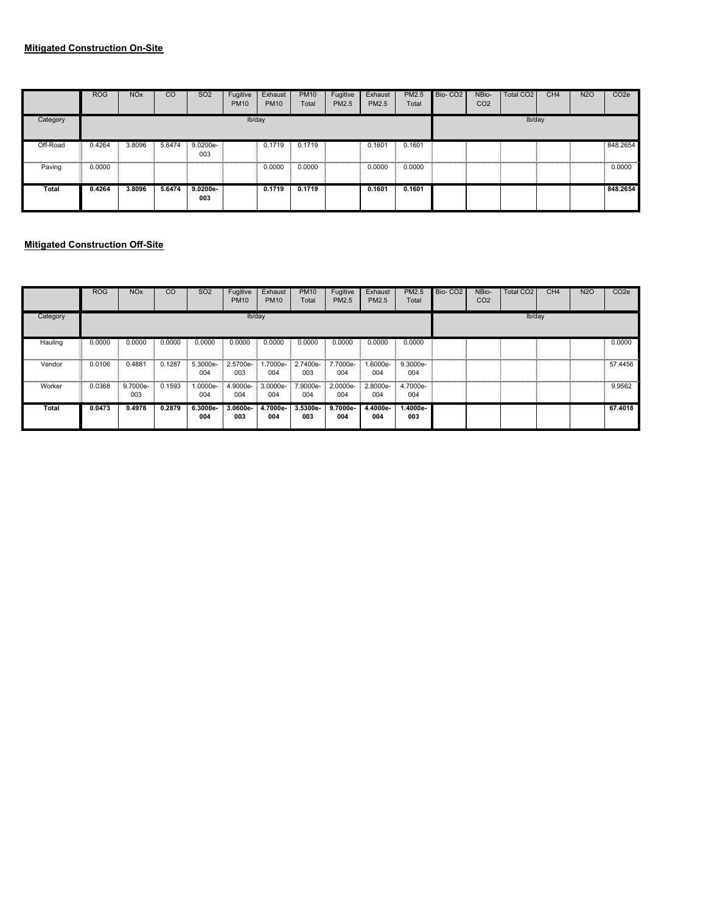**Mitigated Construction On-Site**

| | ROG | NOx | CO | SO2 | Fugitive PM10 | Exhaust PM10 | PM10 Total | Fugitive PM2.5 | Exhaust PM2.5 | PM2.5 Total | Bio- CO2 | NBio- CO2 | Total CO2 | CH4 | N2O | CO2e |
|---|---|---|---|---|---|---|---|---|---|---|---|---|---|---|---|---|
| Category | lb/day | | | | | | | | | | lb/day | | | | | |
| Off-Road | 0.4264 | 3.8096 | 5.6474 | 9.0200e-003 | | 0.1719 | 0.1719 | | 0.1601 | 0.1601 | | | | | | 848.2654 |
| Paving | 0.0000 | | | | | 0.0000 | 0.0000 | | 0.0000 | 0.0000 | | | | | | 0.0000 |
| **Total** | **0.4264** | **3.8096** | **5.6474** | **9.0200e-003** | | **0.1719** | **0.1719** | | **0.1601** | **0.1601** | | | | | | **848.2654** |

**Mitigated Construction Off-Site**

| | ROG | NOx | CO | SO2 | Fugitive PM10 | Exhaust PM10 | PM10 Total | Fugitive PM2.5 | Exhaust PM2.5 | PM2.5 Total | Bio- CO2 | NBio- CO2 | Total CO2 | CH4 | N2O | CO2e |
|---|---|---|---|---|---|---|---|---|---|---|---|---|---|---|---|---|
| Category | lb/day | | | | | | | | | | lb/day | | | | | |
| Hauling | 0.0000 | 0.0000 | 0.0000 | 0.0000 | 0.0000 | 0.0000 | 0.0000 | 0.0000 | 0.0000 | 0.0000 | | | | | | 0.0000 |
| Vendor | 0.0106 | 0.4881 | 0.1287 | 5.3000e-004 | 2.5700e-003 | 1.7000e-004 | 2.7400e-003 | 7.7000e-004 | 1.6000e-004 | 9.3000e-004 | | | | | | 57.4456 |
| Worker | 0.0368 | 9.7000e-003 | 0.1593 | 1.0000e-004 | 4.9000e-004 | 3.0000e-004 | 7.9000e-004 | 2.0000e-004 | 2.8000e-004 | 4.7000e-004 | | | | | | 9.9562 |
| **Total** | **0.0473** | **0.4978** | **0.2879** | **6.3000e-004** | **3.0600e-003** | **4.7000e-004** | **3.5300e-003** | **9.7000e-004** | **4.4000e-004** | **1.4000e-003** | | | | | | **67.4018** |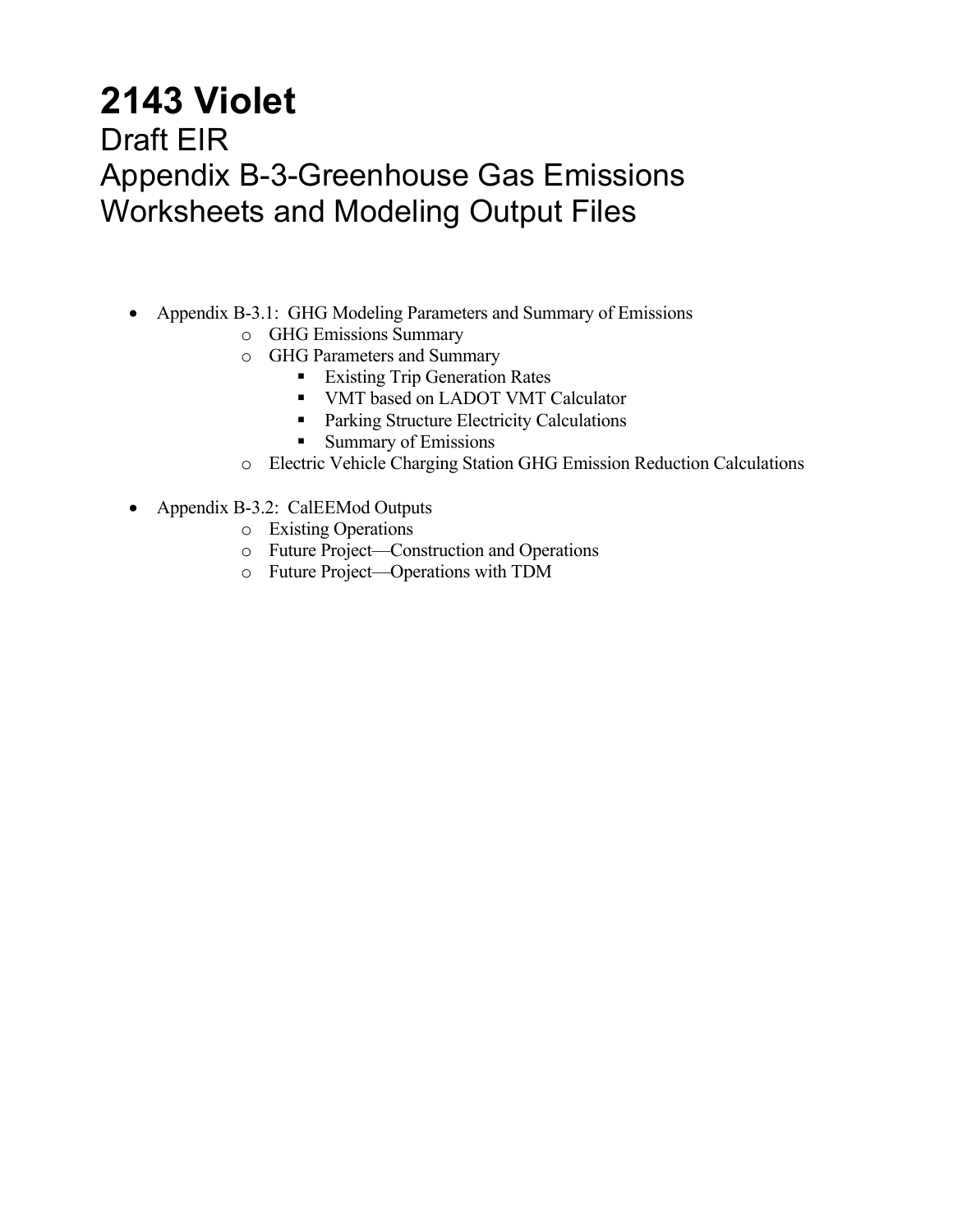# 2143 Violet

## Draft EIR
## Appendix B-3-Greenhouse Gas Emissions Worksheets and Modeling Output Files

- Appendix B-3.1: GHG Modeling Parameters and Summary of Emissions
  - GHG Emissions Summary
  - GHG Parameters and Summary
    - Existing Trip Generation Rates
    - VMT based on LADOT VMT Calculator
    - Parking Structure Electricity Calculations
    - Summary of Emissions
  - Electric Vehicle Charging Station GHG Emission Reduction Calculations

- Appendix B-3.2: CalEEMod Outputs
  - Existing Operations
  - Future Project—Construction and Operations
  - Future Project—Operations with TDM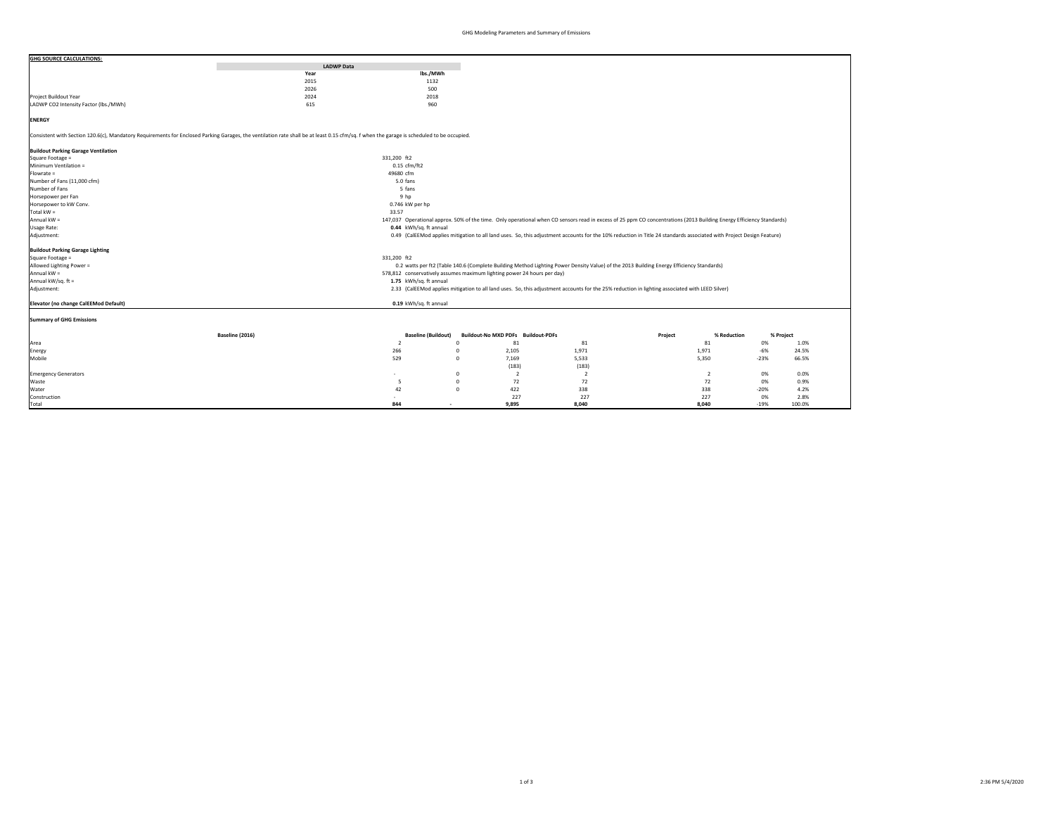# GHG Modeling Parameters and Summary of Emissions

**GHG SOURCE CALCULATIONS:**

| | LADWP Data | |
|---|---|---|
| | Year | lbs./MWh |
| | 2015 | 1132 |
| | 2026 | 500 |
| Project Buildout Year | 2024 | 2018 |
| LADWP CO2 Intensity Factor (lbs./MWh) | 615 | 960 |

**ENERGY**

Consistent with Section 120.6(c), Mandatory Requirements for Enclosed Parking Garages, the ventilation rate shall be at least 0.15 cfm/sq. f when the garage is scheduled to be occupied.

**Buildout Parking Garage Ventilation**

| | | |
|---|---|---|
| Square Footage = | 331,200 ft2 | |
| Minimum Ventilation = | 0.15 cfm/ft2 | |
| Flowrate = | 49680 cfm | |
| Number of Fans (11,000 cfm) | 5.0 fans | |
| Number of Fans | 5 fans | |
| Horsepower per Fan | 9 hp | |
| Horsepower to kW Conv. | 0.746 kW per hp | |
| Total kW = | 33.57 | |
| Annual kW = | 147,037 | Operational approx. 50% of the time. Only operational when CO sensors read in excess of 25 ppm CO concentrations (2013 Building Energy Efficiency Standards) |
| Usage Rate: | **0.44** kWh/sq. ft annual | |
| Adjustment: | 0.49 | (CalEEMod applies mitigation to all land uses. So, this adjustment accounts for the 10% reduction in Title 24 standards associated with Project Design Feature) |

**Buildout Parking Garage Lighting**

| | | |
|---|---|---|
| Square Footage = | 331,200 ft2 | |
| Allowed Lighting Power = | 0.2 watts per ft2 | (Table 140.6 (Complete Building Method Lighting Power Density Value) of the 2013 Building Energy Efficiency Standards) |
| Annual kW = | 578,812 | conservatively assumes maximum lighting power 24 hours per day) |
| Annual kW/sq. ft = | **1.75** kWh/sq. ft annual | |
| Adjustment: | 2.33 | (CalEEMod applies mitigation to all land uses. So, this adjustment accounts for the 25% reduction in lighting associated with LEED Silver) |

**Elevator (no change CalEEMod Default)** — **0.19** kWh/sq. ft annual

**Summary of GHG Emissions**

| | Baseline (2016) | Baseline (Buildout) | Buildout-No MXD PDFs | Buildout-PDFs | Project | % Reduction | % Project |
|---|---|---|---|---|---|---|---|
| Area | 2 | 0 | 81 | 81 | 81 | 0% | 1.0% |
| Energy | 266 | 0 | 2,105 | 1,971 | 1,971 | -6% | 24.5% |
| Mobile | 529 | 0 | 7,169 | 5,533 | 5,350 | -23% | 66.5% |
| | | | (183) | (183) | | | |
| Emergency Generators | - | 0 | 2 | 2 | 2 | 0% | 0.0% |
| Waste | 5 | 0 | 72 | 72 | 72 | 0% | 0.9% |
| Water | 42 | 0 | 422 | 338 | 338 | -20% | 4.2% |
| Construction | - | | 227 | 227 | 227 | 0% | 2.8% |
| Total | **844** | - | **9,895** | **8,040** | **8,040** | -19% | 100.0% |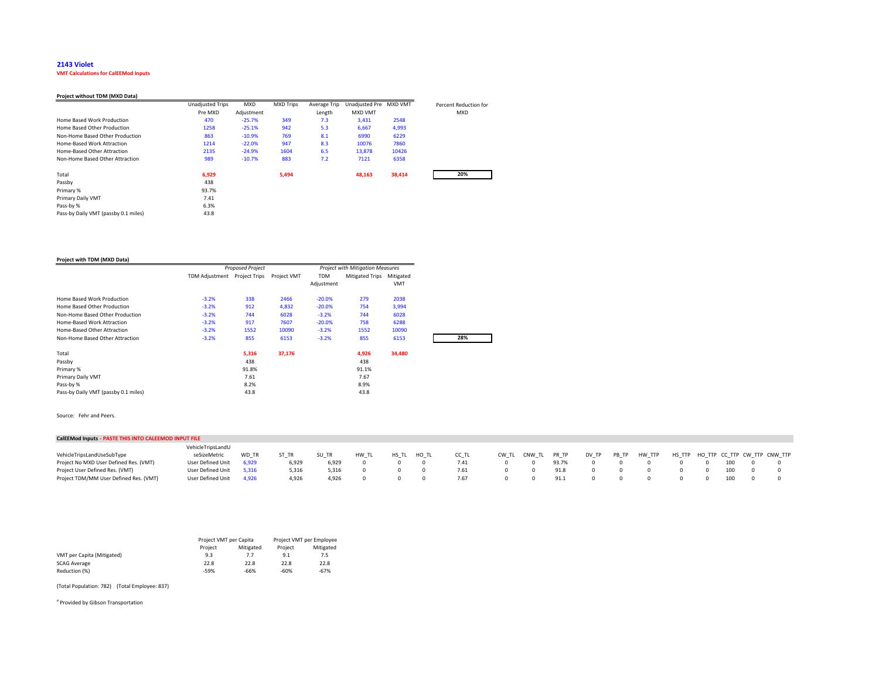**2143 Violet**

**VMT Calculations for CalEEMod Inputs**

**Project without TDM (MXD Data)**

| | Unadjusted Trips Pre MXD | MXD Adjustment | MXD Trips | Average Trip Length | Unadjusted Pre MXD VMT | MXD VMT | Percent Reduction for MXD |
|---|---|---|---|---|---|---|---|
| Home Based Work Production | 470 | -25.7% | 349 | 7.3 | 3,431 | 2548 | |
| Home Based Other Production | 1258 | -25.1% | 942 | 5.3 | 6,667 | 4,993 | |
| Non-Home Based Other Production | 863 | -10.9% | 769 | 8.1 | 6990 | 6229 | |
| Home-Based Work Attraction | 1214 | -22.0% | 947 | 8.3 | 10076 | 7860 | |
| Home-Based Other Attraction | 2135 | -24.9% | 1604 | 6.5 | 13,878 | 10426 | |
| Non-Home Based Other Attraction | 989 | -10.7% | 883 | 7.2 | 7121 | 6358 | |
| Total | **6,929** | | **5,494** | | **48,163** | **38,414** | **20%** |
| Passby | 438 | | | | | | |
| Primary % | 93.7% | | | | | | |
| Primary Daily VMT | 7.41 | | | | | | |
| Pass-by % | 6.3% | | | | | | |
| Pass-by Daily VMT (passby 0.1 miles) | 43.8 | | | | | | |

**Project with TDM (MXD Data)**

| | *Proposed Project* | | | *Project with Mitigation Measures* | | | |
|---|---|---|---|---|---|---|---|
| | TDM Adjustment | Project Trips | Project VMT | TDM Adjustment | Mitigated Trips | Mitigated VMT | |
| Home Based Work Production | -3.2% | 338 | 2466 | -20.0% | 279 | 2038 | |
| Home Based Other Production | -3.2% | 912 | 4,832 | -20.0% | 754 | 3,994 | |
| Non-Home Based Other Production | -3.2% | 744 | 6028 | -3.2% | 744 | 6028 | |
| Home-Based Work Attraction | -3.2% | 917 | 7607 | -20.0% | 758 | 6288 | |
| Home-Based Other Attraction | -3.2% | 1552 | 10090 | -3.2% | 1552 | 10090 | |
| Non-Home Based Other Attraction | -3.2% | 855 | 6153 | -3.2% | 855 | 6153 | **28%** |
| Total | | **5,316** | **37,176** | | **4,926** | **34,480** | |
| Passby | | 438 | | | 438 | | |
| Primary % | | 91.8% | | | 91.1% | | |
| Primary Daily VMT | | 7.61 | | | 7.67 | | |
| Pass-by % | | 8.2% | | | 8.9% | | |
| Pass-by Daily VMT (passby 0.1 miles) | | 43.8 | | | 43.8 | | |

Source: Fehr and Peers.

**CalEEMod Inputs - PASTE THIS INTO CALEEMOD INPUT FILE**

| VehicleTripsLandUseSubType | VehicleTripsLandUseSizeMetric | WD_TR | ST_TR | SU_TR | HW_TL | HS_TL | HO_TL | CC_TL | CW_TL | CNW_TL | PR_TP | DV_TP | PB_TP | HW_TTP | HS_TTP | HO_TTP | CC_TTP | CW_TTP | CNW_TTP |
|---|---|---|---|---|---|---|---|---|---|---|---|---|---|---|---|---|---|---|---|
| Project No MXD User Defined Res. (VMT) | User Defined Unit | 6,929 | 6,929 | 6,929 | 0 | 0 | 0 | 7.41 | 0 | 0 | 93.7% | 0 | 0 | 0 | 0 | 0 | 100 | 0 | 0 |
| Project User Defined Res. (VMT) | User Defined Unit | 5,316 | 5,316 | 5,316 | 0 | 0 | 0 | 7.61 | 0 | 0 | 91.8 | 0 | 0 | 0 | 0 | 0 | 100 | 0 | 0 |
| Project TDM/MM User Defined Res. (VMT) | User Defined Unit | 4,926 | 4,926 | 4,926 | 0 | 0 | 0 | 7.67 | 0 | 0 | 91.1 | 0 | 0 | 0 | 0 | 0 | 100 | 0 | 0 |

| | Project VMT per Capita | | Project VMT per Employee | |
|---|---|---|---|---|
| | Project | Mitigated | Project | Mitigated |
| VMT per Capita (Mitigated) | 9.3 | 7.7 | 9.1 | 7.5 |
| SCAG Average | 22.8 | 22.8 | 22.8 | 22.8 |
| Reduction (%) | -59% | -66% | -60% | -67% |

(Total Population: 782) (Total Employee: 837)

[a] Provided by Gibson Transportation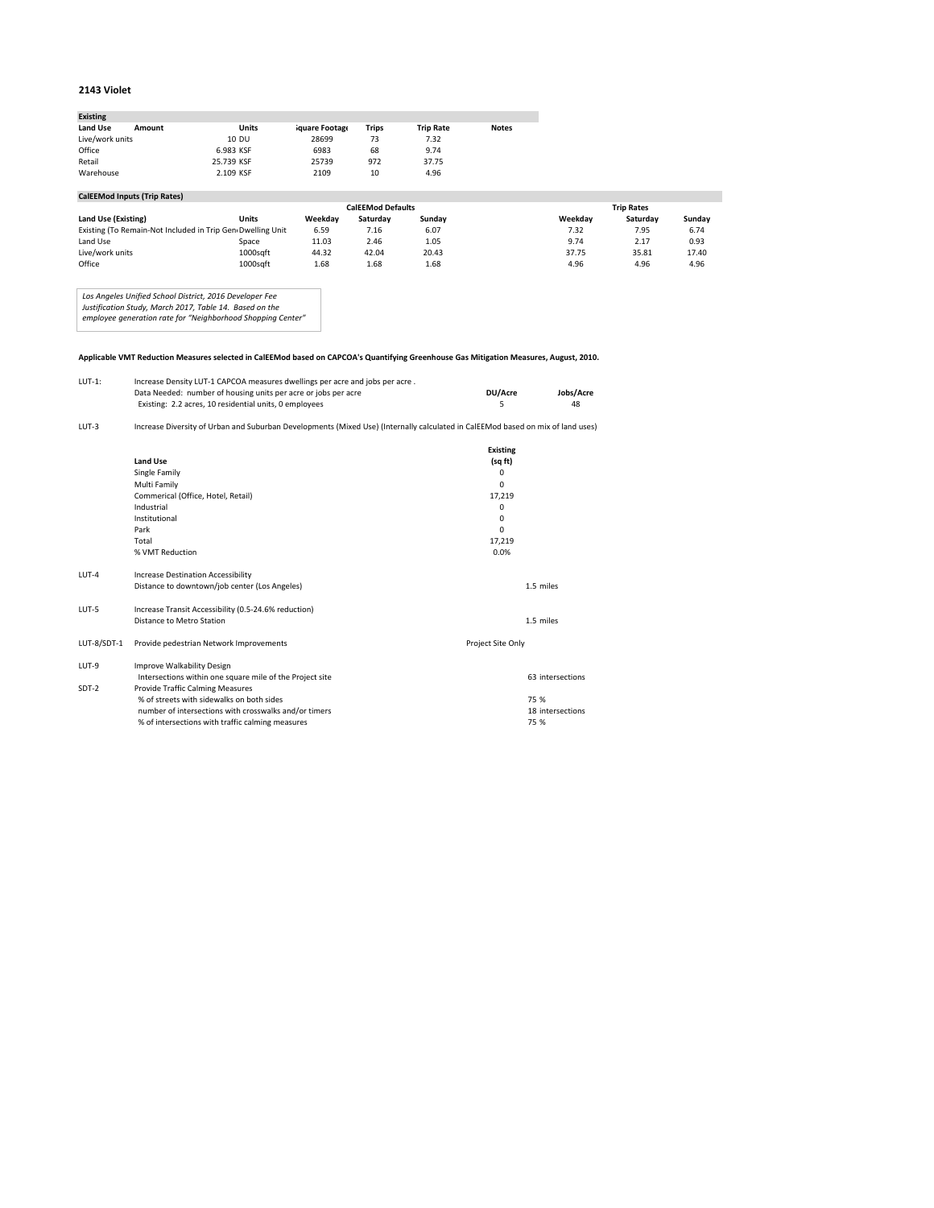**2143 Violet**

| Existing | | | | | | |
|---|---|---|---|---|---|---|
| **Land Use** | **Amount** | **Units** | **Square Footage** | **Trips** | **Trip Rate** | **Notes** |
| Live/work units | | 10 DU | 28699 | 73 | 7.32 | |
| Office | | 6.983 KSF | 6983 | 68 | 9.74 | |
| Retail | | 25.739 KSF | 25739 | 972 | 37.75 | |
| Warehouse | | 2.109 KSF | 2109 | 10 | 4.96 | |

| CalEEMod Inputs (Trip Rates) | | | | | | | |
|---|---|---|---|---|---|---|---|
| | | CalEEMod Defaults | | | Trip Rates | | |
| **Land Use (Existing)** | **Units** | **Weekday** | **Saturday** | **Sunday** | **Weekday** | **Saturday** | **Sunday** |
| Existing (To Remain-Not Included in Trip Gen) | Dwelling Unit | 6.59 | 7.16 | 6.07 | 7.32 | 7.95 | 6.74 |
| Land Use | Space | 11.03 | 2.46 | 1.05 | 9.74 | 2.17 | 0.93 |
| Live/work units | 1000sqft | 44.32 | 42.04 | 20.43 | 37.75 | 35.81 | 17.40 |
| Office | 1000sqft | 1.68 | 1.68 | 1.68 | 4.96 | 4.96 | 4.96 |

*Los Angeles Unified School District, 2016 Developer Fee Justification Study, March 2017, Table 14. Based on the employee generation rate for "Neighborhood Shopping Center"*

**Applicable VMT Reduction Measures selected in CalEEMod based on CAPCOA's Quantifying Greenhouse Gas Mitigation Measures, August, 2010.**

| | | | |
|---|---|---|---|
| LUT-1: | Increase Density LUT-1 CAPCOA measures dwellings per acre and jobs per acre . | | |
| | Data Needed: number of housing units per acre or jobs per acre | **DU/Acre** | **Jobs/Acre** |
| | Existing: 2.2 acres, 10 residential units, 0 employees | 5 | 48 |

LUT-3 Increase Diversity of Urban and Suburban Developments (Mixed Use) (Internally calculated in CalEEMod based on mix of land uses)

| Land Use | Existing (sq ft) |
|---|---|
| Single Family | 0 |
| Multi Family | 0 |
| Commerical (Office, Hotel, Retail) | 17,219 |
| Industrial | 0 |
| Institutional | 0 |
| Park | 0 |
| Total | 17,219 |
| % VMT Reduction | 0.0% |

| | | |
|---|---|---|
| LUT-4 | Increase Destination Accessibility | |
| | Distance to downtown/job center (Los Angeles) | 1.5 miles |
| LUT-5 | Increase Transit Accessibility (0.5-24.6% reduction) | |
| | Distance to Metro Station | 1.5 miles |
| LUT-8/SDT-1 | Provide pedestrian Network Improvements | Project Site Only |
| LUT-9 | Improve Walkability Design | |
| | Intersections within one square mile of the Project site | 63 intersections |
| SDT-2 | Provide Traffic Calming Measures | |
| | % of streets with sidewalks on both sides | 75 % |
| | number of intersections with crosswalks and/or timers | 18 intersections |
| | % of intersections with traffic calming measures | 75 % |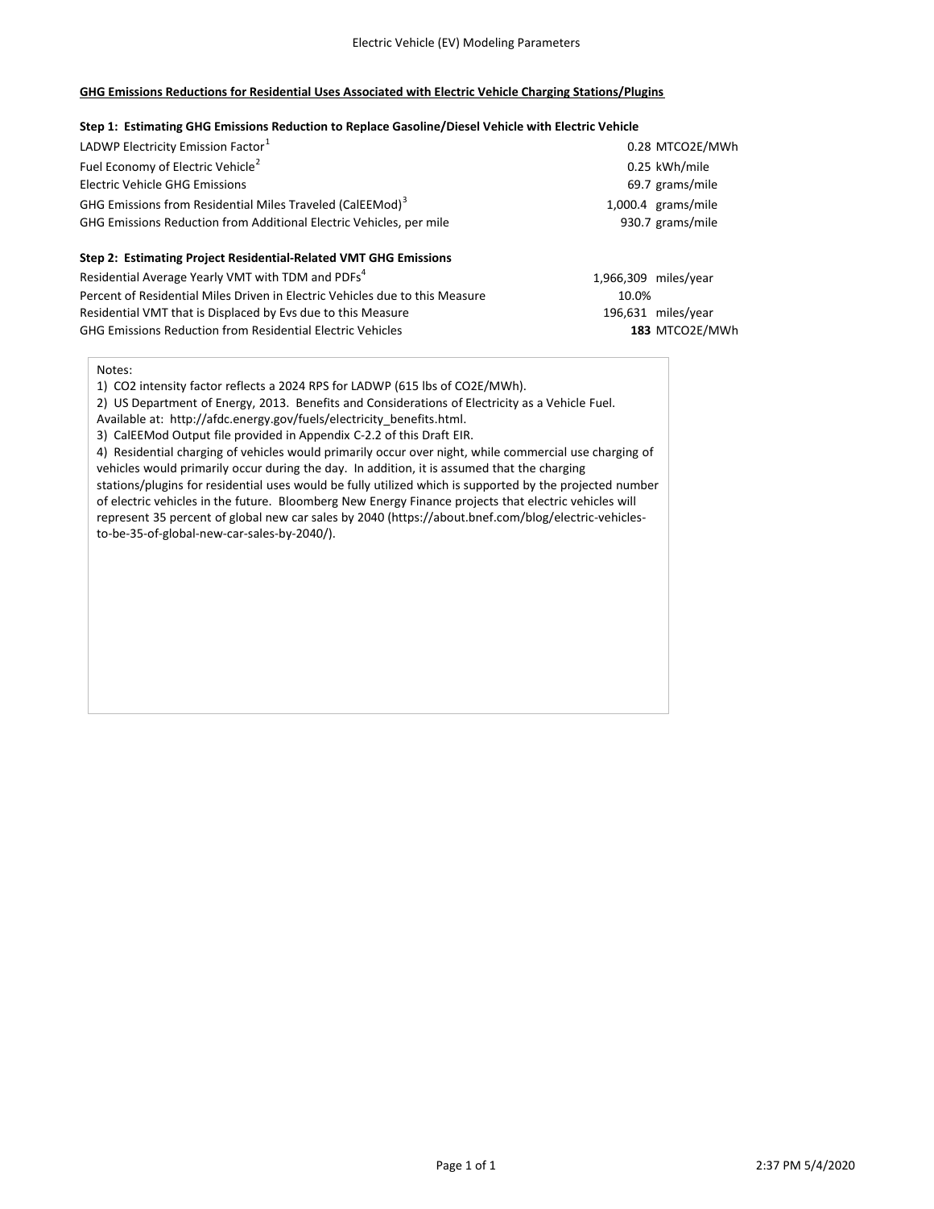Electric Vehicle (EV) Modeling Parameters

**GHG Emissions Reductions for Residential Uses Associated with Electric Vehicle Charging Stations/Plugins**

**Step 1: Estimating GHG Emissions Reduction to Replace Gasoline/Diesel Vehicle with Electric Vehicle**

| | | |
|---|---|---|
| LADWP Electricity Emission Factor[1] | 0.28 | MTCO2E/MWh |
| Fuel Economy of Electric Vehicle[2] | 0.25 | kWh/mile |
| Electric Vehicle GHG Emissions | 69.7 | grams/mile |
| GHG Emissions from Residential Miles Traveled (CalEEMod)[3] | 1,000.4 | grams/mile |
| GHG Emissions Reduction from Additional Electric Vehicles, per mile | 930.7 | grams/mile |

**Step 2: Estimating Project Residential-Related VMT GHG Emissions**

| | | |
|---|---|---|
| Residential Average Yearly VMT with TDM and PDFs[4] | 1,966,309 | miles/year |
| Percent of Residential Miles Driven in Electric Vehicles due to this Measure | 10.0% | |
| Residential VMT that is Displaced by Evs due to this Measure | 196,631 | miles/year |
| GHG Emissions Reduction from Residential Electric Vehicles | **183** | MTCO2E/MWh |

Notes:

1) CO2 intensity factor reflects a 2024 RPS for LADWP (615 lbs of CO2E/MWh).

2) US Department of Energy, 2013. Benefits and Considerations of Electricity as a Vehicle Fuel. Available at: http://afdc.energy.gov/fuels/electricity_benefits.html.

3) CalEEMod Output file provided in Appendix C-2.2 of this Draft EIR.

4) Residential charging of vehicles would primarily occur over night, while commercial use charging of vehicles would primarily occur during the day. In addition, it is assumed that the charging stations/plugins for residential uses would be fully utilized which is supported by the projected number of electric vehicles in the future. Bloomberg New Energy Finance projects that electric vehicles will represent 35 percent of global new car sales by 2040 (https://about.bnef.com/blog/electric-vehicles-to-be-35-of-global-new-car-sales-by-2040/).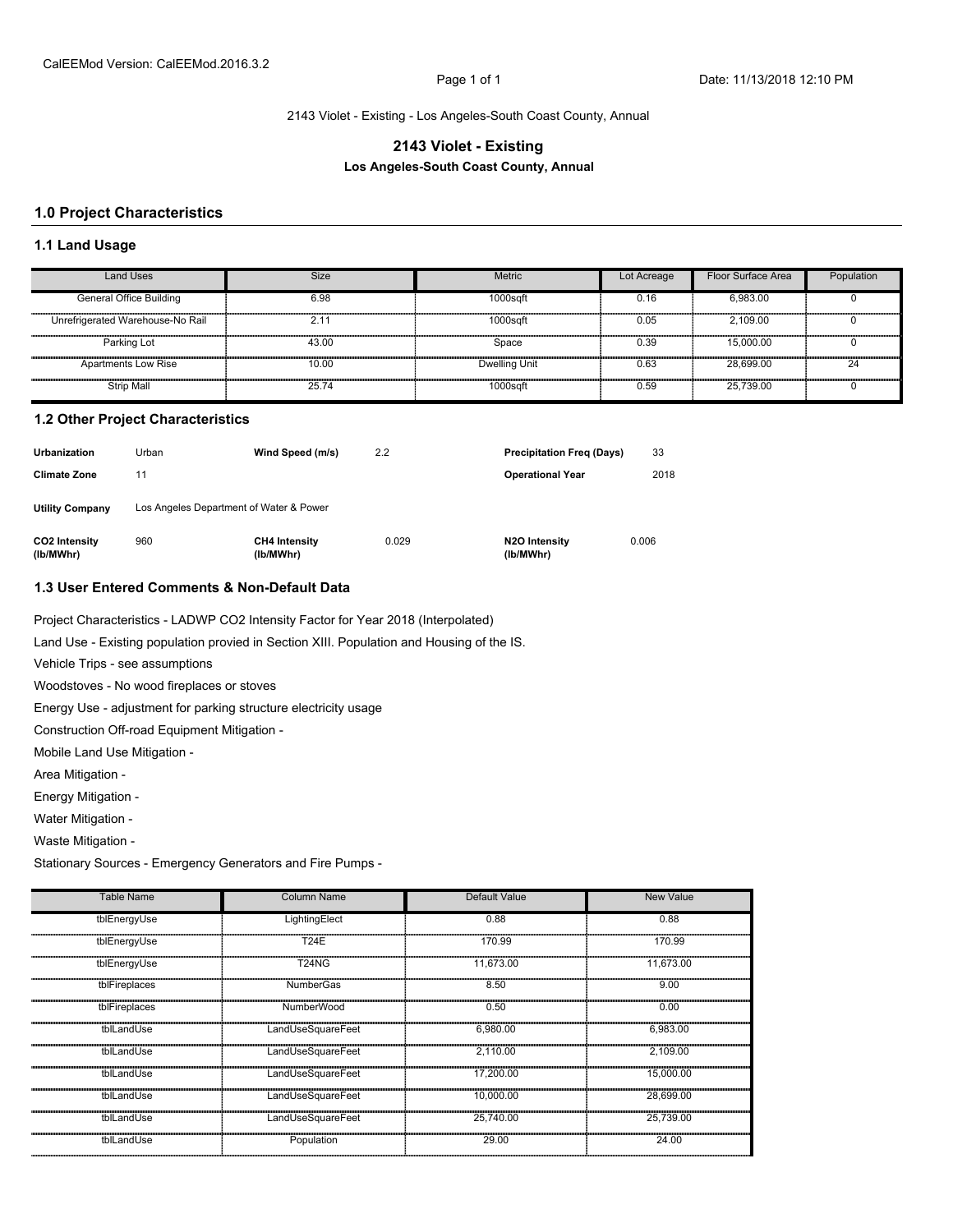CalEEMod Version: CalEEMod.2016.3.2

Date: 11/13/2018 12:10 PM

2143 Violet - Existing - Los Angeles-South Coast County, Annual

# 2143 Violet - Existing

### Los Angeles-South Coast County, Annual

## 1.0 Project Characteristics

### 1.1 Land Usage

| Land Uses | Size | Metric | Lot Acreage | Floor Surface Area | Population |
|---|---|---|---|---|---|
| General Office Building | 6.98 | 1000sqft | 0.16 | 6,983.00 | 0 |
| Unrefrigerated Warehouse-No Rail | 2.11 | 1000sqft | 0.05 | 2,109.00 | 0 |
| Parking Lot | 43.00 | Space | 0.39 | 15,000.00 | 0 |
| Apartments Low Rise | 10.00 | Dwelling Unit | 0.63 | 28,699.00 | 24 |
| Strip Mall | 25.74 | 1000sqft | 0.59 | 25,739.00 | 0 |

### 1.2 Other Project Characteristics

| | | | | | |
|---|---|---|---|---|---|
| **Urbanization** | Urban | **Wind Speed (m/s)** | 2.2 | **Precipitation Freq (Days)** | 33 |
| **Climate Zone** | 11 | | | **Operational Year** | 2018 |
| **Utility Company** | Los Angeles Department of Water & Power | | | | |
| **CO2 Intensity (lb/MWhr)** | 960 | **CH4 Intensity (lb/MWhr)** | 0.029 | **N2O Intensity (lb/MWhr)** | 0.006 |

### 1.3 User Entered Comments & Non-Default Data

Project Characteristics - LADWP CO2 Intensity Factor for Year 2018 (Interpolated)

Land Use - Existing population provied in Section XIII. Population and Housing of the IS.

Vehicle Trips - see assumptions

Woodstoves - No wood fireplaces or stoves

Energy Use - adjustment for parking structure electricity usage

Construction Off-road Equipment Mitigation -

Mobile Land Use Mitigation -

Area Mitigation -

Energy Mitigation -

Water Mitigation -

Waste Mitigation -

Stationary Sources - Emergency Generators and Fire Pumps -

| Table Name | Column Name | Default Value | New Value |
|---|---|---|---|
| tblEnergyUse | LightingElect | 0.88 | 0.88 |
| tblEnergyUse | T24E | 170.99 | 170.99 |
| tblEnergyUse | T24NG | 11,673.00 | 11,673.00 |
| tblFireplaces | NumberGas | 8.50 | 9.00 |
| tblFireplaces | NumberWood | 0.50 | 0.00 |
| tblLandUse | LandUseSquareFeet | 6,980.00 | 6,983.00 |
| tblLandUse | LandUseSquareFeet | 2,110.00 | 2,109.00 |
| tblLandUse | LandUseSquareFeet | 17,200.00 | 15,000.00 |
| tblLandUse | LandUseSquareFeet | 10,000.00 | 28,699.00 |
| tblLandUse | LandUseSquareFeet | 25,740.00 | 25,739.00 |
| tblLandUse | Population | 29.00 | 24.00 |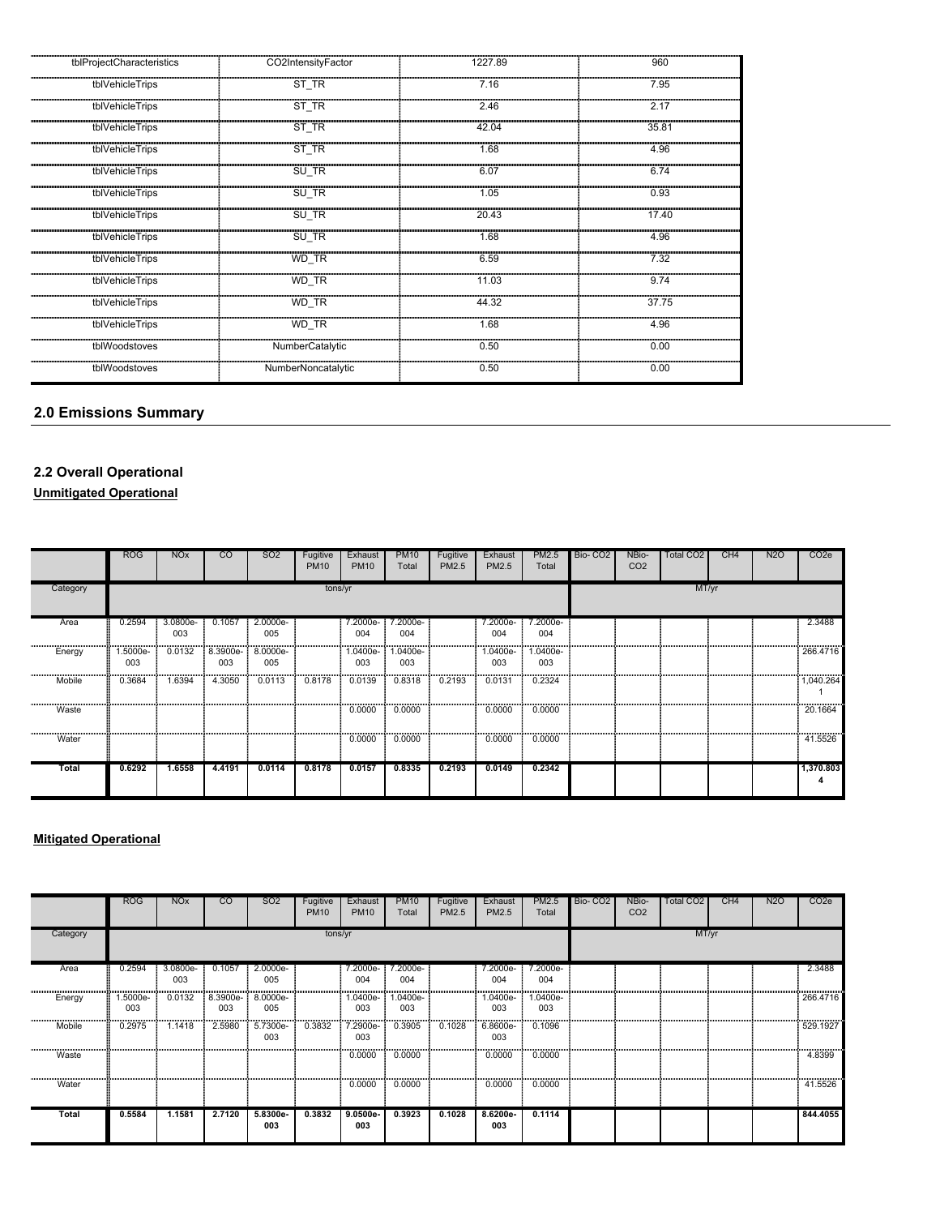| tblProjectCharacteristics | CO2IntensityFactor | 1227.89 | 960 |
|---|---|---|---|
| tblVehicleTrips | ST_TR | 7.16 | 7.95 |
| tblVehicleTrips | ST_TR | 2.46 | 2.17 |
| tblVehicleTrips | ST_TR | 42.04 | 35.81 |
| tblVehicleTrips | ST_TR | 1.68 | 4.96 |
| tblVehicleTrips | SU_TR | 6.07 | 6.74 |
| tblVehicleTrips | SU_TR | 1.05 | 0.93 |
| tblVehicleTrips | SU_TR | 20.43 | 17.40 |
| tblVehicleTrips | SU_TR | 1.68 | 4.96 |
| tblVehicleTrips | WD_TR | 6.59 | 7.32 |
| tblVehicleTrips | WD_TR | 11.03 | 9.74 |
| tblVehicleTrips | WD_TR | 44.32 | 37.75 |
| tblVehicleTrips | WD_TR | 1.68 | 4.96 |
| tblWoodstoves | NumberCatalytic | 0.50 | 0.00 |
| tblWoodstoves | NumberNoncatalytic | 0.50 | 0.00 |

## 2.0 Emissions Summary

### 2.2 Overall Operational

**Unmitigated Operational**

| | ROG | NOx | CO | SO2 | Fugitive PM10 | Exhaust PM10 | PM10 Total | Fugitive PM2.5 | Exhaust PM2.5 | PM2.5 Total | Bio- CO2 | NBio- CO2 | Total CO2 | CH4 | N2O | CO2e |
|---|---|---|---|---|---|---|---|---|---|---|---|---|---|---|---|---|
| Category | tons/yr | | | | | | | | | | MT/yr | | | | | |
| Area | 0.2594 | 3.0800e-003 | 0.1057 | 2.0000e-005 | | 7.2000e-004 | 7.2000e-004 | | 7.2000e-004 | 7.2000e-004 | | | | | | 2.3488 |
| Energy | 1.5000e-003 | 0.0132 | 8.3900e-003 | 8.0000e-005 | | 1.0400e-003 | 1.0400e-003 | | 1.0400e-003 | 1.0400e-003 | | | | | | 266.4716 |
| Mobile | 0.3684 | 1.6394 | 4.3050 | 0.0113 | 0.8178 | 0.0139 | 0.8318 | 0.2193 | 0.0131 | 0.2324 | | | | | | 1,040.2641 |
| Waste | | | | | | 0.0000 | 0.0000 | | 0.0000 | 0.0000 | | | | | | 20.1664 |
| Water | | | | | | 0.0000 | 0.0000 | | 0.0000 | 0.0000 | | | | | | 41.5526 |
| **Total** | **0.6292** | **1.6558** | **4.4191** | **0.0114** | **0.8178** | **0.0157** | **0.8335** | **0.2193** | **0.0149** | **0.2342** | | | | | | **1,370.8034** |

**Mitigated Operational**

| | ROG | NOx | CO | SO2 | Fugitive PM10 | Exhaust PM10 | PM10 Total | Fugitive PM2.5 | Exhaust PM2.5 | PM2.5 Total | Bio- CO2 | NBio- CO2 | Total CO2 | CH4 | N2O | CO2e |
|---|---|---|---|---|---|---|---|---|---|---|---|---|---|---|---|---|
| Category | tons/yr | | | | | | | | | | MT/yr | | | | | |
| Area | 0.2594 | 3.0800e-003 | 0.1057 | 2.0000e-005 | | 7.2000e-004 | 7.2000e-004 | | 7.2000e-004 | 7.2000e-004 | | | | | | 2.3488 |
| Energy | 1.5000e-003 | 0.0132 | 8.3900e-003 | 8.0000e-005 | | 1.0400e-003 | 1.0400e-003 | | 1.0400e-003 | 1.0400e-003 | | | | | | 266.4716 |
| Mobile | 0.2975 | 1.1418 | 2.5980 | 5.7300e-003 | 0.3832 | 7.2900e-003 | 0.3905 | 0.1028 | 6.8600e-003 | 0.1096 | | | | | | 529.1927 |
| Waste | | | | | | 0.0000 | 0.0000 | | 0.0000 | 0.0000 | | | | | | 4.8399 |
| Water | | | | | | 0.0000 | 0.0000 | | 0.0000 | 0.0000 | | | | | | 41.5526 |
| **Total** | **0.5584** | **1.1581** | **2.7120** | **5.8300e-003** | **0.3832** | **9.0500e-003** | **0.3923** | **0.1028** | **8.6200e-003** | **0.1114** | | | | | | **844.4055** |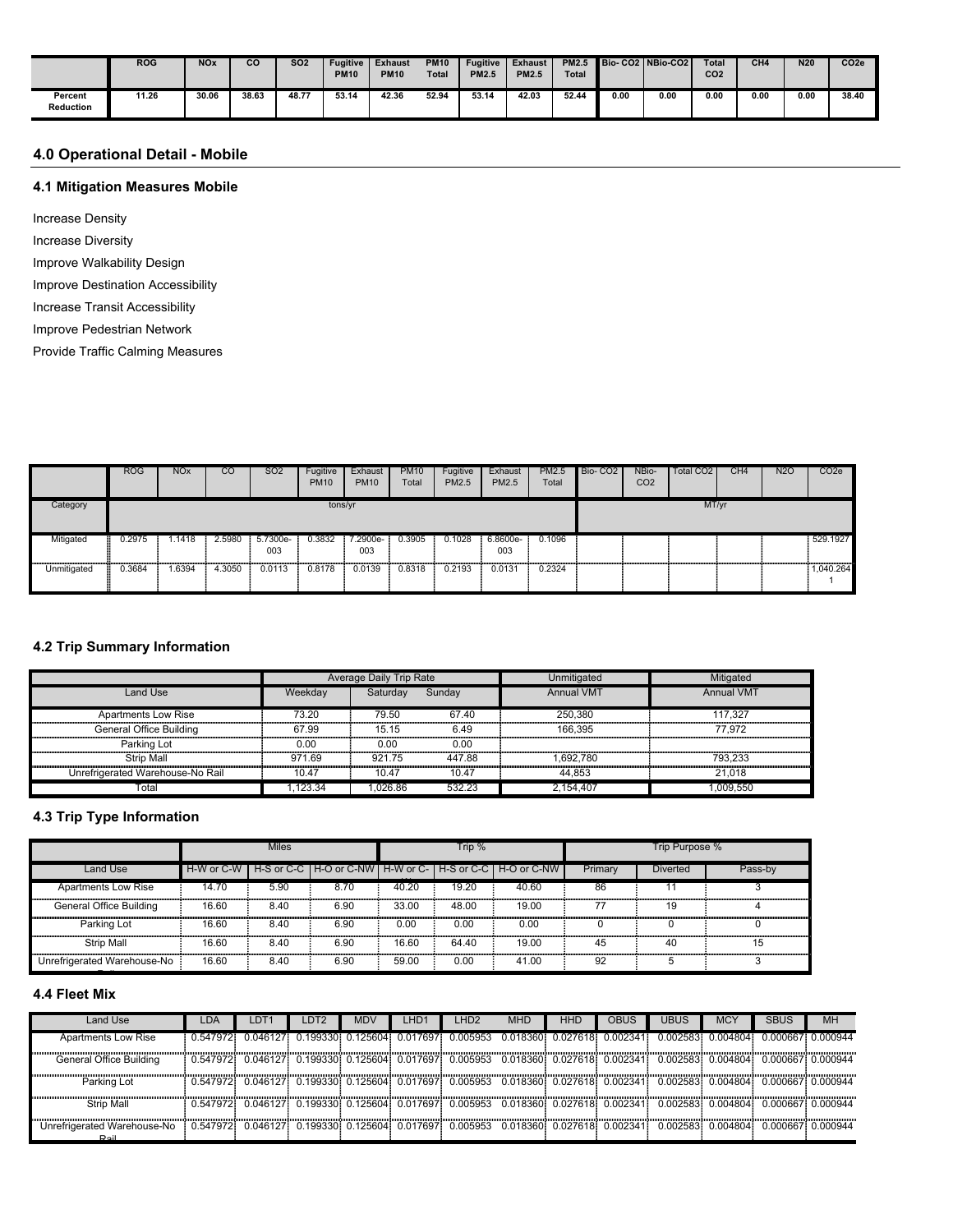| | ROG | NOx | CO | SO2 | Fugitive PM10 | Exhaust PM10 | PM10 Total | Fugitive PM2.5 | Exhaust PM2.5 | PM2.5 Total | Bio- CO2 | NBio-CO2 | Total CO2 | CH4 | N20 | CO2e |
|---|---|---|---|---|---|---|---|---|---|---|---|---|---|---|---|---|
| Percent Reduction | 11.26 | 30.06 | 38.63 | 48.77 | 53.14 | 42.36 | 52.94 | 53.14 | 42.03 | 52.44 | 0.00 | 0.00 | 0.00 | 0.00 | 0.00 | 38.40 |

## 4.0 Operational Detail - Mobile

### 4.1 Mitigation Measures Mobile

Increase Density

Increase Diversity

Improve Walkability Design

Improve Destination Accessibility

Increase Transit Accessibility

Improve Pedestrian Network

Provide Traffic Calming Measures

| | ROG | NOx | CO | SO2 | Fugitive PM10 | Exhaust PM10 | PM10 Total | Fugitive PM2.5 | Exhaust PM2.5 | PM2.5 Total | Bio- CO2 | NBio- CO2 | Total CO2 | CH4 | N2O | CO2e |
|---|---|---|---|---|---|---|---|---|---|---|---|---|---|---|---|---|
| Category | tons/yr | | | | | | | | | | MT/yr | | | | | |
| Mitigated | 0.2975 | 1.1418 | 2.5980 | 5.7300e-003 | 0.3832 | 7.2900e-003 | 0.3905 | 0.1028 | 6.8600e-003 | 0.1096 | | | | | | 529.1927 |
| Unmitigated | 0.3684 | 1.6394 | 4.3050 | 0.0113 | 0.8178 | 0.0139 | 0.8318 | 0.2193 | 0.0131 | 0.2324 | | | | | | 1,040.2641 |

### 4.2 Trip Summary Information

| | Average Daily Trip Rate | | | Unmitigated | Mitigated |
|---|---|---|---|---|---|
| Land Use | Weekday | Saturday | Sunday | Annual VMT | Annual VMT |
| Apartments Low Rise | 73.20 | 79.50 | 67.40 | 250,380 | 117,327 |
| General Office Building | 67.99 | 15.15 | 6.49 | 166,395 | 77,972 |
| Parking Lot | 0.00 | 0.00 | 0.00 | | |
| Strip Mall | 971.69 | 921.75 | 447.88 | 1,692,780 | 793,233 |
| Unrefrigerated Warehouse-No Rail | 10.47 | 10.47 | 10.47 | 44,853 | 21,018 |
| Total | 1,123.34 | 1,026.86 | 532.23 | 2,154,407 | 1,009,550 |

### 4.3 Trip Type Information

| | Miles | | | Trip % | | | Trip Purpose % | | |
|---|---|---|---|---|---|---|---|---|---|
| Land Use | H-W or C-W | H-S or C-C | H-O or C-NW | H-W or C-W | H-S or C-C | H-O or C-NW | Primary | Diverted | Pass-by |
| Apartments Low Rise | 14.70 | 5.90 | 8.70 | 40.20 | 19.20 | 40.60 | 86 | 11 | 3 |
| General Office Building | 16.60 | 8.40 | 6.90 | 33.00 | 48.00 | 19.00 | 77 | 19 | 4 |
| Parking Lot | 16.60 | 8.40 | 6.90 | 0.00 | 0.00 | 0.00 | 0 | 0 | 0 |
| Strip Mall | 16.60 | 8.40 | 6.90 | 16.60 | 64.40 | 19.00 | 45 | 40 | 15 |
| Unrefrigerated Warehouse-No Rail | 16.60 | 8.40 | 6.90 | 59.00 | 0.00 | 41.00 | 92 | 5 | 3 |

### 4.4 Fleet Mix

| Land Use | LDA | LDT1 | LDT2 | MDV | LHD1 | LHD2 | MHD | HHD | OBUS | UBUS | MCY | SBUS | MH |
|---|---|---|---|---|---|---|---|---|---|---|---|---|---|
| Apartments Low Rise | 0.547972 | 0.046127 | 0.199330 | 0.125604 | 0.017697 | 0.005953 | 0.018360 | 0.027618 | 0.002341 | 0.002583 | 0.004804 | 0.000667 | 0.000944 |
| General Office Building | 0.547972 | 0.046127 | 0.199330 | 0.125604 | 0.017697 | 0.005953 | 0.018360 | 0.027618 | 0.002341 | 0.002583 | 0.004804 | 0.000667 | 0.000944 |
| Parking Lot | 0.547972 | 0.046127 | 0.199330 | 0.125604 | 0.017697 | 0.005953 | 0.018360 | 0.027618 | 0.002341 | 0.002583 | 0.004804 | 0.000667 | 0.000944 |
| Strip Mall | 0.547972 | 0.046127 | 0.199330 | 0.125604 | 0.017697 | 0.005953 | 0.018360 | 0.027618 | 0.002341 | 0.002583 | 0.004804 | 0.000667 | 0.000944 |
| Unrefrigerated Warehouse-No Rail | 0.547972 | 0.046127 | 0.199330 | 0.125604 | 0.017697 | 0.005953 | 0.018360 | 0.027618 | 0.002341 | 0.002583 | 0.004804 | 0.000667 | 0.000944 |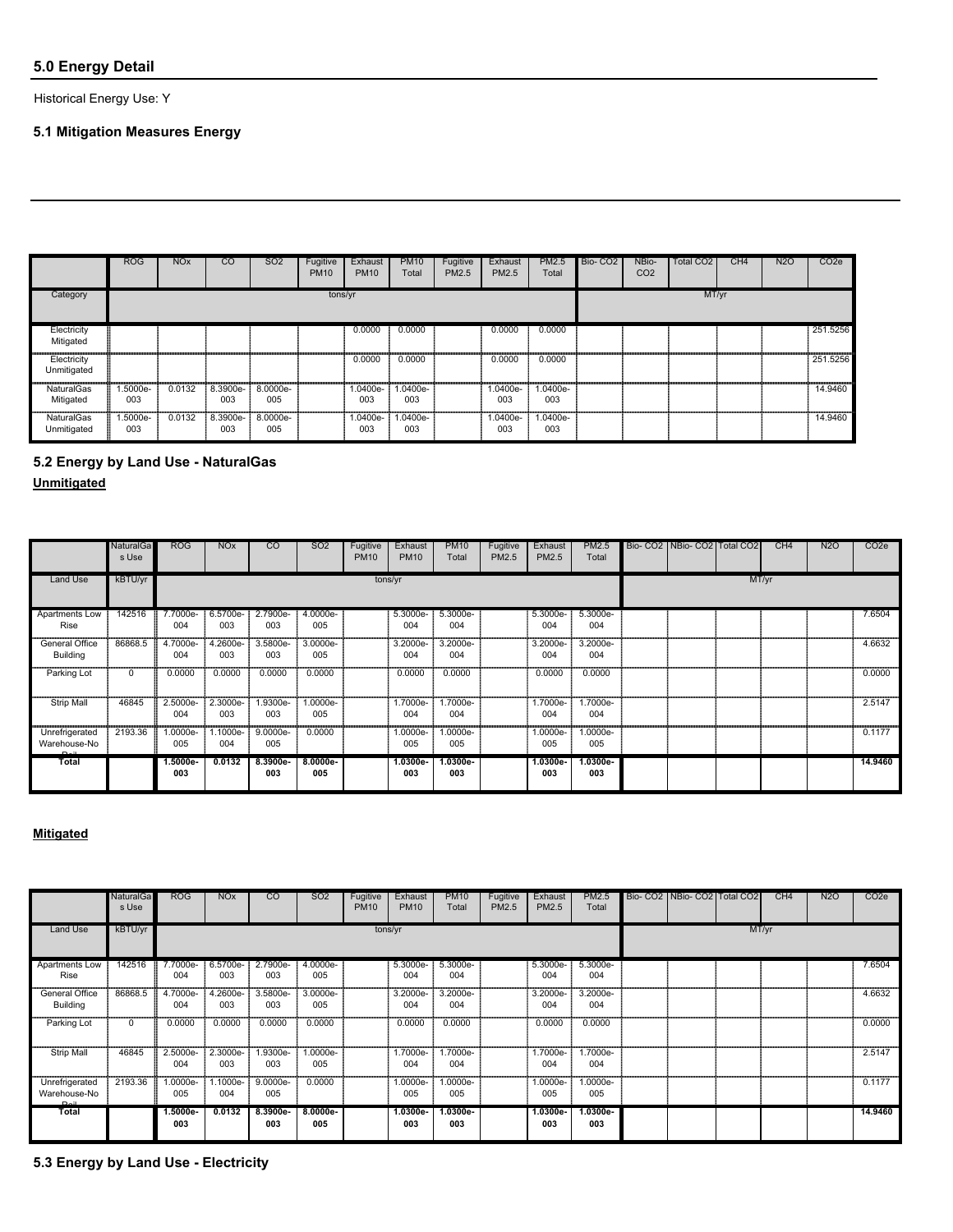## 5.0 Energy Detail

Historical Energy Use: Y

### 5.1 Mitigation Measures Energy

| | ROG | NOx | CO | SO2 | Fugitive PM10 | Exhaust PM10 | PM10 Total | Fugitive PM2.5 | Exhaust PM2.5 | PM2.5 Total | Bio- CO2 | NBio- CO2 | Total CO2 | CH4 | N2O | CO2e |
|---|---|---|---|---|---|---|---|---|---|---|---|---|---|---|---|---|
| Category | tons/yr | | | | | | | | | | MT/yr | | | | | |
| Electricity Mitigated | | | | | | 0.0000 | 0.0000 | | 0.0000 | 0.0000 | | | | | | 251.5256 |
| Electricity Unmitigated | | | | | | 0.0000 | 0.0000 | | 0.0000 | 0.0000 | | | | | | 251.5256 |
| NaturalGas Mitigated | 1.5000e-003 | 0.0132 | 8.3900e-003 | 8.0000e-005 | | 1.0400e-003 | 1.0400e-003 | | 1.0400e-003 | 1.0400e-003 | | | | | | 14.9460 |
| NaturalGas Unmitigated | 1.5000e-003 | 0.0132 | 8.3900e-003 | 8.0000e-005 | | 1.0400e-003 | 1.0400e-003 | | 1.0400e-003 | 1.0400e-003 | | | | | | 14.9460 |

### 5.2 Energy by Land Use - NaturalGas

**Unmitigated**

| | NaturalGas Use | ROG | NOx | CO | SO2 | Fugitive PM10 | Exhaust PM10 | PM10 Total | Fugitive PM2.5 | Exhaust PM2.5 | PM2.5 Total | Bio- CO2 | NBio- CO2 | Total CO2 | CH4 | N2O | CO2e |
|---|---|---|---|---|---|---|---|---|---|---|---|---|---|---|---|---|---|
| Land Use | kBTU/yr | tons/yr | | | | | | | | | | MT/yr | | | | | |
| Apartments Low Rise | 142516 | 7.7000e-004 | 6.5700e-003 | 2.7900e-003 | 4.0000e-005 | | 5.3000e-004 | 5.3000e-004 | | 5.3000e-004 | 5.3000e-004 | | | | | | 7.6504 |
| General Office Building | 86868.5 | 4.7000e-004 | 4.2600e-003 | 3.5800e-003 | 3.0000e-005 | | 3.2000e-004 | 3.2000e-004 | | 3.2000e-004 | 3.2000e-004 | | | | | | 4.6632 |
| Parking Lot | 0 | 0.0000 | 0.0000 | 0.0000 | 0.0000 | | 0.0000 | 0.0000 | | 0.0000 | 0.0000 | | | | | | 0.0000 |
| Strip Mall | 46845 | 2.5000e-004 | 2.3000e-003 | 1.9300e-003 | 1.0000e-005 | | 1.7000e-004 | 1.7000e-004 | | 1.7000e-004 | 1.7000e-004 | | | | | | 2.5147 |
| Unrefrigerated Warehouse-No Rail | 2193.36 | 1.0000e-005 | 1.1000e-004 | 9.0000e-005 | 0.0000 | | 1.0000e-005 | 1.0000e-005 | | 1.0000e-005 | 1.0000e-005 | | | | | | 0.1177 |
| **Total** | | **1.5000e-003** | **0.0132** | **8.3900e-003** | **8.0000e-005** | | **1.0300e-003** | **1.0300e-003** | | **1.0300e-003** | **1.0300e-003** | | | | | | **14.9460** |

**Mitigated**

| | NaturalGas Use | ROG | NOx | CO | SO2 | Fugitive PM10 | Exhaust PM10 | PM10 Total | Fugitive PM2.5 | Exhaust PM2.5 | PM2.5 Total | Bio- CO2 | NBio- CO2 | Total CO2 | CH4 | N2O | CO2e |
|---|---|---|---|---|---|---|---|---|---|---|---|---|---|---|---|---|---|
| Land Use | kBTU/yr | tons/yr | | | | | | | | | | MT/yr | | | | | |
| Apartments Low Rise | 142516 | 7.7000e-004 | 6.5700e-003 | 2.7900e-003 | 4.0000e-005 | | 5.3000e-004 | 5.3000e-004 | | 5.3000e-004 | 5.3000e-004 | | | | | | 7.6504 |
| General Office Building | 86868.5 | 4.7000e-004 | 4.2600e-003 | 3.5800e-003 | 3.0000e-005 | | 3.2000e-004 | 3.2000e-004 | | 3.2000e-004 | 3.2000e-004 | | | | | | 4.6632 |
| Parking Lot | 0 | 0.0000 | 0.0000 | 0.0000 | 0.0000 | | 0.0000 | 0.0000 | | 0.0000 | 0.0000 | | | | | | 0.0000 |
| Strip Mall | 46845 | 2.5000e-004 | 2.3000e-003 | 1.9300e-003 | 1.0000e-005 | | 1.7000e-004 | 1.7000e-004 | | 1.7000e-004 | 1.7000e-004 | | | | | | 2.5147 |
| Unrefrigerated Warehouse-No Rail | 2193.36 | 1.0000e-005 | 1.1000e-004 | 9.0000e-005 | 0.0000 | | 1.0000e-005 | 1.0000e-005 | | 1.0000e-005 | 1.0000e-005 | | | | | | 0.1177 |
| **Total** | | **1.5000e-003** | **0.0132** | **8.3900e-003** | **8.0000e-005** | | **1.0300e-003** | **1.0300e-003** | | **1.0300e-003** | **1.0300e-003** | | | | | | **14.9460** |

### 5.3 Energy by Land Use - Electricity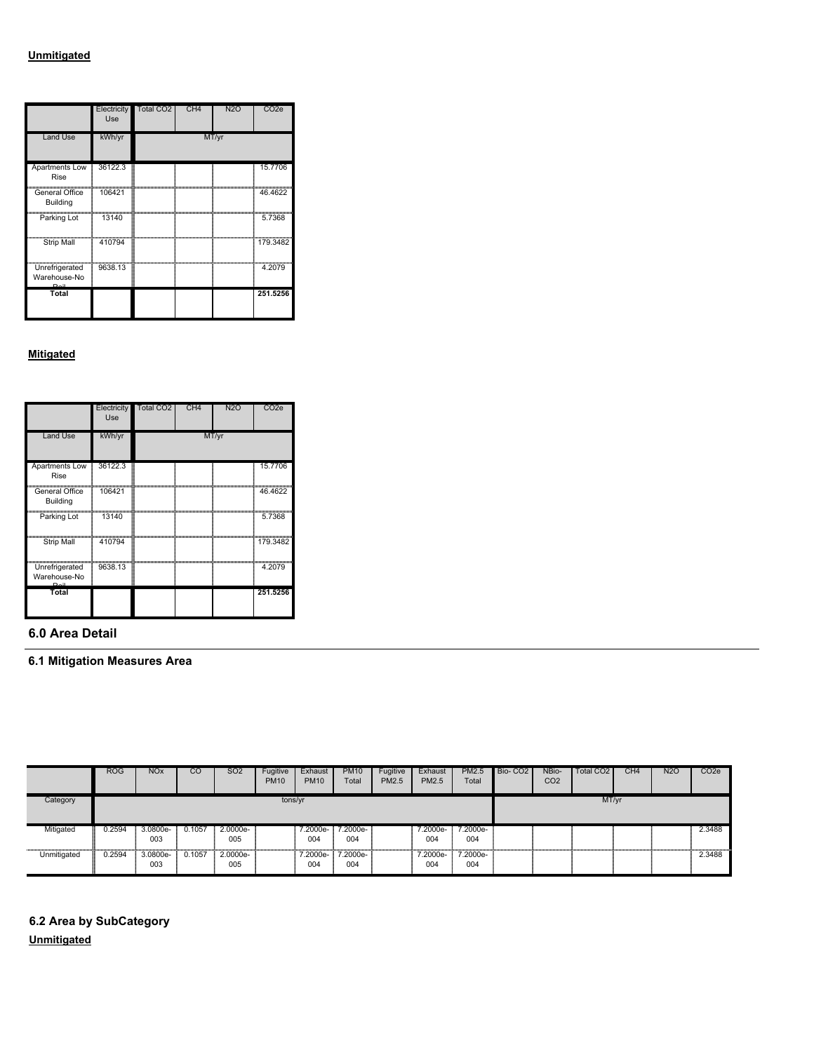**Unmitigated**

| | Electricity Use | Total CO2 | CH4 | N2O | CO2e |
|---|---|---|---|---|---|
| Land Use | kWh/yr | MT/yr | | | |
| Apartments Low Rise | 36122.3 | | | | 15.7706 |
| General Office Building | 106421 | | | | 46.4622 |
| Parking Lot | 13140 | | | | 5.7368 |
| Strip Mall | 410794 | | | | 179.3482 |
| Unrefrigerated Warehouse-No Rail | 9638.13 | | | | 4.2079 |
| **Total** | | | | | **251.5256** |

**Mitigated**

| | Electricity Use | Total CO2 | CH4 | N2O | CO2e |
|---|---|---|---|---|---|
| Land Use | kWh/yr | MT/yr | | | |
| Apartments Low Rise | 36122.3 | | | | 15.7706 |
| General Office Building | 106421 | | | | 46.4622 |
| Parking Lot | 13140 | | | | 5.7368 |
| Strip Mall | 410794 | | | | 179.3482 |
| Unrefrigerated Warehouse-No Rail | 9638.13 | | | | 4.2079 |
| **Total** | | | | | **251.5256** |

## 6.0 Area Detail

### 6.1 Mitigation Measures Area

| | ROG | NOx | CO | SO2 | Fugitive PM10 | Exhaust PM10 | PM10 Total | Fugitive PM2.5 | Exhaust PM2.5 | PM2.5 Total | Bio- CO2 | NBio- CO2 | Total CO2 | CH4 | N2O | CO2e |
|---|---|---|---|---|---|---|---|---|---|---|---|---|---|---|---|---|
| Category | tons/yr | | | | | | | | | | MT/yr | | | | | |
| Mitigated | 0.2594 | 3.0800e-003 | 0.1057 | 2.0000e-005 | | 7.2000e-004 | 7.2000e-004 | | 7.2000e-004 | 7.2000e-004 | | | | | | 2.3488 |
| Unmitigated | 0.2594 | 3.0800e-003 | 0.1057 | 2.0000e-005 | | 7.2000e-004 | 7.2000e-004 | | 7.2000e-004 | 7.2000e-004 | | | | | | 2.3488 |

### 6.2 Area by SubCategory

**Unmitigated**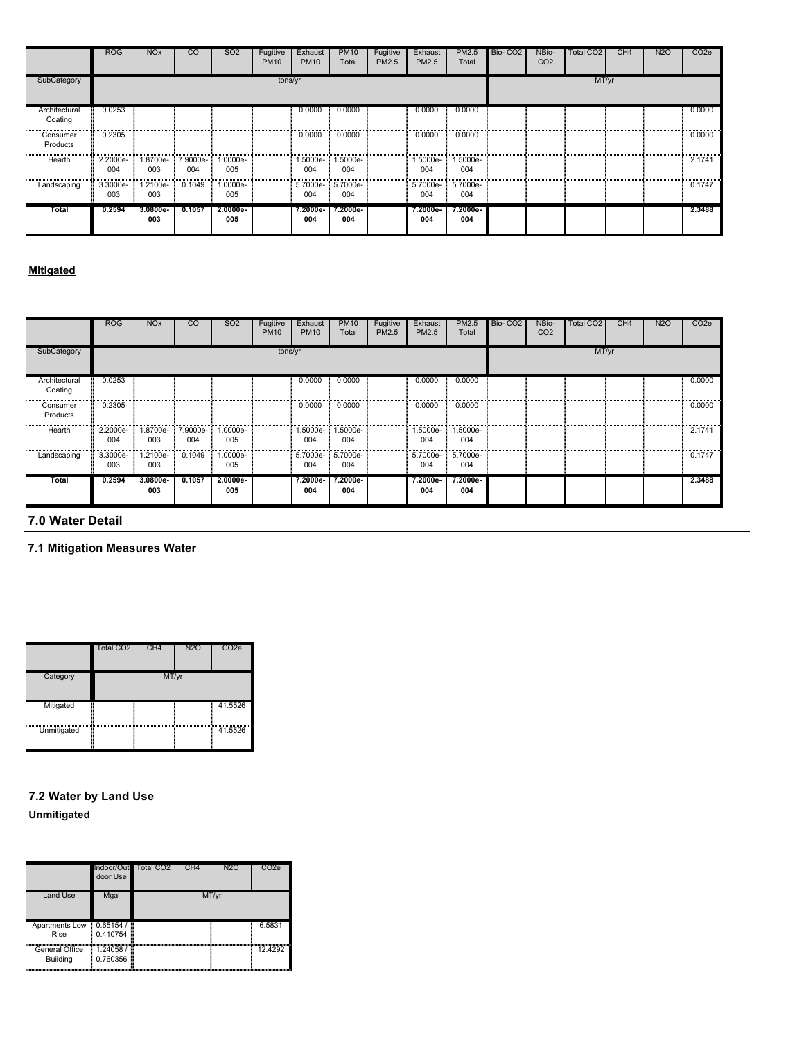| | ROG | NOx | CO | SO2 | Fugitive PM10 | Exhaust PM10 | PM10 Total | Fugitive PM2.5 | Exhaust PM2.5 | PM2.5 Total | Bio- CO2 | NBio- CO2 | Total CO2 | CH4 | N2O | CO2e |
|---|---|---|---|---|---|---|---|---|---|---|---|---|---|---|---|---|
| SubCategory | tons/yr | | | | | | | | | | MT/yr | | | | | |
| Architectural Coating | 0.0253 | | | | | 0.0000 | 0.0000 | | 0.0000 | 0.0000 | | | | | | 0.0000 |
| Consumer Products | 0.2305 | | | | | 0.0000 | 0.0000 | | 0.0000 | 0.0000 | | | | | | 0.0000 |
| Hearth | 2.2000e-004 | 1.8700e-003 | 7.9000e-004 | 1.0000e-005 | | 1.5000e-004 | 1.5000e-004 | | 1.5000e-004 | 1.5000e-004 | | | | | | 2.1741 |
| Landscaping | 3.3000e-003 | 1.2100e-003 | 0.1049 | 1.0000e-005 | | 5.7000e-004 | 5.7000e-004 | | 5.7000e-004 | 5.7000e-004 | | | | | | 0.1747 |
| **Total** | **0.2594** | **3.0800e-003** | **0.1057** | **2.0000e-005** | | **7.2000e-004** | **7.2000e-004** | | **7.2000e-004** | **7.2000e-004** | | | | | | **2.3488** |

**Mitigated**

| | ROG | NOx | CO | SO2 | Fugitive PM10 | Exhaust PM10 | PM10 Total | Fugitive PM2.5 | Exhaust PM2.5 | PM2.5 Total | Bio- CO2 | NBio- CO2 | Total CO2 | CH4 | N2O | CO2e |
|---|---|---|---|---|---|---|---|---|---|---|---|---|---|---|---|---|
| SubCategory | tons/yr | | | | | | | | | | MT/yr | | | | | |
| Architectural Coating | 0.0253 | | | | | 0.0000 | 0.0000 | | 0.0000 | 0.0000 | | | | | | 0.0000 |
| Consumer Products | 0.2305 | | | | | 0.0000 | 0.0000 | | 0.0000 | 0.0000 | | | | | | 0.0000 |
| Hearth | 2.2000e-004 | 1.8700e-003 | 7.9000e-004 | 1.0000e-005 | | 1.5000e-004 | 1.5000e-004 | | 1.5000e-004 | 1.5000e-004 | | | | | | 2.1741 |
| Landscaping | 3.3000e-003 | 1.2100e-003 | 0.1049 | 1.0000e-005 | | 5.7000e-004 | 5.7000e-004 | | 5.7000e-004 | 5.7000e-004 | | | | | | 0.1747 |
| **Total** | **0.2594** | **3.0800e-003** | **0.1057** | **2.0000e-005** | | **7.2000e-004** | **7.2000e-004** | | **7.2000e-004** | **7.2000e-004** | | | | | | **2.3488** |

## 7.0 Water Detail

### 7.1 Mitigation Measures Water

| | Total CO2 | CH4 | N2O | CO2e |
|---|---|---|---|---|
| Category | MT/yr | | | |
| Mitigated | | | | 41.5526 |
| Unmitigated | | | | 41.5526 |

### 7.2 Water by Land Use

**Unmitigated**

| | Indoor/Outdoor Use | Total CO2 | CH4 | N2O | CO2e |
|---|---|---|---|---|---|
| Land Use | Mgal | MT/yr | | | |
| Apartments Low Rise | 0.65154 / 0.410754 | | | | 6.5831 |
| General Office Building | 1.24058 / 0.760356 | | | | 12.4292 |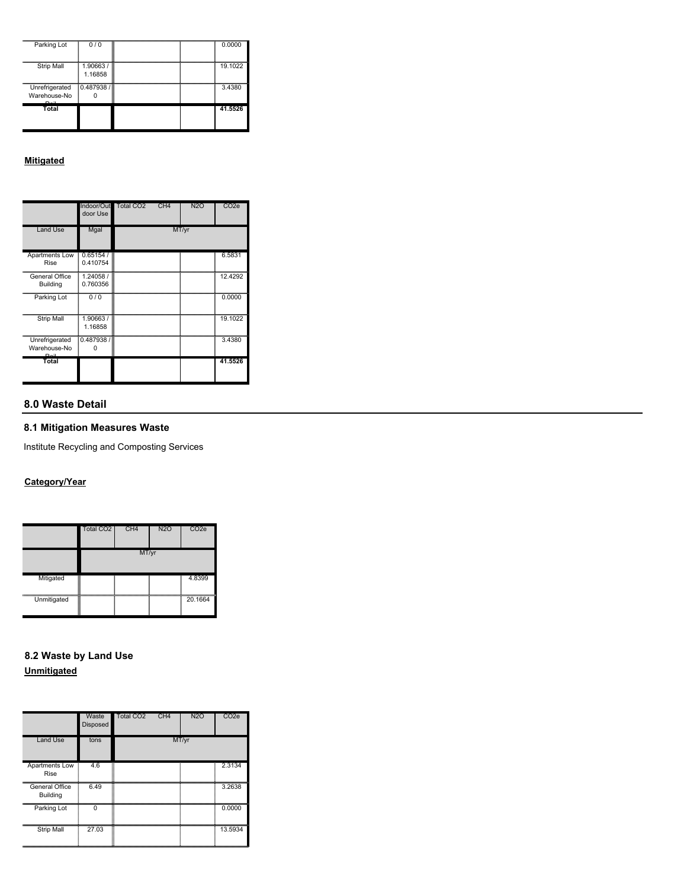| | | | | | |
|---|---|---|---|---|---|
| Parking Lot | 0 / 0 | | | | 0.0000 |
| Strip Mall | 1.90663 / 1.16858 | | | | 19.1022 |
| Unrefrigerated Warehouse-No Rail | 0.487938 / 0 | | | | 3.4380 |
| Total | | | | | 41.5526 |

**Mitigated**

| | Indoor/Outdoor Use | Total $CO_2$ | $CH_4$ | $N_2O$ | $CO_2e$ |
|---|---|---|---|---|---|
| Land Use | Mgal | MT/yr | | | |
| Apartments Low Rise | 0.65154 / 0.410754 | | | | 6.5831 |
| General Office Building | 1.24058 / 0.760356 | | | | 12.4292 |
| Parking Lot | 0 / 0 | | | | 0.0000 |
| Strip Mall | 1.90663 / 1.16858 | | | | 19.1022 |
| Unrefrigerated Warehouse-No Rail | 0.487938 / 0 | | | | 3.4380 |
| Total | | | | | 41.5526 |

## 8.0 Waste Detail

### 8.1 Mitigation Measures Waste

Institute Recycling and Composting Services

**Category/Year**

| | Total $CO_2$ | $CH_4$ | $N_2O$ | $CO_2e$ |
|---|---|---|---|---|
| | MT/yr | | | |
| Mitigated | | | | 4.8399 |
| Unmitigated | | | | 20.1664 |

### 8.2 Waste by Land Use

**Unmitigated**

| | Waste Disposed | Total $CO_2$ | $CH_4$ | $N_2O$ | $CO_2e$ |
|---|---|---|---|---|---|
| Land Use | tons | MT/yr | | | |
| Apartments Low Rise | 4.6 | | | | 2.3134 |
| General Office Building | 6.49 | | | | 3.2638 |
| Parking Lot | 0 | | | | 0.0000 |
| Strip Mall | 27.03 | | | | 13.5934 |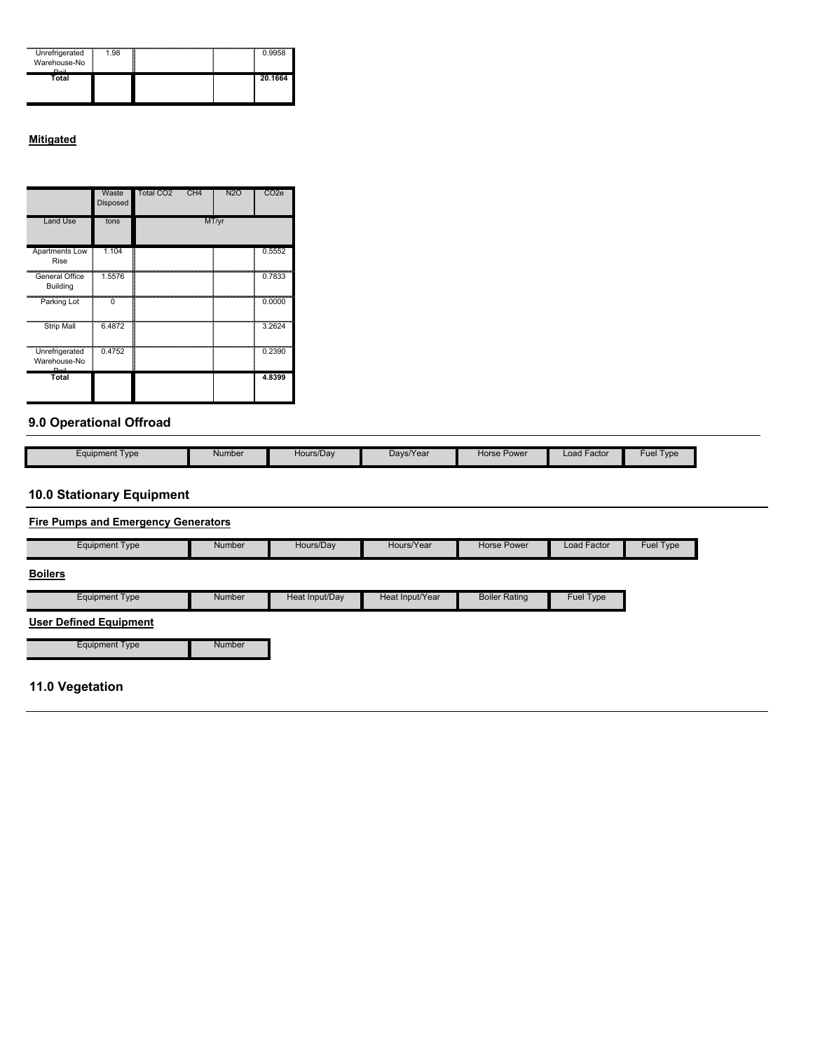| | | | | |
|---|---|---|---|---|
| Unrefrigerated Warehouse-No Rail | 1.98 | | | 0.9958 |
| Total | | | | 20.1664 |

**Mitigated**

| | Waste Disposed | Total $CO_2$ | $CH_4$ | $N_2O$ | $CO_2e$ |
|---|---|---|---|---|---|
| Land Use | tons | MT/yr | | | |
| Apartments Low Rise | 1.104 | | | | 0.5552 |
| General Office Building | 1.5576 | | | | 0.7833 |
| Parking Lot | 0 | | | | 0.0000 |
| Strip Mall | 6.4872 | | | | 3.2624 |
| Unrefrigerated Warehouse-No Rail | 0.4752 | | | | 0.2390 |
| Total | | | | | 4.8399 |

## 9.0 Operational Offroad

| Equipment Type | Number | Hours/Day | Days/Year | Horse Power | Load Factor | Fuel Type |
|---|---|---|---|---|---|---|

## 10.0 Stationary Equipment

**Fire Pumps and Emergency Generators**

| Equipment Type | Number | Hours/Day | Hours/Year | Horse Power | Load Factor | Fuel Type |
|---|---|---|---|---|---|---|

**Boilers**

| Equipment Type | Number | Heat Input/Day | Heat Input/Year | Boiler Rating | Fuel Type |
|---|---|---|---|---|---|

**User Defined Equipment**

| Equipment Type | Number |
|---|---|

## 11.0 Vegetation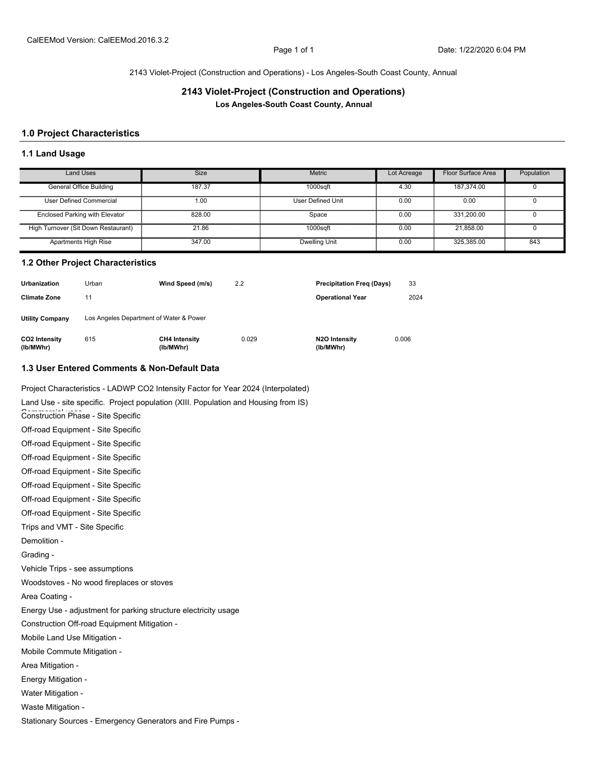CalEEMod Version: CalEEMod.2016.3.2

2143 Violet-Project (Construction and Operations) - Los Angeles-South Coast County, Annual

## 2143 Violet-Project (Construction and Operations)

**Los Angeles-South Coast County, Annual**

## 1.0 Project Characteristics

### 1.1 Land Usage

| Land Uses | Size | Metric | Lot Acreage | Floor Surface Area | Population |
|---|---|---|---|---|---|
| General Office Building | 187.37 | 1000sqft | 4.30 | 187,374.00 | 0 |
| User Defined Commercial | 1.00 | User Defined Unit | 0.00 | 0.00 | 0 |
| Enclosed Parking with Elevator | 828.00 | Space | 0.00 | 331,200.00 | 0 |
| High Turnover (Sit Down Restaurant) | 21.86 | 1000sqft | 0.00 | 21,858.00 | 0 |
| Apartments High Rise | 347.00 | Dwelling Unit | 0.00 | 325,385.00 | 843 |

### 1.2 Other Project Characteristics

| | | | | | |
|---|---|---|---|---|---|
| **Urbanization** | Urban | **Wind Speed (m/s)** | 2.2 | **Precipitation Freq (Days)** | 33 |
| **Climate Zone** | 11 | | | **Operational Year** | 2024 |
| **Utility Company** | Los Angeles Department of Water & Power | | | | |
| **$CO_2$ Intensity (lb/MWhr)** | 615 | **$CH_4$ Intensity (lb/MWhr)** | 0.029 | **$N_2O$ Intensity (lb/MWhr)** | 0.006 |

### 1.3 User Entered Comments & Non-Default Data

Project Characteristics - LADWP $CO_2$ Intensity Factor for Year 2024 (Interpolated)

Land Use - site specific. Project population (XIII. Population and Housing from IS) Commercial use

Construction Phase - Site Specific

Off-road Equipment - Site Specific

Off-road Equipment - Site Specific

Off-road Equipment - Site Specific

Off-road Equipment - Site Specific

Off-road Equipment - Site Specific

Off-road Equipment - Site Specific

Off-road Equipment - Site Specific

Trips and VMT - Site Specific

Demolition -

Grading -

Vehicle Trips - see assumptions

Woodstoves - No wood fireplaces or stoves

Area Coating -

Energy Use - adjustment for parking structure electricity usage

Construction Off-road Equipment Mitigation -

Mobile Land Use Mitigation -

Mobile Commute Mitigation -

Area Mitigation -

Energy Mitigation -

Water Mitigation -

Waste Mitigation -

Stationary Sources - Emergency Generators and Fire Pumps -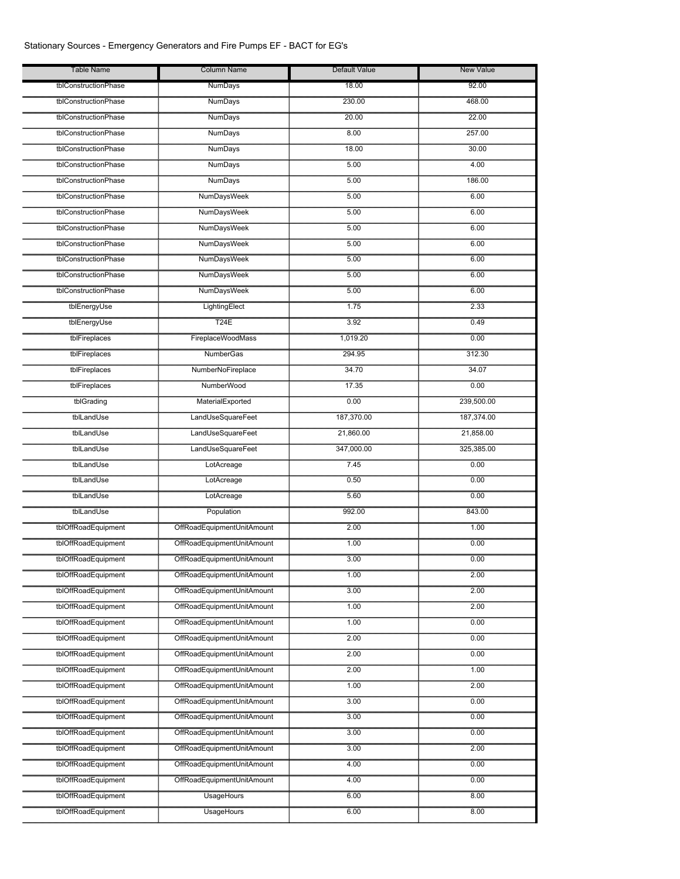Stationary Sources - Emergency Generators and Fire Pumps EF - BACT for EG's

| Table Name | Column Name | Default Value | New Value |
|---|---|---|---|
| tblConstructionPhase | NumDays | 18.00 | 92.00 |
| tblConstructionPhase | NumDays | 230.00 | 468.00 |
| tblConstructionPhase | NumDays | 20.00 | 22.00 |
| tblConstructionPhase | NumDays | 8.00 | 257.00 |
| tblConstructionPhase | NumDays | 18.00 | 30.00 |
| tblConstructionPhase | NumDays | 5.00 | 4.00 |
| tblConstructionPhase | NumDays | 5.00 | 186.00 |
| tblConstructionPhase | NumDaysWeek | 5.00 | 6.00 |
| tblConstructionPhase | NumDaysWeek | 5.00 | 6.00 |
| tblConstructionPhase | NumDaysWeek | 5.00 | 6.00 |
| tblConstructionPhase | NumDaysWeek | 5.00 | 6.00 |
| tblConstructionPhase | NumDaysWeek | 5.00 | 6.00 |
| tblConstructionPhase | NumDaysWeek | 5.00 | 6.00 |
| tblConstructionPhase | NumDaysWeek | 5.00 | 6.00 |
| tblEnergyUse | LightingElect | 1.75 | 2.33 |
| tblEnergyUse | T24E | 3.92 | 0.49 |
| tblFireplaces | FireplaceWoodMass | 1,019.20 | 0.00 |
| tblFireplaces | NumberGas | 294.95 | 312.30 |
| tblFireplaces | NumberNoFireplace | 34.70 | 34.07 |
| tblFireplaces | NumberWood | 17.35 | 0.00 |
| tblGrading | MaterialExported | 0.00 | 239,500.00 |
| tblLandUse | LandUseSquareFeet | 187,370.00 | 187,374.00 |
| tblLandUse | LandUseSquareFeet | 21,860.00 | 21,858.00 |
| tblLandUse | LandUseSquareFeet | 347,000.00 | 325,385.00 |
| tblLandUse | LotAcreage | 7.45 | 0.00 |
| tblLandUse | LotAcreage | 0.50 | 0.00 |
| tblLandUse | LotAcreage | 5.60 | 0.00 |
| tblLandUse | Population | 992.00 | 843.00 |
| tblOffRoadEquipment | OffRoadEquipmentUnitAmount | 2.00 | 1.00 |
| tblOffRoadEquipment | OffRoadEquipmentUnitAmount | 1.00 | 0.00 |
| tblOffRoadEquipment | OffRoadEquipmentUnitAmount | 3.00 | 0.00 |
| tblOffRoadEquipment | OffRoadEquipmentUnitAmount | 1.00 | 2.00 |
| tblOffRoadEquipment | OffRoadEquipmentUnitAmount | 3.00 | 2.00 |
| tblOffRoadEquipment | OffRoadEquipmentUnitAmount | 1.00 | 2.00 |
| tblOffRoadEquipment | OffRoadEquipmentUnitAmount | 1.00 | 0.00 |
| tblOffRoadEquipment | OffRoadEquipmentUnitAmount | 2.00 | 0.00 |
| tblOffRoadEquipment | OffRoadEquipmentUnitAmount | 2.00 | 0.00 |
| tblOffRoadEquipment | OffRoadEquipmentUnitAmount | 2.00 | 1.00 |
| tblOffRoadEquipment | OffRoadEquipmentUnitAmount | 1.00 | 2.00 |
| tblOffRoadEquipment | OffRoadEquipmentUnitAmount | 3.00 | 0.00 |
| tblOffRoadEquipment | OffRoadEquipmentUnitAmount | 3.00 | 0.00 |
| tblOffRoadEquipment | OffRoadEquipmentUnitAmount | 3.00 | 0.00 |
| tblOffRoadEquipment | OffRoadEquipmentUnitAmount | 3.00 | 2.00 |
| tblOffRoadEquipment | OffRoadEquipmentUnitAmount | 4.00 | 0.00 |
| tblOffRoadEquipment | OffRoadEquipmentUnitAmount | 4.00 | 0.00 |
| tblOffRoadEquipment | UsageHours | 6.00 | 8.00 |
| tblOffRoadEquipment | UsageHours | 6.00 | 8.00 |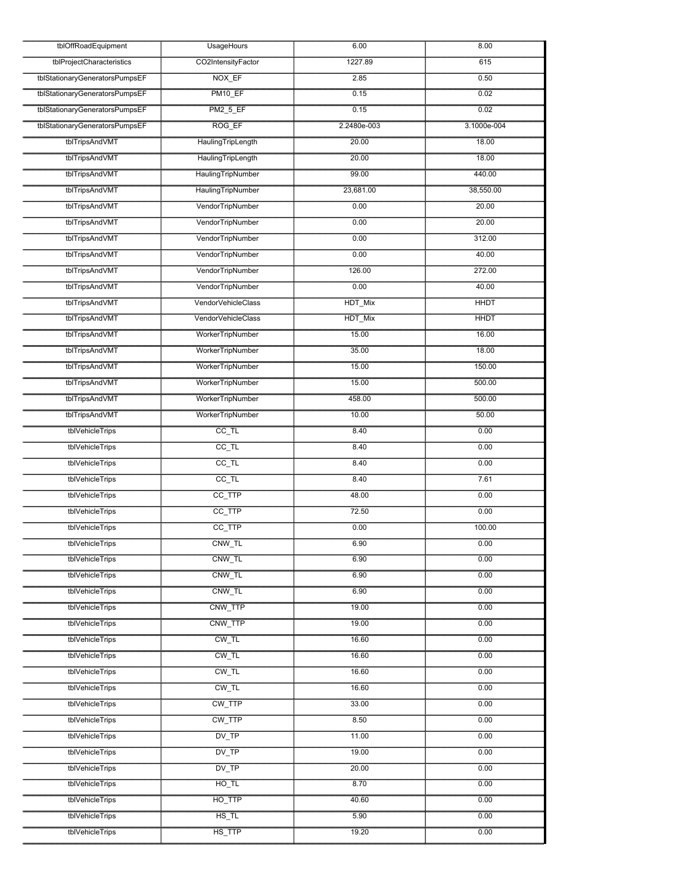| tblOffRoadEquipment | UsageHours | 6.00 | 8.00 |
|---|---|---|---|
| tblProjectCharacteristics | CO2IntensityFactor | 1227.89 | 615 |
| tblStationaryGeneratorsPumpsEF | NOX_EF | 2.85 | 0.50 |
| tblStationaryGeneratorsPumpsEF | PM10_EF | 0.15 | 0.02 |
| tblStationaryGeneratorsPumpsEF | PM2_5_EF | 0.15 | 0.02 |
| tblStationaryGeneratorsPumpsEF | ROG_EF | 2.2480e-003 | 3.1000e-004 |
| tblTripsAndVMT | HaulingTripLength | 20.00 | 18.00 |
| tblTripsAndVMT | HaulingTripLength | 20.00 | 18.00 |
| tblTripsAndVMT | HaulingTripNumber | 99.00 | 440.00 |
| tblTripsAndVMT | HaulingTripNumber | 23,681.00 | 38,550.00 |
| tblTripsAndVMT | VendorTripNumber | 0.00 | 20.00 |
| tblTripsAndVMT | VendorTripNumber | 0.00 | 20.00 |
| tblTripsAndVMT | VendorTripNumber | 0.00 | 312.00 |
| tblTripsAndVMT | VendorTripNumber | 0.00 | 40.00 |
| tblTripsAndVMT | VendorTripNumber | 126.00 | 272.00 |
| tblTripsAndVMT | VendorTripNumber | 0.00 | 40.00 |
| tblTripsAndVMT | VendorVehicleClass | HDT_Mix | HHDT |
| tblTripsAndVMT | VendorVehicleClass | HDT_Mix | HHDT |
| tblTripsAndVMT | WorkerTripNumber | 15.00 | 16.00 |
| tblTripsAndVMT | WorkerTripNumber | 35.00 | 18.00 |
| tblTripsAndVMT | WorkerTripNumber | 15.00 | 150.00 |
| tblTripsAndVMT | WorkerTripNumber | 15.00 | 500.00 |
| tblTripsAndVMT | WorkerTripNumber | 458.00 | 500.00 |
| tblTripsAndVMT | WorkerTripNumber | 10.00 | 50.00 |
| tblVehicleTrips | CC_TL | 8.40 | 0.00 |
| tblVehicleTrips | CC_TL | 8.40 | 0.00 |
| tblVehicleTrips | CC_TL | 8.40 | 0.00 |
| tblVehicleTrips | CC_TL | 8.40 | 7.61 |
| tblVehicleTrips | CC_TTP | 48.00 | 0.00 |
| tblVehicleTrips | CC_TTP | 72.50 | 0.00 |
| tblVehicleTrips | CC_TTP | 0.00 | 100.00 |
| tblVehicleTrips | CNW_TL | 6.90 | 0.00 |
| tblVehicleTrips | CNW_TL | 6.90 | 0.00 |
| tblVehicleTrips | CNW_TL | 6.90 | 0.00 |
| tblVehicleTrips | CNW_TL | 6.90 | 0.00 |
| tblVehicleTrips | CNW_TTP | 19.00 | 0.00 |
| tblVehicleTrips | CNW_TTP | 19.00 | 0.00 |
| tblVehicleTrips | CW_TL | 16.60 | 0.00 |
| tblVehicleTrips | CW_TL | 16.60 | 0.00 |
| tblVehicleTrips | CW_TL | 16.60 | 0.00 |
| tblVehicleTrips | CW_TL | 16.60 | 0.00 |
| tblVehicleTrips | CW_TTP | 33.00 | 0.00 |
| tblVehicleTrips | CW_TTP | 8.50 | 0.00 |
| tblVehicleTrips | DV_TP | 11.00 | 0.00 |
| tblVehicleTrips | DV_TP | 19.00 | 0.00 |
| tblVehicleTrips | DV_TP | 20.00 | 0.00 |
| tblVehicleTrips | HO_TL | 8.70 | 0.00 |
| tblVehicleTrips | HO_TTP | 40.60 | 0.00 |
| tblVehicleTrips | HS_TL | 5.90 | 0.00 |
| tblVehicleTrips | HS_TTP | 19.20 | 0.00 |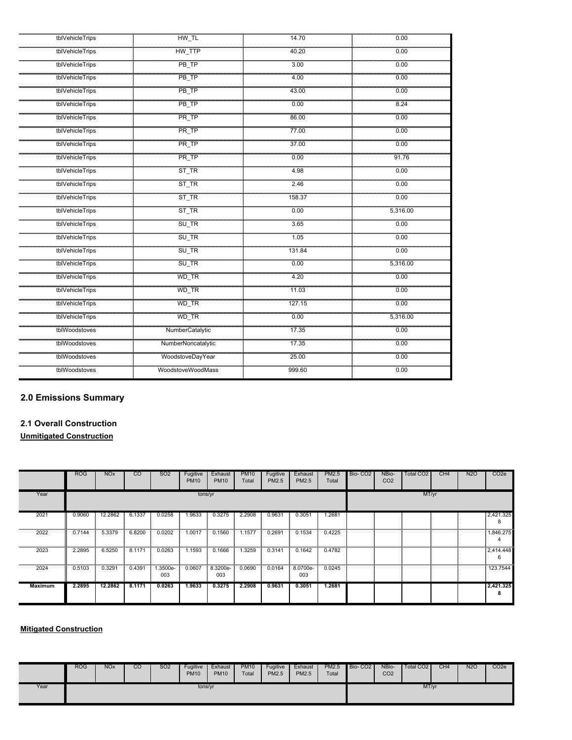| tblVehicleTrips | HW_TL | 14.70 | 0.00 |
|---|---|---|---|
| tblVehicleTrips | HW_TTP | 40.20 | 0.00 |
| tblVehicleTrips | PB_TP | 3.00 | 0.00 |
| tblVehicleTrips | PB_TP | 4.00 | 0.00 |
| tblVehicleTrips | PB_TP | 43.00 | 0.00 |
| tblVehicleTrips | PB_TP | 0.00 | 8.24 |
| tblVehicleTrips | PR_TP | 86.00 | 0.00 |
| tblVehicleTrips | PR_TP | 77.00 | 0.00 |
| tblVehicleTrips | PR_TP | 37.00 | 0.00 |
| tblVehicleTrips | PR_TP | 0.00 | 91.76 |
| tblVehicleTrips | ST_TR | 4.98 | 0.00 |
| tblVehicleTrips | ST_TR | 2.46 | 0.00 |
| tblVehicleTrips | ST_TR | 158.37 | 0.00 |
| tblVehicleTrips | ST_TR | 0.00 | 5,316.00 |
| tblVehicleTrips | SU_TR | 3.65 | 0.00 |
| tblVehicleTrips | SU_TR | 1.05 | 0.00 |
| tblVehicleTrips | SU_TR | 131.84 | 0.00 |
| tblVehicleTrips | SU_TR | 0.00 | 5,316.00 |
| tblVehicleTrips | WD_TR | 4.20 | 0.00 |
| tblVehicleTrips | WD_TR | 11.03 | 0.00 |
| tblVehicleTrips | WD_TR | 127.15 | 0.00 |
| tblVehicleTrips | WD_TR | 0.00 | 5,316.00 |
| tblWoodstoves | NumberCatalytic | 17.35 | 0.00 |
| tblWoodstoves | NumberNoncatalytic | 17.35 | 0.00 |
| tblWoodstoves | WoodstoveDayYear | 25.00 | 0.00 |
| tblWoodstoves | WoodstoveWoodMass | 999.60 | 0.00 |

## 2.0 Emissions Summary

### 2.1 Overall Construction

**Unmitigated Construction**

| | ROG | NOx | CO | SO2 | Fugitive PM10 | Exhaust PM10 | PM10 Total | Fugitive PM2.5 | Exhaust PM2.5 | PM2.5 Total | Bio- CO2 | NBio- CO2 | Total CO2 | CH4 | N2O | CO2e |
|---|---|---|---|---|---|---|---|---|---|---|---|---|---|---|---|---|
| Year | tons/yr | | | | | | | | | | MT/yr | | | | | |
| 2021 | 0.9060 | 12.2862 | 6.1337 | 0.0258 | 1.9633 | 0.3275 | 2.2908 | 0.9631 | 0.3051 | 1.2681 | | | | | | 2,421.3258 |
| 2022 | 0.7144 | 5.3379 | 6.8200 | 0.0202 | 1.0017 | 0.1560 | 1.1577 | 0.2691 | 0.1534 | 0.4225 | | | | | | 1,846.2754 |
| 2023 | 2.2895 | 6.5250 | 8.1171 | 0.0263 | 1.1593 | 0.1666 | 1.3259 | 0.3141 | 0.1642 | 0.4782 | | | | | | 2,414.4486 |
| 2024 | 0.5103 | 0.3291 | 0.4391 | 1.3500e-003 | 0.0607 | 8.3200e-003 | 0.0690 | 0.0164 | 8.0700e-003 | 0.0245 | | | | | | 123.7544 |
| **Maximum** | **2.2895** | **12.2862** | **8.1171** | **0.0263** | **1.9633** | **0.3275** | **2.2908** | **0.9631** | **0.3051** | **1.2681** | | | | | | **2,421.3258** |

**Mitigated Construction**

| | ROG | NOx | CO | SO2 | Fugitive PM10 | Exhaust PM10 | PM10 Total | Fugitive PM2.5 | Exhaust PM2.5 | PM2.5 Total | Bio- CO2 | NBio- CO2 | Total CO2 | CH4 | N2O | CO2e |
|---|---|---|---|---|---|---|---|---|---|---|---|---|---|---|---|---|
| Year | tons/yr | | | | | | | | | | MT/yr | | | | | |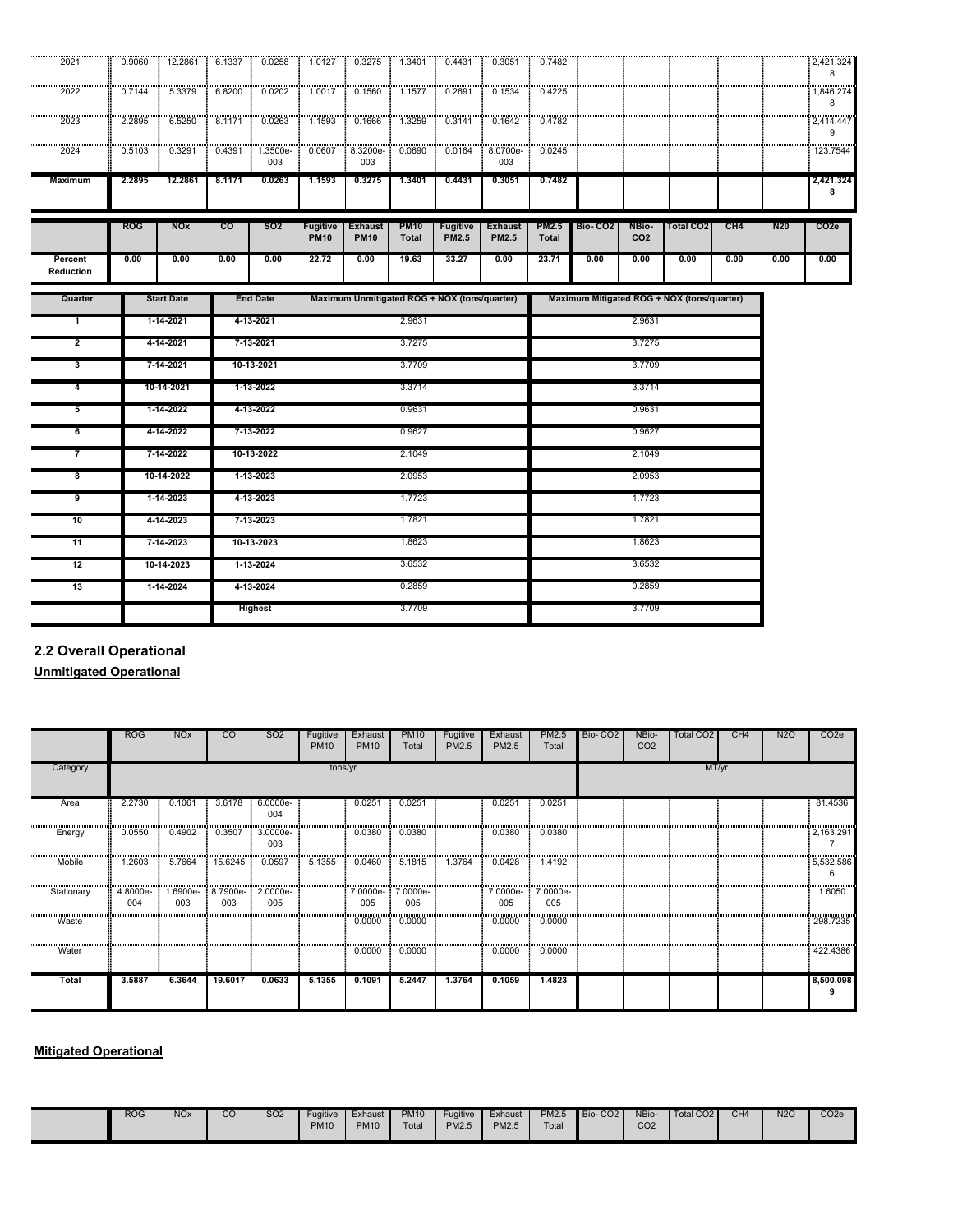| | ROG | NOx | CO | SO2 | Fugitive PM10 | Exhaust PM10 | PM10 Total | Fugitive PM2.5 | Exhaust PM2.5 | PM2.5 Total | Bio- CO2 | NBio- CO2 | Total CO2 | CH4 | N20 | CO2e |
|---|---|---|---|---|---|---|---|---|---|---|---|---|---|---|---|---|
| 2021 | 0.9060 | 12.2861 | 6.1337 | 0.0258 | 1.0127 | 0.3275 | 1.3401 | 0.4431 | 0.3051 | 0.7482 | | | | | | 2,421.3248 |
| 2022 | 0.7144 | 5.3379 | 6.8200 | 0.0202 | 1.0017 | 0.1560 | 1.1577 | 0.2691 | 0.1534 | 0.4225 | | | | | | 1,846.2748 |
| 2023 | 2.2895 | 6.5250 | 8.1171 | 0.0263 | 1.1593 | 0.1666 | 1.3259 | 0.3141 | 0.1642 | 0.4782 | | | | | | 2,414.4479 |
| 2024 | 0.5103 | 0.3291 | 0.4391 | 1.3500e-003 | 0.0607 | 8.3200e-003 | 0.0690 | 0.0164 | 8.0700e-003 | 0.0245 | | | | | | 123.7544 |
| **Maximum** | **2.2895** | **12.2861** | **8.1171** | **0.0263** | **1.1593** | **0.3275** | **1.3401** | **0.4431** | **0.3051** | **0.7482** | | | | | | **2,421.3248** |

| | ROG | NOx | CO | SO2 | Fugitive PM10 | Exhaust PM10 | PM10 Total | Fugitive PM2.5 | Exhaust PM2.5 | PM2.5 Total | Bio- CO2 | NBio-CO2 | Total CO2 | CH4 | N20 | CO2e |
|---|---|---|---|---|---|---|---|---|---|---|---|---|---|---|---|---|
| **Percent Reduction** | 0.00 | 0.00 | 0.00 | 0.00 | 22.72 | 0.00 | 19.63 | 33.27 | 0.00 | 23.71 | 0.00 | 0.00 | 0.00 | 0.00 | 0.00 | 0.00 |

| Quarter | Start Date | End Date | Maximum Unmitigated ROG + NOX (tons/quarter) | Maximum Mitigated ROG + NOX (tons/quarter) |
|---|---|---|---|---|
| 1 | 1-14-2021 | 4-13-2021 | 2.9631 | 2.9631 |
| 2 | 4-14-2021 | 7-13-2021 | 3.7275 | 3.7275 |
| 3 | 7-14-2021 | 10-13-2021 | 3.7709 | 3.7709 |
| 4 | 10-14-2021 | 1-13-2022 | 3.3714 | 3.3714 |
| 5 | 1-14-2022 | 4-13-2022 | 0.9631 | 0.9631 |
| 6 | 4-14-2022 | 7-13-2022 | 0.9627 | 0.9627 |
| 7 | 7-14-2022 | 10-13-2022 | 2.1049 | 2.1049 |
| 8 | 10-14-2022 | 1-13-2023 | 2.0953 | 2.0953 |
| 9 | 1-14-2023 | 4-13-2023 | 1.7723 | 1.7723 |
| 10 | 4-14-2023 | 7-13-2023 | 1.7821 | 1.7821 |
| 11 | 7-14-2023 | 10-13-2023 | 1.8623 | 1.8623 |
| 12 | 10-14-2023 | 1-13-2024 | 3.6532 | 3.6532 |
| 13 | 1-14-2024 | 4-13-2024 | 0.2859 | 0.2859 |
| | | Highest | 3.7709 | 3.7709 |

## 2.2 Overall Operational

**Unmitigated Operational**

| | ROG | NOx | CO | SO2 | Fugitive PM10 | Exhaust PM10 | PM10 Total | Fugitive PM2.5 | Exhaust PM2.5 | PM2.5 Total | Bio- CO2 | NBio- CO2 | Total CO2 | CH4 | N2O | CO2e |
|---|---|---|---|---|---|---|---|---|---|---|---|---|---|---|---|---|
| Category | tons/yr | | | | | | | | | | MT/yr | | | | | |
| Area | 2.2730 | 0.1061 | 3.6178 | 6.0000e-004 | | 0.0251 | 0.0251 | | 0.0251 | 0.0251 | | | | | | 81.4536 |
| Energy | 0.0550 | 0.4902 | 0.3507 | 3.0000e-003 | | 0.0380 | 0.0380 | | 0.0380 | 0.0380 | | | | | | 2,163.2917 |
| Mobile | 1.2603 | 5.7664 | 15.6245 | 0.0597 | 5.1355 | 0.0460 | 5.1815 | 1.3764 | 0.0428 | 1.4192 | | | | | | 5,532.5866 |
| Stationary | 4.8000e-004 | 1.6900e-003 | 8.7900e-003 | 2.0000e-005 | | 7.0000e-005 | 7.0000e-005 | | 7.0000e-005 | 7.0000e-005 | | | | | | 1.6050 |
| Waste | | | | | | 0.0000 | 0.0000 | | 0.0000 | 0.0000 | | | | | | 298.7235 |
| Water | | | | | | 0.0000 | 0.0000 | | 0.0000 | 0.0000 | | | | | | 422.4386 |
| **Total** | **3.5887** | **6.3644** | **19.6017** | **0.0633** | **5.1355** | **0.1091** | **5.2447** | **1.3764** | **0.1059** | **1.4823** | | | | | | **8,500.0989** |

**Mitigated Operational**

| | ROG | NOx | CO | SO2 | Fugitive PM10 | Exhaust PM10 | PM10 Total | Fugitive PM2.5 | Exhaust PM2.5 | PM2.5 Total | Bio- CO2 | NBio- CO2 | Total CO2 | CH4 | N2O | CO2e |
|---|---|---|---|---|---|---|---|---|---|---|---|---|---|---|---|---|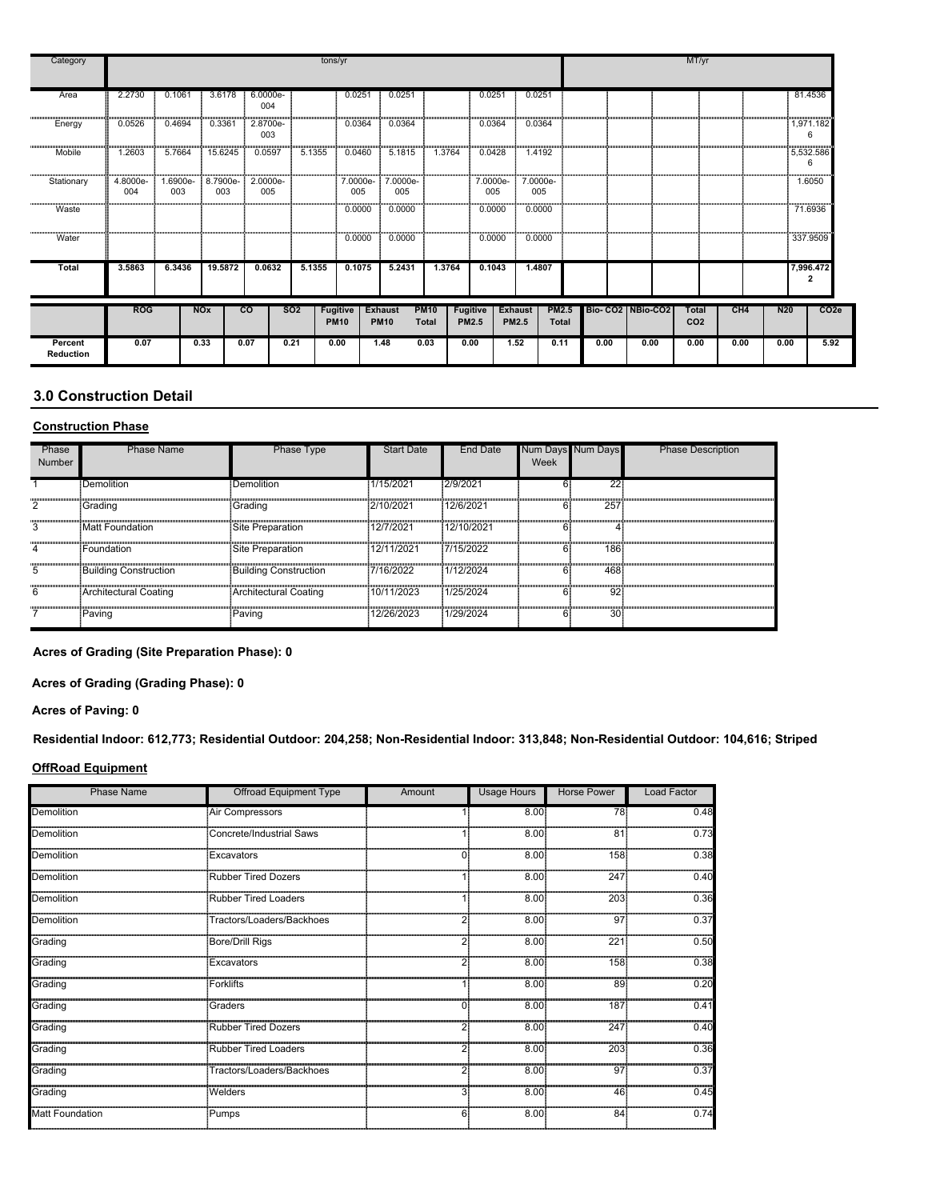| Category | ROG | NOx | CO | SO2 | Fugitive PM10 | Exhaust PM10 | PM10 Total | Fugitive PM2.5 | Exhaust PM2.5 | PM2.5 Total | Bio- CO2 | NBio-CO2 | Total CO2 | CH4 | N20 | CO2e |
|---|---|---|---|---|---|---|---|---|---|---|---|---|---|---|---|---|
| | tons/yr | | | | | | | | | | MT/yr | | | | | |
| Area | 2.2730 | 0.1061 | 3.6178 | 6.0000e-004 | | 0.0251 | 0.0251 | | 0.0251 | 0.0251 | | | | | | 81.4536 |
| Energy | 0.0526 | 0.4694 | 0.3361 | 2.8700e-003 | | 0.0364 | 0.0364 | | 0.0364 | 0.0364 | | | | | | 1,971.1826 |
| Mobile | 1.2603 | 5.7664 | 15.6245 | 0.0597 | 5.1355 | 0.0460 | 5.1815 | 1.3764 | 0.0428 | 1.4192 | | | | | | 5,532.5866 |
| Stationary | 4.8000e-004 | 1.6900e-003 | 8.7900e-003 | 2.0000e-005 | | 7.0000e-005 | 7.0000e-005 | | 7.0000e-005 | 7.0000e-005 | | | | | | 1.6050 |
| Waste | | | | | | 0.0000 | 0.0000 | | 0.0000 | 0.0000 | | | | | | 71.6936 |
| Water | | | | | | 0.0000 | 0.0000 | | 0.0000 | 0.0000 | | | | | | 337.9509 |
| **Total** | **3.5863** | **6.3436** | **19.5872** | **0.0632** | **5.1355** | **0.1075** | **5.2431** | **1.3764** | **0.1043** | **1.4807** | | | | | | **7,996.4722** |

| | ROG | NOx | CO | SO2 | Fugitive PM10 | Exhaust PM10 | PM10 Total | Fugitive PM2.5 | Exhaust PM2.5 | PM2.5 Total | Bio- CO2 | NBio-CO2 | Total CO2 | CH4 | N20 | CO2e |
|---|---|---|---|---|---|---|---|---|---|---|---|---|---|---|---|---|
| **Percent Reduction** | 0.07 | 0.33 | 0.07 | 0.21 | 0.00 | 1.48 | 0.03 | 0.00 | 1.52 | 0.11 | 0.00 | 0.00 | 0.00 | 0.00 | 0.00 | 5.92 |

## 3.0 Construction Detail

### Construction Phase

| Phase Number | Phase Name | Phase Type | Start Date | End Date | Num Days Week | Num Days | Phase Description |
|---|---|---|---|---|---|---|---|
| 1 | Demolition | Demolition | 1/15/2021 | 2/9/2021 | 6 | 22 | |
| 2 | Grading | Grading | 2/10/2021 | 12/6/2021 | 6 | 257 | |
| 3 | Matt Foundation | Site Preparation | 12/7/2021 | 12/10/2021 | 6 | 4 | |
| 4 | Foundation | Site Preparation | 12/11/2021 | 7/15/2022 | 6 | 186 | |
| 5 | Building Construction | Building Construction | 7/16/2022 | 1/12/2024 | 6 | 468 | |
| 6 | Architectural Coating | Architectural Coating | 10/11/2023 | 1/25/2024 | 6 | 92 | |
| 7 | Paving | Paving | 12/26/2023 | 1/29/2024 | 6 | 30 | |

**Acres of Grading (Site Preparation Phase): 0**

**Acres of Grading (Grading Phase): 0**

**Acres of Paving: 0**

**Residential Indoor: 612,773; Residential Outdoor: 204,258; Non-Residential Indoor: 313,848; Non-Residential Outdoor: 104,616; Striped**

### OffRoad Equipment

| Phase Name | Offroad Equipment Type | Amount | Usage Hours | Horse Power | Load Factor |
|---|---|---|---|---|---|
| Demolition | Air Compressors | 1 | 8.00 | 78 | 0.48 |
| Demolition | Concrete/Industrial Saws | 1 | 8.00 | 81 | 0.73 |
| Demolition | Excavators | 0 | 8.00 | 158 | 0.38 |
| Demolition | Rubber Tired Dozers | 1 | 8.00 | 247 | 0.40 |
| Demolition | Rubber Tired Loaders | 1 | 8.00 | 203 | 0.36 |
| Demolition | Tractors/Loaders/Backhoes | 2 | 8.00 | 97 | 0.37 |
| Grading | Bore/Drill Rigs | 2 | 8.00 | 221 | 0.50 |
| Grading | Excavators | 2 | 8.00 | 158 | 0.38 |
| Grading | Forklifts | 1 | 8.00 | 89 | 0.20 |
| Grading | Graders | 0 | 8.00 | 187 | 0.41 |
| Grading | Rubber Tired Dozers | 2 | 8.00 | 247 | 0.40 |
| Grading | Rubber Tired Loaders | 2 | 8.00 | 203 | 0.36 |
| Grading | Tractors/Loaders/Backhoes | 2 | 8.00 | 97 | 0.37 |
| Grading | Welders | 3 | 8.00 | 46 | 0.45 |
| Matt Foundation | Pumps | 6 | 8.00 | 84 | 0.74 |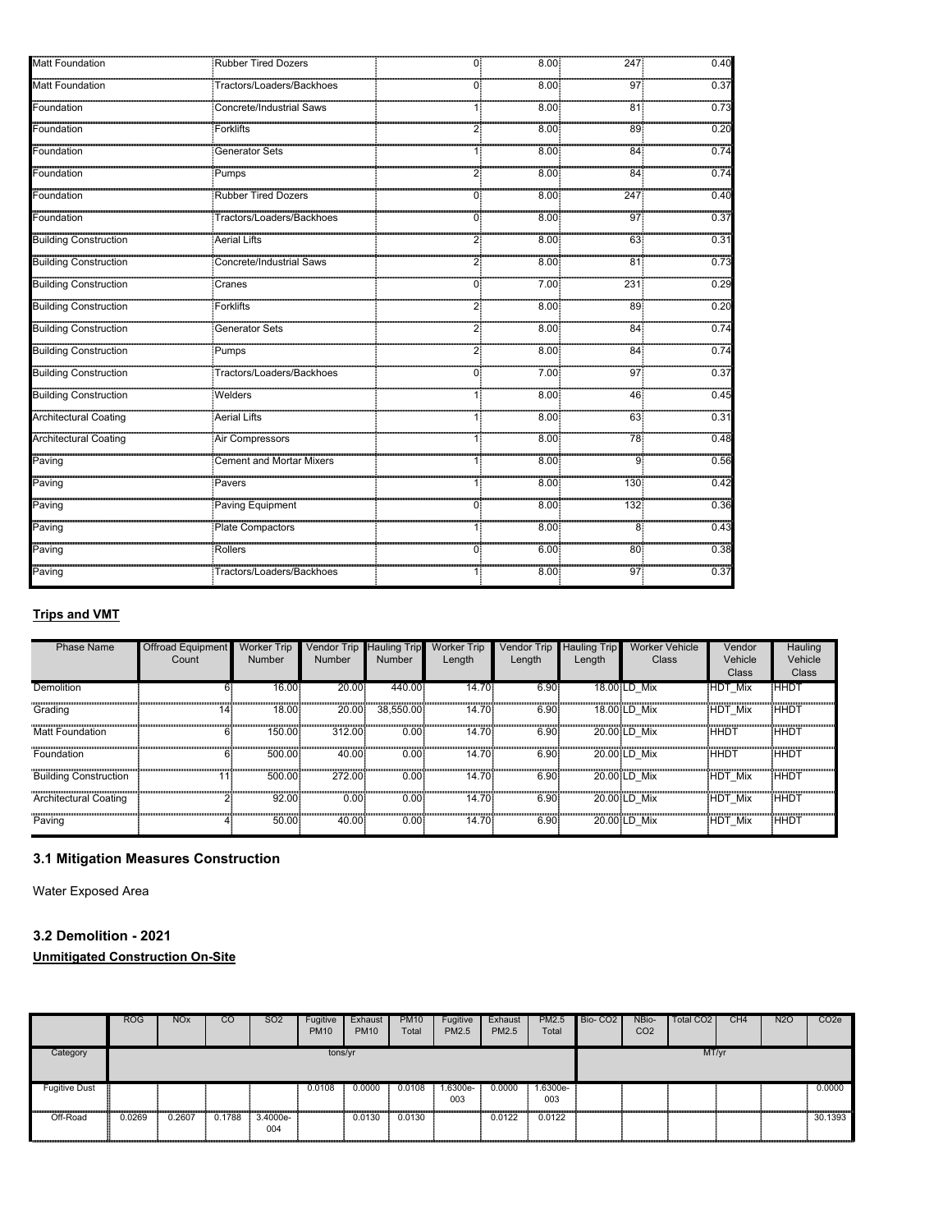| Matt Foundation | Rubber Tired Dozers | 0 | 8.00 | 247 | 0.40 |
|---|---|---|---|---|---|
| Matt Foundation | Tractors/Loaders/Backhoes | 0 | 8.00 | 97 | 0.37 |
| Foundation | Concrete/Industrial Saws | 1 | 8.00 | 81 | 0.73 |
| Foundation | Forklifts | 2 | 8.00 | 89 | 0.20 |
| Foundation | Generator Sets | 1 | 8.00 | 84 | 0.74 |
| Foundation | Pumps | 2 | 8.00 | 84 | 0.74 |
| Foundation | Rubber Tired Dozers | 0 | 8.00 | 247 | 0.40 |
| Foundation | Tractors/Loaders/Backhoes | 0 | 8.00 | 97 | 0.37 |
| Building Construction | Aerial Lifts | 2 | 8.00 | 63 | 0.31 |
| Building Construction | Concrete/Industrial Saws | 2 | 8.00 | 81 | 0.73 |
| Building Construction | Cranes | 0 | 7.00 | 231 | 0.29 |
| Building Construction | Forklifts | 2 | 8.00 | 89 | 0.20 |
| Building Construction | Generator Sets | 2 | 8.00 | 84 | 0.74 |
| Building Construction | Pumps | 2 | 8.00 | 84 | 0.74 |
| Building Construction | Tractors/Loaders/Backhoes | 0 | 7.00 | 97 | 0.37 |
| Building Construction | Welders | 1 | 8.00 | 46 | 0.45 |
| Architectural Coating | Aerial Lifts | 1 | 8.00 | 63 | 0.31 |
| Architectural Coating | Air Compressors | 1 | 8.00 | 78 | 0.48 |
| Paving | Cement and Mortar Mixers | 1 | 8.00 | 9 | 0.56 |
| Paving | Pavers | 1 | 8.00 | 130 | 0.42 |
| Paving | Paving Equipment | 0 | 8.00 | 132 | 0.36 |
| Paving | Plate Compactors | 1 | 8.00 | 8 | 0.43 |
| Paving | Rollers | 0 | 6.00 | 80 | 0.38 |
| Paving | Tractors/Loaders/Backhoes | 1 | 8.00 | 97 | 0.37 |

**Trips and VMT**

| Phase Name | Offroad Equipment Count | Worker Trip Number | Vendor Trip Number | Hauling Trip Number | Worker Trip Length | Vendor Trip Length | Hauling Trip Length | Worker Vehicle Class | Vendor Vehicle Class | Hauling Vehicle Class |
|---|---|---|---|---|---|---|---|---|---|---|
| Demolition | 6 | 16.00 | 20.00 | 440.00 | 14.70 | 6.90 | 18.00 | LD_Mix | HDT_Mix | HHDT |
| Grading | 14 | 18.00 | 20.00 | 38,550.00 | 14.70 | 6.90 | 18.00 | LD_Mix | HDT_Mix | HHDT |
| Matt Foundation | 6 | 150.00 | 312.00 | 0.00 | 14.70 | 6.90 | 20.00 | LD_Mix | HHDT | HHDT |
| Foundation | 6 | 500.00 | 40.00 | 0.00 | 14.70 | 6.90 | 20.00 | LD_Mix | HHDT | HHDT |
| Building Construction | 11 | 500.00 | 272.00 | 0.00 | 14.70 | 6.90 | 20.00 | LD_Mix | HDT_Mix | HHDT |
| Architectural Coating | 2 | 92.00 | 0.00 | 0.00 | 14.70 | 6.90 | 20.00 | LD_Mix | HDT_Mix | HHDT |
| Paving | 4 | 50.00 | 40.00 | 0.00 | 14.70 | 6.90 | 20.00 | LD_Mix | HDT_Mix | HHDT |

## 3.1 Mitigation Measures Construction

Water Exposed Area

## 3.2 Demolition - 2021

**Unmitigated Construction On-Site**

| | ROG | NOx | CO | SO2 | Fugitive PM10 | Exhaust PM10 | PM10 Total | Fugitive PM2.5 | Exhaust PM2.5 | PM2.5 Total | Bio- CO2 | NBio- CO2 | Total CO2 | CH4 | N2O | CO2e |
|---|---|---|---|---|---|---|---|---|---|---|---|---|---|---|---|---|
| Category | tons/yr | | | | | | | | | | MT/yr | | | | | |
| Fugitive Dust | | | | | 0.0108 | 0.0000 | 0.0108 | 1.6300e-003 | 0.0000 | 1.6300e-003 | | | | | | 0.0000 |
| Off-Road | 0.0269 | 0.2607 | 0.1788 | 3.4000e-004 | | 0.0130 | 0.0130 | | 0.0122 | 0.0122 | | | | | | 30.1393 |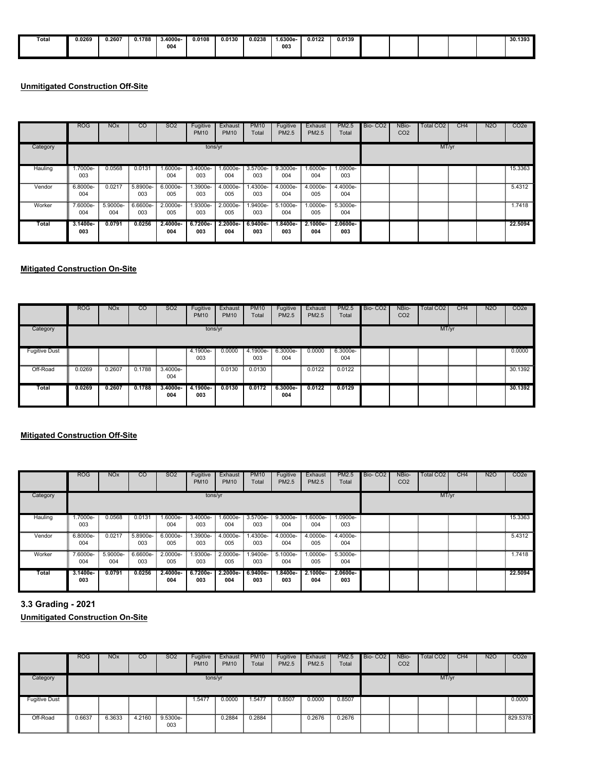| Total | 0.0269 | 0.2607 | 0.1788 | 3.4000e-004 | 0.0108 | 0.0130 | 0.0238 | 1.6300e-003 | 0.0122 | 0.0139 | | | | | | 30.1393 |
|---|---|---|---|---|---|---|---|---|---|---|---|---|---|---|---|---|

**Unmitigated Construction Off-Site**

| | ROG | NOx | CO | SO2 | Fugitive PM10 | Exhaust PM10 | PM10 Total | Fugitive PM2.5 | Exhaust PM2.5 | PM2.5 Total | Bio- CO2 | NBio- CO2 | Total CO2 | CH4 | N2O | CO2e |
|---|---|---|---|---|---|---|---|---|---|---|---|---|---|---|---|---|
| Category | | | | | tons/yr | | | | | | | | MT/yr | | | |
| Hauling | 1.7000e-003 | 0.0568 | 0.0131 | 1.6000e-004 | 3.4000e-003 | 1.6000e-004 | 3.5700e-003 | 9.3000e-004 | 1.6000e-004 | 1.0900e-003 | | | | | | 15.3363 |
| Vendor | 6.8000e-004 | 0.0217 | 5.8900e-003 | 6.0000e-005 | 1.3900e-003 | 4.0000e-005 | 1.4300e-003 | 4.0000e-004 | 4.0000e-005 | 4.4000e-004 | | | | | | 5.4312 |
| Worker | 7.6000e-004 | 5.9000e-004 | 6.6600e-003 | 2.0000e-005 | 1.9300e-003 | 2.0000e-005 | 1.9400e-003 | 5.1000e-004 | 1.0000e-005 | 5.3000e-004 | | | | | | 1.7418 |
| **Total** | **3.1400e-003** | **0.0791** | **0.0256** | **2.4000e-004** | **6.7200e-003** | **2.2000e-004** | **6.9400e-003** | **1.8400e-003** | **2.1000e-004** | **2.0600e-003** | | | | | | **22.5094** |

**Mitigated Construction On-Site**

| | ROG | NOx | CO | SO2 | Fugitive PM10 | Exhaust PM10 | PM10 Total | Fugitive PM2.5 | Exhaust PM2.5 | PM2.5 Total | Bio- CO2 | NBio- CO2 | Total CO2 | CH4 | N2O | CO2e |
|---|---|---|---|---|---|---|---|---|---|---|---|---|---|---|---|---|
| Category | | | | | tons/yr | | | | | | | | MT/yr | | | |
| Fugitive Dust | | | | | 4.1900e-003 | 0.0000 | 4.1900e-003 | 6.3000e-004 | 0.0000 | 6.3000e-004 | | | | | | 0.0000 |
| Off-Road | 0.0269 | 0.2607 | 0.1788 | 3.4000e-004 | | 0.0130 | 0.0130 | | 0.0122 | 0.0122 | | | | | | 30.1392 |
| **Total** | **0.0269** | **0.2607** | **0.1788** | **3.4000e-004** | **4.1900e-003** | **0.0130** | **0.0172** | **6.3000e-004** | **0.0122** | **0.0129** | | | | | | **30.1392** |

**Mitigated Construction Off-Site**

| | ROG | NOx | CO | SO2 | Fugitive PM10 | Exhaust PM10 | PM10 Total | Fugitive PM2.5 | Exhaust PM2.5 | PM2.5 Total | Bio- CO2 | NBio- CO2 | Total CO2 | CH4 | N2O | CO2e |
|---|---|---|---|---|---|---|---|---|---|---|---|---|---|---|---|---|
| Category | | | | | tons/yr | | | | | | | | MT/yr | | | |
| Hauling | 1.7000e-003 | 0.0568 | 0.0131 | 1.6000e-004 | 3.4000e-003 | 1.6000e-004 | 3.5700e-003 | 9.3000e-004 | 1.6000e-004 | 1.0900e-003 | | | | | | 15.3363 |
| Vendor | 6.8000e-004 | 0.0217 | 5.8900e-003 | 6.0000e-005 | 1.3900e-003 | 4.0000e-005 | 1.4300e-003 | 4.0000e-004 | 4.0000e-005 | 4.4000e-004 | | | | | | 5.4312 |
| Worker | 7.6000e-004 | 5.9000e-004 | 6.6600e-003 | 2.0000e-005 | 1.9300e-003 | 2.0000e-005 | 1.9400e-003 | 5.1000e-004 | 1.0000e-005 | 5.3000e-004 | | | | | | 1.7418 |
| **Total** | **3.1400e-003** | **0.0791** | **0.0256** | **2.4000e-004** | **6.7200e-003** | **2.2000e-004** | **6.9400e-003** | **1.8400e-003** | **2.1000e-004** | **2.0600e-003** | | | | | | **22.5094** |

### 3.3 Grading - 2021

**Unmitigated Construction On-Site**

| | ROG | NOx | CO | SO2 | Fugitive PM10 | Exhaust PM10 | PM10 Total | Fugitive PM2.5 | Exhaust PM2.5 | PM2.5 Total | Bio- CO2 | NBio- CO2 | Total CO2 | CH4 | N2O | CO2e |
|---|---|---|---|---|---|---|---|---|---|---|---|---|---|---|---|---|
| Category | | | | | tons/yr | | | | | | | | MT/yr | | | |
| Fugitive Dust | | | | | 1.5477 | 0.0000 | 1.5477 | 0.8507 | 0.0000 | 0.8507 | | | | | | 0.0000 |
| Off-Road | 0.6637 | 6.3633 | 4.2160 | 9.5300e-003 | | 0.2884 | 0.2884 | | 0.2676 | 0.2676 | | | | | | 829.5378 |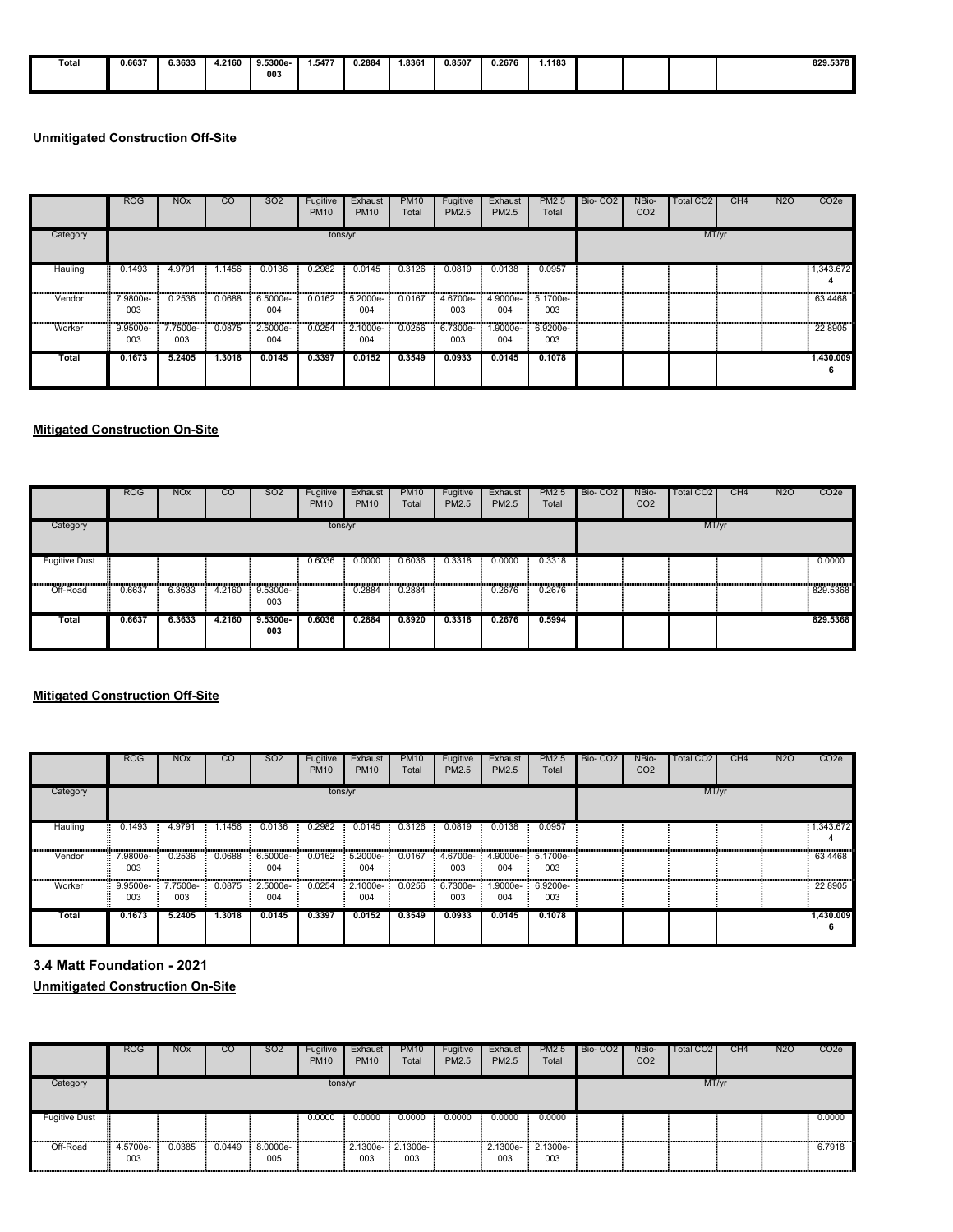| Total | 0.6637 | 6.3633 | 4.2160 | 9.5300e-003 | 1.5477 | 0.2884 | 1.8361 | 0.8507 | 0.2676 | 1.1183 | | | | | | 829.5378 |
|---|---|---|---|---|---|---|---|---|---|---|---|---|---|---|---|---|

**Unmitigated Construction Off-Site**

| | ROG | NOx | CO | SO2 | Fugitive PM10 | Exhaust PM10 | PM10 Total | Fugitive PM2.5 | Exhaust PM2.5 | PM2.5 Total | Bio- CO2 | NBio- CO2 | Total CO2 | CH4 | N2O | CO2e |
|---|---|---|---|---|---|---|---|---|---|---|---|---|---|---|---|---|
| Category | tons/yr | | | | | | | | | | MT/yr | | | | | |
| Hauling | 0.1493 | 4.9791 | 1.1456 | 0.0136 | 0.2982 | 0.0145 | 0.3126 | 0.0819 | 0.0138 | 0.0957 | | | | | | 1,343.672 4 |
| Vendor | 7.9800e-003 | 0.2536 | 0.0688 | 6.5000e-004 | 0.0162 | 5.2000e-004 | 0.0167 | 4.6700e-003 | 4.9000e-004 | 5.1700e-003 | | | | | | 63.4468 |
| Worker | 9.9500e-003 | 7.7500e-003 | 0.0875 | 2.5000e-004 | 0.0254 | 2.1000e-004 | 0.0256 | 6.7300e-003 | 1.9000e-004 | 6.9200e-003 | | | | | | 22.8905 |
| **Total** | **0.1673** | **5.2405** | **1.3018** | **0.0145** | **0.3397** | **0.0152** | **0.3549** | **0.0933** | **0.0145** | **0.1078** | | | | | | **1,430.009 6** |

**Mitigated Construction On-Site**

| | ROG | NOx | CO | SO2 | Fugitive PM10 | Exhaust PM10 | PM10 Total | Fugitive PM2.5 | Exhaust PM2.5 | PM2.5 Total | Bio- CO2 | NBio- CO2 | Total CO2 | CH4 | N2O | CO2e |
|---|---|---|---|---|---|---|---|---|---|---|---|---|---|---|---|---|
| Category | tons/yr | | | | | | | | | | MT/yr | | | | | |
| Fugitive Dust | | | | | 0.6036 | 0.0000 | 0.6036 | 0.3318 | 0.0000 | 0.3318 | | | | | | 0.0000 |
| Off-Road | 0.6637 | 6.3633 | 4.2160 | 9.5300e-003 | | 0.2884 | 0.2884 | | 0.2676 | 0.2676 | | | | | | 829.5368 |
| **Total** | **0.6637** | **6.3633** | **4.2160** | **9.5300e-003** | **0.6036** | **0.2884** | **0.8920** | **0.3318** | **0.2676** | **0.5994** | | | | | | **829.5368** |

**Mitigated Construction Off-Site**

| | ROG | NOx | CO | SO2 | Fugitive PM10 | Exhaust PM10 | PM10 Total | Fugitive PM2.5 | Exhaust PM2.5 | PM2.5 Total | Bio- CO2 | NBio- CO2 | Total CO2 | CH4 | N2O | CO2e |
|---|---|---|---|---|---|---|---|---|---|---|---|---|---|---|---|---|
| Category | tons/yr | | | | | | | | | | MT/yr | | | | | |
| Hauling | 0.1493 | 4.9791 | 1.1456 | 0.0136 | 0.2982 | 0.0145 | 0.3126 | 0.0819 | 0.0138 | 0.0957 | | | | | | 1,343.672 4 |
| Vendor | 7.9800e-003 | 0.2536 | 0.0688 | 6.5000e-004 | 0.0162 | 5.2000e-004 | 0.0167 | 4.6700e-003 | 4.9000e-004 | 5.1700e-003 | | | | | | 63.4468 |
| Worker | 9.9500e-003 | 7.7500e-003 | 0.0875 | 2.5000e-004 | 0.0254 | 2.1000e-004 | 0.0256 | 6.7300e-003 | 1.9000e-004 | 6.9200e-003 | | | | | | 22.8905 |
| **Total** | **0.1673** | **5.2405** | **1.3018** | **0.0145** | **0.3397** | **0.0152** | **0.3549** | **0.0933** | **0.0145** | **0.1078** | | | | | | **1,430.009 6** |

### 3.4 Matt Foundation - 2021

**Unmitigated Construction On-Site**

| | ROG | NOx | CO | SO2 | Fugitive PM10 | Exhaust PM10 | PM10 Total | Fugitive PM2.5 | Exhaust PM2.5 | PM2.5 Total | Bio- CO2 | NBio- CO2 | Total CO2 | CH4 | N2O | CO2e |
|---|---|---|---|---|---|---|---|---|---|---|---|---|---|---|---|---|
| Category | tons/yr | | | | | | | | | | MT/yr | | | | | |
| Fugitive Dust | | | | | 0.0000 | 0.0000 | 0.0000 | 0.0000 | 0.0000 | 0.0000 | | | | | | 0.0000 |
| Off-Road | 4.5700e-003 | 0.0385 | 0.0449 | 8.0000e-005 | | 2.1300e-003 | 2.1300e-003 | | 2.1300e-003 | 2.1300e-003 | | | | | | 6.7918 |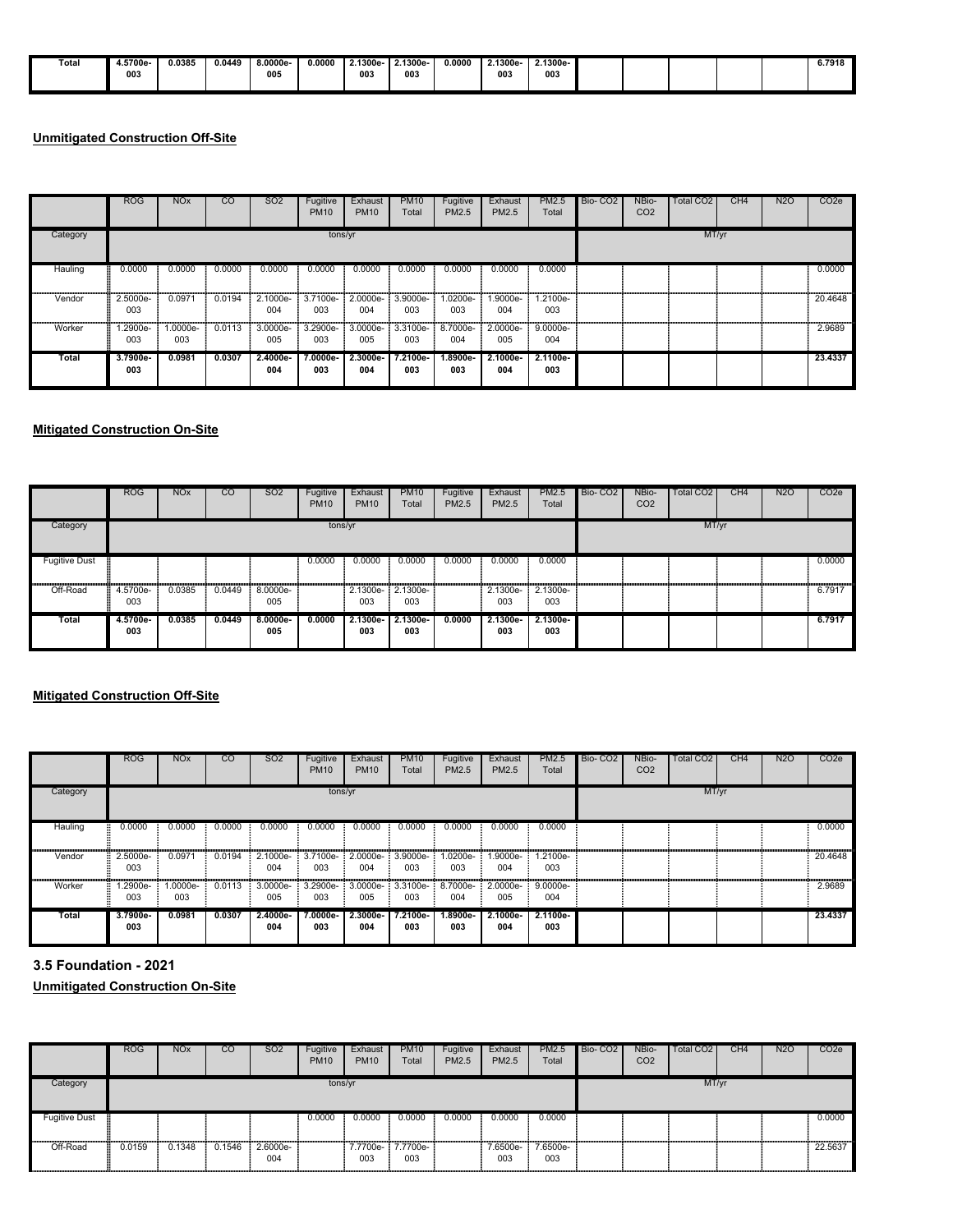| Total | 4.5700e-003 | 0.0385 | 0.0449 | 8.0000e-005 | 0.0000 | 2.1300e-003 | 2.1300e-003 | 0.0000 | 2.1300e-003 | 2.1300e-003 | | | | | | 6.7918 |
|---|---|---|---|---|---|---|---|---|---|---|---|---|---|---|---|---|

**Unmitigated Construction Off-Site**

| | ROG | NOx | CO | SO2 | Fugitive PM10 | Exhaust PM10 | PM10 Total | Fugitive PM2.5 | Exhaust PM2.5 | PM2.5 Total | Bio- CO2 | NBio- CO2 | Total CO2 | CH4 | N2O | CO2e |
|---|---|---|---|---|---|---|---|---|---|---|---|---|---|---|---|---|
| Category | tons/yr | | | | | | | | | | MT/yr | | | | | |
| Hauling | 0.0000 | 0.0000 | 0.0000 | 0.0000 | 0.0000 | 0.0000 | 0.0000 | 0.0000 | 0.0000 | 0.0000 | | | | | | 0.0000 |
| Vendor | 2.5000e-003 | 0.0971 | 0.0194 | 2.1000e-004 | 3.7100e-003 | 2.0000e-004 | 3.9000e-003 | 1.0200e-003 | 1.9000e-004 | 1.2100e-003 | | | | | | 20.4648 |
| Worker | 1.2900e-003 | 1.0000e-003 | 0.0113 | 3.0000e-005 | 3.2900e-003 | 3.0000e-005 | 3.3100e-003 | 8.7000e-004 | 2.0000e-005 | 9.0000e-004 | | | | | | 2.9689 |
| **Total** | **3.7900e-003** | **0.0981** | **0.0307** | **2.4000e-004** | **7.0000e-003** | **2.3000e-004** | **7.2100e-003** | **1.8900e-003** | **2.1000e-004** | **2.1100e-003** | | | | | | **23.4337** |

**Mitigated Construction On-Site**

| | ROG | NOx | CO | SO2 | Fugitive PM10 | Exhaust PM10 | PM10 Total | Fugitive PM2.5 | Exhaust PM2.5 | PM2.5 Total | Bio- CO2 | NBio- CO2 | Total CO2 | CH4 | N2O | CO2e |
|---|---|---|---|---|---|---|---|---|---|---|---|---|---|---|---|---|
| Category | tons/yr | | | | | | | | | | MT/yr | | | | | |
| Fugitive Dust | | | | | 0.0000 | 0.0000 | 0.0000 | 0.0000 | 0.0000 | 0.0000 | | | | | | 0.0000 |
| Off-Road | 4.5700e-003 | 0.0385 | 0.0449 | 8.0000e-005 | | 2.1300e-003 | 2.1300e-003 | | 2.1300e-003 | 2.1300e-003 | | | | | | 6.7917 |
| **Total** | **4.5700e-003** | **0.0385** | **0.0449** | **8.0000e-005** | **0.0000** | **2.1300e-003** | **2.1300e-003** | **0.0000** | **2.1300e-003** | **2.1300e-003** | | | | | | **6.7917** |

**Mitigated Construction Off-Site**

| | ROG | NOx | CO | SO2 | Fugitive PM10 | Exhaust PM10 | PM10 Total | Fugitive PM2.5 | Exhaust PM2.5 | PM2.5 Total | Bio- CO2 | NBio- CO2 | Total CO2 | CH4 | N2O | CO2e |
|---|---|---|---|---|---|---|---|---|---|---|---|---|---|---|---|---|
| Category | tons/yr | | | | | | | | | | MT/yr | | | | | |
| Hauling | 0.0000 | 0.0000 | 0.0000 | 0.0000 | 0.0000 | 0.0000 | 0.0000 | 0.0000 | 0.0000 | 0.0000 | | | | | | 0.0000 |
| Vendor | 2.5000e-003 | 0.0971 | 0.0194 | 2.1000e-004 | 3.7100e-003 | 2.0000e-004 | 3.9000e-003 | 1.0200e-003 | 1.9000e-004 | 1.2100e-003 | | | | | | 20.4648 |
| Worker | 1.2900e-003 | 1.0000e-003 | 0.0113 | 3.0000e-005 | 3.2900e-003 | 3.0000e-005 | 3.3100e-003 | 8.7000e-004 | 2.0000e-005 | 9.0000e-004 | | | | | | 2.9689 |
| **Total** | **3.7900e-003** | **0.0981** | **0.0307** | **2.4000e-004** | **7.0000e-003** | **2.3000e-004** | **7.2100e-003** | **1.8900e-003** | **2.1000e-004** | **2.1100e-003** | | | | | | **23.4337** |

### 3.5 Foundation - 2021

**Unmitigated Construction On-Site**

| | ROG | NOx | CO | SO2 | Fugitive PM10 | Exhaust PM10 | PM10 Total | Fugitive PM2.5 | Exhaust PM2.5 | PM2.5 Total | Bio- CO2 | NBio- CO2 | Total CO2 | CH4 | N2O | CO2e |
|---|---|---|---|---|---|---|---|---|---|---|---|---|---|---|---|---|
| Category | tons/yr | | | | | | | | | | MT/yr | | | | | |
| Fugitive Dust | | | | | 0.0000 | 0.0000 | 0.0000 | 0.0000 | 0.0000 | 0.0000 | | | | | | 0.0000 |
| Off-Road | 0.0159 | 0.1348 | 0.1546 | 2.6000e-004 | | 7.7700e-003 | 7.7700e-003 | | 7.6500e-003 | 7.6500e-003 | | | | | | 22.5637 |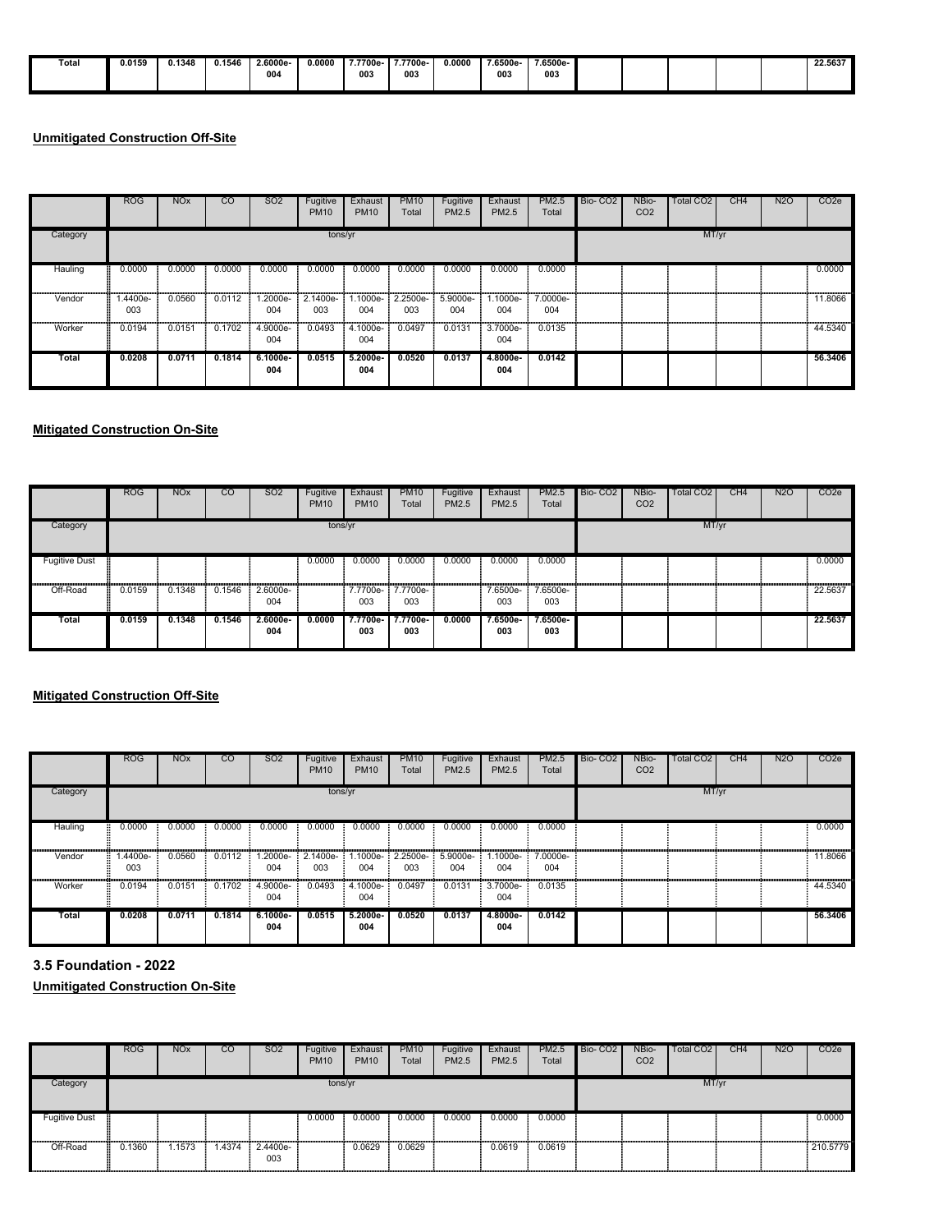| Total | 0.0159 | 0.1348 | 0.1546 | 2.6000e-004 | 0.0000 | 7.7700e-003 | 7.7700e-003 | 0.0000 | 7.6500e-003 | 7.6500e-003 | | | | | | 22.5637 |
|---|---|---|---|---|---|---|---|---|---|---|---|---|---|---|---|---|

**Unmitigated Construction Off-Site**

| | ROG | NOx | CO | SO2 | Fugitive PM10 | Exhaust PM10 | PM10 Total | Fugitive PM2.5 | Exhaust PM2.5 | PM2.5 Total | Bio- CO2 | NBio- CO2 | Total CO2 | CH4 | N2O | CO2e |
|---|---|---|---|---|---|---|---|---|---|---|---|---|---|---|---|---|
| Category | tons/yr | | | | | | | | | | MT/yr | | | | | |
| Hauling | 0.0000 | 0.0000 | 0.0000 | 0.0000 | 0.0000 | 0.0000 | 0.0000 | 0.0000 | 0.0000 | 0.0000 | | | | | | 0.0000 |
| Vendor | 1.4400e-003 | 0.0560 | 0.0112 | 1.2000e-004 | 2.1400e-003 | 1.1000e-004 | 2.2500e-003 | 5.9000e-004 | 1.1000e-004 | 7.0000e-004 | | | | | | 11.8066 |
| Worker | 0.0194 | 0.0151 | 0.1702 | 4.9000e-004 | 0.0493 | 4.1000e-004 | 0.0497 | 0.0131 | 3.7000e-004 | 0.0135 | | | | | | 44.5340 |
| Total | 0.0208 | 0.0711 | 0.1814 | 6.1000e-004 | 0.0515 | 5.2000e-004 | 0.0520 | 0.0137 | 4.8000e-004 | 0.0142 | | | | | | 56.3406 |

**Mitigated Construction On-Site**

| | ROG | NOx | CO | SO2 | Fugitive PM10 | Exhaust PM10 | PM10 Total | Fugitive PM2.5 | Exhaust PM2.5 | PM2.5 Total | Bio- CO2 | NBio- CO2 | Total CO2 | CH4 | N2O | CO2e |
|---|---|---|---|---|---|---|---|---|---|---|---|---|---|---|---|---|
| Category | tons/yr | | | | | | | | | | MT/yr | | | | | |
| Fugitive Dust | | | | | 0.0000 | 0.0000 | 0.0000 | 0.0000 | 0.0000 | 0.0000 | | | | | | 0.0000 |
| Off-Road | 0.0159 | 0.1348 | 0.1546 | 2.6000e-004 | | 7.7700e-003 | 7.7700e-003 | | 7.6500e-003 | 7.6500e-003 | | | | | | 22.5637 |
| Total | 0.0159 | 0.1348 | 0.1546 | 2.6000e-004 | 0.0000 | 7.7700e-003 | 7.7700e-003 | 0.0000 | 7.6500e-003 | 7.6500e-003 | | | | | | 22.5637 |

**Mitigated Construction Off-Site**

| | ROG | NOx | CO | SO2 | Fugitive PM10 | Exhaust PM10 | PM10 Total | Fugitive PM2.5 | Exhaust PM2.5 | PM2.5 Total | Bio- CO2 | NBio- CO2 | Total CO2 | CH4 | N2O | CO2e |
|---|---|---|---|---|---|---|---|---|---|---|---|---|---|---|---|---|
| Category | tons/yr | | | | | | | | | | MT/yr | | | | | |
| Hauling | 0.0000 | 0.0000 | 0.0000 | 0.0000 | 0.0000 | 0.0000 | 0.0000 | 0.0000 | 0.0000 | 0.0000 | | | | | | 0.0000 |
| Vendor | 1.4400e-003 | 0.0560 | 0.0112 | 1.2000e-004 | 2.1400e-003 | 1.1000e-004 | 2.2500e-003 | 5.9000e-004 | 1.1000e-004 | 7.0000e-004 | | | | | | 11.8066 |
| Worker | 0.0194 | 0.0151 | 0.1702 | 4.9000e-004 | 0.0493 | 4.1000e-004 | 0.0497 | 0.0131 | 3.7000e-004 | 0.0135 | | | | | | 44.5340 |
| Total | 0.0208 | 0.0711 | 0.1814 | 6.1000e-004 | 0.0515 | 5.2000e-004 | 0.0520 | 0.0137 | 4.8000e-004 | 0.0142 | | | | | | 56.3406 |

### 3.5 Foundation - 2022

**Unmitigated Construction On-Site**

| | ROG | NOx | CO | SO2 | Fugitive PM10 | Exhaust PM10 | PM10 Total | Fugitive PM2.5 | Exhaust PM2.5 | PM2.5 Total | Bio- CO2 | NBio- CO2 | Total CO2 | CH4 | N2O | CO2e |
|---|---|---|---|---|---|---|---|---|---|---|---|---|---|---|---|---|
| Category | tons/yr | | | | | | | | | | MT/yr | | | | | |
| Fugitive Dust | | | | | 0.0000 | 0.0000 | 0.0000 | 0.0000 | 0.0000 | 0.0000 | | | | | | 0.0000 |
| Off-Road | 0.1360 | 1.1573 | 1.4374 | 2.4400e-003 | | 0.0629 | 0.0629 | | 0.0619 | 0.0619 | | | | | | 210.5779 |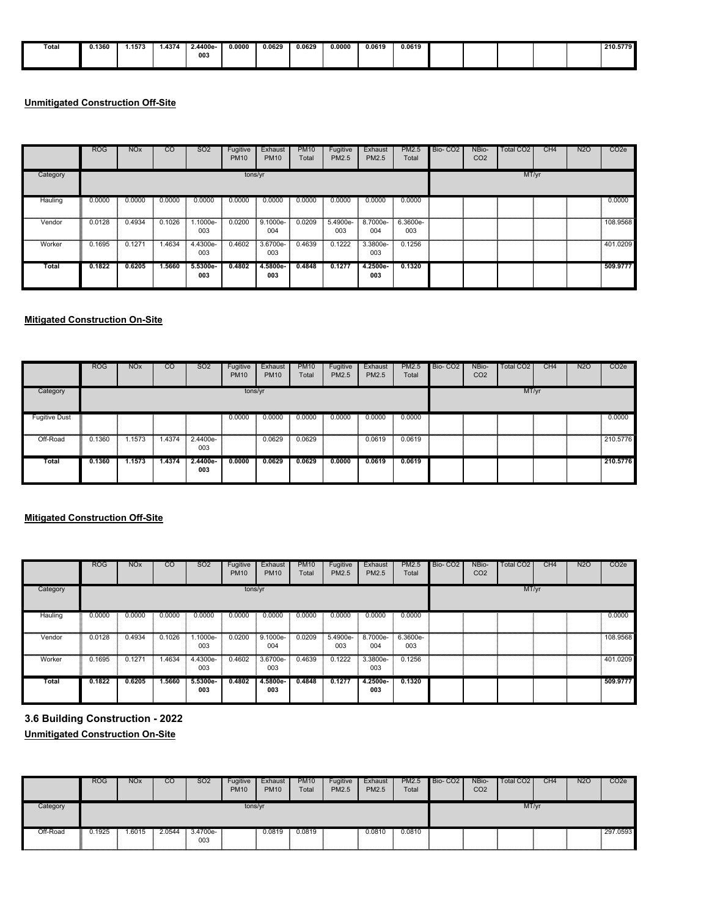| Total | 0.1360 | 1.1573 | 1.4374 | 2.4400e-003 | 0.0000 | 0.0629 | 0.0629 | 0.0000 | 0.0619 | 0.0619 | | | | | | 210.5779 |
|---|---|---|---|---|---|---|---|---|---|---|---|---|---|---|---|---|

**Unmitigated Construction Off-Site**

| | ROG | NOx | CO | SO2 | Fugitive PM10 | Exhaust PM10 | PM10 Total | Fugitive PM2.5 | Exhaust PM2.5 | PM2.5 Total | Bio- CO2 | NBio- CO2 | Total CO2 | CH4 | N2O | CO2e |
|---|---|---|---|---|---|---|---|---|---|---|---|---|---|---|---|---|
| Category | tons/yr | | | | | | | | | | MT/yr | | | | | |
| Hauling | 0.0000 | 0.0000 | 0.0000 | 0.0000 | 0.0000 | 0.0000 | 0.0000 | 0.0000 | 0.0000 | 0.0000 | | | | | | 0.0000 |
| Vendor | 0.0128 | 0.4934 | 0.1026 | 1.1000e-003 | 0.0200 | 9.1000e-004 | 0.0209 | 5.4900e-003 | 8.7000e-004 | 6.3600e-003 | | | | | | 108.9568 |
| Worker | 0.1695 | 0.1271 | 1.4634 | 4.4300e-003 | 0.4602 | 3.6700e-003 | 0.4639 | 0.1222 | 3.3800e-003 | 0.1256 | | | | | | 401.0209 |
| Total | 0.1822 | 0.6205 | 1.5660 | 5.5300e-003 | 0.4802 | 4.5800e-003 | 0.4848 | 0.1277 | 4.2500e-003 | 0.1320 | | | | | | 509.9777 |

**Mitigated Construction On-Site**

| | ROG | NOx | CO | SO2 | Fugitive PM10 | Exhaust PM10 | PM10 Total | Fugitive PM2.5 | Exhaust PM2.5 | PM2.5 Total | Bio- CO2 | NBio- CO2 | Total CO2 | CH4 | N2O | CO2e |
|---|---|---|---|---|---|---|---|---|---|---|---|---|---|---|---|---|
| Category | tons/yr | | | | | | | | | | MT/yr | | | | | |
| Fugitive Dust | | | | | 0.0000 | 0.0000 | 0.0000 | 0.0000 | 0.0000 | 0.0000 | | | | | | 0.0000 |
| Off-Road | 0.1360 | 1.1573 | 1.4374 | 2.4400e-003 | | 0.0629 | 0.0629 | | 0.0619 | 0.0619 | | | | | | 210.5776 |
| Total | 0.1360 | 1.1573 | 1.4374 | 2.4400e-003 | 0.0000 | 0.0629 | 0.0629 | 0.0000 | 0.0619 | 0.0619 | | | | | | 210.5776 |

**Mitigated Construction Off-Site**

| | ROG | NOx | CO | SO2 | Fugitive PM10 | Exhaust PM10 | PM10 Total | Fugitive PM2.5 | Exhaust PM2.5 | PM2.5 Total | Bio- CO2 | NBio- CO2 | Total CO2 | CH4 | N2O | CO2e |
|---|---|---|---|---|---|---|---|---|---|---|---|---|---|---|---|---|
| Category | tons/yr | | | | | | | | | | MT/yr | | | | | |
| Hauling | 0.0000 | 0.0000 | 0.0000 | 0.0000 | 0.0000 | 0.0000 | 0.0000 | 0.0000 | 0.0000 | 0.0000 | | | | | | 0.0000 |
| Vendor | 0.0128 | 0.4934 | 0.1026 | 1.1000e-003 | 0.0200 | 9.1000e-004 | 0.0209 | 5.4900e-003 | 8.7000e-004 | 6.3600e-003 | | | | | | 108.9568 |
| Worker | 0.1695 | 0.1271 | 1.4634 | 4.4300e-003 | 0.4602 | 3.6700e-003 | 0.4639 | 0.1222 | 3.3800e-003 | 0.1256 | | | | | | 401.0209 |
| Total | 0.1822 | 0.6205 | 1.5660 | 5.5300e-003 | 0.4802 | 4.5800e-003 | 0.4848 | 0.1277 | 4.2500e-003 | 0.1320 | | | | | | 509.9777 |

## 3.6 Building Construction - 2022

**Unmitigated Construction On-Site**

| | ROG | NOx | CO | SO2 | Fugitive PM10 | Exhaust PM10 | PM10 Total | Fugitive PM2.5 | Exhaust PM2.5 | PM2.5 Total | Bio- CO2 | NBio- CO2 | Total CO2 | CH4 | N2O | CO2e |
|---|---|---|---|---|---|---|---|---|---|---|---|---|---|---|---|---|
| Category | tons/yr | | | | | | | | | | MT/yr | | | | | |
| Off-Road | 0.1925 | 1.6015 | 2.0544 | 3.4700e-003 | | 0.0819 | 0.0819 | | 0.0810 | 0.0810 | | | | | | 297.0593 |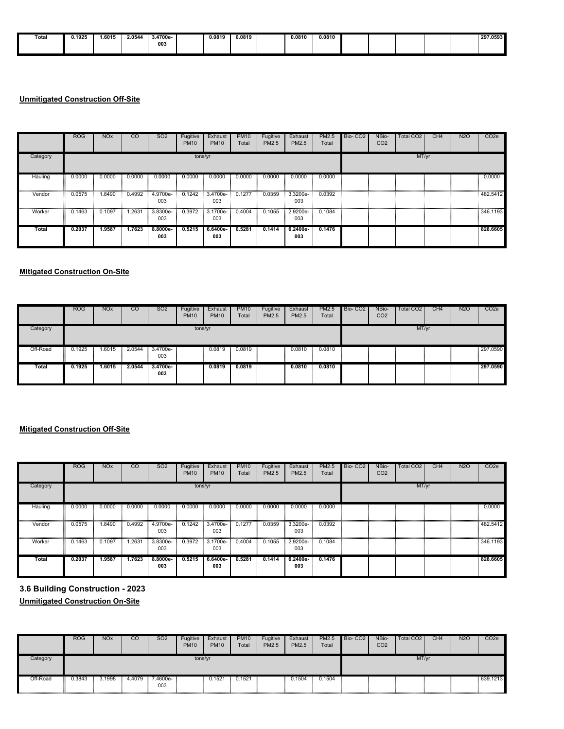| Total | 0.1925 | 1.6015 | 2.0544 | 3.4700e-003 | | 0.0819 | 0.0819 | | 0.0810 | 0.0810 | | | | | | 297.0593 |
|---|---|---|---|---|---|---|---|---|---|---|---|---|---|---|---|---|

**Unmitigated Construction Off-Site**

| | ROG | NOx | CO | SO2 | Fugitive PM10 | Exhaust PM10 | PM10 Total | Fugitive PM2.5 | Exhaust PM2.5 | PM2.5 Total | Bio- CO2 | NBio- CO2 | Total CO2 | CH4 | N2O | CO2e |
|---|---|---|---|---|---|---|---|---|---|---|---|---|---|---|---|---|
| Category | tons/yr | | | | | | | | | | MT/yr | | | | | |
| Hauling | 0.0000 | 0.0000 | 0.0000 | 0.0000 | 0.0000 | 0.0000 | 0.0000 | 0.0000 | 0.0000 | 0.0000 | | | | | | 0.0000 |
| Vendor | 0.0575 | 1.8490 | 0.4992 | 4.9700e-003 | 0.1242 | 3.4700e-003 | 0.1277 | 0.0359 | 3.3200e-003 | 0.0392 | | | | | | 482.5412 |
| Worker | 0.1463 | 0.1097 | 1.2631 | 3.8300e-003 | 0.3972 | 3.1700e-003 | 0.4004 | 0.1055 | 2.9200e-003 | 0.1084 | | | | | | 346.1193 |
| **Total** | **0.2037** | **1.9587** | **1.7623** | **8.8000e-003** | **0.5215** | **6.6400e-003** | **0.5281** | **0.1414** | **6.2400e-003** | **0.1476** | | | | | | **828.6605** |

**Mitigated Construction On-Site**

| | ROG | NOx | CO | SO2 | Fugitive PM10 | Exhaust PM10 | PM10 Total | Fugitive PM2.5 | Exhaust PM2.5 | PM2.5 Total | Bio- CO2 | NBio- CO2 | Total CO2 | CH4 | N2O | CO2e |
|---|---|---|---|---|---|---|---|---|---|---|---|---|---|---|---|---|
| Category | tons/yr | | | | | | | | | | MT/yr | | | | | |
| Off-Road | 0.1925 | 1.6015 | 2.0544 | 3.4700e-003 | | 0.0819 | 0.0819 | | 0.0810 | 0.0810 | | | | | | 297.0590 |
| **Total** | **0.1925** | **1.6015** | **2.0544** | **3.4700e-003** | | **0.0819** | **0.0819** | | **0.0810** | **0.0810** | | | | | | **297.0590** |

**Mitigated Construction Off-Site**

| | ROG | NOx | CO | SO2 | Fugitive PM10 | Exhaust PM10 | PM10 Total | Fugitive PM2.5 | Exhaust PM2.5 | PM2.5 Total | Bio- CO2 | NBio- CO2 | Total CO2 | CH4 | N2O | CO2e |
|---|---|---|---|---|---|---|---|---|---|---|---|---|---|---|---|---|
| Category | tons/yr | | | | | | | | | | MT/yr | | | | | |
| Hauling | 0.0000 | 0.0000 | 0.0000 | 0.0000 | 0.0000 | 0.0000 | 0.0000 | 0.0000 | 0.0000 | 0.0000 | | | | | | 0.0000 |
| Vendor | 0.0575 | 1.8490 | 0.4992 | 4.9700e-003 | 0.1242 | 3.4700e-003 | 0.1277 | 0.0359 | 3.3200e-003 | 0.0392 | | | | | | 482.5412 |
| Worker | 0.1463 | 0.1097 | 1.2631 | 3.8300e-003 | 0.3972 | 3.1700e-003 | 0.4004 | 0.1055 | 2.9200e-003 | 0.1084 | | | | | | 346.1193 |
| **Total** | **0.2037** | **1.9587** | **1.7623** | **8.8000e-003** | **0.5215** | **6.6400e-003** | **0.5281** | **0.1414** | **6.2400e-003** | **0.1476** | | | | | | **828.6605** |

### 3.6 Building Construction - 2023

**Unmitigated Construction On-Site**

| | ROG | NOx | CO | SO2 | Fugitive PM10 | Exhaust PM10 | PM10 Total | Fugitive PM2.5 | Exhaust PM2.5 | PM2.5 Total | Bio- CO2 | NBio- CO2 | Total CO2 | CH4 | N2O | CO2e |
|---|---|---|---|---|---|---|---|---|---|---|---|---|---|---|---|---|
| Category | tons/yr | | | | | | | | | | MT/yr | | | | | |
| Off-Road | 0.3843 | 3.1998 | 4.4079 | 7.4600e-003 | | 0.1521 | 0.1521 | | 0.1504 | 0.1504 | | | | | | 639.1213 |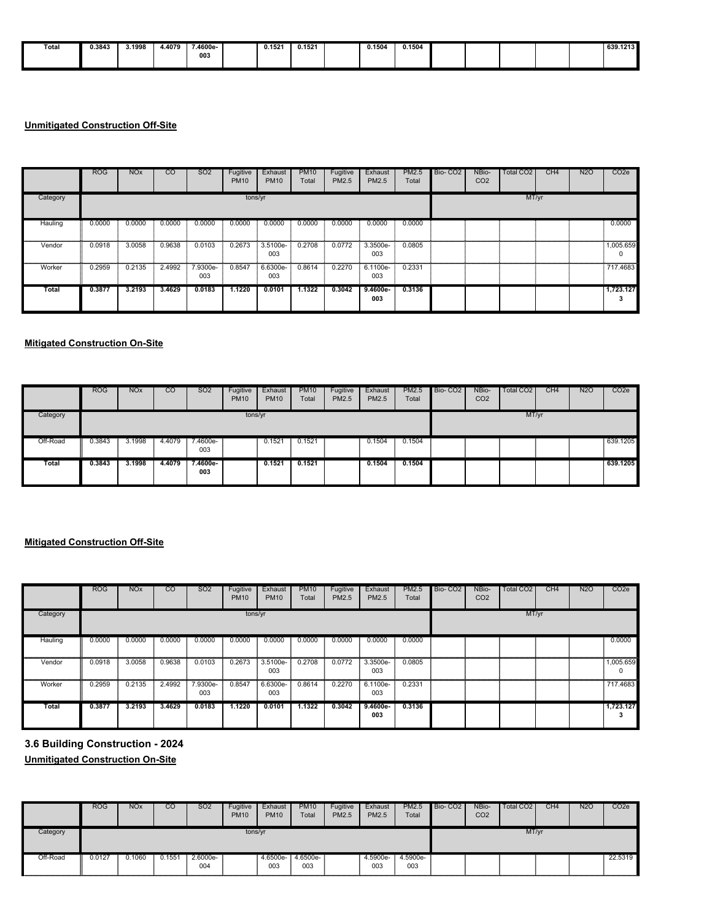| Total | 0.3843 | 3.1998 | 4.4079 | 7.4600e-003 | | 0.1521 | 0.1521 | | 0.1504 | 0.1504 | | | | | | 639.1213 |
|---|---|---|---|---|---|---|---|---|---|---|---|---|---|---|---|---|

**Unmitigated Construction Off-Site**

| | ROG | NOx | CO | SO2 | Fugitive PM10 | Exhaust PM10 | PM10 Total | Fugitive PM2.5 | Exhaust PM2.5 | PM2.5 Total | Bio- CO2 | NBio- CO2 | Total CO2 | CH4 | N2O | CO2e |
|---|---|---|---|---|---|---|---|---|---|---|---|---|---|---|---|---|
| Category | tons/yr | | | | | | | | | | MT/yr | | | | | |
| Hauling | 0.0000 | 0.0000 | 0.0000 | 0.0000 | 0.0000 | 0.0000 | 0.0000 | 0.0000 | 0.0000 | 0.0000 | | | | | | 0.0000 |
| Vendor | 0.0918 | 3.0058 | 0.9638 | 0.0103 | 0.2673 | 3.5100e-003 | 0.2708 | 0.0772 | 3.3500e-003 | 0.0805 | | | | | | 1,005.659 0 |
| Worker | 0.2959 | 0.2135 | 2.4992 | 7.9300e-003 | 0.8547 | 6.6300e-003 | 0.8614 | 0.2270 | 6.1100e-003 | 0.2331 | | | | | | 717.4683 |
| **Total** | **0.3877** | **3.2193** | **3.4629** | **0.0183** | **1.1220** | **0.0101** | **1.1322** | **0.3042** | **9.4600e-003** | **0.3136** | | | | | | **1,723.127 3** |

**Mitigated Construction On-Site**

| | ROG | NOx | CO | SO2 | Fugitive PM10 | Exhaust PM10 | PM10 Total | Fugitive PM2.5 | Exhaust PM2.5 | PM2.5 Total | Bio- CO2 | NBio- CO2 | Total CO2 | CH4 | N2O | CO2e |
|---|---|---|---|---|---|---|---|---|---|---|---|---|---|---|---|---|
| Category | tons/yr | | | | | | | | | | MT/yr | | | | | |
| Off-Road | 0.3843 | 3.1998 | 4.4079 | 7.4600e-003 | | 0.1521 | 0.1521 | | 0.1504 | 0.1504 | | | | | | 639.1205 |
| **Total** | **0.3843** | **3.1998** | **4.4079** | **7.4600e-003** | | **0.1521** | **0.1521** | | **0.1504** | **0.1504** | | | | | | **639.1205** |

**Mitigated Construction Off-Site**

| | ROG | NOx | CO | SO2 | Fugitive PM10 | Exhaust PM10 | PM10 Total | Fugitive PM2.5 | Exhaust PM2.5 | PM2.5 Total | Bio- CO2 | NBio- CO2 | Total CO2 | CH4 | N2O | CO2e |
|---|---|---|---|---|---|---|---|---|---|---|---|---|---|---|---|---|
| Category | tons/yr | | | | | | | | | | MT/yr | | | | | |
| Hauling | 0.0000 | 0.0000 | 0.0000 | 0.0000 | 0.0000 | 0.0000 | 0.0000 | 0.0000 | 0.0000 | 0.0000 | | | | | | 0.0000 |
| Vendor | 0.0918 | 3.0058 | 0.9638 | 0.0103 | 0.2673 | 3.5100e-003 | 0.2708 | 0.0772 | 3.3500e-003 | 0.0805 | | | | | | 1,005.659 0 |
| Worker | 0.2959 | 0.2135 | 2.4992 | 7.9300e-003 | 0.8547 | 6.6300e-003 | 0.8614 | 0.2270 | 6.1100e-003 | 0.2331 | | | | | | 717.4683 |
| **Total** | **0.3877** | **3.2193** | **3.4629** | **0.0183** | **1.1220** | **0.0101** | **1.1322** | **0.3042** | **9.4600e-003** | **0.3136** | | | | | | **1,723.127 3** |

### 3.6 Building Construction - 2024

**Unmitigated Construction On-Site**

| | ROG | NOx | CO | SO2 | Fugitive PM10 | Exhaust PM10 | PM10 Total | Fugitive PM2.5 | Exhaust PM2.5 | PM2.5 Total | Bio- CO2 | NBio- CO2 | Total CO2 | CH4 | N2O | CO2e |
|---|---|---|---|---|---|---|---|---|---|---|---|---|---|---|---|---|
| Category | tons/yr | | | | | | | | | | MT/yr | | | | | |
| Off-Road | 0.0127 | 0.1060 | 0.1551 | 2.6000e-004 | | 4.6500e-003 | 4.6500e-003 | | 4.5900e-003 | 4.5900e-003 | | | | | | 22.5319 |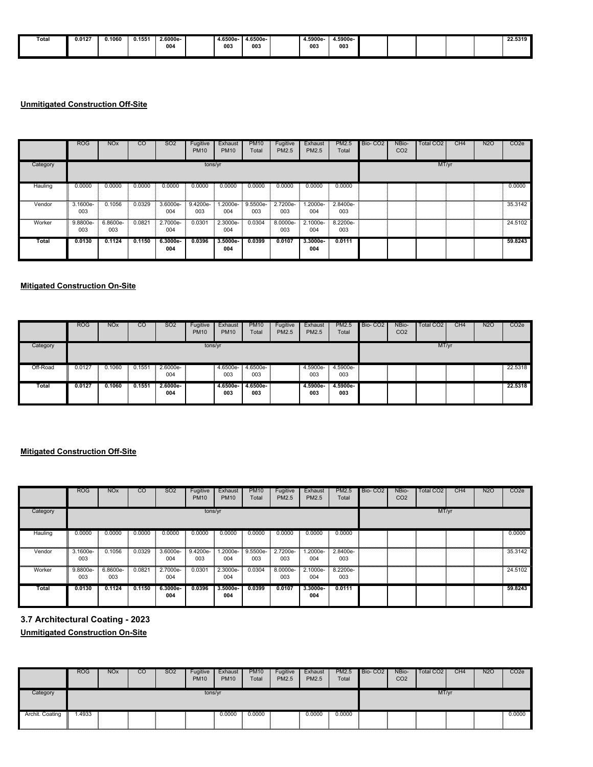| Total | 0.0127 | 0.1060 | 0.1551 | 2.6000e-004 | | 4.6500e-003 | 4.6500e-003 | | 4.5900e-003 | 4.5900e-003 | | | | | | 22.5319 |
|---|---|---|---|---|---|---|---|---|---|---|---|---|---|---|---|---|

**Unmitigated Construction Off-Site**

| | ROG | NOx | CO | SO2 | Fugitive PM10 | Exhaust PM10 | PM10 Total | Fugitive PM2.5 | Exhaust PM2.5 | PM2.5 Total | Bio- CO2 | NBio- CO2 | Total CO2 | CH4 | N2O | CO2e |
|---|---|---|---|---|---|---|---|---|---|---|---|---|---|---|---|---|
| Category | tons/yr | | | | | | | | | | MT/yr | | | | | |
| Hauling | 0.0000 | 0.0000 | 0.0000 | 0.0000 | 0.0000 | 0.0000 | 0.0000 | 0.0000 | 0.0000 | 0.0000 | | | | | | 0.0000 |
| Vendor | 3.1600e-003 | 0.1056 | 0.0329 | 3.6000e-004 | 9.4200e-003 | 1.2000e-004 | 9.5500e-003 | 2.7200e-003 | 1.2000e-004 | 2.8400e-003 | | | | | | 35.3142 |
| Worker | 9.8800e-003 | 6.8600e-003 | 0.0821 | 2.7000e-004 | 0.0301 | 2.3000e-004 | 0.0304 | 8.0000e-003 | 2.1000e-004 | 8.2200e-003 | | | | | | 24.5102 |
| **Total** | **0.0130** | **0.1124** | **0.1150** | **6.3000e-004** | **0.0396** | **3.5000e-004** | **0.0399** | **0.0107** | **3.3000e-004** | **0.0111** | | | | | | **59.8243** |

**Mitigated Construction On-Site**

| | ROG | NOx | CO | SO2 | Fugitive PM10 | Exhaust PM10 | PM10 Total | Fugitive PM2.5 | Exhaust PM2.5 | PM2.5 Total | Bio- CO2 | NBio- CO2 | Total CO2 | CH4 | N2O | CO2e |
|---|---|---|---|---|---|---|---|---|---|---|---|---|---|---|---|---|
| Category | tons/yr | | | | | | | | | | MT/yr | | | | | |
| Off-Road | 0.0127 | 0.1060 | 0.1551 | 2.6000e-004 | | 4.6500e-003 | 4.6500e-003 | | 4.5900e-003 | 4.5900e-003 | | | | | | 22.5318 |
| **Total** | **0.0127** | **0.1060** | **0.1551** | **2.6000e-004** | | **4.6500e-003** | **4.6500e-003** | | **4.5900e-003** | **4.5900e-003** | | | | | | **22.5318** |

**Mitigated Construction Off-Site**

| | ROG | NOx | CO | SO2 | Fugitive PM10 | Exhaust PM10 | PM10 Total | Fugitive PM2.5 | Exhaust PM2.5 | PM2.5 Total | Bio- CO2 | NBio- CO2 | Total CO2 | CH4 | N2O | CO2e |
|---|---|---|---|---|---|---|---|---|---|---|---|---|---|---|---|---|
| Category | tons/yr | | | | | | | | | | MT/yr | | | | | |
| Hauling | 0.0000 | 0.0000 | 0.0000 | 0.0000 | 0.0000 | 0.0000 | 0.0000 | 0.0000 | 0.0000 | 0.0000 | | | | | | 0.0000 |
| Vendor | 3.1600e-003 | 0.1056 | 0.0329 | 3.6000e-004 | 9.4200e-003 | 1.2000e-004 | 9.5500e-003 | 2.7200e-003 | 1.2000e-004 | 2.8400e-003 | | | | | | 35.3142 |
| Worker | 9.8800e-003 | 6.8600e-003 | 0.0821 | 2.7000e-004 | 0.0301 | 2.3000e-004 | 0.0304 | 8.0000e-003 | 2.1000e-004 | 8.2200e-003 | | | | | | 24.5102 |
| **Total** | **0.0130** | **0.1124** | **0.1150** | **6.3000e-004** | **0.0396** | **3.5000e-004** | **0.0399** | **0.0107** | **3.3000e-004** | **0.0111** | | | | | | **59.8243** |

## 3.7 Architectural Coating - 2023

**Unmitigated Construction On-Site**

| | ROG | NOx | CO | SO2 | Fugitive PM10 | Exhaust PM10 | PM10 Total | Fugitive PM2.5 | Exhaust PM2.5 | PM2.5 Total | Bio- CO2 | NBio- CO2 | Total CO2 | CH4 | N2O | CO2e |
|---|---|---|---|---|---|---|---|---|---|---|---|---|---|---|---|---|
| Category | tons/yr | | | | | | | | | | MT/yr | | | | | |
| Archit. Coating | 1.4933 | | | | | 0.0000 | 0.0000 | | 0.0000 | 0.0000 | | | | | | 0.0000 |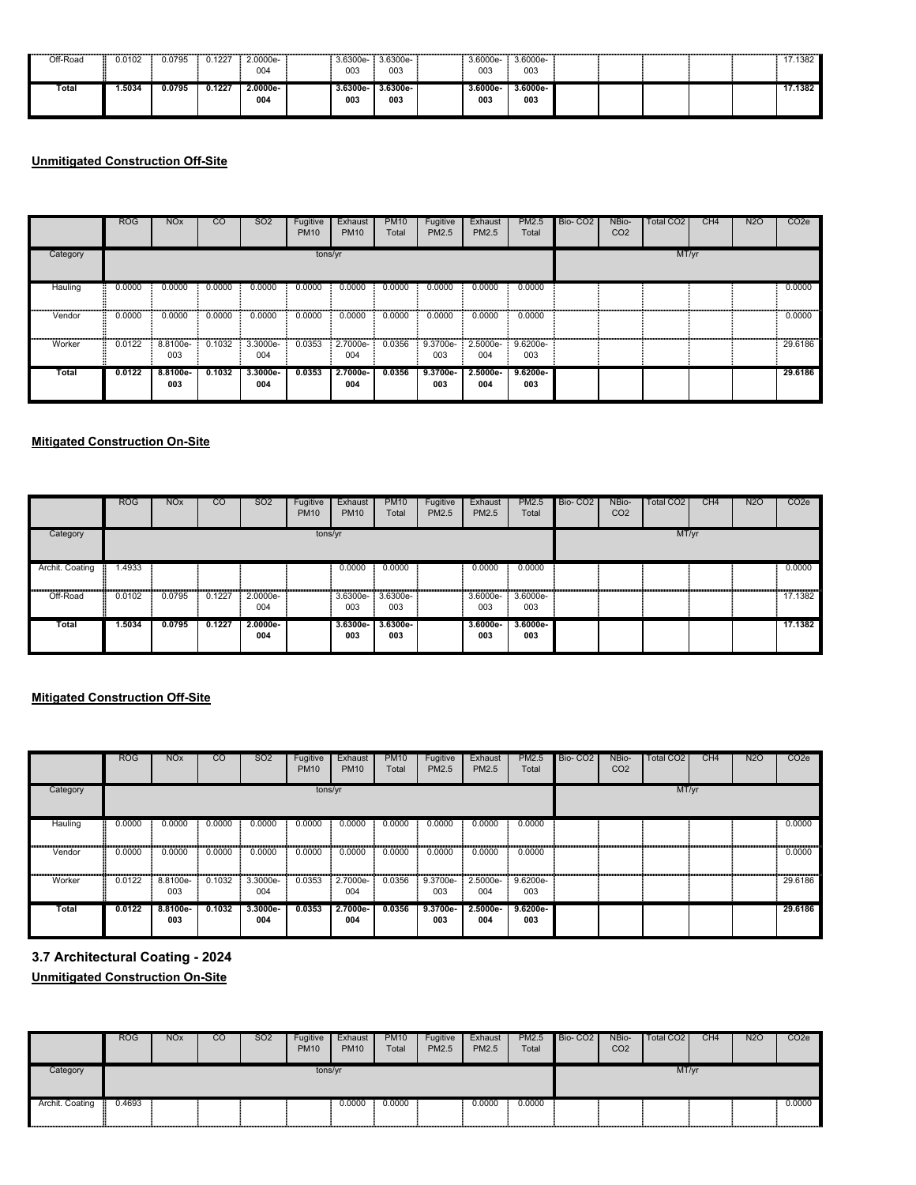| Off-Road | 0.0102 | 0.0795 | 0.1227 | 2.0000e-004 | | 3.6300e-003 | 3.6300e-003 | | 3.6000e-003 | 3.6000e-003 | | | | | | 17.1382 |
|---|---|---|---|---|---|---|---|---|---|---|---|---|---|---|---|---|
| **Total** | **1.5034** | **0.0795** | **0.1227** | **2.0000e-004** | | **3.6300e-003** | **3.6300e-003** | | **3.6000e-003** | **3.6000e-003** | | | | | | **17.1382** |

**Unmitigated Construction Off-Site**

| | ROG | NOx | CO | SO2 | Fugitive PM10 | Exhaust PM10 | PM10 Total | Fugitive PM2.5 | Exhaust PM2.5 | PM2.5 Total | Bio- CO2 | NBio- CO2 | Total CO2 | CH4 | N2O | CO2e |
|---|---|---|---|---|---|---|---|---|---|---|---|---|---|---|---|---|
| Category | tons/yr | | | | | | | | | | MT/yr | | | | | |
| Hauling | 0.0000 | 0.0000 | 0.0000 | 0.0000 | 0.0000 | 0.0000 | 0.0000 | 0.0000 | 0.0000 | 0.0000 | | | | | | 0.0000 |
| Vendor | 0.0000 | 0.0000 | 0.0000 | 0.0000 | 0.0000 | 0.0000 | 0.0000 | 0.0000 | 0.0000 | 0.0000 | | | | | | 0.0000 |
| Worker | 0.0122 | 8.8100e-003 | 0.1032 | 3.3000e-004 | 0.0353 | 2.7000e-004 | 0.0356 | 9.3700e-003 | 2.5000e-004 | 9.6200e-003 | | | | | | 29.6186 |
| **Total** | **0.0122** | **8.8100e-003** | **0.1032** | **3.3000e-004** | **0.0353** | **2.7000e-004** | **0.0356** | **9.3700e-003** | **2.5000e-004** | **9.6200e-003** | | | | | | **29.6186** |

**Mitigated Construction On-Site**

| | ROG | NOx | CO | SO2 | Fugitive PM10 | Exhaust PM10 | PM10 Total | Fugitive PM2.5 | Exhaust PM2.5 | PM2.5 Total | Bio- CO2 | NBio- CO2 | Total CO2 | CH4 | N2O | CO2e |
|---|---|---|---|---|---|---|---|---|---|---|---|---|---|---|---|---|
| Category | tons/yr | | | | | | | | | | MT/yr | | | | | |
| Archit. Coating | 1.4933 | | | | | 0.0000 | 0.0000 | | 0.0000 | 0.0000 | | | | | | 0.0000 |
| Off-Road | 0.0102 | 0.0795 | 0.1227 | 2.0000e-004 | | 3.6300e-003 | 3.6300e-003 | | 3.6000e-003 | 3.6000e-003 | | | | | | 17.1382 |
| **Total** | **1.5034** | **0.0795** | **0.1227** | **2.0000e-004** | | **3.6300e-003** | **3.6300e-003** | | **3.6000e-003** | **3.6000e-003** | | | | | | **17.1382** |

**Mitigated Construction Off-Site**

| | ROG | NOx | CO | SO2 | Fugitive PM10 | Exhaust PM10 | PM10 Total | Fugitive PM2.5 | Exhaust PM2.5 | PM2.5 Total | Bio- CO2 | NBio- CO2 | Total CO2 | CH4 | N2O | CO2e |
|---|---|---|---|---|---|---|---|---|---|---|---|---|---|---|---|---|
| Category | tons/yr | | | | | | | | | | MT/yr | | | | | |
| Hauling | 0.0000 | 0.0000 | 0.0000 | 0.0000 | 0.0000 | 0.0000 | 0.0000 | 0.0000 | 0.0000 | 0.0000 | | | | | | 0.0000 |
| Vendor | 0.0000 | 0.0000 | 0.0000 | 0.0000 | 0.0000 | 0.0000 | 0.0000 | 0.0000 | 0.0000 | 0.0000 | | | | | | 0.0000 |
| Worker | 0.0122 | 8.8100e-003 | 0.1032 | 3.3000e-004 | 0.0353 | 2.7000e-004 | 0.0356 | 9.3700e-003 | 2.5000e-004 | 9.6200e-003 | | | | | | 29.6186 |
| **Total** | **0.0122** | **8.8100e-003** | **0.1032** | **3.3000e-004** | **0.0353** | **2.7000e-004** | **0.0356** | **9.3700e-003** | **2.5000e-004** | **9.6200e-003** | | | | | | **29.6186** |

## 3.7 Architectural Coating - 2024

**Unmitigated Construction On-Site**

| | ROG | NOx | CO | SO2 | Fugitive PM10 | Exhaust PM10 | PM10 Total | Fugitive PM2.5 | Exhaust PM2.5 | PM2.5 Total | Bio- CO2 | NBio- CO2 | Total CO2 | CH4 | N2O | CO2e |
|---|---|---|---|---|---|---|---|---|---|---|---|---|---|---|---|---|
| Category | tons/yr | | | | | | | | | | MT/yr | | | | | |
| Archit. Coating | 0.4693 | | | | | 0.0000 | 0.0000 | | 0.0000 | 0.0000 | | | | | | 0.0000 |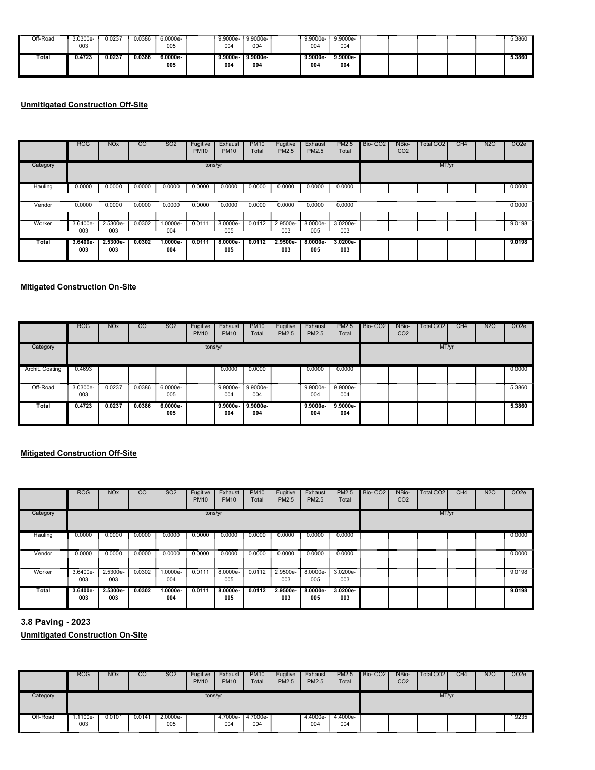| | ROG | NOx | CO | SO2 | Fugitive PM10 | Exhaust PM10 | PM10 Total | Fugitive PM2.5 | Exhaust PM2.5 | PM2.5 Total | Bio- CO2 | NBio- CO2 | Total CO2 | CH4 | N2O | CO2e |
|---|---|---|---|---|---|---|---|---|---|---|---|---|---|---|---|---|
| Off-Road | 3.0300e-003 | 0.0237 | 0.0386 | 6.0000e-005 | | 9.9000e-004 | 9.9000e-004 | | 9.9000e-004 | 9.9000e-004 | | | | | | 5.3860 |
| **Total** | **0.4723** | **0.0237** | **0.0386** | **6.0000e-005** | | **9.9000e-004** | **9.9000e-004** | | **9.9000e-004** | **9.9000e-004** | | | | | | **5.3860** |

**Unmitigated Construction Off-Site**

| | ROG | NOx | CO | SO2 | Fugitive PM10 | Exhaust PM10 | PM10 Total | Fugitive PM2.5 | Exhaust PM2.5 | PM2.5 Total | Bio- CO2 | NBio- CO2 | Total CO2 | CH4 | N2O | CO2e |
|---|---|---|---|---|---|---|---|---|---|---|---|---|---|---|---|---|
| Category | | | | | tons/yr | | | | | | | | MT/yr | | | |
| Hauling | 0.0000 | 0.0000 | 0.0000 | 0.0000 | 0.0000 | 0.0000 | 0.0000 | 0.0000 | 0.0000 | 0.0000 | | | | | | 0.0000 |
| Vendor | 0.0000 | 0.0000 | 0.0000 | 0.0000 | 0.0000 | 0.0000 | 0.0000 | 0.0000 | 0.0000 | 0.0000 | | | | | | 0.0000 |
| Worker | 3.6400e-003 | 2.5300e-003 | 0.0302 | 1.0000e-004 | 0.0111 | 8.0000e-005 | 0.0112 | 2.9500e-003 | 8.0000e-005 | 3.0200e-003 | | | | | | 9.0198 |
| **Total** | **3.6400e-003** | **2.5300e-003** | **0.0302** | **1.0000e-004** | **0.0111** | **8.0000e-005** | **0.0112** | **2.9500e-003** | **8.0000e-005** | **3.0200e-003** | | | | | | **9.0198** |

**Mitigated Construction On-Site**

| | ROG | NOx | CO | SO2 | Fugitive PM10 | Exhaust PM10 | PM10 Total | Fugitive PM2.5 | Exhaust PM2.5 | PM2.5 Total | Bio- CO2 | NBio- CO2 | Total CO2 | CH4 | N2O | CO2e |
|---|---|---|---|---|---|---|---|---|---|---|---|---|---|---|---|---|
| Category | | | | | tons/yr | | | | | | | | MT/yr | | | |
| Archit. Coating | 0.4693 | | | | | 0.0000 | 0.0000 | | 0.0000 | 0.0000 | | | | | | 0.0000 |
| Off-Road | 3.0300e-003 | 0.0237 | 0.0386 | 6.0000e-005 | | 9.9000e-004 | 9.9000e-004 | | 9.9000e-004 | 9.9000e-004 | | | | | | 5.3860 |
| **Total** | **0.4723** | **0.0237** | **0.0386** | **6.0000e-005** | | **9.9000e-004** | **9.9000e-004** | | **9.9000e-004** | **9.9000e-004** | | | | | | **5.3860** |

**Mitigated Construction Off-Site**

| | ROG | NOx | CO | SO2 | Fugitive PM10 | Exhaust PM10 | PM10 Total | Fugitive PM2.5 | Exhaust PM2.5 | PM2.5 Total | Bio- CO2 | NBio- CO2 | Total CO2 | CH4 | N2O | CO2e |
|---|---|---|---|---|---|---|---|---|---|---|---|---|---|---|---|---|
| Category | | | | | tons/yr | | | | | | | | MT/yr | | | |
| Hauling | 0.0000 | 0.0000 | 0.0000 | 0.0000 | 0.0000 | 0.0000 | 0.0000 | 0.0000 | 0.0000 | 0.0000 | | | | | | 0.0000 |
| Vendor | 0.0000 | 0.0000 | 0.0000 | 0.0000 | 0.0000 | 0.0000 | 0.0000 | 0.0000 | 0.0000 | 0.0000 | | | | | | 0.0000 |
| Worker | 3.6400e-003 | 2.5300e-003 | 0.0302 | 1.0000e-004 | 0.0111 | 8.0000e-005 | 0.0112 | 2.9500e-003 | 8.0000e-005 | 3.0200e-003 | | | | | | 9.0198 |
| **Total** | **3.6400e-003** | **2.5300e-003** | **0.0302** | **1.0000e-004** | **0.0111** | **8.0000e-005** | **0.0112** | **2.9500e-003** | **8.0000e-005** | **3.0200e-003** | | | | | | **9.0198** |

## 3.8 Paving - 2023

**Unmitigated Construction On-Site**

| | ROG | NOx | CO | SO2 | Fugitive PM10 | Exhaust PM10 | PM10 Total | Fugitive PM2.5 | Exhaust PM2.5 | PM2.5 Total | Bio- CO2 | NBio- CO2 | Total CO2 | CH4 | N2O | CO2e |
|---|---|---|---|---|---|---|---|---|---|---|---|---|---|---|---|---|
| Category | | | | | tons/yr | | | | | | | | MT/yr | | | |
| Off-Road | 1.1100e-003 | 0.0101 | 0.0141 | 2.0000e-005 | | 4.7000e-004 | 4.7000e-004 | | 4.4000e-004 | 4.4000e-004 | | | | | | 1.9235 |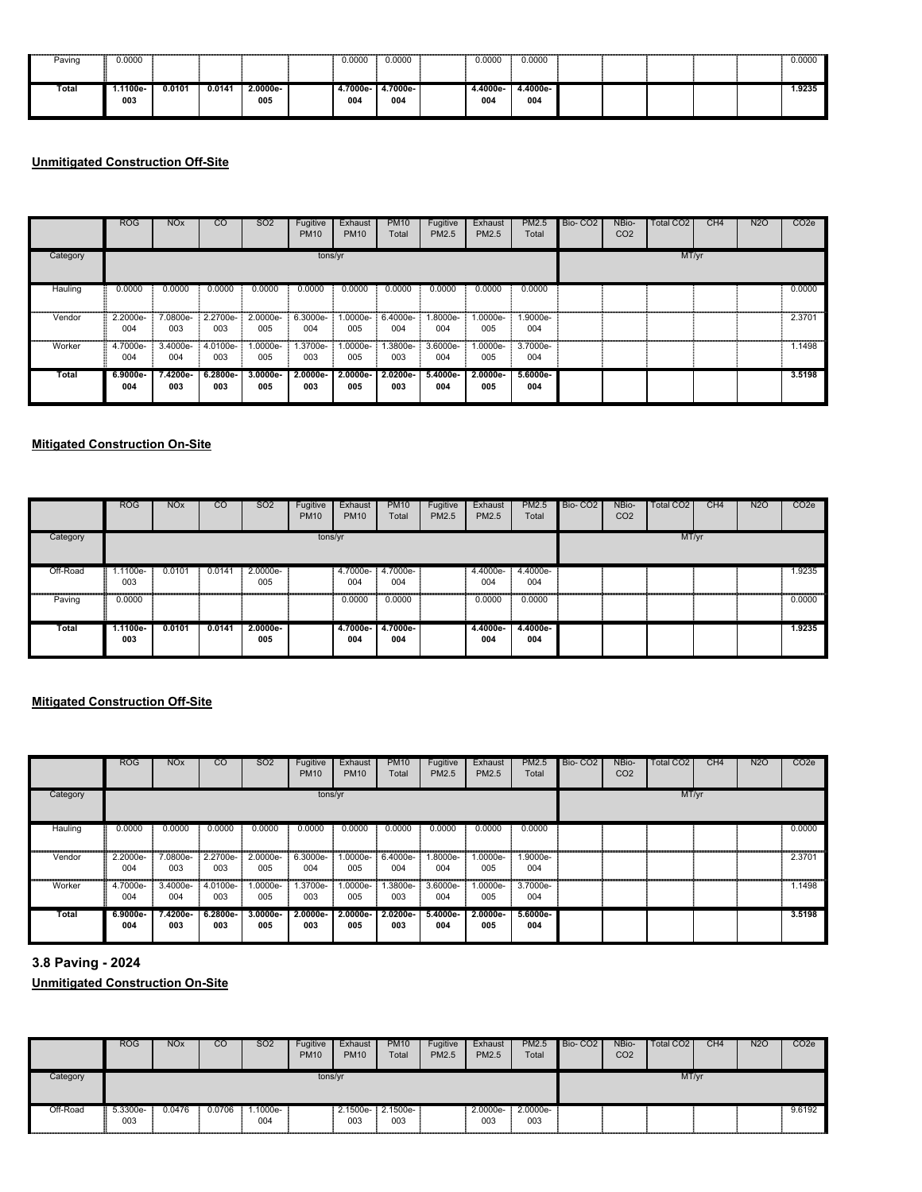|  | ROG | NOx | CO | SO2 | Fugitive PM10 | Exhaust PM10 | PM10 Total | Fugitive PM2.5 | Exhaust PM2.5 | PM2.5 Total | Bio- CO2 | NBio- CO2 | Total CO2 | CH4 | N2O | CO2e |
|---|---|---|---|---|---|---|---|---|---|---|---|---|---|---|---|---|
| Paving | 0.0000 |  |  |  |  | 0.0000 | 0.0000 |  | 0.0000 | 0.0000 |  |  |  |  |  | 0.0000 |
| **Total** | **1.1100e-003** | **0.0101** | **0.0141** | **2.0000e-005** |  | **4.7000e-004** | **4.7000e-004** |  | **4.4000e-004** | **4.4000e-004** |  |  |  |  |  | **1.9235** |

**Unmitigated Construction Off-Site**

|  | ROG | NOx | CO | SO2 | Fugitive PM10 | Exhaust PM10 | PM10 Total | Fugitive PM2.5 | Exhaust PM2.5 | PM2.5 Total | Bio- CO2 | NBio- CO2 | Total CO2 | CH4 | N2O | CO2e |
|---|---|---|---|---|---|---|---|---|---|---|---|---|---|---|---|---|
| Category | tons/yr | | | | | | | | | | MT/yr | | | | | |
| Hauling | 0.0000 | 0.0000 | 0.0000 | 0.0000 | 0.0000 | 0.0000 | 0.0000 | 0.0000 | 0.0000 | 0.0000 |  |  |  |  |  | 0.0000 |
| Vendor | 2.2000e-004 | 7.0800e-003 | 2.2700e-003 | 2.0000e-005 | 6.3000e-004 | 1.0000e-005 | 6.4000e-004 | 1.8000e-004 | 1.0000e-005 | 1.9000e-004 |  |  |  |  |  | 2.3701 |
| Worker | 4.7000e-004 | 3.4000e-004 | 4.0100e-003 | 1.0000e-005 | 1.3700e-003 | 1.0000e-005 | 1.3800e-003 | 3.6000e-004 | 1.0000e-005 | 3.7000e-004 |  |  |  |  |  | 1.1498 |
| **Total** | **6.9000e-004** | **7.4200e-003** | **6.2800e-003** | **3.0000e-005** | **2.0000e-003** | **2.0000e-005** | **2.0200e-003** | **5.4000e-004** | **2.0000e-005** | **5.6000e-004** |  |  |  |  |  | **3.5198** |

**Mitigated Construction On-Site**

|  | ROG | NOx | CO | SO2 | Fugitive PM10 | Exhaust PM10 | PM10 Total | Fugitive PM2.5 | Exhaust PM2.5 | PM2.5 Total | Bio- CO2 | NBio- CO2 | Total CO2 | CH4 | N2O | CO2e |
|---|---|---|---|---|---|---|---|---|---|---|---|---|---|---|---|---|
| Category | tons/yr | | | | | | | | | | MT/yr | | | | | |
| Off-Road | 1.1100e-003 | 0.0101 | 0.0141 | 2.0000e-005 |  | 4.7000e-004 | 4.7000e-004 |  | 4.4000e-004 | 4.4000e-004 |  |  |  |  |  | 1.9235 |
| Paving | 0.0000 |  |  |  |  | 0.0000 | 0.0000 |  | 0.0000 | 0.0000 |  |  |  |  |  | 0.0000 |
| **Total** | **1.1100e-003** | **0.0101** | **0.0141** | **2.0000e-005** |  | **4.7000e-004** | **4.7000e-004** |  | **4.4000e-004** | **4.4000e-004** |  |  |  |  |  | **1.9235** |

**Mitigated Construction Off-Site**

|  | ROG | NOx | CO | SO2 | Fugitive PM10 | Exhaust PM10 | PM10 Total | Fugitive PM2.5 | Exhaust PM2.5 | PM2.5 Total | Bio- CO2 | NBio- CO2 | Total CO2 | CH4 | N2O | CO2e |
|---|---|---|---|---|---|---|---|---|---|---|---|---|---|---|---|---|
| Category | tons/yr | | | | | | | | | | MT/yr | | | | | |
| Hauling | 0.0000 | 0.0000 | 0.0000 | 0.0000 | 0.0000 | 0.0000 | 0.0000 | 0.0000 | 0.0000 | 0.0000 |  |  |  |  |  | 0.0000 |
| Vendor | 2.2000e-004 | 7.0800e-003 | 2.2700e-003 | 2.0000e-005 | 6.3000e-004 | 1.0000e-005 | 6.4000e-004 | 1.8000e-004 | 1.0000e-005 | 1.9000e-004 |  |  |  |  |  | 2.3701 |
| Worker | 4.7000e-004 | 3.4000e-004 | 4.0100e-003 | 1.0000e-005 | 1.3700e-003 | 1.0000e-005 | 1.3800e-003 | 3.6000e-004 | 1.0000e-005 | 3.7000e-004 |  |  |  |  |  | 1.1498 |
| **Total** | **6.9000e-004** | **7.4200e-003** | **6.2800e-003** | **3.0000e-005** | **2.0000e-003** | **2.0000e-005** | **2.0200e-003** | **5.4000e-004** | **2.0000e-005** | **5.6000e-004** |  |  |  |  |  | **3.5198** |

## 3.8 Paving - 2024

**Unmitigated Construction On-Site**

|  | ROG | NOx | CO | SO2 | Fugitive PM10 | Exhaust PM10 | PM10 Total | Fugitive PM2.5 | Exhaust PM2.5 | PM2.5 Total | Bio- CO2 | NBio- CO2 | Total CO2 | CH4 | N2O | CO2e |
|---|---|---|---|---|---|---|---|---|---|---|---|---|---|---|---|---|
| Category | tons/yr | | | | | | | | | | MT/yr | | | | | |
| Off-Road | 5.3300e-003 | 0.0476 | 0.0706 | 1.1000e-004 |  | 2.1500e-003 | 2.1500e-003 |  | 2.0000e-003 | 2.0000e-003 |  |  |  |  |  | 9.6192 |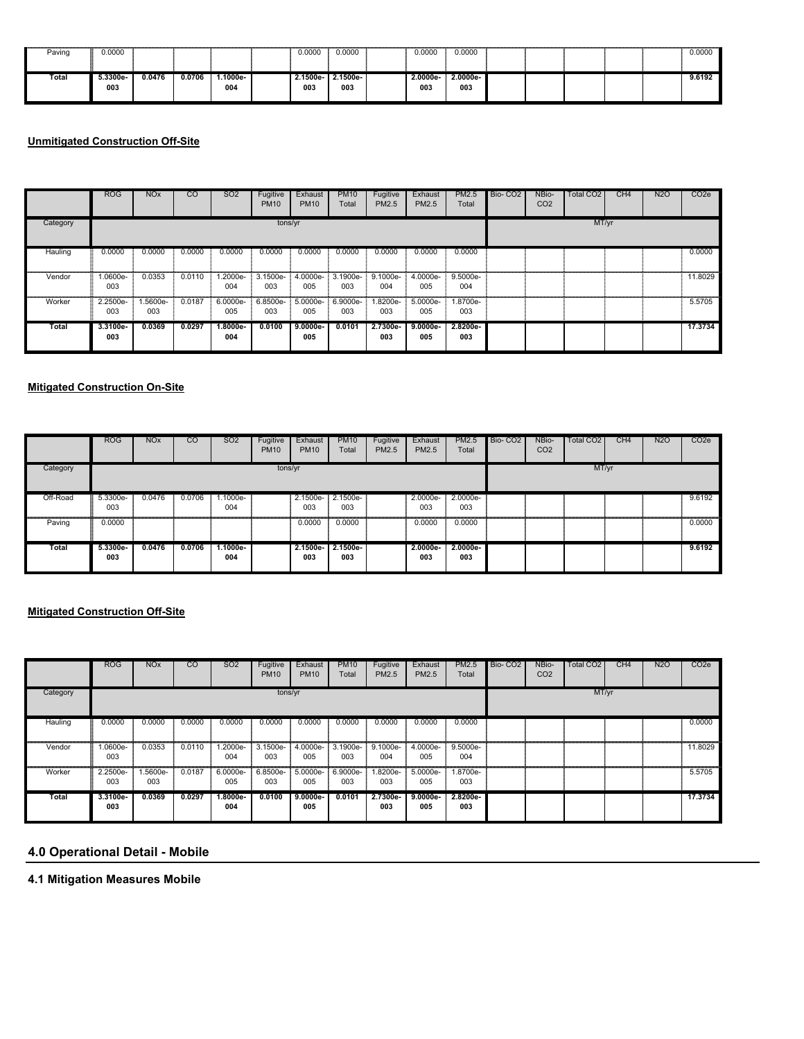| Paving | 0.0000 | | | | | 0.0000 | 0.0000 | | 0.0000 | 0.0000 | | | | | | 0.0000 |
|---|---|---|---|---|---|---|---|---|---|---|---|---|---|---|---|---|
| **Total** | **5.3300e-003** | **0.0476** | **0.0706** | **1.1000e-004** | | **2.1500e-003** | **2.1500e-003** | | **2.0000e-003** | **2.0000e-003** | | | | | | **9.6192** |

**Unmitigated Construction Off-Site**

| | ROG | NOx | CO | SO2 | Fugitive PM10 | Exhaust PM10 | PM10 Total | Fugitive PM2.5 | Exhaust PM2.5 | PM2.5 Total | Bio- CO2 | NBio- CO2 | Total CO2 | CH4 | N2O | CO2e |
|---|---|---|---|---|---|---|---|---|---|---|---|---|---|---|---|---|
| Category | tons/yr | | | | | | | | | | MT/yr | | | | | |
| Hauling | 0.0000 | 0.0000 | 0.0000 | 0.0000 | 0.0000 | 0.0000 | 0.0000 | 0.0000 | 0.0000 | 0.0000 | | | | | | 0.0000 |
| Vendor | 1.0600e-003 | 0.0353 | 0.0110 | 1.2000e-004 | 3.1500e-003 | 4.0000e-005 | 3.1900e-003 | 9.1000e-004 | 4.0000e-005 | 9.5000e-004 | | | | | | 11.8029 |
| Worker | 2.2500e-003 | 1.5600e-003 | 0.0187 | 6.0000e-005 | 6.8500e-003 | 5.0000e-005 | 6.9000e-003 | 1.8200e-003 | 5.0000e-005 | 1.8700e-003 | | | | | | 5.5705 |
| **Total** | **3.3100e-003** | **0.0369** | **0.0297** | **1.8000e-004** | **0.0100** | **9.0000e-005** | **0.0101** | **2.7300e-003** | **9.0000e-005** | **2.8200e-003** | | | | | | **17.3734** |

**Mitigated Construction On-Site**

| | ROG | NOx | CO | SO2 | Fugitive PM10 | Exhaust PM10 | PM10 Total | Fugitive PM2.5 | Exhaust PM2.5 | PM2.5 Total | Bio- CO2 | NBio- CO2 | Total CO2 | CH4 | N2O | CO2e |
|---|---|---|---|---|---|---|---|---|---|---|---|---|---|---|---|---|
| Category | tons/yr | | | | | | | | | | MT/yr | | | | | |
| Off-Road | 5.3300e-003 | 0.0476 | 0.0706 | 1.1000e-004 | | 2.1500e-003 | 2.1500e-003 | | 2.0000e-003 | 2.0000e-003 | | | | | | 9.6192 |
| Paving | 0.0000 | | | | | 0.0000 | 0.0000 | | 0.0000 | 0.0000 | | | | | | 0.0000 |
| **Total** | **5.3300e-003** | **0.0476** | **0.0706** | **1.1000e-004** | | **2.1500e-003** | **2.1500e-003** | | **2.0000e-003** | **2.0000e-003** | | | | | | **9.6192** |

**Mitigated Construction Off-Site**

| | ROG | NOx | CO | SO2 | Fugitive PM10 | Exhaust PM10 | PM10 Total | Fugitive PM2.5 | Exhaust PM2.5 | PM2.5 Total | Bio- CO2 | NBio- CO2 | Total CO2 | CH4 | N2O | CO2e |
|---|---|---|---|---|---|---|---|---|---|---|---|---|---|---|---|---|
| Category | tons/yr | | | | | | | | | | MT/yr | | | | | |
| Hauling | 0.0000 | 0.0000 | 0.0000 | 0.0000 | 0.0000 | 0.0000 | 0.0000 | 0.0000 | 0.0000 | 0.0000 | | | | | | 0.0000 |
| Vendor | 1.0600e-003 | 0.0353 | 0.0110 | 1.2000e-004 | 3.1500e-003 | 4.0000e-005 | 3.1900e-003 | 9.1000e-004 | 4.0000e-005 | 9.5000e-004 | | | | | | 11.8029 |
| Worker | 2.2500e-003 | 1.5600e-003 | 0.0187 | 6.0000e-005 | 6.8500e-003 | 5.0000e-005 | 6.9000e-003 | 1.8200e-003 | 5.0000e-005 | 1.8700e-003 | | | | | | 5.5705 |
| **Total** | **3.3100e-003** | **0.0369** | **0.0297** | **1.8000e-004** | **0.0100** | **9.0000e-005** | **0.0101** | **2.7300e-003** | **9.0000e-005** | **2.8200e-003** | | | | | | **17.3734** |

## 4.0 Operational Detail - Mobile

### 4.1 Mitigation Measures Mobile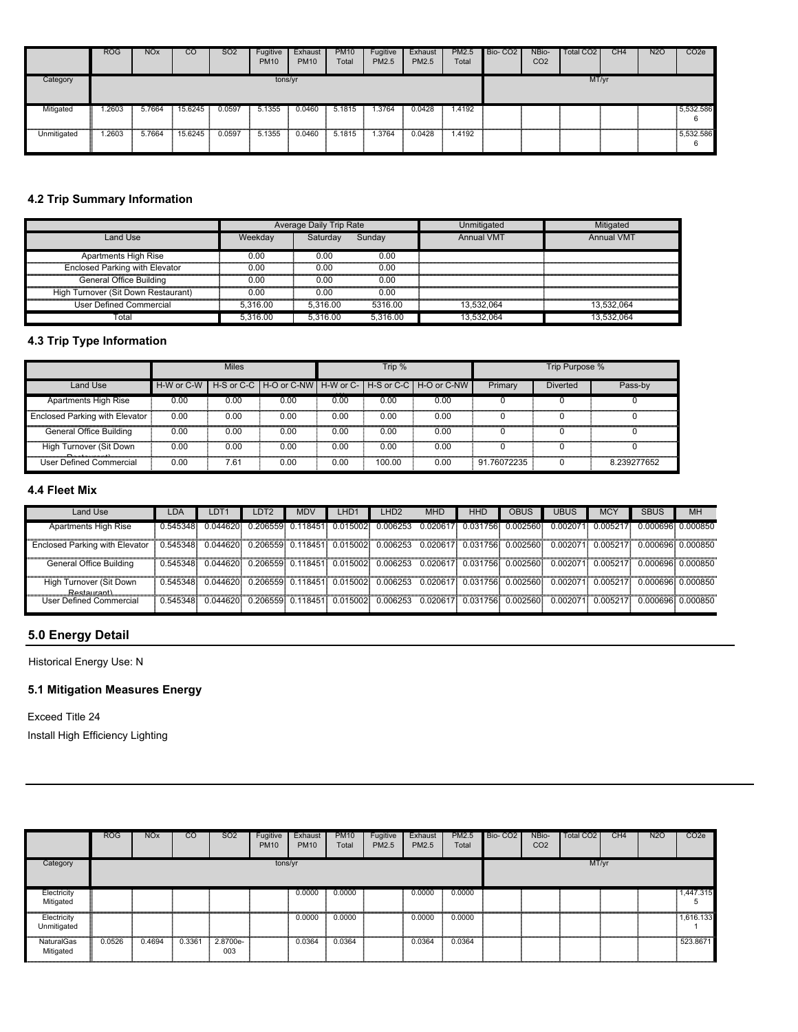| | ROG | NOx | CO | SO2 | Fugitive PM10 | Exhaust PM10 | PM10 Total | Fugitive PM2.5 | Exhaust PM2.5 | PM2.5 Total | Bio- CO2 | NBio- CO2 | Total CO2 | CH4 | N2O | CO2e |
|---|---|---|---|---|---|---|---|---|---|---|---|---|---|---|---|---|
| Category | tons/yr | | | | | | | | | | MT/yr | | | | | |
| Mitigated | 1.2603 | 5.7664 | 15.6245 | 0.0597 | 5.1355 | 0.0460 | 5.1815 | 1.3764 | 0.0428 | 1.4192 | | | | | | 5,532.586 6 |
| Unmitigated | 1.2603 | 5.7664 | 15.6245 | 0.0597 | 5.1355 | 0.0460 | 5.1815 | 1.3764 | 0.0428 | 1.4192 | | | | | | 5,532.586 6 |

### 4.2 Trip Summary Information

| | Average Daily Trip Rate | | | Unmitigated | Mitigated |
|---|---|---|---|---|---|
| Land Use | Weekday | Saturday | Sunday | Annual VMT | Annual VMT |
| Apartments High Rise | 0.00 | 0.00 | 0.00 | | |
| Enclosed Parking with Elevator | 0.00 | 0.00 | 0.00 | | |
| General Office Building | 0.00 | 0.00 | 0.00 | | |
| High Turnover (Sit Down Restaurant) | 0.00 | 0.00 | 0.00 | | |
| User Defined Commercial | 5,316.00 | 5,316.00 | 5316.00 | 13,532,064 | 13,532,064 |
| Total | 5,316.00 | 5,316.00 | 5,316.00 | 13,532,064 | 13,532,064 |

### 4.3 Trip Type Information

| | Miles | | | Trip % | | | Trip Purpose % | | |
|---|---|---|---|---|---|---|---|---|---|
| Land Use | H-W or C-W | H-S or C-C | H-O or C-NW | H-W or C-W | H-S or C-C | H-O or C-NW | Primary | Diverted | Pass-by |
| Apartments High Rise | 0.00 | 0.00 | 0.00 | 0.00 | 0.00 | 0.00 | 0 | 0 | 0 |
| Enclosed Parking with Elevator | 0.00 | 0.00 | 0.00 | 0.00 | 0.00 | 0.00 | 0 | 0 | 0 |
| General Office Building | 0.00 | 0.00 | 0.00 | 0.00 | 0.00 | 0.00 | 0 | 0 | 0 |
| High Turnover (Sit Down Restaurant) | 0.00 | 0.00 | 0.00 | 0.00 | 0.00 | 0.00 | 0 | 0 | 0 |
| User Defined Commercial | 0.00 | 7.61 | 0.00 | 0.00 | 100.00 | 0.00 | 91.76072235 | 0 | 8.239277652 |

### 4.4 Fleet Mix

| Land Use | LDA | LDT1 | LDT2 | MDV | LHD1 | LHD2 | MHD | HHD | OBUS | UBUS | MCY | SBUS | MH |
|---|---|---|---|---|---|---|---|---|---|---|---|---|---|
| Apartments High Rise | 0.545348 | 0.044620 | 0.206559 | 0.118451 | 0.015002 | 0.006253 | 0.020617 | 0.031756 | 0.002560 | 0.002071 | 0.005217 | 0.000696 | 0.000850 |
| Enclosed Parking with Elevator | 0.545348 | 0.044620 | 0.206559 | 0.118451 | 0.015002 | 0.006253 | 0.020617 | 0.031756 | 0.002560 | 0.002071 | 0.005217 | 0.000696 | 0.000850 |
| General Office Building | 0.545348 | 0.044620 | 0.206559 | 0.118451 | 0.015002 | 0.006253 | 0.020617 | 0.031756 | 0.002560 | 0.002071 | 0.005217 | 0.000696 | 0.000850 |
| High Turnover (Sit Down Restaurant) | 0.545348 | 0.044620 | 0.206559 | 0.118451 | 0.015002 | 0.006253 | 0.020617 | 0.031756 | 0.002560 | 0.002071 | 0.005217 | 0.000696 | 0.000850 |
| User Defined Commercial | 0.545348 | 0.044620 | 0.206559 | 0.118451 | 0.015002 | 0.006253 | 0.020617 | 0.031756 | 0.002560 | 0.002071 | 0.005217 | 0.000696 | 0.000850 |

## 5.0 Energy Detail

Historical Energy Use: N

### 5.1 Mitigation Measures Energy

Exceed Title 24

Install High Efficiency Lighting

| | ROG | NOx | CO | SO2 | Fugitive PM10 | Exhaust PM10 | PM10 Total | Fugitive PM2.5 | Exhaust PM2.5 | PM2.5 Total | Bio- CO2 | NBio- CO2 | Total CO2 | CH4 | N2O | CO2e |
|---|---|---|---|---|---|---|---|---|---|---|---|---|---|---|---|---|
| Category | tons/yr | | | | | | | | | | MT/yr | | | | | |
| Electricity Mitigated | | | | | | 0.0000 | 0.0000 | | 0.0000 | 0.0000 | | | | | | 1,447.315 5 |
| Electricity Unmitigated | | | | | | 0.0000 | 0.0000 | | 0.0000 | 0.0000 | | | | | | 1,616.133 1 |
| NaturalGas Mitigated | 0.0526 | 0.4694 | 0.3361 | 2.8700e-003 | | 0.0364 | 0.0364 | | 0.0364 | 0.0364 | | | | | | 523.8671 |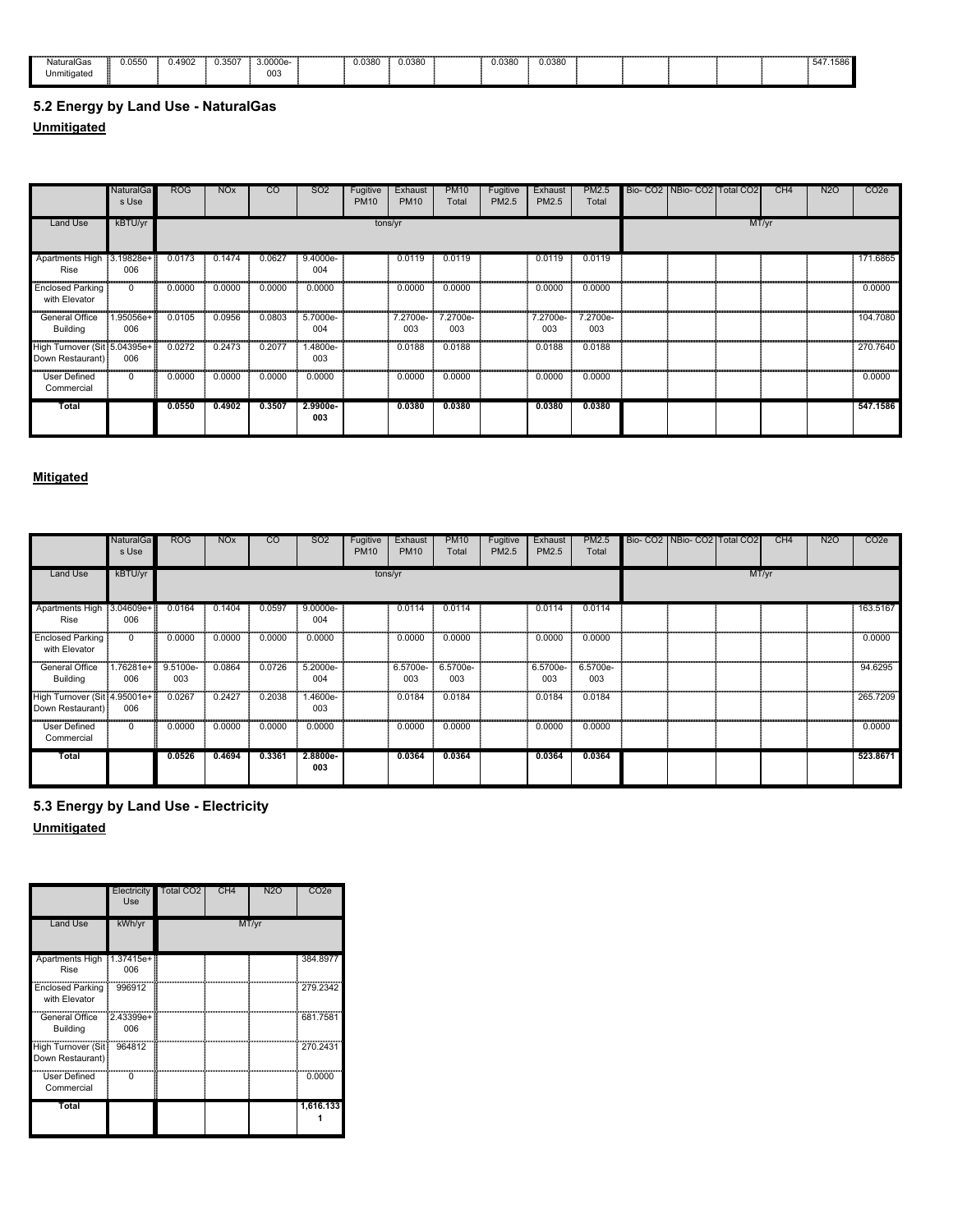| NaturalGas Unmitigated | 0.0550 | 0.4902 | 0.3507 | 3.0000e-003 | | 0.0380 | 0.0380 | | 0.0380 | 0.0380 | | | | | | 547.1586 |
|---|---|---|---|---|---|---|---|---|---|---|---|---|---|---|---|---|

## 5.2 Energy by Land Use - NaturalGas

**Unmitigated**

| | NaturalGas Use | ROG | NOx | CO | SO2 | Fugitive PM10 | Exhaust PM10 | PM10 Total | Fugitive PM2.5 | Exhaust PM2.5 | PM2.5 Total | Bio- CO2 | NBio- CO2 | Total CO2 | CH4 | N2O | CO2e |
|---|---|---|---|---|---|---|---|---|---|---|---|---|---|---|---|---|---|
| Land Use | kBTU/yr | tons/yr | | | | | | | | | | MT/yr | | | | | |
| Apartments High Rise | 3.19828e+006 | 0.0173 | 0.1474 | 0.0627 | 9.4000e-004 | | 0.0119 | 0.0119 | | 0.0119 | 0.0119 | | | | | | 171.6865 |
| Enclosed Parking with Elevator | 0 | 0.0000 | 0.0000 | 0.0000 | 0.0000 | | 0.0000 | 0.0000 | | 0.0000 | 0.0000 | | | | | | 0.0000 |
| General Office Building | 1.95056e+006 | 0.0105 | 0.0956 | 0.0803 | 5.7000e-004 | | 7.2700e-003 | 7.2700e-003 | | 7.2700e-003 | 7.2700e-003 | | | | | | 104.7080 |
| High Turnover (Sit Down Restaurant) | 5.04395e+006 | 0.0272 | 0.2473 | 0.2077 | 1.4800e-003 | | 0.0188 | 0.0188 | | 0.0188 | 0.0188 | | | | | | 270.7640 |
| User Defined Commercial | 0 | 0.0000 | 0.0000 | 0.0000 | 0.0000 | | 0.0000 | 0.0000 | | 0.0000 | 0.0000 | | | | | | 0.0000 |
| **Total** | | **0.0550** | **0.4902** | **0.3507** | **2.9900e-003** | | **0.0380** | **0.0380** | | **0.0380** | **0.0380** | | | | | | **547.1586** |

**Mitigated**

| | NaturalGas Use | ROG | NOx | CO | SO2 | Fugitive PM10 | Exhaust PM10 | PM10 Total | Fugitive PM2.5 | Exhaust PM2.5 | PM2.5 Total | Bio- CO2 | NBio- CO2 | Total CO2 | CH4 | N2O | CO2e |
|---|---|---|---|---|---|---|---|---|---|---|---|---|---|---|---|---|---|
| Land Use | kBTU/yr | tons/yr | | | | | | | | | | MT/yr | | | | | |
| Apartments High Rise | 3.04609e+006 | 0.0164 | 0.1404 | 0.0597 | 9.0000e-004 | | 0.0114 | 0.0114 | | 0.0114 | 0.0114 | | | | | | 163.5167 |
| Enclosed Parking with Elevator | 0 | 0.0000 | 0.0000 | 0.0000 | 0.0000 | | 0.0000 | 0.0000 | | 0.0000 | 0.0000 | | | | | | 0.0000 |
| General Office Building | 1.76281e+006 | 9.5100e-003 | 0.0864 | 0.0726 | 5.2000e-004 | | 6.5700e-003 | 6.5700e-003 | | 6.5700e-003 | 6.5700e-003 | | | | | | 94.6295 |
| High Turnover (Sit Down Restaurant) | 4.95001e+006 | 0.0267 | 0.2427 | 0.2038 | 1.4600e-003 | | 0.0184 | 0.0184 | | 0.0184 | 0.0184 | | | | | | 265.7209 |
| User Defined Commercial | 0 | 0.0000 | 0.0000 | 0.0000 | 0.0000 | | 0.0000 | 0.0000 | | 0.0000 | 0.0000 | | | | | | 0.0000 |
| **Total** | | **0.0526** | **0.4694** | **0.3361** | **2.8800e-003** | | **0.0364** | **0.0364** | | **0.0364** | **0.0364** | | | | | | **523.8671** |

## 5.3 Energy by Land Use - Electricity

**Unmitigated**

| | Electricity Use | Total CO2 | CH4 | N2O | CO2e |
|---|---|---|---|---|---|
| Land Use | kWh/yr | MT/yr | | | |
| Apartments High Rise | 1.37415e+006 | | | | 384.8977 |
| Enclosed Parking with Elevator | 996912 | | | | 279.2342 |
| General Office Building | 2.43399e+006 | | | | 681.7581 |
| High Turnover (Sit Down Restaurant) | 964812 | | | | 270.2431 |
| User Defined Commercial | 0 | | | | 0.0000 |
| **Total** | | | | | **1,616.1331** |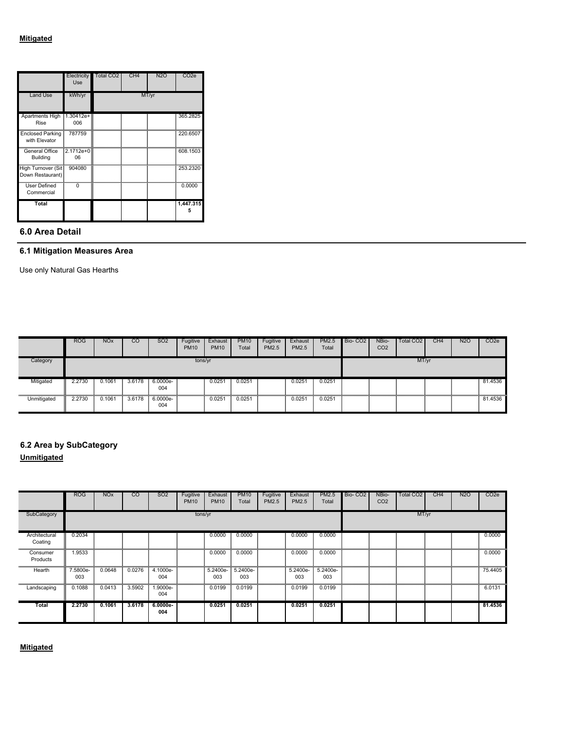**Mitigated**

| | Electricity Use | Total CO2 | CH4 | N2O | CO2e |
|---|---|---|---|---|---|
| Land Use | kWh/yr | MT/yr | | | |
| Apartments High Rise | 1.30412e+006 | | | | 365.2825 |
| Enclosed Parking with Elevator | 787759 | | | | 220.6507 |
| General Office Building | 2.1712e+006 | | | | 608.1503 |
| High Turnover (Sit Down Restaurant) | 904080 | | | | 253.2320 |
| User Defined Commercial | 0 | | | | 0.0000 |
| Total | | | | | 1,447.3155 |

## 6.0 Area Detail

### 6.1 Mitigation Measures Area

Use only Natural Gas Hearths

| | ROG | NOx | CO | SO2 | Fugitive PM10 | Exhaust PM10 | PM10 Total | Fugitive PM2.5 | Exhaust PM2.5 | PM2.5 Total | Bio- CO2 | NBio- CO2 | Total CO2 | CH4 | N2O | CO2e |
|---|---|---|---|---|---|---|---|---|---|---|---|---|---|---|---|---|
| Category | tons/yr | | | | | | | | | | MT/yr | | | | | |
| Mitigated | 2.2730 | 0.1061 | 3.6178 | 6.0000e-004 | | 0.0251 | 0.0251 | | 0.0251 | 0.0251 | | | | | | 81.4536 |
| Unmitigated | 2.2730 | 0.1061 | 3.6178 | 6.0000e-004 | | 0.0251 | 0.0251 | | 0.0251 | 0.0251 | | | | | | 81.4536 |

### 6.2 Area by SubCategory

**Unmitigated**

| | ROG | NOx | CO | SO2 | Fugitive PM10 | Exhaust PM10 | PM10 Total | Fugitive PM2.5 | Exhaust PM2.5 | PM2.5 Total | Bio- CO2 | NBio- CO2 | Total CO2 | CH4 | N2O | CO2e |
|---|---|---|---|---|---|---|---|---|---|---|---|---|---|---|---|---|
| SubCategory | tons/yr | | | | | | | | | | MT/yr | | | | | |
| Architectural Coating | 0.2034 | | | | | 0.0000 | 0.0000 | | 0.0000 | 0.0000 | | | | | | 0.0000 |
| Consumer Products | 1.9533 | | | | | 0.0000 | 0.0000 | | 0.0000 | 0.0000 | | | | | | 0.0000 |
| Hearth | 7.5800e-003 | 0.0648 | 0.0276 | 4.1000e-004 | | 5.2400e-003 | 5.2400e-003 | | 5.2400e-003 | 5.2400e-003 | | | | | | 75.4405 |
| Landscaping | 0.1088 | 0.0413 | 3.5902 | 1.9000e-004 | | 0.0199 | 0.0199 | | 0.0199 | 0.0199 | | | | | | 6.0131 |
| **Total** | **2.2730** | **0.1061** | **3.6178** | **6.0000e-004** | | **0.0251** | **0.0251** | | **0.0251** | **0.0251** | | | | | | **81.4536** |

**Mitigated**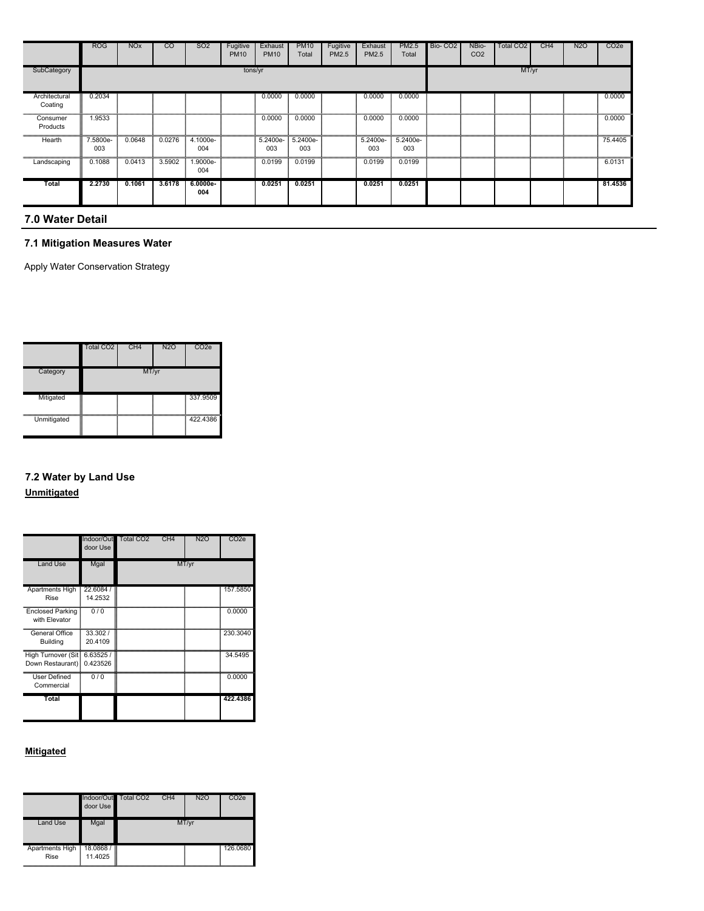| | ROG | NOx | CO | SO2 | Fugitive PM10 | Exhaust PM10 | PM10 Total | Fugitive PM2.5 | Exhaust PM2.5 | PM2.5 Total | Bio- CO2 | NBio- CO2 | Total CO2 | CH4 | N2O | CO2e |
|---|---|---|---|---|---|---|---|---|---|---|---|---|---|---|---|---|
| SubCategory | tons/yr | | | | | | | | | | MT/yr | | | | | |
| Architectural Coating | 0.2034 | | | | | 0.0000 | 0.0000 | | 0.0000 | 0.0000 | | | | | | 0.0000 |
| Consumer Products | 1.9533 | | | | | 0.0000 | 0.0000 | | 0.0000 | 0.0000 | | | | | | 0.0000 |
| Hearth | 7.5800e-003 | 0.0648 | 0.0276 | 4.1000e-004 | | 5.2400e-003 | 5.2400e-003 | | 5.2400e-003 | 5.2400e-003 | | | | | | 75.4405 |
| Landscaping | 0.1088 | 0.0413 | 3.5902 | 1.9000e-004 | | 0.0199 | 0.0199 | | 0.0199 | 0.0199 | | | | | | 6.0131 |
| **Total** | **2.2730** | **0.1061** | **3.6178** | **6.0000e-004** | | **0.0251** | **0.0251** | | **0.0251** | **0.0251** | | | | | | **81.4536** |

## 7.0 Water Detail

### 7.1 Mitigation Measures Water

Apply Water Conservation Strategy

| | Total CO2 | CH4 | N2O | CO2e |
|---|---|---|---|---|
| Category | MT/yr | | | |
| Mitigated | | | | 337.9509 |
| Unmitigated | | | | 422.4386 |

### 7.2 Water by Land Use

**Unmitigated**

| | Indoor/Outdoor Use | Total CO2 | CH4 | N2O | CO2e |
|---|---|---|---|---|---|
| Land Use | Mgal | MT/yr | | | |
| Apartments High Rise | 22.6084 / 14.2532 | | | | 157.5850 |
| Enclosed Parking with Elevator | 0 / 0 | | | | 0.0000 |
| General Office Building | 33.302 / 20.4109 | | | | 230.3040 |
| High Turnover (Sit Down Restaurant) | 6.63525 / 0.423526 | | | | 34.5495 |
| User Defined Commercial | 0 / 0 | | | | 0.0000 |
| **Total** | | | | | **422.4386** |

**Mitigated**

| | Indoor/Outdoor Use | Total CO2 | CH4 | N2O | CO2e |
|---|---|---|---|---|---|
| Land Use | Mgal | MT/yr | | | |
| Apartments High Rise | 18.0868 / 11.4025 | | | | 126.0680 |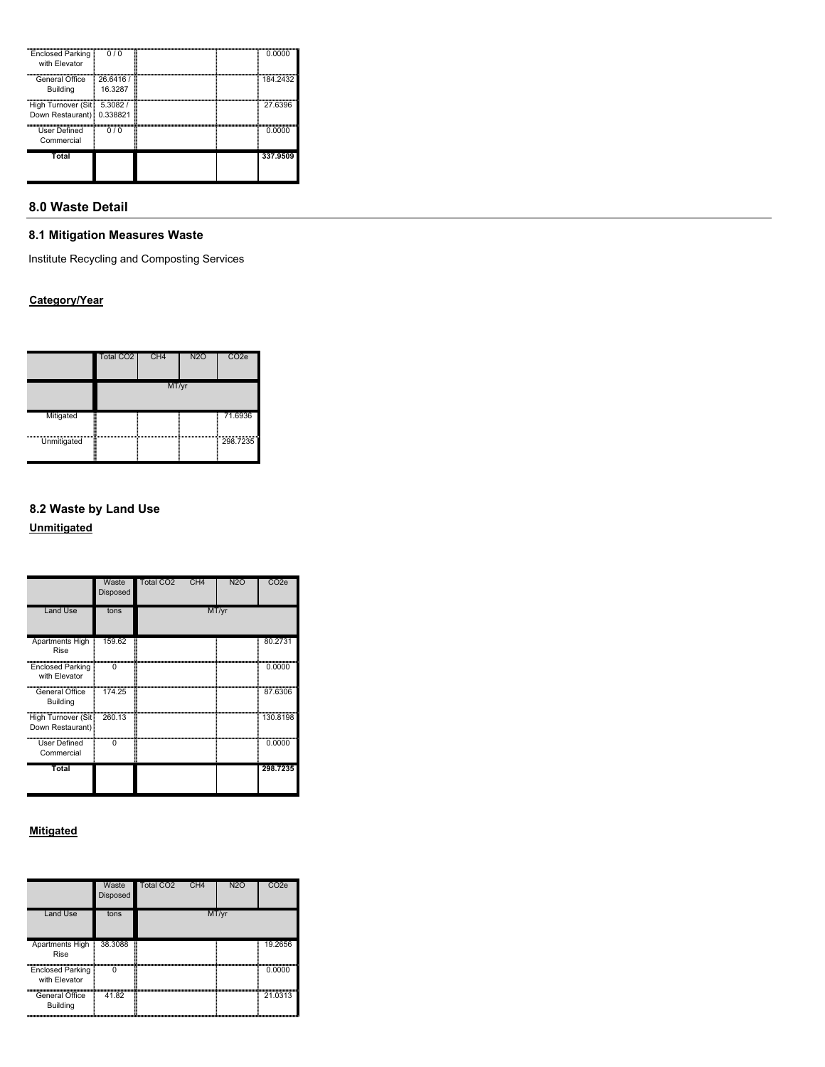| | | | | |
|---|---|---|---|---|
| Enclosed Parking with Elevator | 0 / 0 | | | 0.0000 |
| General Office Building | 26.6416 / 16.3287 | | | 184.2432 |
| High Turnover (Sit Down Restaurant) | 5.3082 / 0.338821 | | | 27.6396 |
| User Defined Commercial | 0 / 0 | | | 0.0000 |
| **Total** | | | | **337.9509** |

## 8.0 Waste Detail

### 8.1 Mitigation Measures Waste

Institute Recycling and Composting Services

**Category/Year**

| | Total $CO_2$ | $CH_4$ | $N_2O$ | $CO_2e$ |
|---|---|---|---|---|
| | MT/yr | | | |
| Mitigated | | | | 71.6936 |
| Unmitigated | | | | 298.7235 |

### 8.2 Waste by Land Use

**Unmitigated**

| | Waste Disposed | Total $CO_2$ | $CH_4$ | $N_2O$ | $CO_2e$ |
|---|---|---|---|---|---|
| Land Use | tons | MT/yr | | | |
| Apartments High Rise | 159.62 | | | | 80.2731 |
| Enclosed Parking with Elevator | 0 | | | | 0.0000 |
| General Office Building | 174.25 | | | | 87.6306 |
| High Turnover (Sit Down Restaurant) | 260.13 | | | | 130.8198 |
| User Defined Commercial | 0 | | | | 0.0000 |
| **Total** | | | | | **298.7235** |

**Mitigated**

| | Waste Disposed | Total $CO_2$ | $CH_4$ | $N_2O$ | $CO_2e$ |
|---|---|---|---|---|---|
| Land Use | tons | MT/yr | | | |
| Apartments High Rise | 38.3088 | | | | 19.2656 |
| Enclosed Parking with Elevator | 0 | | | | 0.0000 |
| General Office Building | 41.82 | | | | 21.0313 |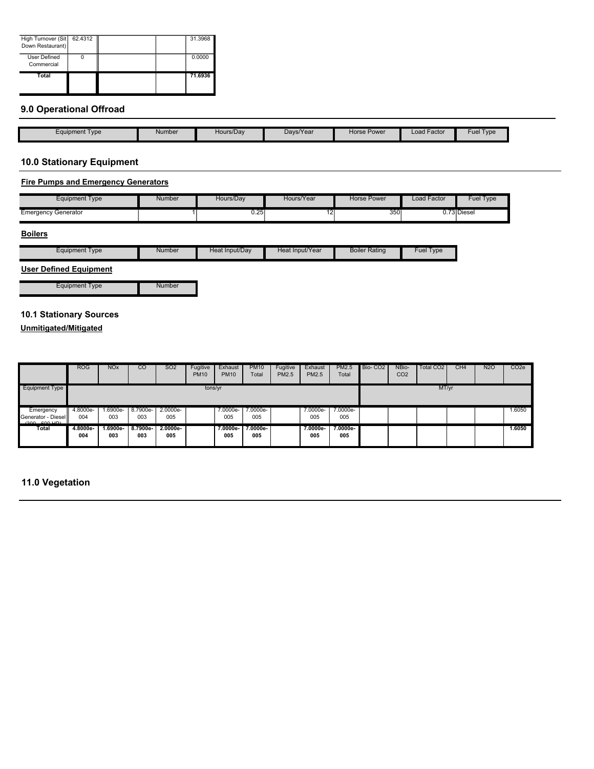| | | | | |
|---|---|---|---|---|
| High Turnover (Sit Down Restaurant) | 62.4312 | | | 31.3968 |
| User Defined Commercial | 0 | | | 0.0000 |
| **Total** | | | | **71.6936** |

## 9.0 Operational Offroad

| Equipment Type | Number | Hours/Day | Days/Year | Horse Power | Load Factor | Fuel Type |
|---|---|---|---|---|---|---|

## 10.0 Stationary Equipment

**Fire Pumps and Emergency Generators**

| Equipment Type | Number | Hours/Day | Hours/Year | Horse Power | Load Factor | Fuel Type |
|---|---|---|---|---|---|---|
| Emergency Generator | 1 | 0.25 | 12 | 350 | 0.73 | Diesel |

**Boilers**

| Equipment Type | Number | Heat Input/Day | Heat Input/Year | Boiler Rating | Fuel Type |
|---|---|---|---|---|---|

**User Defined Equipment**

| Equipment Type | Number |
|---|---|

### 10.1 Stationary Sources

**Unmitigated/Mitigated**

| | ROG | NOx | CO | SO2 | Fugitive PM10 | Exhaust PM10 | PM10 Total | Fugitive PM2.5 | Exhaust PM2.5 | PM2.5 Total | Bio- CO2 | NBio- CO2 | Total CO2 | CH4 | N2O | CO2e |
|---|---|---|---|---|---|---|---|---|---|---|---|---|---|---|---|---|
| Equipment Type | tons/yr | | | | | | | | | | MT/yr | | | | | |
| Emergency Generator - Diesel (300 - 600 HP) | 4.8000e-004 | 1.6900e-003 | 8.7900e-003 | 2.0000e-005 | | 7.0000e-005 | 7.0000e-005 | | 7.0000e-005 | 7.0000e-005 | | | | | | 1.6050 |
| **Total** | **4.8000e-004** | **1.6900e-003** | **8.7900e-003** | **2.0000e-005** | | **7.0000e-005** | **7.0000e-005** | | **7.0000e-005** | **7.0000e-005** | | | | | | **1.6050** |

## 11.0 Vegetation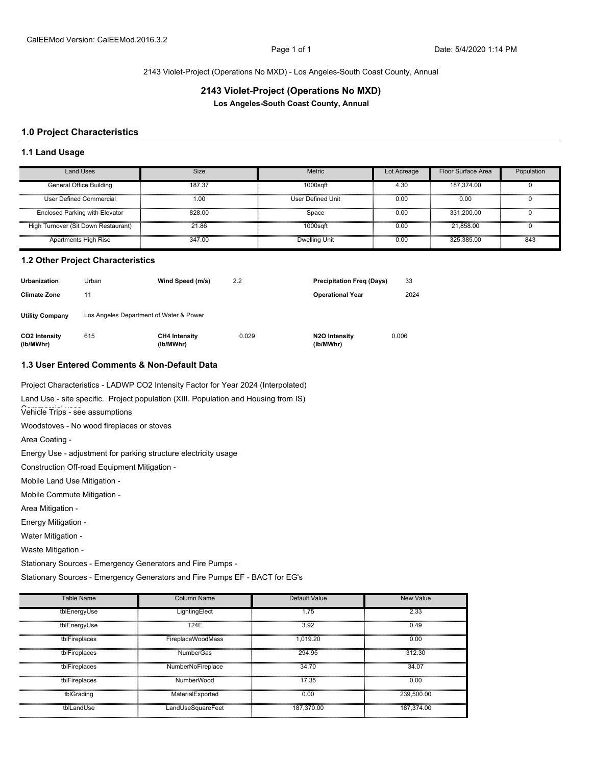CalEEMod Version: CalEEMod.2016.3.2

Date: 5/4/2020 1:14 PM

2143 Violet-Project (Operations No MXD) - Los Angeles-South Coast County, Annual

# 2143 Violet-Project (Operations No MXD)

**Los Angeles-South Coast County, Annual**

## 1.0 Project Characteristics

### 1.1 Land Usage

| Land Uses | Size | Metric | Lot Acreage | Floor Surface Area | Population |
|---|---|---|---|---|---|
| General Office Building | 187.37 | 1000sqft | 4.30 | 187,374.00 | 0 |
| User Defined Commercial | 1.00 | User Defined Unit | 0.00 | 0.00 | 0 |
| Enclosed Parking with Elevator | 828.00 | Space | 0.00 | 331,200.00 | 0 |
| High Turnover (Sit Down Restaurant) | 21.86 | 1000sqft | 0.00 | 21,858.00 | 0 |
| Apartments High Rise | 347.00 | Dwelling Unit | 0.00 | 325,385.00 | 843 |

### 1.2 Other Project Characteristics

| | | | | | |
|---|---|---|---|---|---|
| **Urbanization** | Urban | **Wind Speed (m/s)** | 2.2 | **Precipitation Freq (Days)** | 33 |
| **Climate Zone** | 11 | | | **Operational Year** | 2024 |
| **Utility Company** | Los Angeles Department of Water & Power | | | | |
| **CO2 Intensity (lb/MWhr)** | 615 | **CH4 Intensity (lb/MWhr)** | 0.029 | **N2O Intensity (lb/MWhr)** | 0.006 |

### 1.3 User Entered Comments & Non-Default Data

Project Characteristics - LADWP CO2 Intensity Factor for Year 2024 (Interpolated)

Land Use - site specific. Project population (XIII. Population and Housing from IS) Commercial uses

Vehicle Trips - see assumptions

Woodstoves - No wood fireplaces or stoves

Area Coating -

Energy Use - adjustment for parking structure electricity usage

Construction Off-road Equipment Mitigation -

Mobile Land Use Mitigation -

Mobile Commute Mitigation -

Area Mitigation -

Energy Mitigation -

Water Mitigation -

Waste Mitigation -

Stationary Sources - Emergency Generators and Fire Pumps -

Stationary Sources - Emergency Generators and Fire Pumps EF - BACT for EG's

| Table Name | Column Name | Default Value | New Value |
|---|---|---|---|
| tblEnergyUse | LightingElect | 1.75 | 2.33 |
| tblEnergyUse | T24E | 3.92 | 0.49 |
| tblFireplaces | FireplaceWoodMass | 1,019.20 | 0.00 |
| tblFireplaces | NumberGas | 294.95 | 312.30 |
| tblFireplaces | NumberNoFireplace | 34.70 | 34.07 |
| tblFireplaces | NumberWood | 17.35 | 0.00 |
| tblGrading | MaterialExported | 0.00 | 239,500.00 |
| tblLandUse | LandUseSquareFeet | 187,370.00 | 187,374.00 |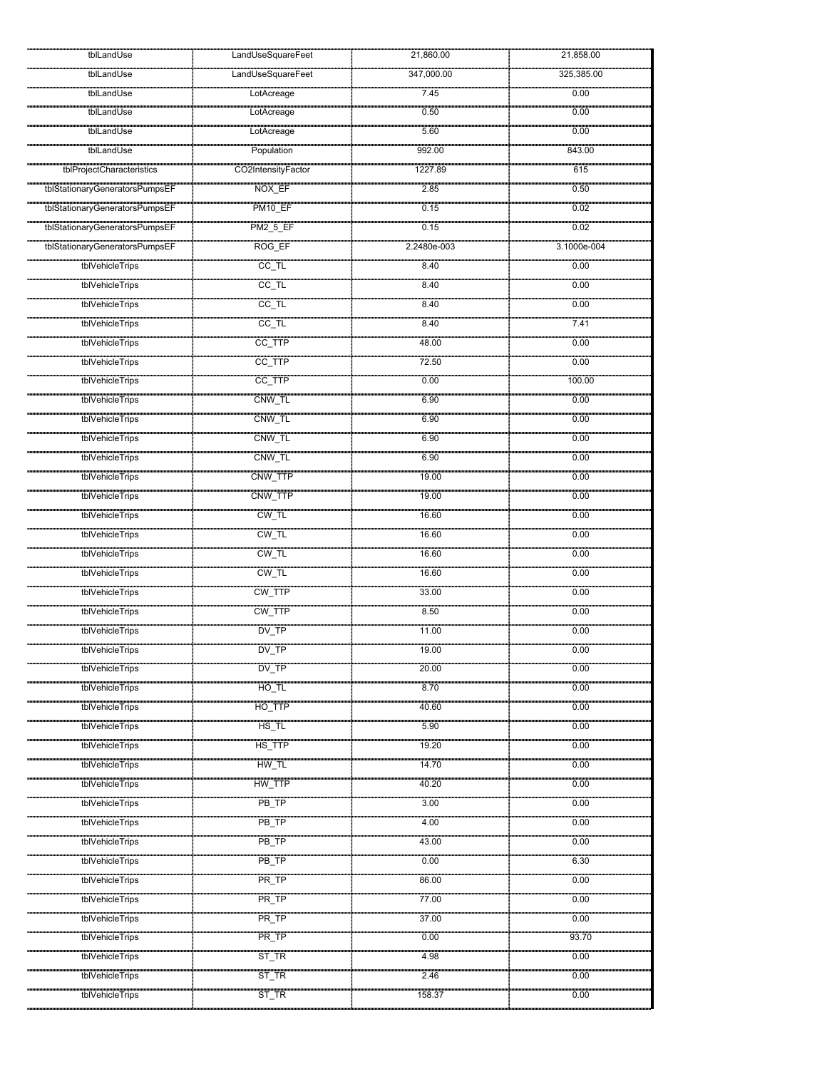| | | | |
|---|---|---|---|
| tblLandUse | LandUseSquareFeet | 21,860.00 | 21,858.00 |
| tblLandUse | LandUseSquareFeet | 347,000.00 | 325,385.00 |
| tblLandUse | LotAcreage | 7.45 | 0.00 |
| tblLandUse | LotAcreage | 0.50 | 0.00 |
| tblLandUse | LotAcreage | 5.60 | 0.00 |
| tblLandUse | Population | 992.00 | 843.00 |
| tblProjectCharacteristics | CO2IntensityFactor | 1227.89 | 615 |
| tblStationaryGeneratorsPumpsEF | NOX_EF | 2.85 | 0.50 |
| tblStationaryGeneratorsPumpsEF | PM10_EF | 0.15 | 0.02 |
| tblStationaryGeneratorsPumpsEF | PM2_5_EF | 0.15 | 0.02 |
| tblStationaryGeneratorsPumpsEF | ROG_EF | 2.2480e-003 | 3.1000e-004 |
| tblVehicleTrips | CC_TL | 8.40 | 0.00 |
| tblVehicleTrips | CC_TL | 8.40 | 0.00 |
| tblVehicleTrips | CC_TL | 8.40 | 0.00 |
| tblVehicleTrips | CC_TL | 8.40 | 7.41 |
| tblVehicleTrips | CC_TTP | 48.00 | 0.00 |
| tblVehicleTrips | CC_TTP | 72.50 | 0.00 |
| tblVehicleTrips | CC_TTP | 0.00 | 100.00 |
| tblVehicleTrips | CNW_TL | 6.90 | 0.00 |
| tblVehicleTrips | CNW_TL | 6.90 | 0.00 |
| tblVehicleTrips | CNW_TL | 6.90 | 0.00 |
| tblVehicleTrips | CNW_TL | 6.90 | 0.00 |
| tblVehicleTrips | CNW_TTP | 19.00 | 0.00 |
| tblVehicleTrips | CNW_TTP | 19.00 | 0.00 |
| tblVehicleTrips | CW_TL | 16.60 | 0.00 |
| tblVehicleTrips | CW_TL | 16.60 | 0.00 |
| tblVehicleTrips | CW_TL | 16.60 | 0.00 |
| tblVehicleTrips | CW_TL | 16.60 | 0.00 |
| tblVehicleTrips | CW_TTP | 33.00 | 0.00 |
| tblVehicleTrips | CW_TTP | 8.50 | 0.00 |
| tblVehicleTrips | DV_TP | 11.00 | 0.00 |
| tblVehicleTrips | DV_TP | 19.00 | 0.00 |
| tblVehicleTrips | DV_TP | 20.00 | 0.00 |
| tblVehicleTrips | HO_TL | 8.70 | 0.00 |
| tblVehicleTrips | HO_TTP | 40.60 | 0.00 |
| tblVehicleTrips | HS_TL | 5.90 | 0.00 |
| tblVehicleTrips | HS_TTP | 19.20 | 0.00 |
| tblVehicleTrips | HW_TL | 14.70 | 0.00 |
| tblVehicleTrips | HW_TTP | 40.20 | 0.00 |
| tblVehicleTrips | PB_TP | 3.00 | 0.00 |
| tblVehicleTrips | PB_TP | 4.00 | 0.00 |
| tblVehicleTrips | PB_TP | 43.00 | 0.00 |
| tblVehicleTrips | PB_TP | 0.00 | 6.30 |
| tblVehicleTrips | PR_TP | 86.00 | 0.00 |
| tblVehicleTrips | PR_TP | 77.00 | 0.00 |
| tblVehicleTrips | PR_TP | 37.00 | 0.00 |
| tblVehicleTrips | PR_TP | 0.00 | 93.70 |
| tblVehicleTrips | ST_TR | 4.98 | 0.00 |
| tblVehicleTrips | ST_TR | 2.46 | 0.00 |
| tblVehicleTrips | ST_TR | 158.37 | 0.00 |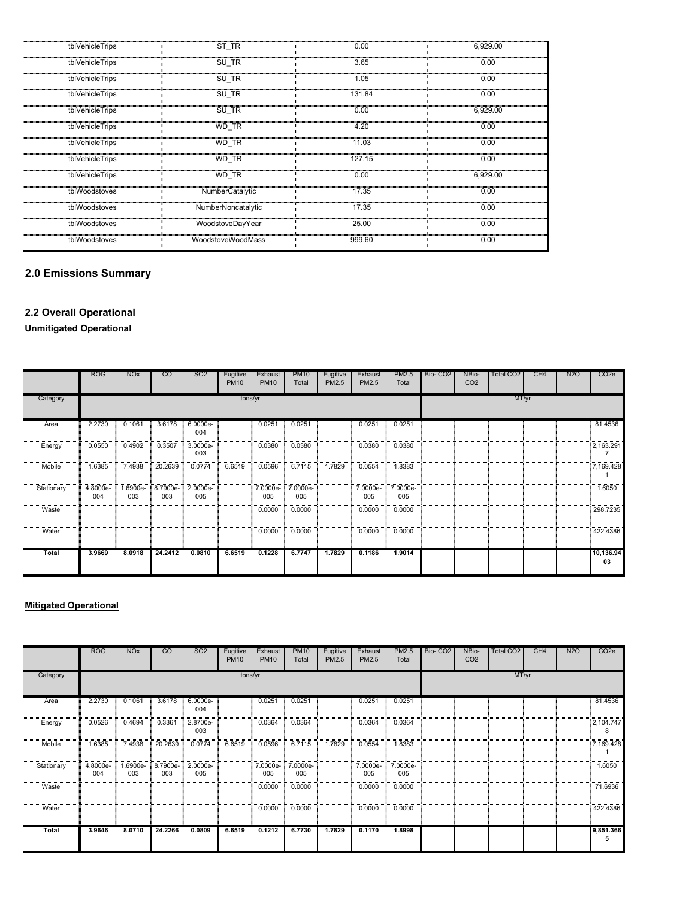| | | | |
|---|---|---|---|
| tblVehicleTrips | ST_TR | 0.00 | 6,929.00 |
| tblVehicleTrips | SU_TR | 3.65 | 0.00 |
| tblVehicleTrips | SU_TR | 1.05 | 0.00 |
| tblVehicleTrips | SU_TR | 131.84 | 0.00 |
| tblVehicleTrips | SU_TR | 0.00 | 6,929.00 |
| tblVehicleTrips | WD_TR | 4.20 | 0.00 |
| tblVehicleTrips | WD_TR | 11.03 | 0.00 |
| tblVehicleTrips | WD_TR | 127.15 | 0.00 |
| tblVehicleTrips | WD_TR | 0.00 | 6,929.00 |
| tblWoodstoves | NumberCatalytic | 17.35 | 0.00 |
| tblWoodstoves | NumberNoncatalytic | 17.35 | 0.00 |
| tblWoodstoves | WoodstoveDayYear | 25.00 | 0.00 |
| tblWoodstoves | WoodstoveWoodMass | 999.60 | 0.00 |

## 2.0 Emissions Summary

### 2.2 Overall Operational

**Unmitigated Operational**

| | ROG | NOx | CO | SO2 | Fugitive PM10 | Exhaust PM10 | PM10 Total | Fugitive PM2.5 | Exhaust PM2.5 | PM2.5 Total | Bio- CO2 | NBio- CO2 | Total CO2 | CH4 | N2O | CO2e |
|---|---|---|---|---|---|---|---|---|---|---|---|---|---|---|---|---|
| Category | tons/yr | | | | | | | | | | MT/yr | | | | | |
| Area | 2.2730 | 0.1061 | 3.6178 | 6.0000e-004 | | 0.0251 | 0.0251 | | 0.0251 | 0.0251 | | | | | | 81.4536 |
| Energy | 0.0550 | 0.4902 | 0.3507 | 3.0000e-003 | | 0.0380 | 0.0380 | | 0.0380 | 0.0380 | | | | | | 2,163.2917 |
| Mobile | 1.6385 | 7.4938 | 20.2639 | 0.0774 | 6.6519 | 0.0596 | 6.7115 | 1.7829 | 0.0554 | 1.8383 | | | | | | 7,169.4281 |
| Stationary | 4.8000e-004 | 1.6900e-003 | 8.7900e-003 | 2.0000e-005 | | 7.0000e-005 | 7.0000e-005 | | 7.0000e-005 | 7.0000e-005 | | | | | | 1.6050 |
| Waste | | | | | | 0.0000 | 0.0000 | | 0.0000 | 0.0000 | | | | | | 298.7235 |
| Water | | | | | | 0.0000 | 0.0000 | | 0.0000 | 0.0000 | | | | | | 422.4386 |
| **Total** | **3.9669** | **8.0918** | **24.2412** | **0.0810** | **6.6519** | **0.1228** | **6.7747** | **1.7829** | **0.1186** | **1.9014** | | | | | | **10,136.9403** |

**Mitigated Operational**

| | ROG | NOx | CO | SO2 | Fugitive PM10 | Exhaust PM10 | PM10 Total | Fugitive PM2.5 | Exhaust PM2.5 | PM2.5 Total | Bio- CO2 | NBio- CO2 | Total CO2 | CH4 | N2O | CO2e |
|---|---|---|---|---|---|---|---|---|---|---|---|---|---|---|---|---|
| Category | tons/yr | | | | | | | | | | MT/yr | | | | | |
| Area | 2.2730 | 0.1061 | 3.6178 | 6.0000e-004 | | 0.0251 | 0.0251 | | 0.0251 | 0.0251 | | | | | | 81.4536 |
| Energy | 0.0526 | 0.4694 | 0.3361 | 2.8700e-003 | | 0.0364 | 0.0364 | | 0.0364 | 0.0364 | | | | | | 2,104.7478 |
| Mobile | 1.6385 | 7.4938 | 20.2639 | 0.0774 | 6.6519 | 0.0596 | 6.7115 | 1.7829 | 0.0554 | 1.8383 | | | | | | 7,169.4281 |
| Stationary | 4.8000e-004 | 1.6900e-003 | 8.7900e-003 | 2.0000e-005 | | 7.0000e-005 | 7.0000e-005 | | 7.0000e-005 | 7.0000e-005 | | | | | | 1.6050 |
| Waste | | | | | | 0.0000 | 0.0000 | | 0.0000 | 0.0000 | | | | | | 71.6936 |
| Water | | | | | | 0.0000 | 0.0000 | | 0.0000 | 0.0000 | | | | | | 422.4386 |
| **Total** | **3.9646** | **8.0710** | **24.2266** | **0.0809** | **6.6519** | **0.1212** | **6.7730** | **1.7829** | **0.1170** | **1.8998** | | | | | | **9,851.3665** |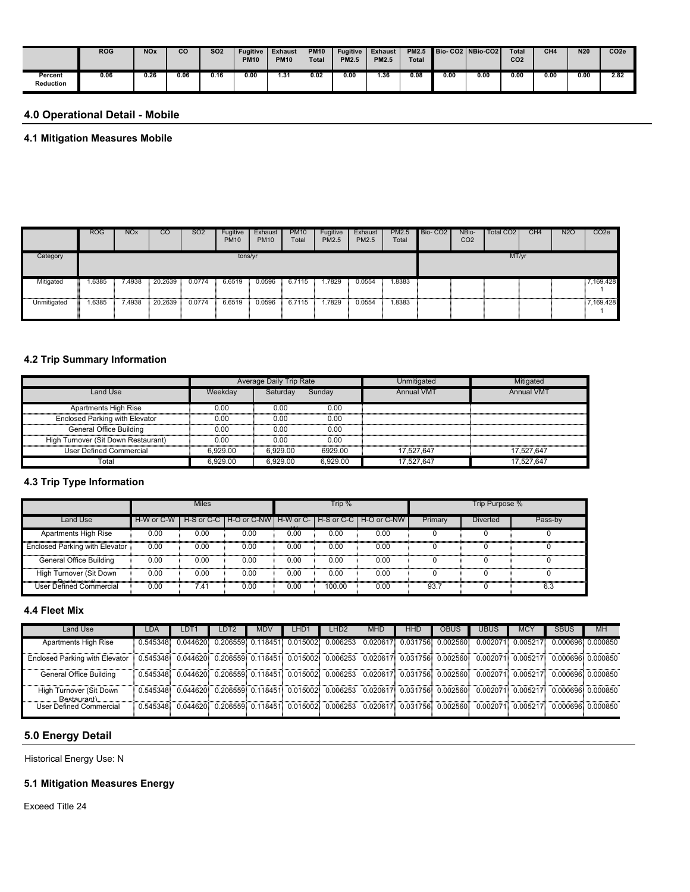| | ROG | NOx | CO | SO2 | Fugitive PM10 | Exhaust PM10 | PM10 Total | Fugitive PM2.5 | Exhaust PM2.5 | PM2.5 Total | Bio- CO2 | NBio-CO2 | Total CO2 | CH4 | N20 | CO2e |
|---|---|---|---|---|---|---|---|---|---|---|---|---|---|---|---|---|
| Percent Reduction | 0.06 | 0.26 | 0.06 | 0.16 | 0.00 | 1.31 | 0.02 | 0.00 | 1.36 | 0.08 | 0.00 | 0.00 | 0.00 | 0.00 | 0.00 | 2.82 |

## 4.0 Operational Detail - Mobile

### 4.1 Mitigation Measures Mobile

| | ROG | NOx | CO | SO2 | Fugitive PM10 | Exhaust PM10 | PM10 Total | Fugitive PM2.5 | Exhaust PM2.5 | PM2.5 Total | Bio- CO2 | NBio- CO2 | Total CO2 | CH4 | N2O | CO2e |
|---|---|---|---|---|---|---|---|---|---|---|---|---|---|---|---|---|
| Category | | | | | tons/yr | | | | | | | | MT/yr | | | |
| Mitigated | 1.6385 | 7.4938 | 20.2639 | 0.0774 | 6.6519 | 0.0596 | 6.7115 | 1.7829 | 0.0554 | 1.8383 | | | | | | 7,169.428 1 |
| Unmitigated | 1.6385 | 7.4938 | 20.2639 | 0.0774 | 6.6519 | 0.0596 | 6.7115 | 1.7829 | 0.0554 | 1.8383 | | | | | | 7,169.428 1 |

### 4.2 Trip Summary Information

| | Average Daily Trip Rate | | | Unmitigated | Mitigated |
|---|---|---|---|---|---|
| Land Use | Weekday | Saturday | Sunday | Annual VMT | Annual VMT |
| Apartments High Rise | 0.00 | 0.00 | 0.00 | | |
| Enclosed Parking with Elevator | 0.00 | 0.00 | 0.00 | | |
| General Office Building | 0.00 | 0.00 | 0.00 | | |
| High Turnover (Sit Down Restaurant) | 0.00 | 0.00 | 0.00 | | |
| User Defined Commercial | 6,929.00 | 6,929.00 | 6929.00 | 17,527,647 | 17,527,647 |
| Total | 6,929.00 | 6,929.00 | 6,929.00 | 17,527,647 | 17,527,647 |

### 4.3 Trip Type Information

| | Miles | | | Trip % | | | Trip Purpose % | | |
|---|---|---|---|---|---|---|---|---|---|
| Land Use | H-W or C-W | H-S or C-C | H-O or C-NW | H-W or C-W | H-S or C-C | H-O or C-NW | Primary | Diverted | Pass-by |
| Apartments High Rise | 0.00 | 0.00 | 0.00 | 0.00 | 0.00 | 0.00 | 0 | 0 | 0 |
| Enclosed Parking with Elevator | 0.00 | 0.00 | 0.00 | 0.00 | 0.00 | 0.00 | 0 | 0 | 0 |
| General Office Building | 0.00 | 0.00 | 0.00 | 0.00 | 0.00 | 0.00 | 0 | 0 | 0 |
| High Turnover (Sit Down Restaurant) | 0.00 | 0.00 | 0.00 | 0.00 | 0.00 | 0.00 | 0 | 0 | 0 |
| User Defined Commercial | 0.00 | 7.41 | 0.00 | 0.00 | 100.00 | 0.00 | 93.7 | 0 | 6.3 |

### 4.4 Fleet Mix

| Land Use | LDA | LDT1 | LDT2 | MDV | LHD1 | LHD2 | MHD | HHD | OBUS | UBUS | MCY | SBUS | MH |
|---|---|---|---|---|---|---|---|---|---|---|---|---|---|
| Apartments High Rise | 0.545348 | 0.044620 | 0.206559 | 0.118451 | 0.015002 | 0.006253 | 0.020617 | 0.031756 | 0.002560 | 0.002071 | 0.005217 | 0.000696 | 0.000850 |
| Enclosed Parking with Elevator | 0.545348 | 0.044620 | 0.206559 | 0.118451 | 0.015002 | 0.006253 | 0.020617 | 0.031756 | 0.002560 | 0.002071 | 0.005217 | 0.000696 | 0.000850 |
| General Office Building | 0.545348 | 0.044620 | 0.206559 | 0.118451 | 0.015002 | 0.006253 | 0.020617 | 0.031756 | 0.002560 | 0.002071 | 0.005217 | 0.000696 | 0.000850 |
| High Turnover (Sit Down Restaurant) | 0.545348 | 0.044620 | 0.206559 | 0.118451 | 0.015002 | 0.006253 | 0.020617 | 0.031756 | 0.002560 | 0.002071 | 0.005217 | 0.000696 | 0.000850 |
| User Defined Commercial | 0.545348 | 0.044620 | 0.206559 | 0.118451 | 0.015002 | 0.006253 | 0.020617 | 0.031756 | 0.002560 | 0.002071 | 0.005217 | 0.000696 | 0.000850 |

## 5.0 Energy Detail

Historical Energy Use: N

### 5.1 Mitigation Measures Energy

Exceed Title 24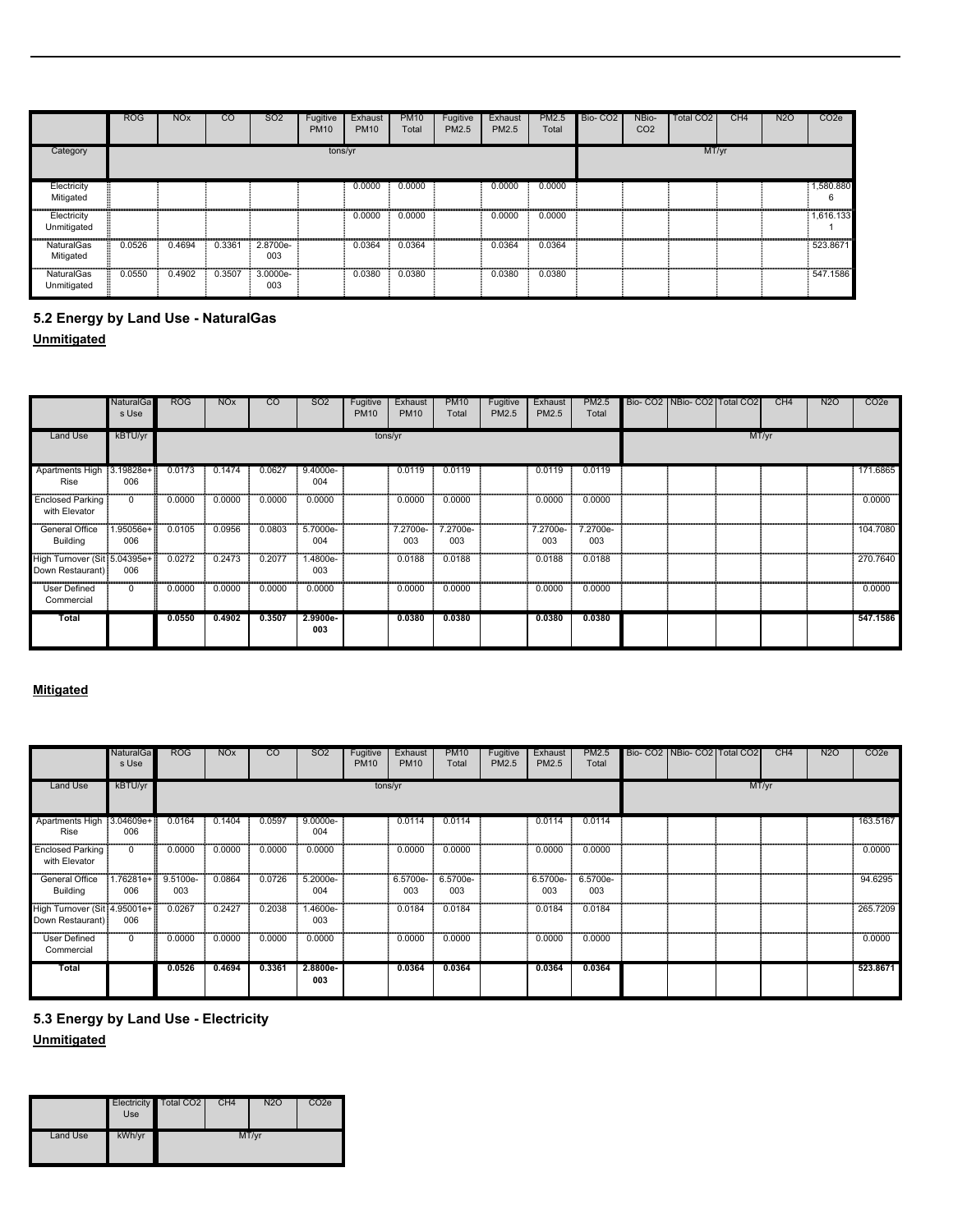| | ROG | NOx | CO | SO2 | Fugitive PM10 | Exhaust PM10 | PM10 Total | Fugitive PM2.5 | Exhaust PM2.5 | PM2.5 Total | Bio- CO2 | NBio- CO2 | Total CO2 | CH4 | N2O | CO2e |
|---|---|---|---|---|---|---|---|---|---|---|---|---|---|---|---|---|
| Category | tons/yr | | | | | | | | | | MT/yr | | | | | |
| Electricity Mitigated | | | | | | 0.0000 | 0.0000 | | 0.0000 | 0.0000 | | | | | | 1,580.8806 |
| Electricity Unmitigated | | | | | | 0.0000 | 0.0000 | | 0.0000 | 0.0000 | | | | | | 1,616.1331 |
| NaturalGas Mitigated | 0.0526 | 0.4694 | 0.3361 | 2.8700e-003 | | 0.0364 | 0.0364 | | 0.0364 | 0.0364 | | | | | | 523.8671 |
| NaturalGas Unmitigated | 0.0550 | 0.4902 | 0.3507 | 3.0000e-003 | | 0.0380 | 0.0380 | | 0.0380 | 0.0380 | | | | | | 547.1586 |

## 5.2 Energy by Land Use - NaturalGas

**Unmitigated**

| | NaturalGas Use | ROG | NOx | CO | SO2 | Fugitive PM10 | Exhaust PM10 | PM10 Total | Fugitive PM2.5 | Exhaust PM2.5 | PM2.5 Total | Bio- CO2 | NBio- CO2 | Total CO2 | CH4 | N2O | CO2e |
|---|---|---|---|---|---|---|---|---|---|---|---|---|---|---|---|---|---|
| Land Use | kBTU/yr | tons/yr | | | | | | | | | | MT/yr | | | | | |
| Apartments High Rise | 3.19828e+006 | 0.0173 | 0.1474 | 0.0627 | 9.4000e-004 | | 0.0119 | 0.0119 | | 0.0119 | 0.0119 | | | | | | 171.6865 |
| Enclosed Parking with Elevator | 0 | 0.0000 | 0.0000 | 0.0000 | 0.0000 | | 0.0000 | 0.0000 | | 0.0000 | 0.0000 | | | | | | 0.0000 |
| General Office Building | 1.95056e+006 | 0.0105 | 0.0956 | 0.0803 | 5.7000e-004 | | 7.2700e-003 | 7.2700e-003 | | 7.2700e-003 | 7.2700e-003 | | | | | | 104.7080 |
| High Turnover (Sit Down Restaurant) | 5.04395e+006 | 0.0272 | 0.2473 | 0.2077 | 1.4800e-003 | | 0.0188 | 0.0188 | | 0.0188 | 0.0188 | | | | | | 270.7640 |
| User Defined Commercial | 0 | 0.0000 | 0.0000 | 0.0000 | 0.0000 | | 0.0000 | 0.0000 | | 0.0000 | 0.0000 | | | | | | 0.0000 |
| **Total** | | **0.0550** | **0.4902** | **0.3507** | **2.9900e-003** | | **0.0380** | **0.0380** | | **0.0380** | **0.0380** | | | | | | **547.1586** |

**Mitigated**

| | NaturalGas Use | ROG | NOx | CO | SO2 | Fugitive PM10 | Exhaust PM10 | PM10 Total | Fugitive PM2.5 | Exhaust PM2.5 | PM2.5 Total | Bio- CO2 | NBio- CO2 | Total CO2 | CH4 | N2O | CO2e |
|---|---|---|---|---|---|---|---|---|---|---|---|---|---|---|---|---|---|
| Land Use | kBTU/yr | tons/yr | | | | | | | | | | MT/yr | | | | | |
| Apartments High Rise | 3.04609e+006 | 0.0164 | 0.1404 | 0.0597 | 9.0000e-004 | | 0.0114 | 0.0114 | | 0.0114 | 0.0114 | | | | | | 163.5167 |
| Enclosed Parking with Elevator | 0 | 0.0000 | 0.0000 | 0.0000 | 0.0000 | | 0.0000 | 0.0000 | | 0.0000 | 0.0000 | | | | | | 0.0000 |
| General Office Building | 1.76281e+006 | 9.5100e-003 | 0.0864 | 0.0726 | 5.2000e-004 | | 6.5700e-003 | 6.5700e-003 | | 6.5700e-003 | 6.5700e-003 | | | | | | 94.6295 |
| High Turnover (Sit Down Restaurant) | 4.95001e+006 | 0.0267 | 0.2427 | 0.2038 | 1.4600e-003 | | 0.0184 | 0.0184 | | 0.0184 | 0.0184 | | | | | | 265.7209 |
| User Defined Commercial | 0 | 0.0000 | 0.0000 | 0.0000 | 0.0000 | | 0.0000 | 0.0000 | | 0.0000 | 0.0000 | | | | | | 0.0000 |
| **Total** | | **0.0526** | **0.4694** | **0.3361** | **2.8800e-003** | | **0.0364** | **0.0364** | | **0.0364** | **0.0364** | | | | | | **523.8671** |

## 5.3 Energy by Land Use - Electricity

**Unmitigated**

| | Electricity Use | Total CO2 | CH4 | N2O | CO2e |
|---|---|---|---|---|---|
| Land Use | kWh/yr | MT/yr | | | |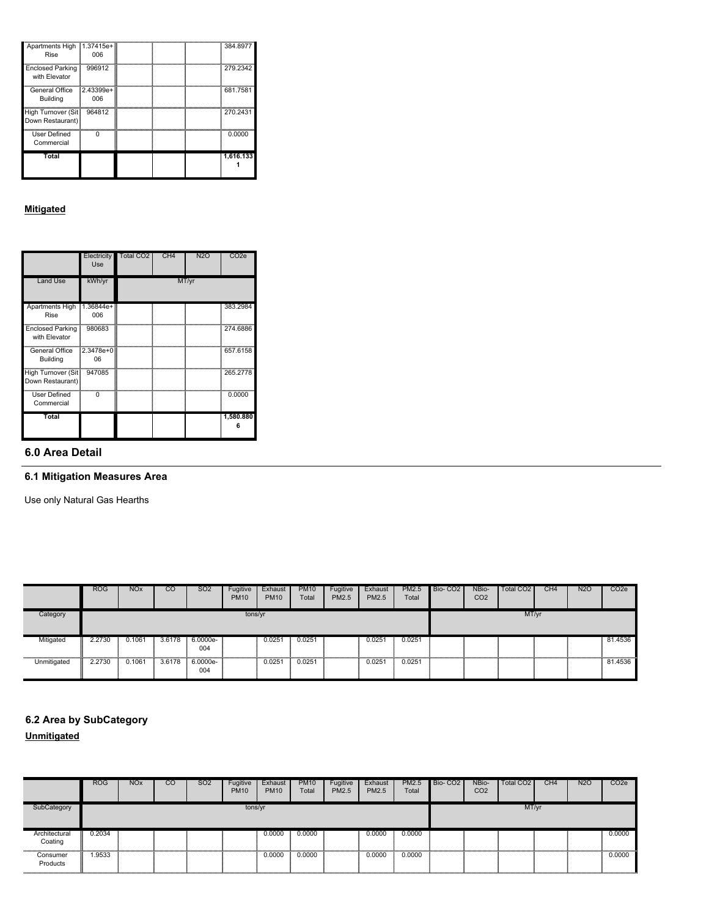| | Electricity Use | Total CO2 | CH4 | N2O | CO2e |
|---|---|---|---|---|---|
| Apartments High Rise | 1.37415e+006 | | | | 384.8977 |
| Enclosed Parking with Elevator | 996912 | | | | 279.2342 |
| General Office Building | 2.43399e+006 | | | | 681.7581 |
| High Turnover (Sit Down Restaurant) | 964812 | | | | 270.2431 |
| User Defined Commercial | 0 | | | | 0.0000 |
| **Total** | | | | | **1,616.1331** |

**Mitigated**

| | Electricity Use | Total CO2 | CH4 | N2O | CO2e |
|---|---|---|---|---|---|
| Land Use | kWh/yr | MT/yr | | | |
| Apartments High Rise | 1.36844e+006 | | | | 383.2984 |
| Enclosed Parking with Elevator | 980683 | | | | 274.6886 |
| General Office Building | 2.3478e+006 | | | | 657.6158 |
| High Turnover (Sit Down Restaurant) | 947085 | | | | 265.2778 |
| User Defined Commercial | 0 | | | | 0.0000 |
| **Total** | | | | | **1,580.8806** |

## 6.0 Area Detail

### 6.1 Mitigation Measures Area

Use only Natural Gas Hearths

| | ROG | NOx | CO | SO2 | Fugitive PM10 | Exhaust PM10 | PM10 Total | Fugitive PM2.5 | Exhaust PM2.5 | PM2.5 Total | Bio- CO2 | NBio- CO2 | Total CO2 | CH4 | N2O | CO2e |
|---|---|---|---|---|---|---|---|---|---|---|---|---|---|---|---|---|
| Category | tons/yr | | | | | | | | | | MT/yr | | | | | |
| Mitigated | 2.2730 | 0.1061 | 3.6178 | 6.0000e-004 | | 0.0251 | 0.0251 | | 0.0251 | 0.0251 | | | | | | 81.4536 |
| Unmitigated | 2.2730 | 0.1061 | 3.6178 | 6.0000e-004 | | 0.0251 | 0.0251 | | 0.0251 | 0.0251 | | | | | | 81.4536 |

### 6.2 Area by SubCategory

**Unmitigated**

| | ROG | NOx | CO | SO2 | Fugitive PM10 | Exhaust PM10 | PM10 Total | Fugitive PM2.5 | Exhaust PM2.5 | PM2.5 Total | Bio- CO2 | NBio- CO2 | Total CO2 | CH4 | N2O | CO2e |
|---|---|---|---|---|---|---|---|---|---|---|---|---|---|---|---|---|
| SubCategory | tons/yr | | | | | | | | | | MT/yr | | | | | |
| Architectural Coating | 0.2034 | | | | | 0.0000 | 0.0000 | | 0.0000 | 0.0000 | | | | | | 0.0000 |
| Consumer Products | 1.9533 | | | | | 0.0000 | 0.0000 | | 0.0000 | 0.0000 | | | | | | 0.0000 |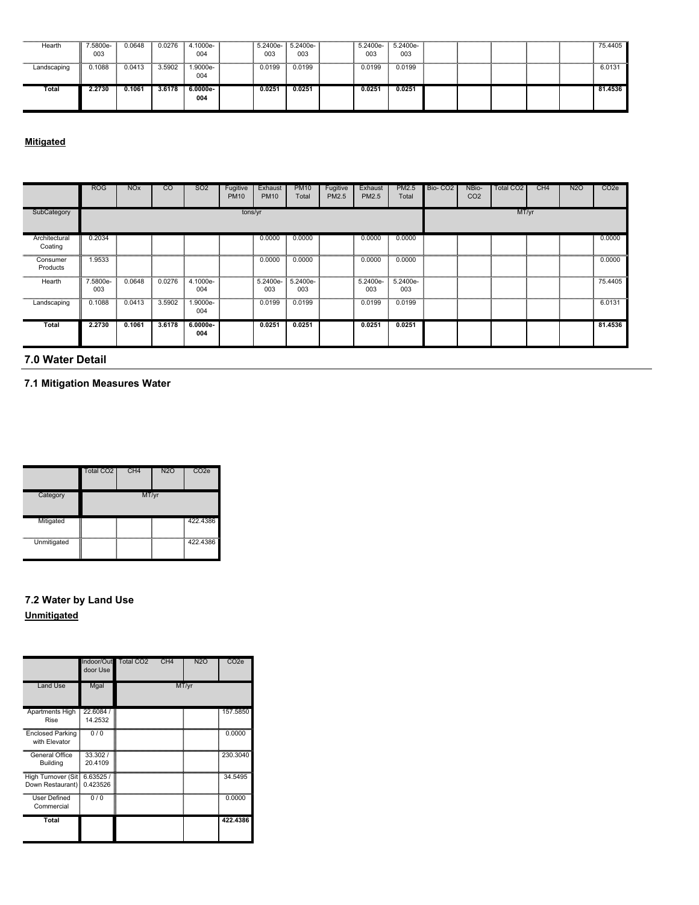| | ROG | NOx | CO | SO2 | Fugitive PM10 | Exhaust PM10 | PM10 Total | Fugitive PM2.5 | Exhaust PM2.5 | PM2.5 Total | Bio- CO2 | NBio- CO2 | Total CO2 | CH4 | N2O | CO2e |
|---|---|---|---|---|---|---|---|---|---|---|---|---|---|---|---|---|
| Hearth | 7.5800e-003 | 0.0648 | 0.0276 | 4.1000e-004 | | 5.2400e-003 | 5.2400e-003 | | 5.2400e-003 | 5.2400e-003 | | | | | | 75.4405 |
| Landscaping | 0.1088 | 0.0413 | 3.5902 | 1.9000e-004 | | 0.0199 | 0.0199 | | 0.0199 | 0.0199 | | | | | | 6.0131 |
| **Total** | **2.2730** | **0.1061** | **3.6178** | **6.0000e-004** | | **0.0251** | **0.0251** | | **0.0251** | **0.0251** | | | | | | **81.4536** |

**Mitigated**

| | ROG | NOx | CO | SO2 | Fugitive PM10 | Exhaust PM10 | PM10 Total | Fugitive PM2.5 | Exhaust PM2.5 | PM2.5 Total | Bio- CO2 | NBio- CO2 | Total CO2 | CH4 | N2O | CO2e |
|---|---|---|---|---|---|---|---|---|---|---|---|---|---|---|---|---|
| SubCategory | tons/yr | | | | | | | | | | MT/yr | | | | | |
| Architectural Coating | 0.2034 | | | | | 0.0000 | 0.0000 | | 0.0000 | 0.0000 | | | | | | 0.0000 |
| Consumer Products | 1.9533 | | | | | 0.0000 | 0.0000 | | 0.0000 | 0.0000 | | | | | | 0.0000 |
| Hearth | 7.5800e-003 | 0.0648 | 0.0276 | 4.1000e-004 | | 5.2400e-003 | 5.2400e-003 | | 5.2400e-003 | 5.2400e-003 | | | | | | 75.4405 |
| Landscaping | 0.1088 | 0.0413 | 3.5902 | 1.9000e-004 | | 0.0199 | 0.0199 | | 0.0199 | 0.0199 | | | | | | 6.0131 |
| **Total** | **2.2730** | **0.1061** | **3.6178** | **6.0000e-004** | | **0.0251** | **0.0251** | | **0.0251** | **0.0251** | | | | | | **81.4536** |

## 7.0 Water Detail

### 7.1 Mitigation Measures Water

| | Total CO2 | CH4 | N2O | CO2e |
|---|---|---|---|---|
| Category | MT/yr | | | |
| Mitigated | | | | 422.4386 |
| Unmitigated | | | | 422.4386 |

### 7.2 Water by Land Use

**Unmitigated**

| | Indoor/Outdoor Use | Total CO2 | CH4 | N2O | CO2e |
|---|---|---|---|---|---|
| Land Use | Mgal | MT/yr | | | |
| Apartments High Rise | 22.6084 / 14.2532 | | | | 157.5850 |
| Enclosed Parking with Elevator | 0 / 0 | | | | 0.0000 |
| General Office Building | 33.302 / 20.4109 | | | | 230.3040 |
| High Turnover (Sit Down Restaurant) | 6.63525 / 0.423526 | | | | 34.5495 |
| User Defined Commercial | 0 / 0 | | | | 0.0000 |
| **Total** | | | | | **422.4386** |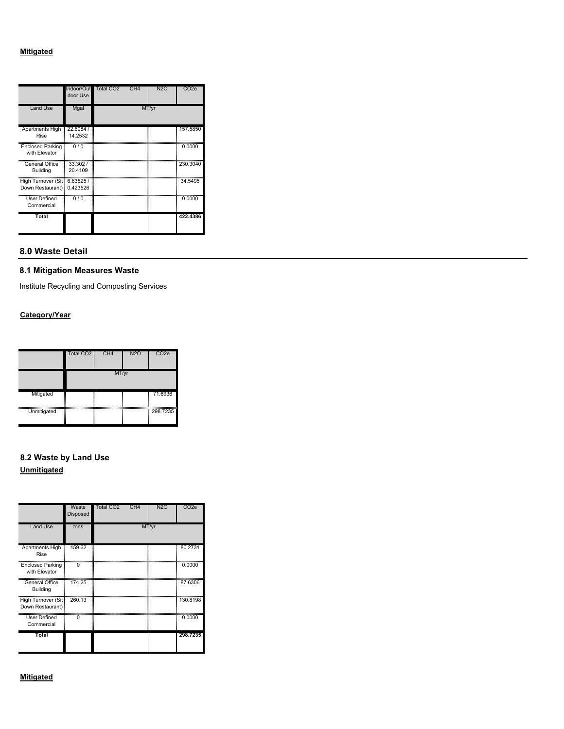**Mitigated**

| | Indoor/Outdoor Use | Total CO2 | CH4 | N2O | CO2e |
|---|---|---|---|---|---|
| Land Use | Mgal | MT/yr | | | |
| Apartments High Rise | 22.6084 / 14.2532 | | | | 157.5850 |
| Enclosed Parking with Elevator | 0 / 0 | | | | 0.0000 |
| General Office Building | 33.302 / 20.4109 | | | | 230.3040 |
| High Turnover (Sit Down Restaurant) | 6.63525 / 0.423526 | | | | 34.5495 |
| User Defined Commercial | 0 / 0 | | | | 0.0000 |
| **Total** | | | | | **422.4386** |

## 8.0 Waste Detail

### 8.1 Mitigation Measures Waste

Institute Recycling and Composting Services

**Category/Year**

| | Total CO2 | CH4 | N2O | CO2e |
|---|---|---|---|---|
| | MT/yr | | | |
| Mitigated | | | | 71.6936 |
| Unmitigated | | | | 298.7235 |

### 8.2 Waste by Land Use

**Unmitigated**

| | Waste Disposed | Total CO2 | CH4 | N2O | CO2e |
|---|---|---|---|---|---|
| Land Use | tons | MT/yr | | | |
| Apartments High Rise | 159.62 | | | | 80.2731 |
| Enclosed Parking with Elevator | 0 | | | | 0.0000 |
| General Office Building | 174.25 | | | | 87.6306 |
| High Turnover (Sit Down Restaurant) | 260.13 | | | | 130.8198 |
| User Defined Commercial | 0 | | | | 0.0000 |
| **Total** | | | | | **298.7235** |

**Mitigated**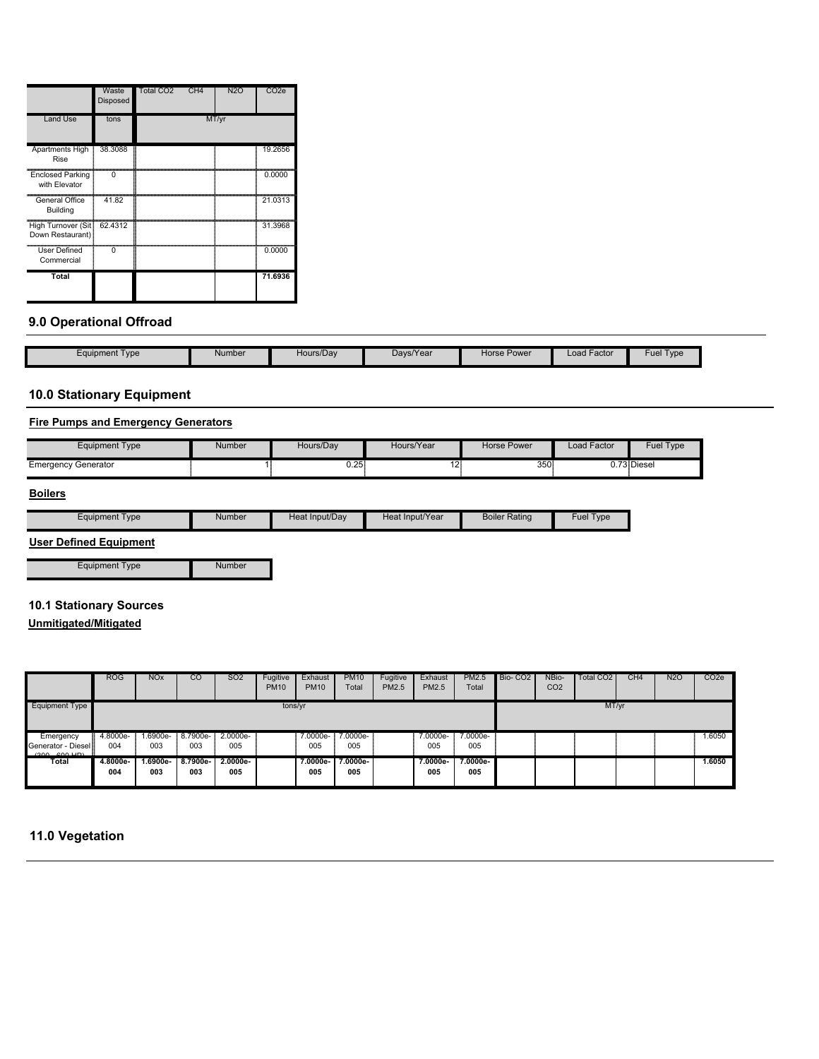| | Waste Disposed | Total CO2 | CH4 | N2O | CO2e |
|---|---|---|---|---|---|
| Land Use | tons | MT/yr | | | |
| Apartments High Rise | 38.3088 | | | | 19.2656 |
| Enclosed Parking with Elevator | 0 | | | | 0.0000 |
| General Office Building | 41.82 | | | | 21.0313 |
| High Turnover (Sit Down Restaurant) | 62.4312 | | | | 31.3968 |
| User Defined Commercial | 0 | | | | 0.0000 |
| **Total** | | | | | **71.6936** |

## 9.0 Operational Offroad

| Equipment Type | Number | Hours/Day | Days/Year | Horse Power | Load Factor | Fuel Type |
|---|---|---|---|---|---|---|

## 10.0 Stationary Equipment

**Fire Pumps and Emergency Generators**

| Equipment Type | Number | Hours/Day | Hours/Year | Horse Power | Load Factor | Fuel Type |
|---|---|---|---|---|---|---|
| Emergency Generator | 1 | 0.25 | 12 | 350 | 0.73 | Diesel |

**Boilers**

| Equipment Type | Number | Heat Input/Day | Heat Input/Year | Boiler Rating | Fuel Type |
|---|---|---|---|---|---|

**User Defined Equipment**

| Equipment Type | Number |
|---|---|

### 10.1 Stationary Sources

**Unmitigated/Mitigated**

| | ROG | NOx | CO | SO2 | Fugitive PM10 | Exhaust PM10 | PM10 Total | Fugitive PM2.5 | Exhaust PM2.5 | PM2.5 Total | Bio- CO2 | NBio- CO2 | Total CO2 | CH4 | N2O | CO2e |
|---|---|---|---|---|---|---|---|---|---|---|---|---|---|---|---|---|
| Equipment Type | tons/yr | | | | | | | | | | MT/yr | | | | | |
| Emergency Generator - Diesel (300 - 600 HP) | 4.8000e-004 | 1.6900e-003 | 8.7900e-003 | 2.0000e-005 | | 7.0000e-005 | 7.0000e-005 | | 7.0000e-005 | 7.0000e-005 | | | | | | 1.6050 |
| **Total** | **4.8000e-004** | **1.6900e-003** | **8.7900e-003** | **2.0000e-005** | | **7.0000e-005** | **7.0000e-005** | | **7.0000e-005** | **7.0000e-005** | | | | | | **1.6050** |

## 11.0 Vegetation